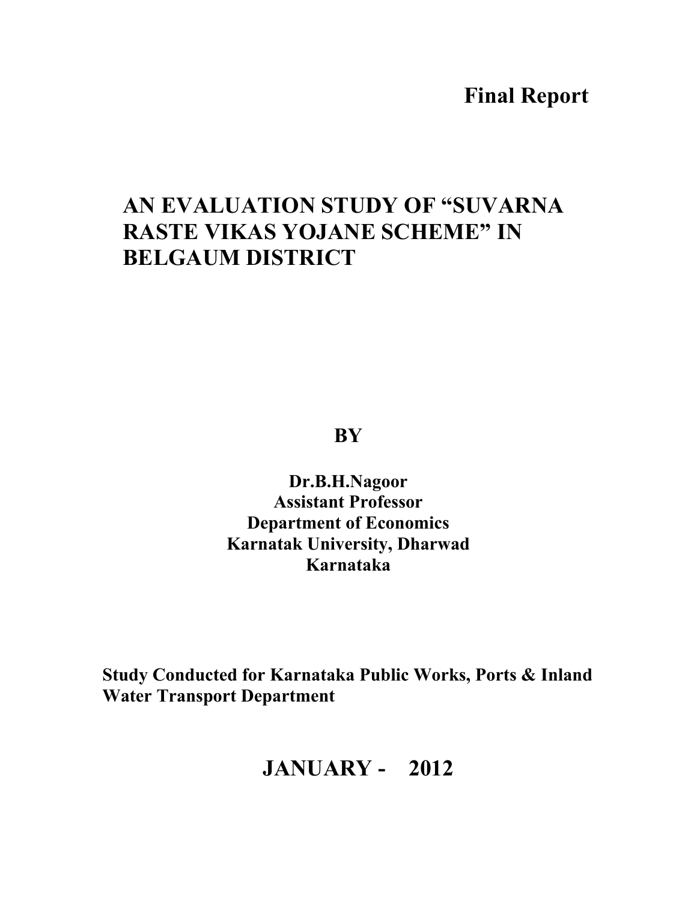**Final Report**

# AN EVALUATION STUDY OF "SUVARNA RASTE VIKAS YOJANE SCHEME" IN BELGAUM DISTRICT

**BY**

**Dr.B.H.Nagoor**
**Assistant Professor**
**Department of Economics**
**Karnatak University, Dharwad**
**Karnataka**

**Study Conducted for Karnataka Public Works, Ports & Inland Water Transport Department**

## JANUARY - 2012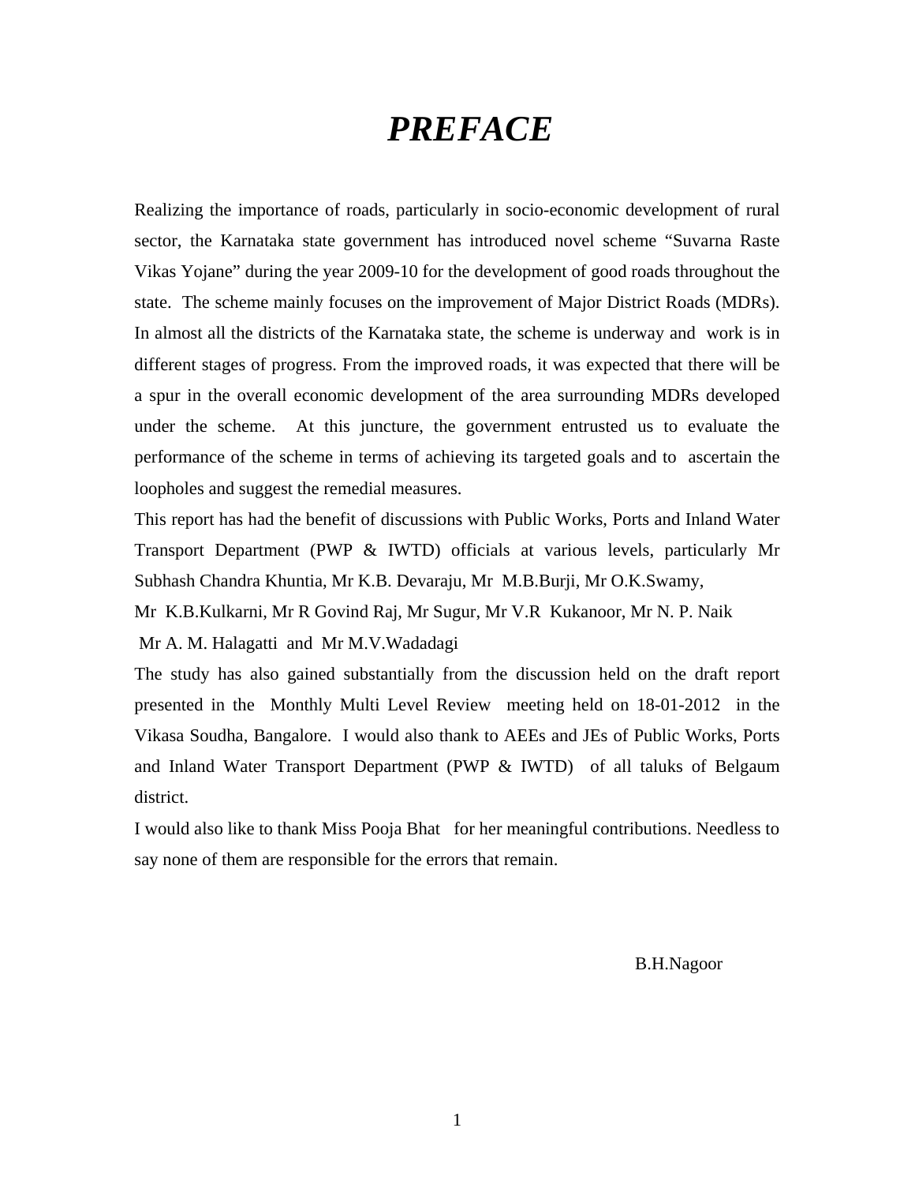# *PREFACE*

Realizing the importance of roads, particularly in socio-economic development of rural sector, the Karnataka state government has introduced novel scheme "Suvarna Raste Vikas Yojane" during the year 2009-10 for the development of good roads throughout the state. The scheme mainly focuses on the improvement of Major District Roads (MDRs). In almost all the districts of the Karnataka state, the scheme is underway and work is in different stages of progress. From the improved roads, it was expected that there will be a spur in the overall economic development of the area surrounding MDRs developed under the scheme. At this juncture, the government entrusted us to evaluate the performance of the scheme in terms of achieving its targeted goals and to ascertain the loopholes and suggest the remedial measures.

This report has had the benefit of discussions with Public Works, Ports and Inland Water Transport Department (PWP & IWTD) officials at various levels, particularly Mr Subhash Chandra Khuntia, Mr K.B. Devaraju, Mr M.B.Burji, Mr O.K.Swamy, Mr K.B.Kulkarni, Mr R Govind Raj, Mr Sugur, Mr V.R Kukanoor, Mr N. P. Naik Mr A. M. Halagatti and Mr M.V.Wadadagi

The study has also gained substantially from the discussion held on the draft report presented in the Monthly Multi Level Review meeting held on 18-01-2012 in the Vikasa Soudha, Bangalore. I would also thank to AEEs and JEs of Public Works, Ports and Inland Water Transport Department (PWP & IWTD) of all taluks of Belgaum district.

I would also like to thank Miss Pooja Bhat for her meaningful contributions. Needless to say none of them are responsible for the errors that remain.

B.H.Nagoor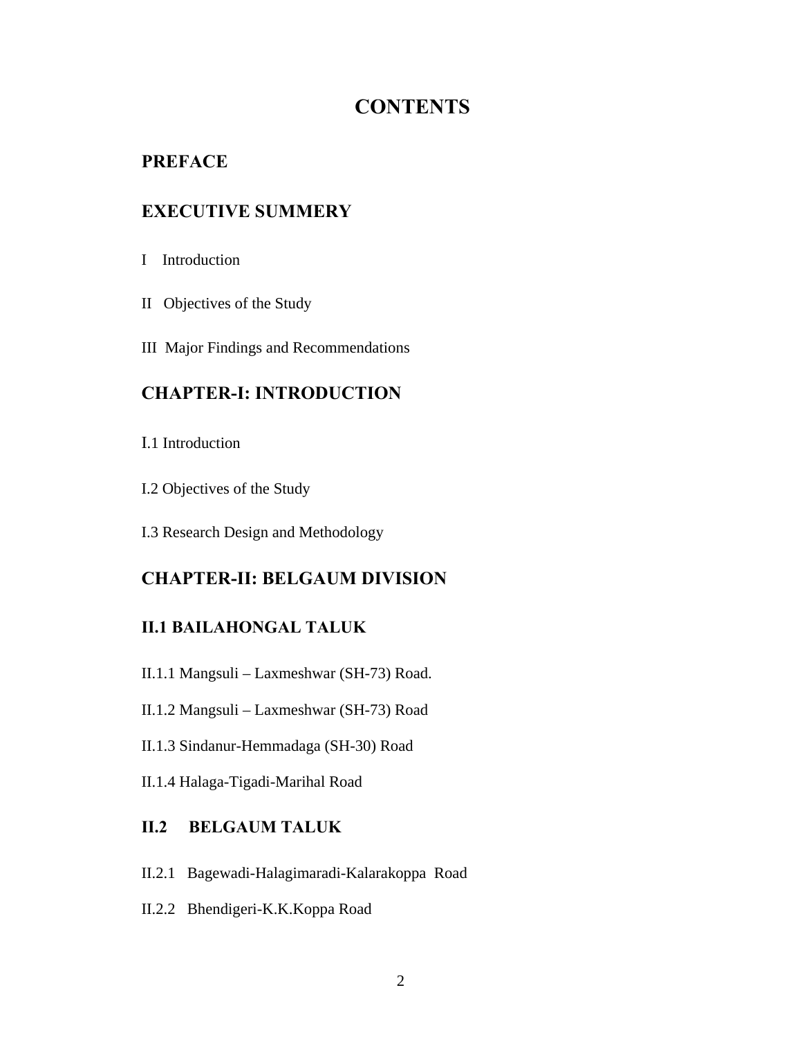# CONTENTS

## PREFACE

## EXECUTIVE SUMMERY

I Introduction

II Objectives of the Study

III Major Findings and Recommendations

## CHAPTER-I: INTRODUCTION

I.1 Introduction

I.2 Objectives of the Study

I.3 Research Design and Methodology

## CHAPTER-II: BELGAUM DIVISION

### II.1 BAILAHONGAL TALUK

II.1.1 Mangsuli – Laxmeshwar (SH-73) Road.

II.1.2 Mangsuli – Laxmeshwar (SH-73) Road

II.1.3 Sindanur-Hemmadaga (SH-30) Road

II.1.4 Halaga-Tigadi-Marihal Road

### II.2 BELGAUM TALUK

II.2.1 Bagewadi-Halagimaradi-Kalarakoppa Road

II.2.2 Bhendigeri-K.K.Koppa Road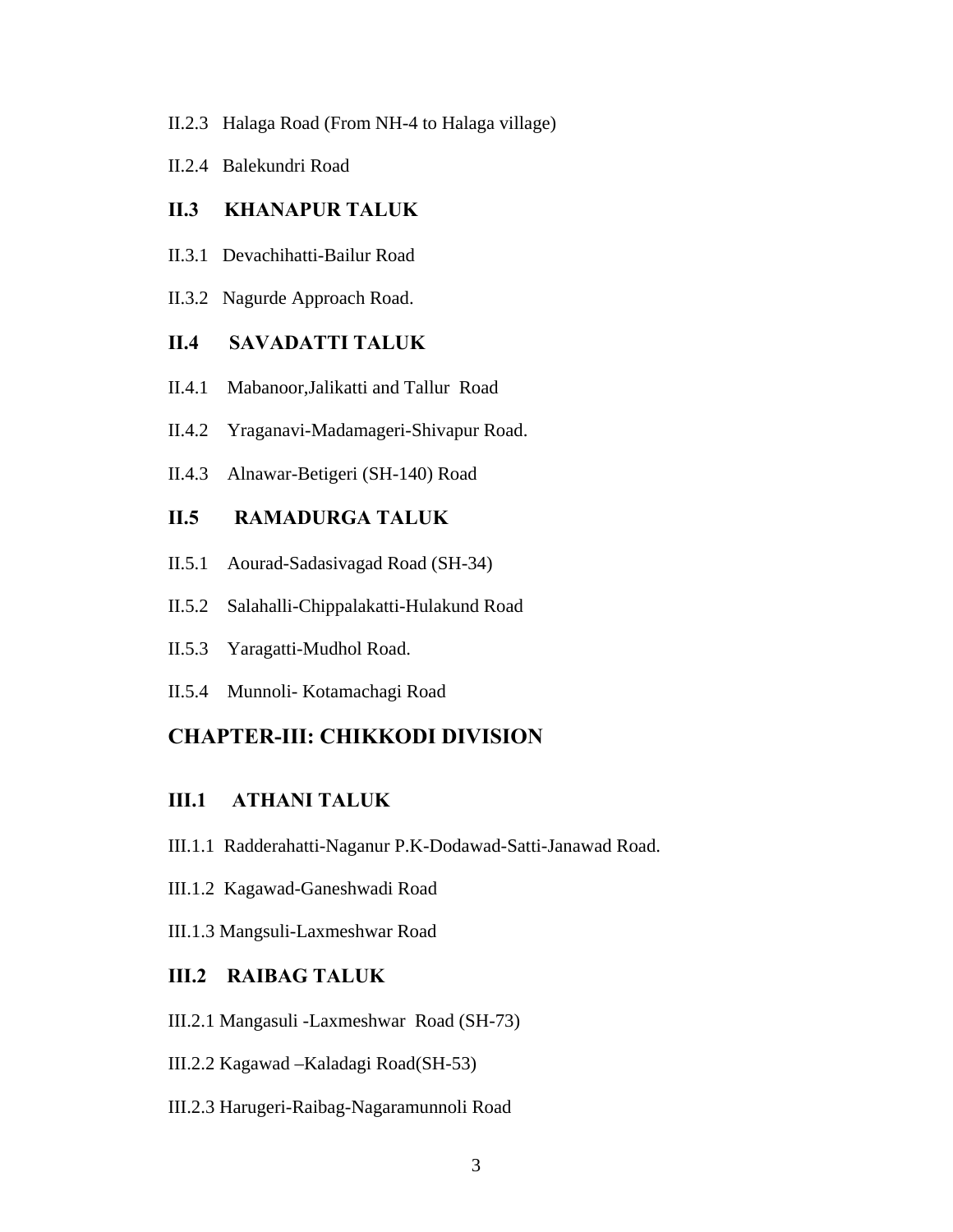II.2.3 Halaga Road (From NH-4 to Halaga village)

II.2.4 Balekundri Road

### II.3 KHANAPUR TALUK

II.3.1 Devachihatti-Bailur Road

II.3.2 Nagurde Approach Road.

### II.4 SAVADATTI TALUK

II.4.1 Mabanoor,Jalikatti and Tallur Road

II.4.2 Yraganavi-Madamageri-Shivapur Road.

II.4.3 Alnawar-Betigeri (SH-140) Road

### II.5 RAMADURGA TALUK

II.5.1 Aourad-Sadasivagad Road (SH-34)

II.5.2 Salahalli-Chippalakatti-Hulakund Road

II.5.3 Yaragatti-Mudhol Road.

II.5.4 Munnoli- Kotamachagi Road

## CHAPTER-III: CHIKKODI DIVISION

### III.1 ATHANI TALUK

III.1.1 Radderahatti-Naganur P.K-Dodawad-Satti-Janawad Road.

III.1.2 Kagawad-Ganeshwadi Road

III.1.3 Mangsuli-Laxmeshwar Road

### III.2 RAIBAG TALUK

III.2.1 Mangasuli -Laxmeshwar Road (SH-73)

III.2.2 Kagawad –Kaladagi Road(SH-53)

III.2.3 Harugeri-Raibag-Nagaramunnoli Road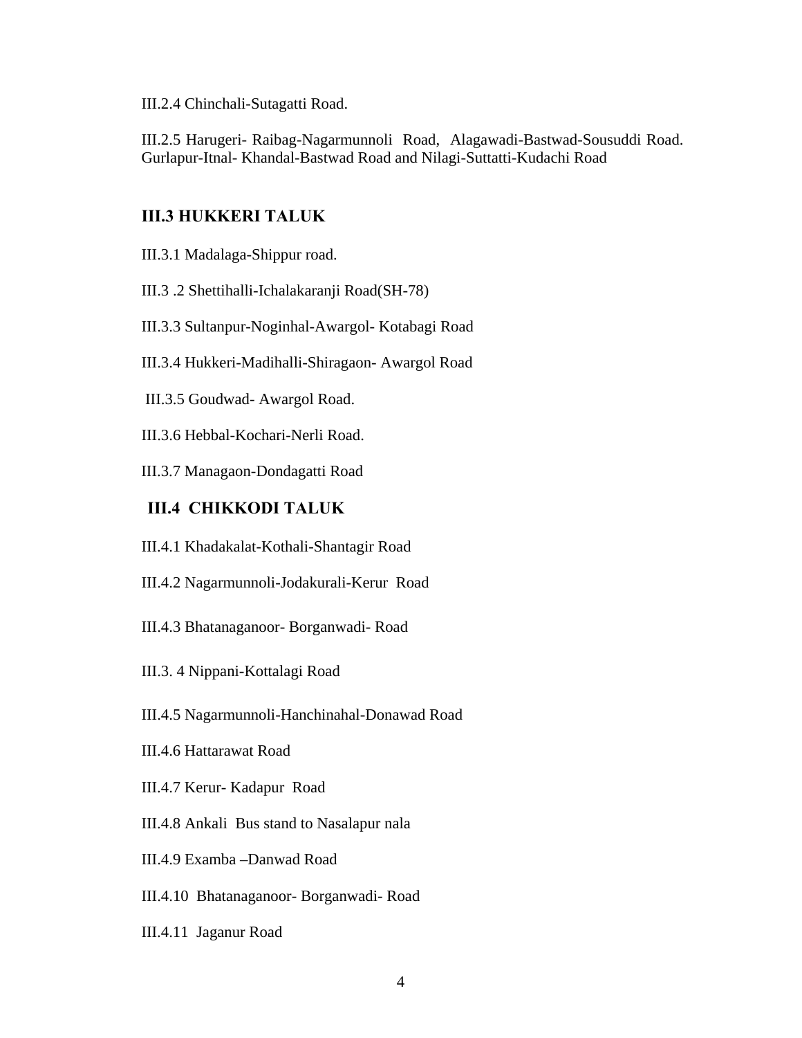III.2.4 Chinchali-Sutagatti Road.

III.2.5 Harugeri- Raibag-Nagarmunnoli Road, Alagawadi-Bastwad-Sousuddi Road. Gurlapur-Itnal- Khandal-Bastwad Road and Nilagi-Suttatti-Kudachi Road

## III.3 HUKKERI TALUK

III.3.1 Madalaga-Shippur road.

III.3 .2 Shettihalli-Ichalakaranji Road(SH-78)

III.3.3 Sultanpur-Noginhal-Awargol- Kotabagi Road

III.3.4 Hukkeri-Madihalli-Shiragaon- Awargol Road

III.3.5 Goudwad- Awargol Road.

III.3.6 Hebbal-Kochari-Nerli Road.

III.3.7 Managaon-Dondagatti Road

## III.4 CHIKKODI TALUK

III.4.1 Khadakalat-Kothali-Shantagir Road

III.4.2 Nagarmunnoli-Jodakurali-Kerur Road

III.4.3 Bhatanaganoor- Borganwadi- Road

III.3. 4 Nippani-Kottalagi Road

III.4.5 Nagarmunnoli-Hanchinahal-Donawad Road

III.4.6 Hattarawat Road

III.4.7 Kerur- Kadapur Road

III.4.8 Ankali Bus stand to Nasalapur nala

III.4.9 Examba –Danwad Road

III.4.10 Bhatanaganoor- Borganwadi- Road

III.4.11 Jaganur Road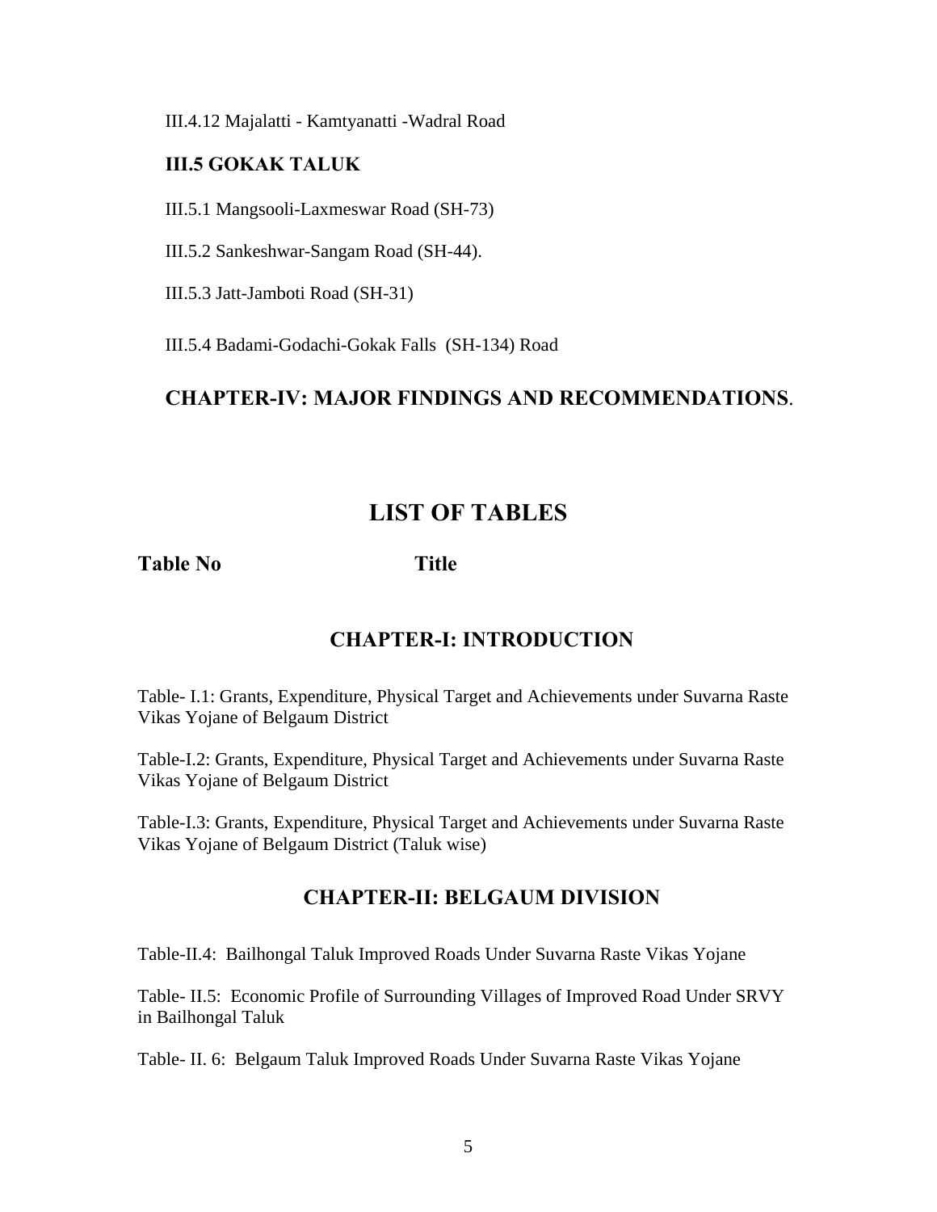III.4.12 Majalatti - Kamtyanatti -Wadral Road

### III.5 GOKAK TALUK

III.5.1 Mangsooli-Laxmeswar Road (SH-73)

III.5.2 Sankeshwar-Sangam Road (SH-44).

III.5.3 Jatt-Jamboti Road (SH-31)

III.5.4 Badami-Godachi-Gokak Falls (SH-134) Road

## CHAPTER-IV: MAJOR FINDINGS AND RECOMMENDATIONS.

# LIST OF TABLES

**Table No** **Title**

## CHAPTER-I: INTRODUCTION

Table- I.1: Grants, Expenditure, Physical Target and Achievements under Suvarna Raste Vikas Yojane of Belgaum District

Table-I.2: Grants, Expenditure, Physical Target and Achievements under Suvarna Raste Vikas Yojane of Belgaum District

Table-I.3: Grants, Expenditure, Physical Target and Achievements under Suvarna Raste Vikas Yojane of Belgaum District (Taluk wise)

## CHAPTER-II: BELGAUM DIVISION

Table-II.4: Bailhongal Taluk Improved Roads Under Suvarna Raste Vikas Yojane

Table- II.5: Economic Profile of Surrounding Villages of Improved Road Under SRVY in Bailhongal Taluk

Table- II. 6: Belgaum Taluk Improved Roads Under Suvarna Raste Vikas Yojane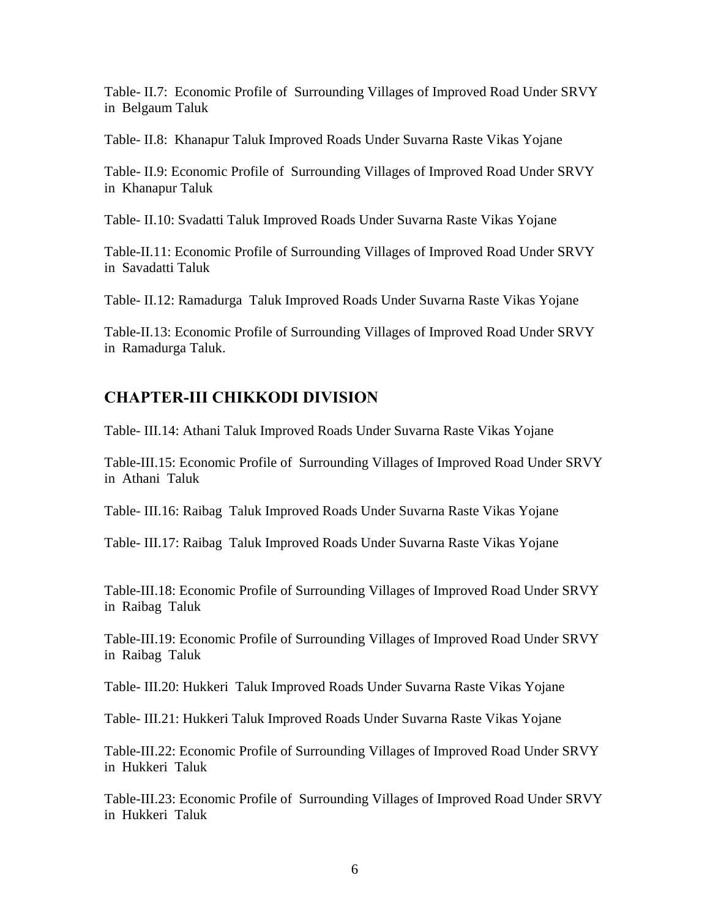Table- II.7: Economic Profile of Surrounding Villages of Improved Road Under SRVY in Belgaum Taluk

Table- II.8: Khanapur Taluk Improved Roads Under Suvarna Raste Vikas Yojane

Table- II.9: Economic Profile of Surrounding Villages of Improved Road Under SRVY in Khanapur Taluk

Table- II.10: Svadatti Taluk Improved Roads Under Suvarna Raste Vikas Yojane

Table-II.11: Economic Profile of Surrounding Villages of Improved Road Under SRVY in Savadatti Taluk

Table- II.12: Ramadurga Taluk Improved Roads Under Suvarna Raste Vikas Yojane

Table-II.13: Economic Profile of Surrounding Villages of Improved Road Under SRVY in Ramadurga Taluk.

## CHAPTER-III CHIKKODI DIVISION

Table- III.14: Athani Taluk Improved Roads Under Suvarna Raste Vikas Yojane

Table-III.15: Economic Profile of Surrounding Villages of Improved Road Under SRVY in Athani Taluk

Table- III.16: Raibag Taluk Improved Roads Under Suvarna Raste Vikas Yojane

Table- III.17: Raibag Taluk Improved Roads Under Suvarna Raste Vikas Yojane

Table-III.18: Economic Profile of Surrounding Villages of Improved Road Under SRVY in Raibag Taluk

Table-III.19: Economic Profile of Surrounding Villages of Improved Road Under SRVY in Raibag Taluk

Table- III.20: Hukkeri Taluk Improved Roads Under Suvarna Raste Vikas Yojane

Table- III.21: Hukkeri Taluk Improved Roads Under Suvarna Raste Vikas Yojane

Table-III.22: Economic Profile of Surrounding Villages of Improved Road Under SRVY in Hukkeri Taluk

Table-III.23: Economic Profile of Surrounding Villages of Improved Road Under SRVY in Hukkeri Taluk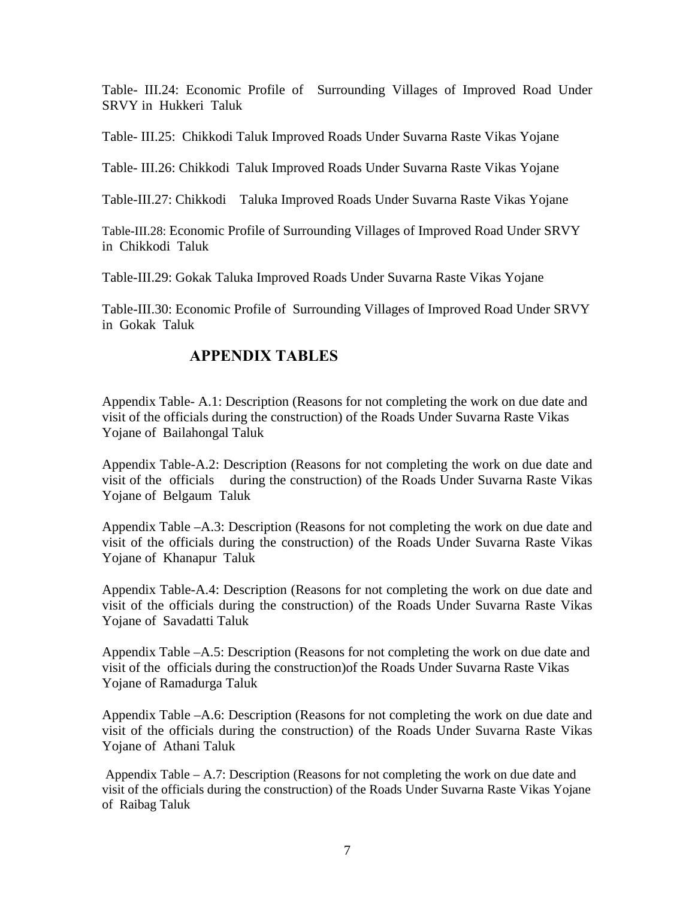Table- III.24: Economic Profile of Surrounding Villages of Improved Road Under SRVY in Hukkeri Taluk

Table- III.25: Chikkodi Taluk Improved Roads Under Suvarna Raste Vikas Yojane

Table- III.26: Chikkodi Taluk Improved Roads Under Suvarna Raste Vikas Yojane

Table-III.27: Chikkodi Taluka Improved Roads Under Suvarna Raste Vikas Yojane

Table-III.28: Economic Profile of Surrounding Villages of Improved Road Under SRVY in Chikkodi Taluk

Table-III.29: Gokak Taluka Improved Roads Under Suvarna Raste Vikas Yojane

Table-III.30: Economic Profile of Surrounding Villages of Improved Road Under SRVY in Gokak Taluk

## APPENDIX TABLES

Appendix Table- A.1: Description (Reasons for not completing the work on due date and visit of the officials during the construction) of the Roads Under Suvarna Raste Vikas Yojane of Bailahongal Taluk

Appendix Table-A.2: Description (Reasons for not completing the work on due date and visit of the officials during the construction) of the Roads Under Suvarna Raste Vikas Yojane of Belgaum Taluk

Appendix Table –A.3: Description (Reasons for not completing the work on due date and visit of the officials during the construction) of the Roads Under Suvarna Raste Vikas Yojane of Khanapur Taluk

Appendix Table-A.4: Description (Reasons for not completing the work on due date and visit of the officials during the construction) of the Roads Under Suvarna Raste Vikas Yojane of Savadatti Taluk

Appendix Table –A.5: Description (Reasons for not completing the work on due date and visit of the officials during the construction)of the Roads Under Suvarna Raste Vikas Yojane of Ramadurga Taluk

Appendix Table –A.6: Description (Reasons for not completing the work on due date and visit of the officials during the construction) of the Roads Under Suvarna Raste Vikas Yojane of Athani Taluk

Appendix Table – A.7: Description (Reasons for not completing the work on due date and visit of the officials during the construction) of the Roads Under Suvarna Raste Vikas Yojane of Raibag Taluk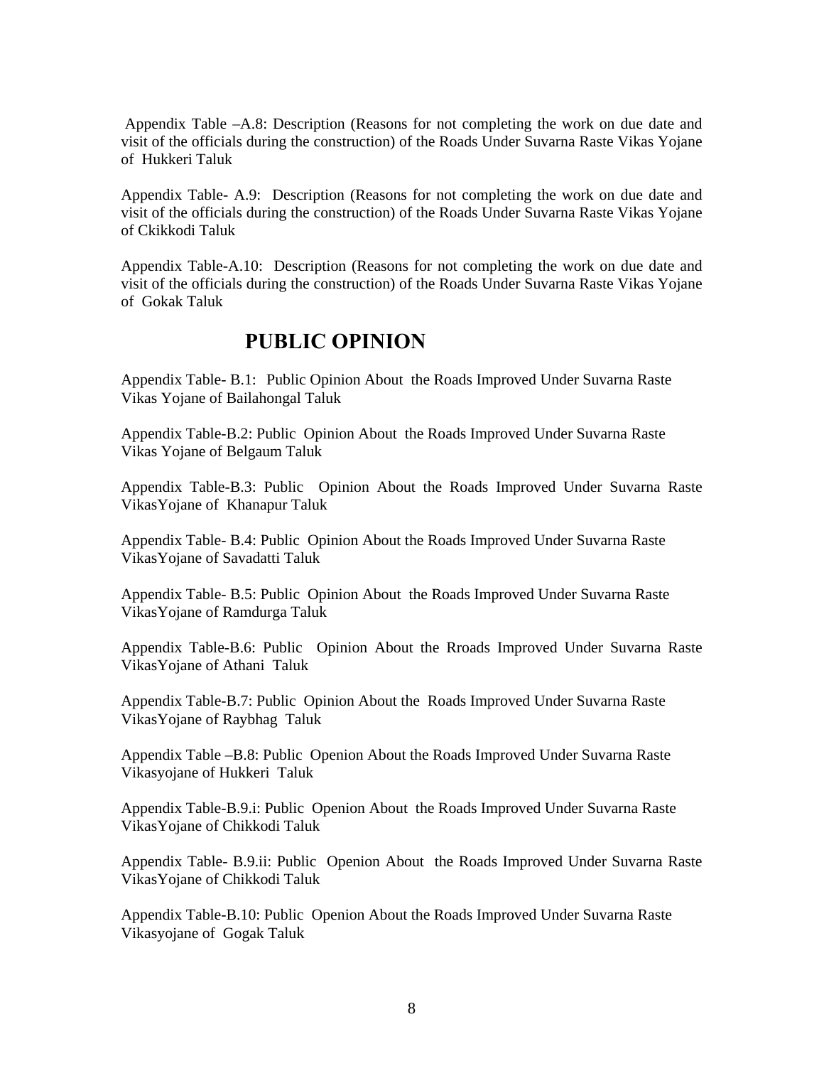Appendix Table –A.8: Description (Reasons for not completing the work on due date and visit of the officials during the construction) of the Roads Under Suvarna Raste Vikas Yojane of Hukkeri Taluk

Appendix Table- A.9: Description (Reasons for not completing the work on due date and visit of the officials during the construction) of the Roads Under Suvarna Raste Vikas Yojane of Ckikkodi Taluk

Appendix Table-A.10: Description (Reasons for not completing the work on due date and visit of the officials during the construction) of the Roads Under Suvarna Raste Vikas Yojane of Gokak Taluk

## PUBLIC OPINION

Appendix Table- B.1: Public Opinion About the Roads Improved Under Suvarna Raste Vikas Yojane of Bailahongal Taluk

Appendix Table-B.2: Public Opinion About the Roads Improved Under Suvarna Raste Vikas Yojane of Belgaum Taluk

Appendix Table-B.3: Public Opinion About the Roads Improved Under Suvarna Raste VikasYojane of Khanapur Taluk

Appendix Table- B.4: Public Opinion About the Roads Improved Under Suvarna Raste VikasYojane of Savadatti Taluk

Appendix Table- B.5: Public Opinion About the Roads Improved Under Suvarna Raste VikasYojane of Ramdurga Taluk

Appendix Table-B.6: Public Opinion About the Rroads Improved Under Suvarna Raste VikasYojane of Athani Taluk

Appendix Table-B.7: Public Opinion About the Roads Improved Under Suvarna Raste VikasYojane of Raybhag Taluk

Appendix Table –B.8: Public Openion About the Roads Improved Under Suvarna Raste Vikasyojane of Hukkeri Taluk

Appendix Table-B.9.i: Public Openion About the Roads Improved Under Suvarna Raste VikasYojane of Chikkodi Taluk

Appendix Table- B.9.ii: Public Openion About the Roads Improved Under Suvarna Raste VikasYojane of Chikkodi Taluk

Appendix Table-B.10: Public Openion About the Roads Improved Under Suvarna Raste Vikasyojane of Gogak Taluk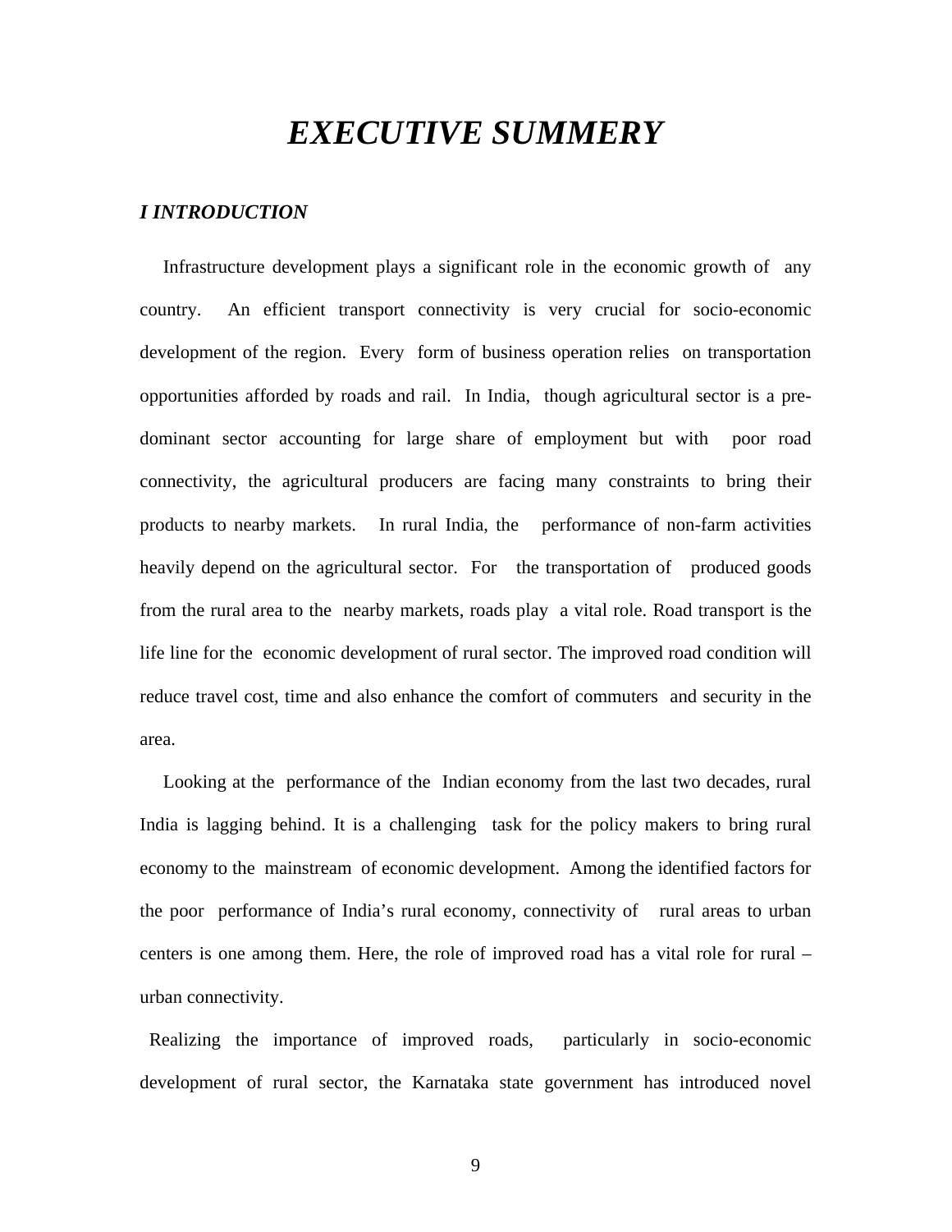# *EXECUTIVE SUMMERY*

## *I INTRODUCTION*

Infrastructure development plays a significant role in the economic growth of any country. An efficient transport connectivity is very crucial for socio-economic development of the region. Every form of business operation relies on transportation opportunities afforded by roads and rail. In India, though agricultural sector is a pre-dominant sector accounting for large share of employment but with poor road connectivity, the agricultural producers are facing many constraints to bring their products to nearby markets. In rural India, the performance of non-farm activities heavily depend on the agricultural sector. For the transportation of produced goods from the rural area to the nearby markets, roads play a vital role. Road transport is the life line for the economic development of rural sector. The improved road condition will reduce travel cost, time and also enhance the comfort of commuters and security in the area.

Looking at the performance of the Indian economy from the last two decades, rural India is lagging behind. It is a challenging task for the policy makers to bring rural economy to the mainstream of economic development. Among the identified factors for the poor performance of India's rural economy, connectivity of rural areas to urban centers is one among them. Here, the role of improved road has a vital role for rural – urban connectivity.

Realizing the importance of improved roads, particularly in socio-economic development of rural sector, the Karnataka state government has introduced novel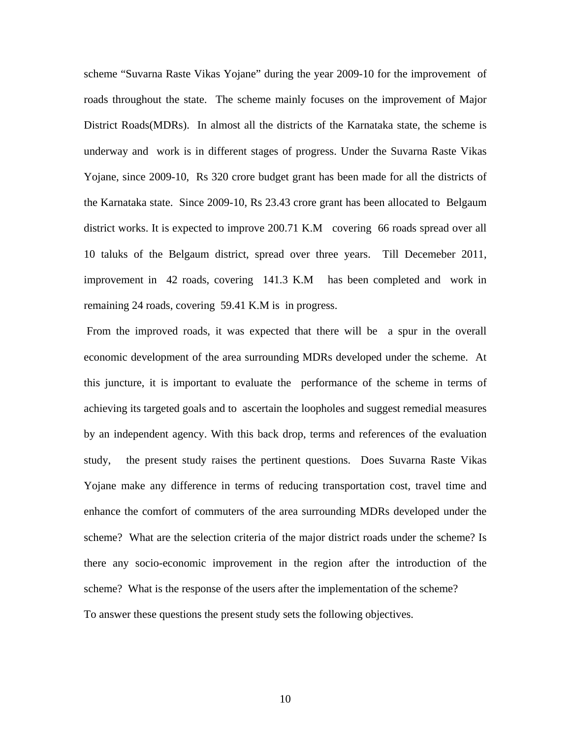scheme "Suvarna Raste Vikas Yojane" during the year 2009-10 for the improvement of roads throughout the state. The scheme mainly focuses on the improvement of Major District Roads(MDRs). In almost all the districts of the Karnataka state, the scheme is underway and work is in different stages of progress. Under the Suvarna Raste Vikas Yojane, since 2009-10, Rs 320 crore budget grant has been made for all the districts of the Karnataka state. Since 2009-10, Rs 23.43 crore grant has been allocated to Belgaum district works. It is expected to improve 200.71 K.M covering 66 roads spread over all 10 taluks of the Belgaum district, spread over three years. Till Decemeber 2011, improvement in 42 roads, covering 141.3 K.M has been completed and work in remaining 24 roads, covering 59.41 K.M is in progress.

From the improved roads, it was expected that there will be a spur in the overall economic development of the area surrounding MDRs developed under the scheme. At this juncture, it is important to evaluate the performance of the scheme in terms of achieving its targeted goals and to ascertain the loopholes and suggest remedial measures by an independent agency. With this back drop, terms and references of the evaluation study, the present study raises the pertinent questions. Does Suvarna Raste Vikas Yojane make any difference in terms of reducing transportation cost, travel time and enhance the comfort of commuters of the area surrounding MDRs developed under the scheme? What are the selection criteria of the major district roads under the scheme? Is there any socio-economic improvement in the region after the introduction of the scheme? What is the response of the users after the implementation of the scheme?

To answer these questions the present study sets the following objectives.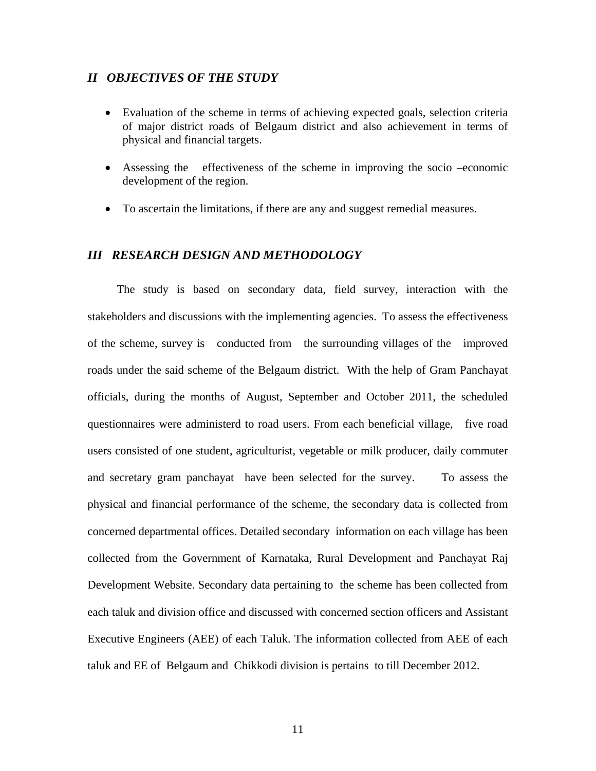## *II OBJECTIVES OF THE STUDY*

- Evaluation of the scheme in terms of achieving expected goals, selection criteria of major district roads of Belgaum district and also achievement in terms of physical and financial targets.
- Assessing the effectiveness of the scheme in improving the socio –economic development of the region.
- To ascertain the limitations, if there are any and suggest remedial measures.

## *III RESEARCH DESIGN AND METHODOLOGY*

The study is based on secondary data, field survey, interaction with the stakeholders and discussions with the implementing agencies. To assess the effectiveness of the scheme, survey is conducted from the surrounding villages of the improved roads under the said scheme of the Belgaum district. With the help of Gram Panchayat officials, during the months of August, September and October 2011, the scheduled questionnaires were administerd to road users. From each beneficial village, five road users consisted of one student, agriculturist, vegetable or milk producer, daily commuter and secretary gram panchayat have been selected for the survey. To assess the physical and financial performance of the scheme, the secondary data is collected from concerned departmental offices. Detailed secondary information on each village has been collected from the Government of Karnataka, Rural Development and Panchayat Raj Development Website. Secondary data pertaining to the scheme has been collected from each taluk and division office and discussed with concerned section officers and Assistant Executive Engineers (AEE) of each Taluk. The information collected from AEE of each taluk and EE of Belgaum and Chikkodi division is pertains to till December 2012.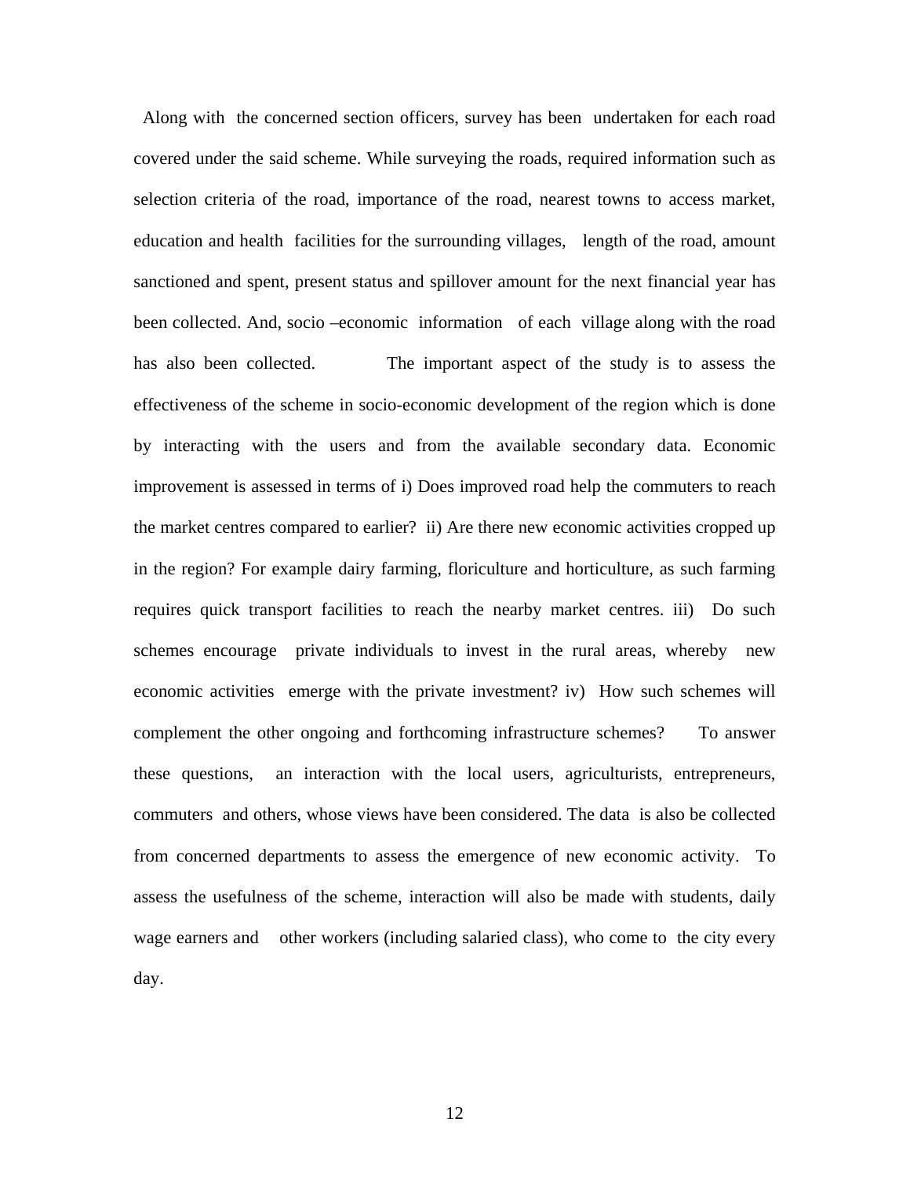Along with the concerned section officers, survey has been undertaken for each road covered under the said scheme. While surveying the roads, required information such as selection criteria of the road, importance of the road, nearest towns to access market, education and health facilities for the surrounding villages, length of the road, amount sanctioned and spent, present status and spillover amount for the next financial year has been collected. And, socio –economic information of each village along with the road has also been collected. The important aspect of the study is to assess the effectiveness of the scheme in socio-economic development of the region which is done by interacting with the users and from the available secondary data. Economic improvement is assessed in terms of i) Does improved road help the commuters to reach the market centres compared to earlier? ii) Are there new economic activities cropped up in the region? For example dairy farming, floriculture and horticulture, as such farming requires quick transport facilities to reach the nearby market centres. iii) Do such schemes encourage private individuals to invest in the rural areas, whereby new economic activities emerge with the private investment? iv) How such schemes will complement the other ongoing and forthcoming infrastructure schemes? To answer these questions, an interaction with the local users, agriculturists, entrepreneurs, commuters and others, whose views have been considered. The data is also be collected from concerned departments to assess the emergence of new economic activity. To assess the usefulness of the scheme, interaction will also be made with students, daily wage earners and other workers (including salaried class), who come to the city every day.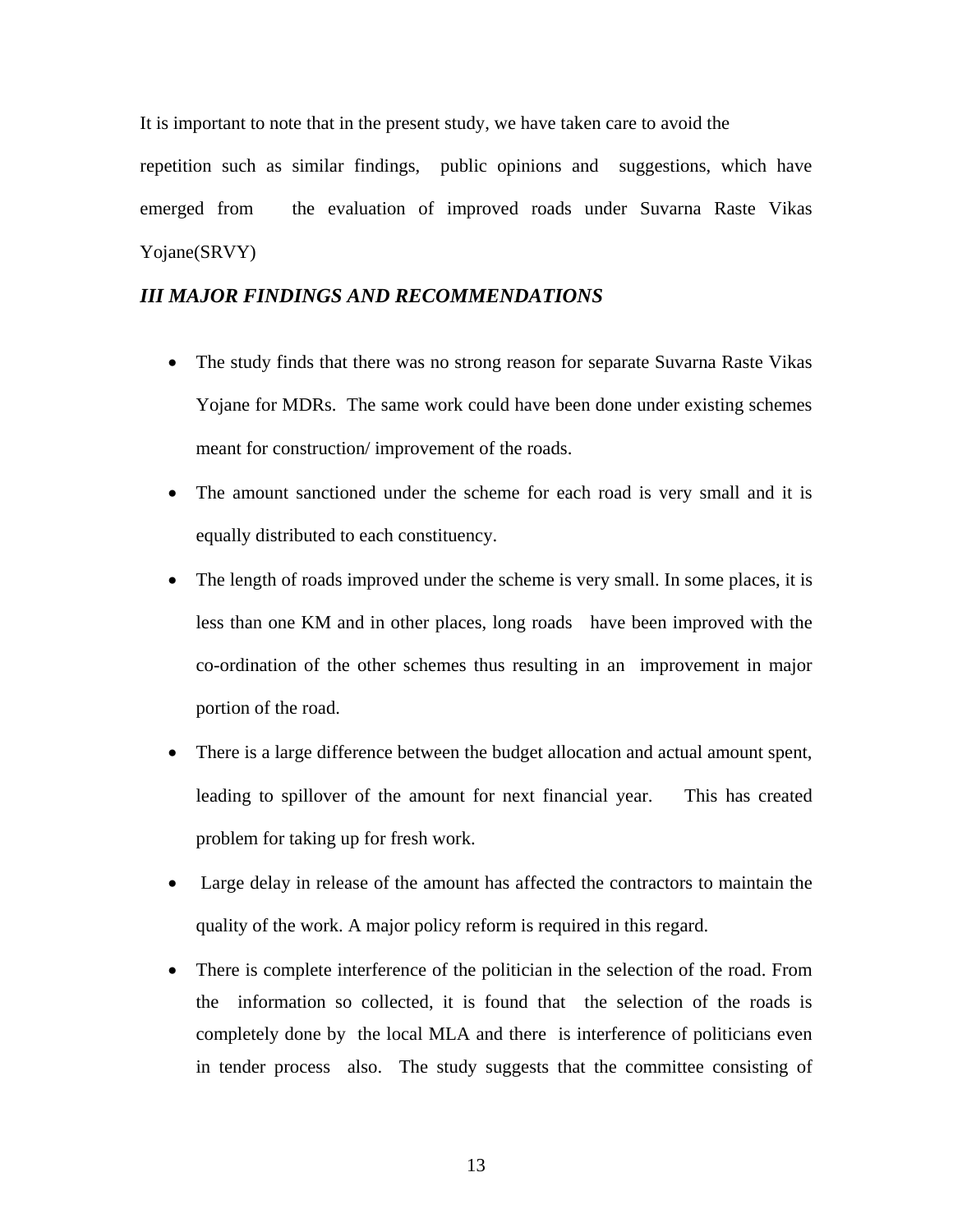It is important to note that in the present study, we have taken care to avoid the repetition such as similar findings, public opinions and suggestions, which have emerged from the evaluation of improved roads under Suvarna Raste Vikas Yojane(SRVY)

### *III MAJOR FINDINGS AND RECOMMENDATIONS*

- The study finds that there was no strong reason for separate Suvarna Raste Vikas Yojane for MDRs. The same work could have been done under existing schemes meant for construction/ improvement of the roads.
- The amount sanctioned under the scheme for each road is very small and it is equally distributed to each constituency.
- The length of roads improved under the scheme is very small. In some places, it is less than one KM and in other places, long roads have been improved with the co-ordination of the other schemes thus resulting in an improvement in major portion of the road.
- There is a large difference between the budget allocation and actual amount spent, leading to spillover of the amount for next financial year. This has created problem for taking up for fresh work.
- Large delay in release of the amount has affected the contractors to maintain the quality of the work. A major policy reform is required in this regard.
- There is complete interference of the politician in the selection of the road. From the information so collected, it is found that the selection of the roads is completely done by the local MLA and there is interference of politicians even in tender process also. The study suggests that the committee consisting of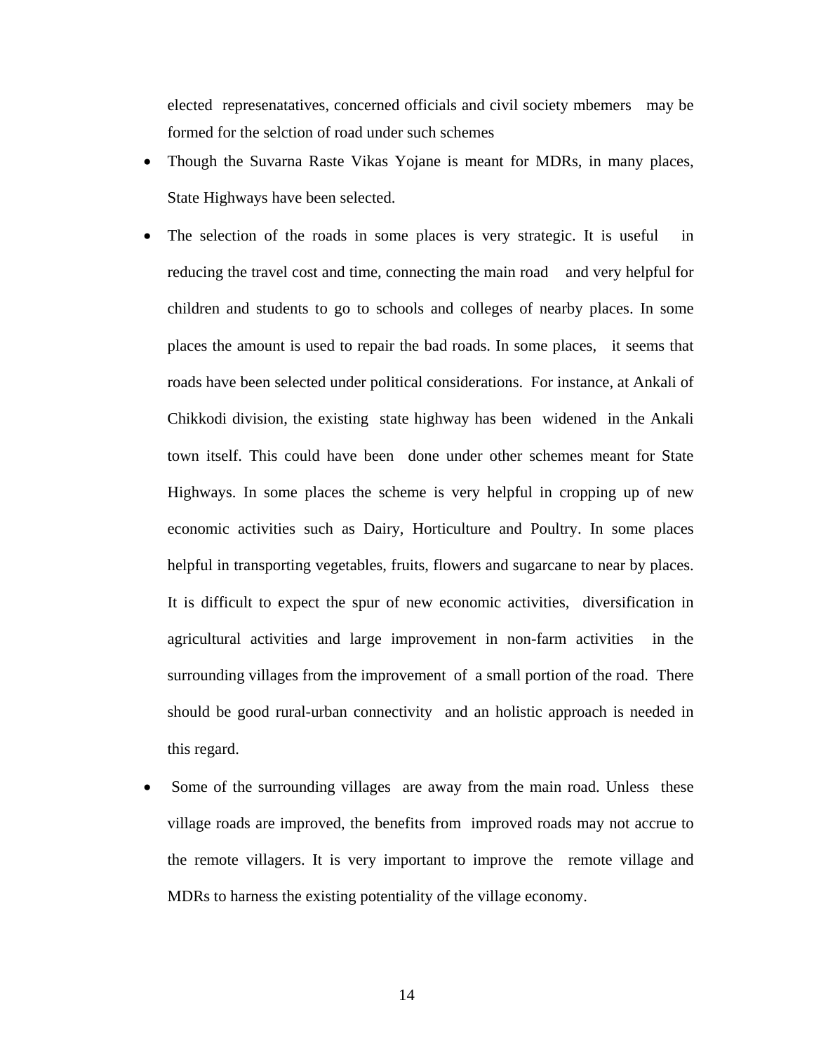elected represenatatives, concerned officials and civil society mbemers may be formed for the selction of road under such schemes

- Though the Suvarna Raste Vikas Yojane is meant for MDRs, in many places, State Highways have been selected.
- The selection of the roads in some places is very strategic. It is useful in reducing the travel cost and time, connecting the main road and very helpful for children and students to go to schools and colleges of nearby places. In some places the amount is used to repair the bad roads. In some places, it seems that roads have been selected under political considerations. For instance, at Ankali of Chikkodi division, the existing state highway has been widened in the Ankali town itself. This could have been done under other schemes meant for State Highways. In some places the scheme is very helpful in cropping up of new economic activities such as Dairy, Horticulture and Poultry. In some places helpful in transporting vegetables, fruits, flowers and sugarcane to near by places. It is difficult to expect the spur of new economic activities, diversification in agricultural activities and large improvement in non-farm activities in the surrounding villages from the improvement of a small portion of the road. There should be good rural-urban connectivity and an holistic approach is needed in this regard.
- Some of the surrounding villages are away from the main road. Unless these village roads are improved, the benefits from improved roads may not accrue to the remote villagers. It is very important to improve the remote village and MDRs to harness the existing potentiality of the village economy.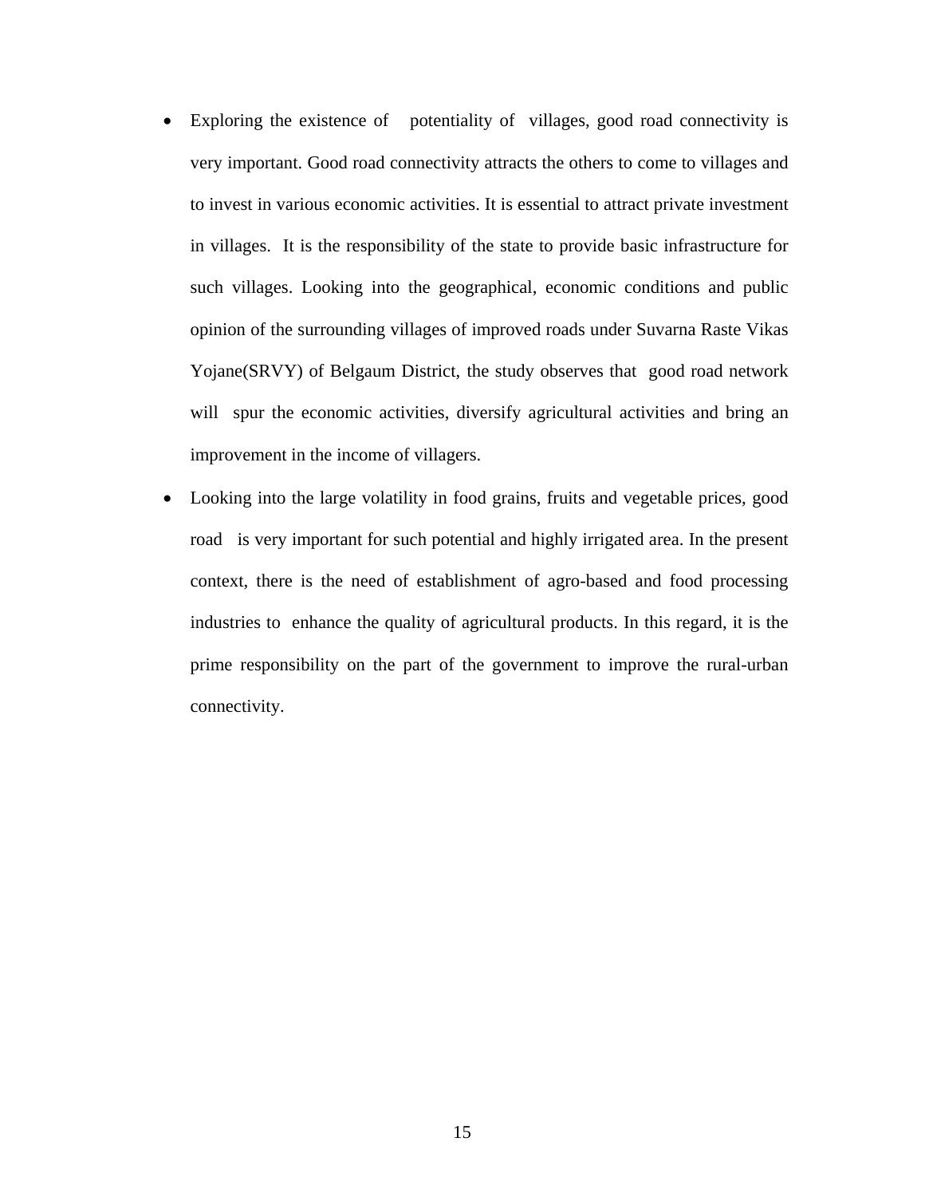- Exploring the existence of potentiality of villages, good road connectivity is very important. Good road connectivity attracts the others to come to villages and to invest in various economic activities. It is essential to attract private investment in villages. It is the responsibility of the state to provide basic infrastructure for such villages. Looking into the geographical, economic conditions and public opinion of the surrounding villages of improved roads under Suvarna Raste Vikas Yojane(SRVY) of Belgaum District, the study observes that good road network will spur the economic activities, diversify agricultural activities and bring an improvement in the income of villagers.
- Looking into the large volatility in food grains, fruits and vegetable prices, good road is very important for such potential and highly irrigated area. In the present context, there is the need of establishment of agro-based and food processing industries to enhance the quality of agricultural products. In this regard, it is the prime responsibility on the part of the government to improve the rural-urban connectivity.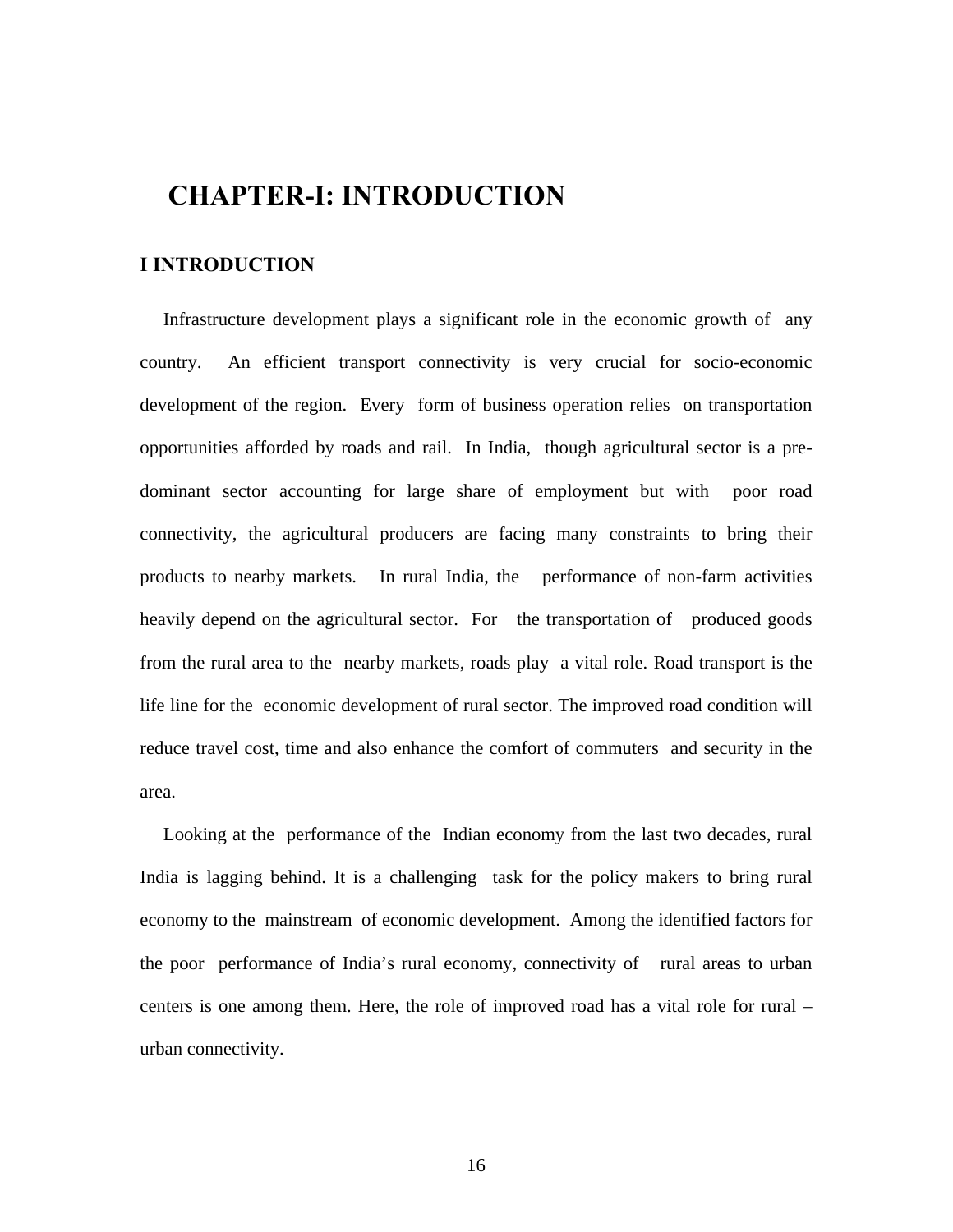# CHAPTER-I: INTRODUCTION

## I INTRODUCTION

Infrastructure development plays a significant role in the economic growth of any country. An efficient transport connectivity is very crucial for socio-economic development of the region. Every form of business operation relies on transportation opportunities afforded by roads and rail. In India, though agricultural sector is a pre-dominant sector accounting for large share of employment but with poor road connectivity, the agricultural producers are facing many constraints to bring their products to nearby markets. In rural India, the performance of non-farm activities heavily depend on the agricultural sector. For the transportation of produced goods from the rural area to the nearby markets, roads play a vital role. Road transport is the life line for the economic development of rural sector. The improved road condition will reduce travel cost, time and also enhance the comfort of commuters and security in the area.

Looking at the performance of the Indian economy from the last two decades, rural India is lagging behind. It is a challenging task for the policy makers to bring rural economy to the mainstream of economic development. Among the identified factors for the poor performance of India's rural economy, connectivity of rural areas to urban centers is one among them. Here, the role of improved road has a vital role for rural – urban connectivity.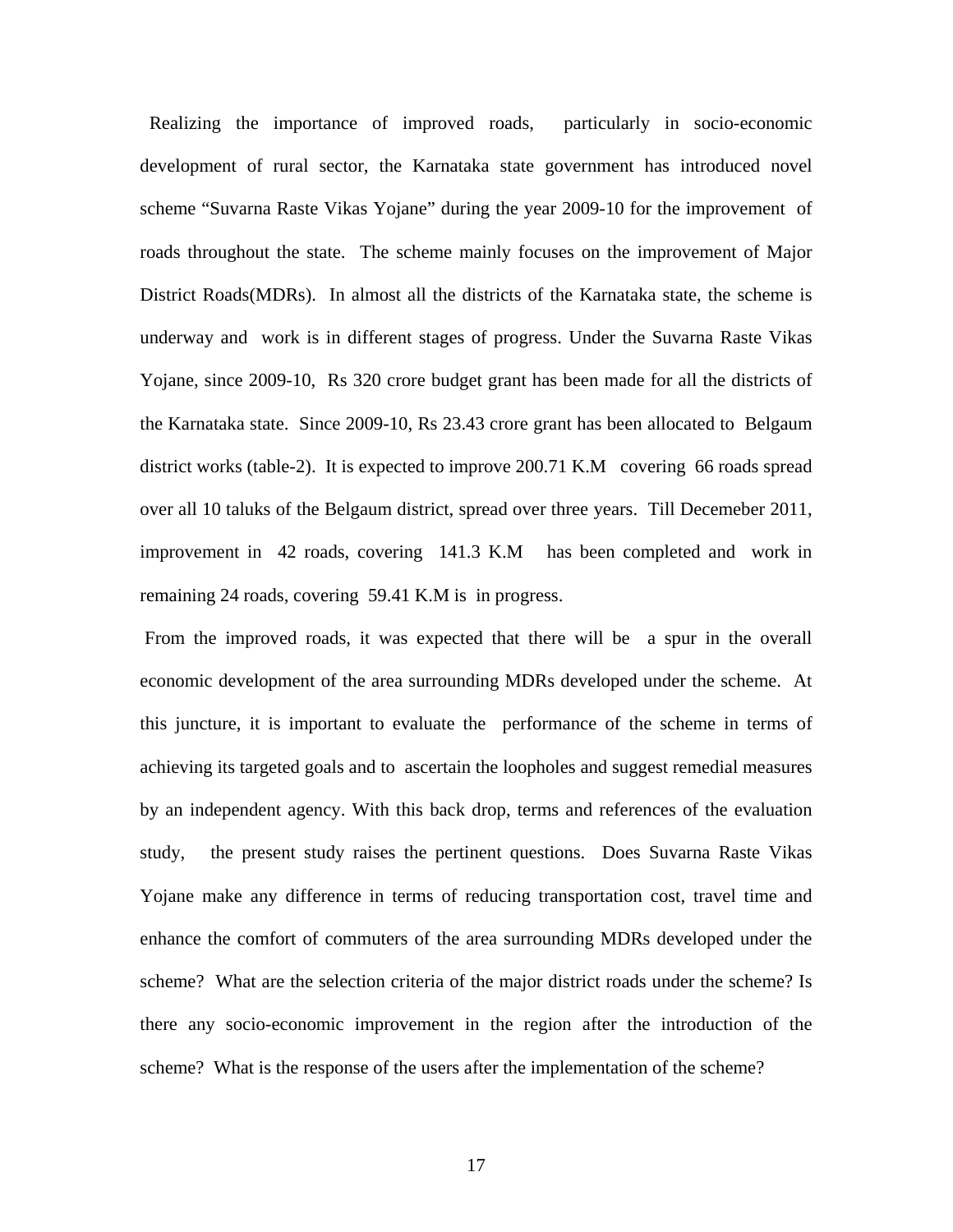Realizing the importance of improved roads, particularly in socio-economic development of rural sector, the Karnataka state government has introduced novel scheme "Suvarna Raste Vikas Yojane" during the year 2009-10 for the improvement of roads throughout the state. The scheme mainly focuses on the improvement of Major District Roads(MDRs). In almost all the districts of the Karnataka state, the scheme is underway and work is in different stages of progress. Under the Suvarna Raste Vikas Yojane, since 2009-10, Rs 320 crore budget grant has been made for all the districts of the Karnataka state. Since 2009-10, Rs 23.43 crore grant has been allocated to Belgaum district works (table-2). It is expected to improve 200.71 K.M covering 66 roads spread over all 10 taluks of the Belgaum district, spread over three years. Till Decemeber 2011, improvement in 42 roads, covering 141.3 K.M has been completed and work in remaining 24 roads, covering 59.41 K.M is in progress.

From the improved roads, it was expected that there will be a spur in the overall economic development of the area surrounding MDRs developed under the scheme. At this juncture, it is important to evaluate the performance of the scheme in terms of achieving its targeted goals and to ascertain the loopholes and suggest remedial measures by an independent agency. With this back drop, terms and references of the evaluation study, the present study raises the pertinent questions. Does Suvarna Raste Vikas Yojane make any difference in terms of reducing transportation cost, travel time and enhance the comfort of commuters of the area surrounding MDRs developed under the scheme? What are the selection criteria of the major district roads under the scheme? Is there any socio-economic improvement in the region after the introduction of the scheme? What is the response of the users after the implementation of the scheme?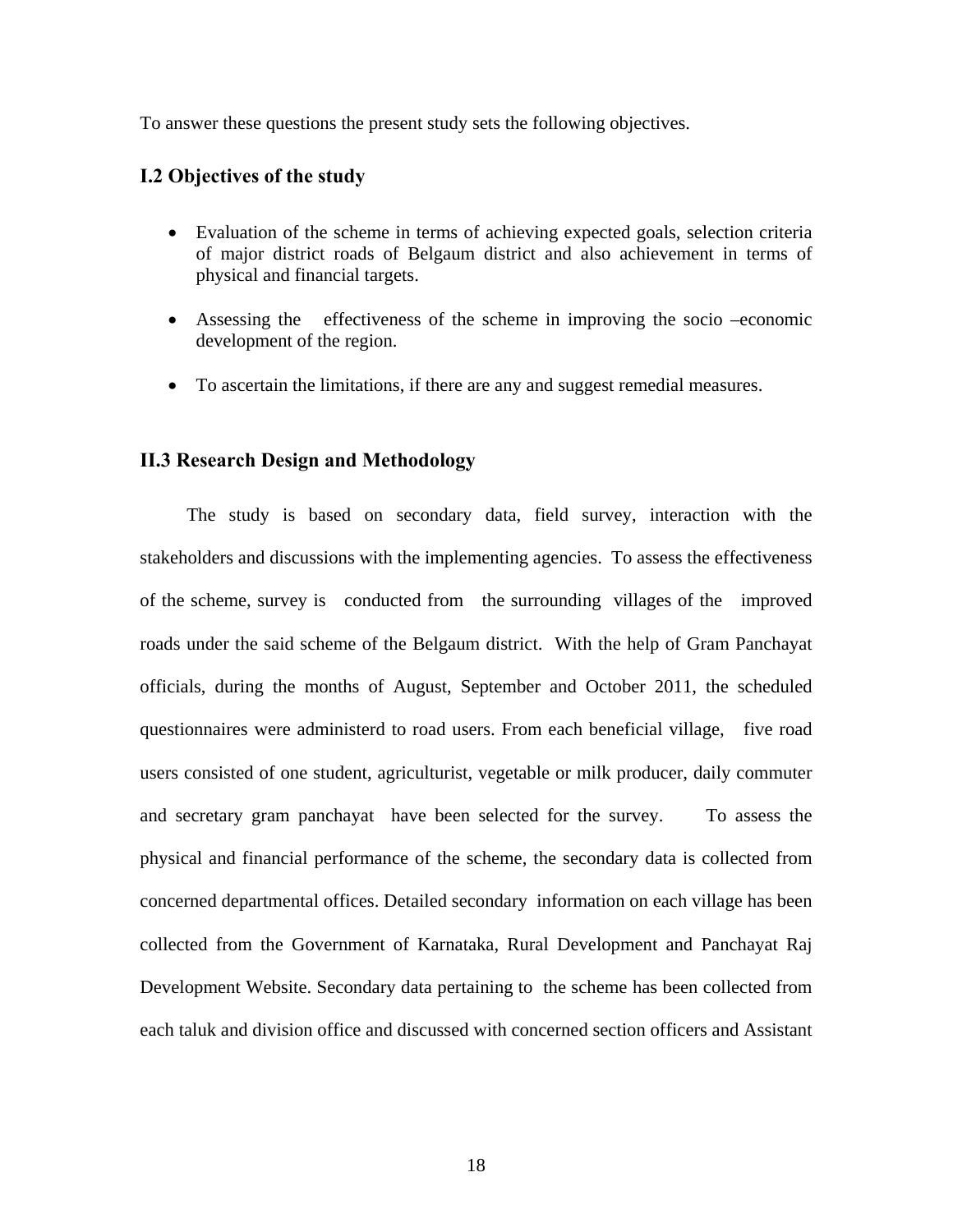To answer these questions the present study sets the following objectives.

### I.2 Objectives of the study

- Evaluation of the scheme in terms of achieving expected goals, selection criteria of major district roads of Belgaum district and also achievement in terms of physical and financial targets.
- Assessing the effectiveness of the scheme in improving the socio –economic development of the region.
- To ascertain the limitations, if there are any and suggest remedial measures.

### II.3 Research Design and Methodology

The study is based on secondary data, field survey, interaction with the stakeholders and discussions with the implementing agencies. To assess the effectiveness of the scheme, survey is conducted from the surrounding villages of the improved roads under the said scheme of the Belgaum district. With the help of Gram Panchayat officials, during the months of August, September and October 2011, the scheduled questionnaires were administerd to road users. From each beneficial village, five road users consisted of one student, agriculturist, vegetable or milk producer, daily commuter and secretary gram panchayat have been selected for the survey. To assess the physical and financial performance of the scheme, the secondary data is collected from concerned departmental offices. Detailed secondary information on each village has been collected from the Government of Karnataka, Rural Development and Panchayat Raj Development Website. Secondary data pertaining to the scheme has been collected from each taluk and division office and discussed with concerned section officers and Assistant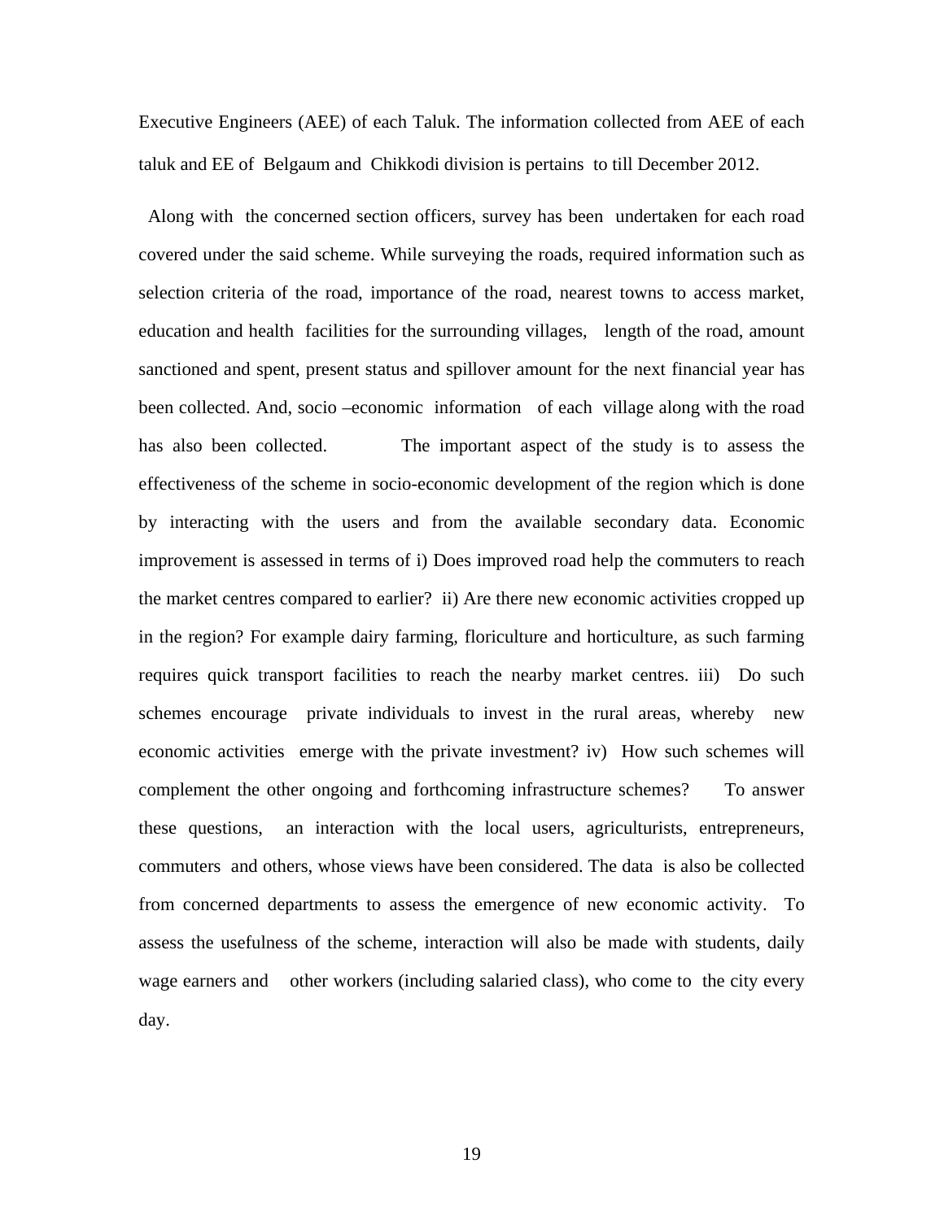Executive Engineers (AEE) of each Taluk. The information collected from AEE of each taluk and EE of Belgaum and Chikkodi division is pertains to till December 2012.

Along with the concerned section officers, survey has been undertaken for each road covered under the said scheme. While surveying the roads, required information such as selection criteria of the road, importance of the road, nearest towns to access market, education and health facilities for the surrounding villages, length of the road, amount sanctioned and spent, present status and spillover amount for the next financial year has been collected. And, socio –economic information of each village along with the road has also been collected. The important aspect of the study is to assess the effectiveness of the scheme in socio-economic development of the region which is done by interacting with the users and from the available secondary data. Economic improvement is assessed in terms of i) Does improved road help the commuters to reach the market centres compared to earlier? ii) Are there new economic activities cropped up in the region? For example dairy farming, floriculture and horticulture, as such farming requires quick transport facilities to reach the nearby market centres. iii) Do such schemes encourage private individuals to invest in the rural areas, whereby new economic activities emerge with the private investment? iv) How such schemes will complement the other ongoing and forthcoming infrastructure schemes? To answer these questions, an interaction with the local users, agriculturists, entrepreneurs, commuters and others, whose views have been considered. The data is also be collected from concerned departments to assess the emergence of new economic activity. To assess the usefulness of the scheme, interaction will also be made with students, daily wage earners and other workers (including salaried class), who come to the city every day.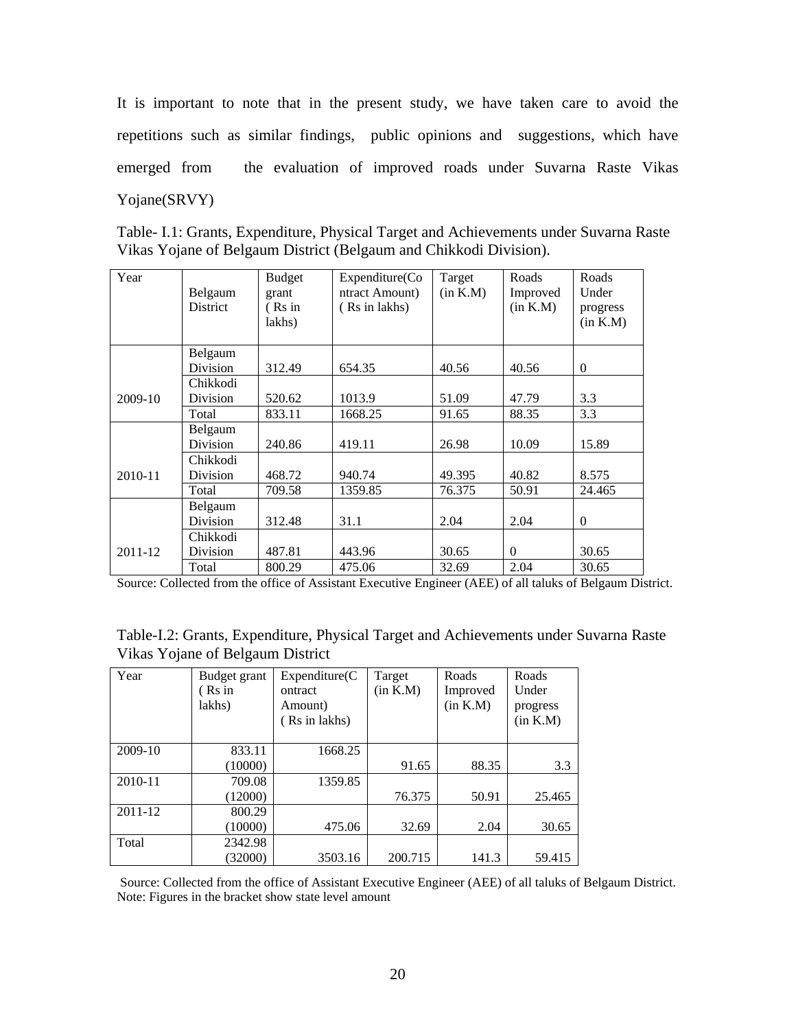It is important to note that in the present study, we have taken care to avoid the repetitions such as similar findings, public opinions and suggestions, which have emerged from the evaluation of improved roads under Suvarna Raste Vikas Yojane(SRVY)

Table- I.1: Grants, Expenditure, Physical Target and Achievements under Suvarna Raste Vikas Yojane of Belgaum District (Belgaum and Chikkodi Division).

| Year | Belgaum District | Budget grant ( Rs in lakhs) | Expenditure(Contract Amount) ( Rs in lakhs) | Target (in K.M) | Roads Improved (in K.M) | Roads Under progress (in K.M) |
|---|---|---|---|---|---|---|
| 2009-10 | Belgaum Division | 312.49 | 654.35 | 40.56 | 40.56 | 0 |
| | Chikkodi Division | 520.62 | 1013.9 | 51.09 | 47.79 | 3.3 |
| | Total | 833.11 | 1668.25 | 91.65 | 88.35 | 3.3 |
| 2010-11 | Belgaum Division | 240.86 | 419.11 | 26.98 | 10.09 | 15.89 |
| | Chikkodi Division | 468.72 | 940.74 | 49.395 | 40.82 | 8.575 |
| | Total | 709.58 | 1359.85 | 76.375 | 50.91 | 24.465 |
| 2011-12 | Belgaum Division | 312.48 | 31.1 | 2.04 | 2.04 | 0 |
| | Chikkodi Division | 487.81 | 443.96 | 30.65 | 0 | 30.65 |
| | Total | 800.29 | 475.06 | 32.69 | 2.04 | 30.65 |

Source: Collected from the office of Assistant Executive Engineer (AEE) of all taluks of Belgaum District.

Table-I.2: Grants, Expenditure, Physical Target and Achievements under Suvarna Raste Vikas Yojane of Belgaum District

| Year | Budget grant ( Rs in lakhs) | Expenditure(Contract Amount) ( Rs in lakhs) | Target (in K.M) | Roads Improved (in K.M) | Roads Under progress (in K.M) |
|---|---|---|---|---|---|
| 2009-10 | 833.11 (10000) | 1668.25 | 91.65 | 88.35 | 3.3 |
| 2010-11 | 709.08 (12000) | 1359.85 | 76.375 | 50.91 | 25.465 |
| 2011-12 | 800.29 (10000) | 475.06 | 32.69 | 2.04 | 30.65 |
| Total | 2342.98 (32000) | 3503.16 | 200.715 | 141.3 | 59.415 |

Source: Collected from the office of Assistant Executive Engineer (AEE) of all taluks of Belgaum District.
Note: Figures in the bracket show state level amount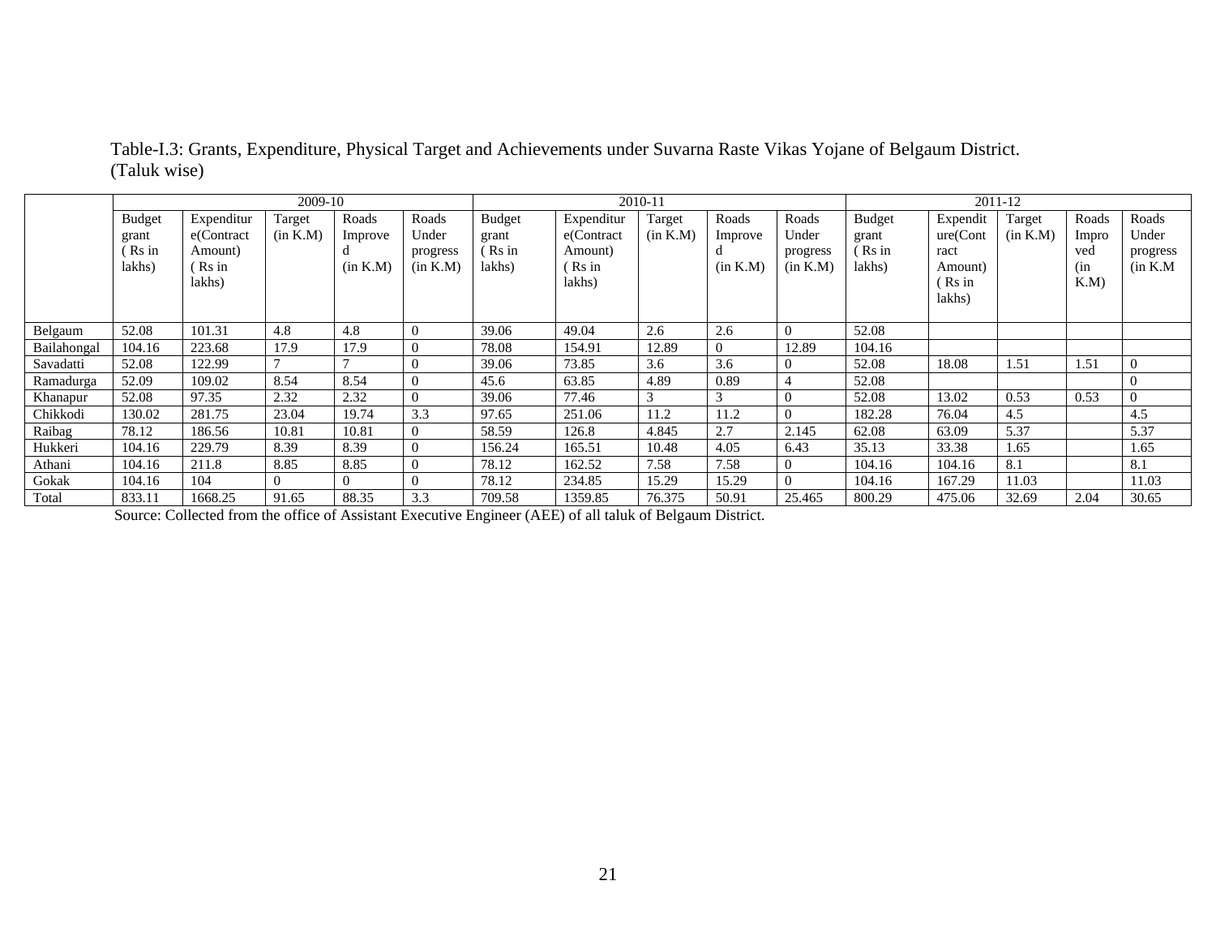Table-I.3: Grants, Expenditure, Physical Target and Achievements under Suvarna Raste Vikas Yojane of Belgaum District. (Taluk wise)

| | 2009-10 | | | | | 2010-11 | | | | | 2011-12 | | | | |
|---|---|---|---|---|---|---|---|---|---|---|---|---|---|---|---|
| | Budget grant ( Rs in lakhs) | Expenditure(Contract Amount) ( Rs in lakhs) | Target (in K.M) | Roads Improved (in K.M) | Roads Under progress (in K.M) | Budget grant ( Rs in lakhs) | Expenditure(Contract Amount) ( Rs in lakhs) | Target (in K.M) | Roads Improved (in K.M) | Roads Under progress (in K.M) | Budget grant ( Rs in lakhs) | Expenditure(Contract Amount) ( Rs in lakhs) | Target (in K.M) | Roads Improved (in K.M) | Roads Under progress (in K.M |
| Belgaum | 52.08 | 101.31 | 4.8 | 4.8 | 0 | 39.06 | 49.04 | 2.6 | 2.6 | 0 | 52.08 | | | | |
| Bailahongal | 104.16 | 223.68 | 17.9 | 17.9 | 0 | 78.08 | 154.91 | 12.89 | 0 | 12.89 | 104.16 | | | | |
| Savadatti | 52.08 | 122.99 | 7 | 7 | 0 | 39.06 | 73.85 | 3.6 | 3.6 | 0 | 52.08 | 18.08 | 1.51 | 1.51 | 0 |
| Ramadurga | 52.09 | 109.02 | 8.54 | 8.54 | 0 | 45.6 | 63.85 | 4.89 | 0.89 | 4 | 52.08 | | | | 0 |
| Khanapur | 52.08 | 97.35 | 2.32 | 2.32 | 0 | 39.06 | 77.46 | 3 | 3 | 0 | 52.08 | 13.02 | 0.53 | 0.53 | 0 |
| Chikkodi | 130.02 | 281.75 | 23.04 | 19.74 | 3.3 | 97.65 | 251.06 | 11.2 | 11.2 | 0 | 182.28 | 76.04 | 4.5 | | 4.5 |
| Raibag | 78.12 | 186.56 | 10.81 | 10.81 | 0 | 58.59 | 126.8 | 4.845 | 2.7 | 2.145 | 62.08 | 63.09 | 5.37 | | 5.37 |
| Hukkeri | 104.16 | 229.79 | 8.39 | 8.39 | 0 | 156.24 | 165.51 | 10.48 | 4.05 | 6.43 | 35.13 | 33.38 | 1.65 | | 1.65 |
| Athani | 104.16 | 211.8 | 8.85 | 8.85 | 0 | 78.12 | 162.52 | 7.58 | 7.58 | 0 | 104.16 | 104.16 | 8.1 | | 8.1 |
| Gokak | 104.16 | 104 | 0 | 0 | 0 | 78.12 | 234.85 | 15.29 | 15.29 | 0 | 104.16 | 167.29 | 11.03 | | 11.03 |
| Total | 833.11 | 1668.25 | 91.65 | 88.35 | 3.3 | 709.58 | 1359.85 | 76.375 | 50.91 | 25.465 | 800.29 | 475.06 | 32.69 | 2.04 | 30.65 |

Source: Collected from the office of Assistant Executive Engineer (AEE) of all taluk of Belgaum District.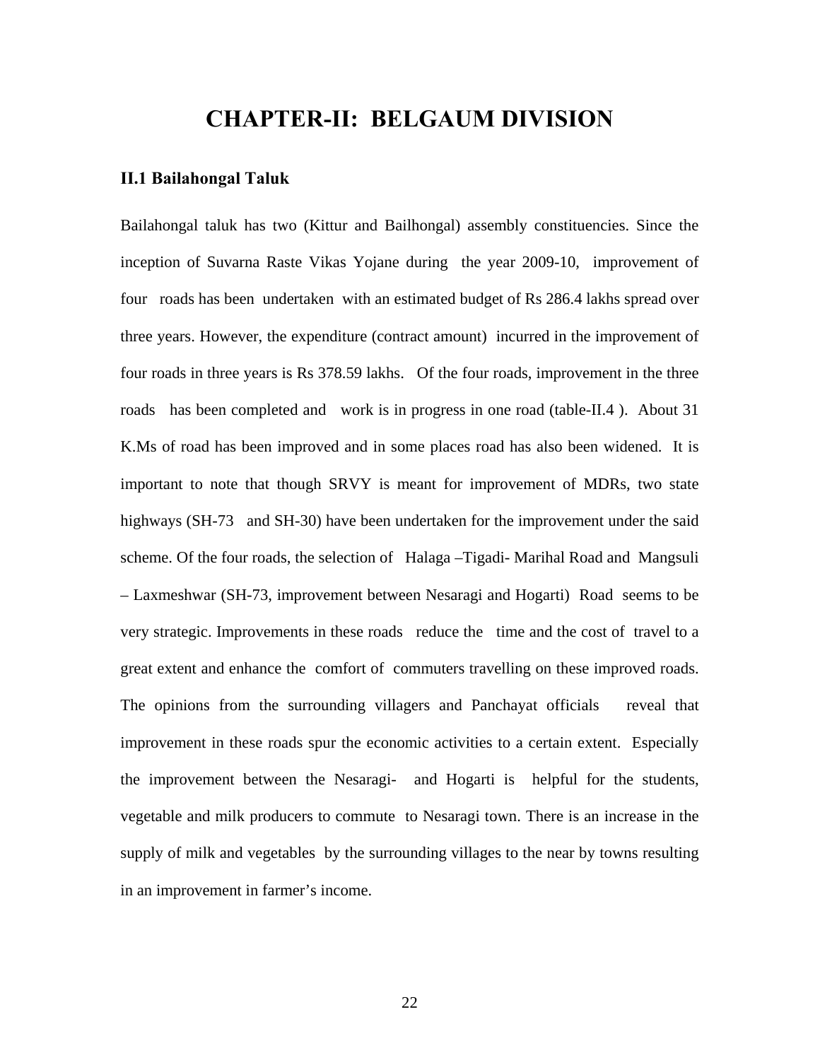# CHAPTER-II: BELGAUM DIVISION

### II.1 Bailahongal Taluk

Bailahongal taluk has two (Kittur and Bailhongal) assembly constituencies. Since the inception of Suvarna Raste Vikas Yojane during the year 2009-10, improvement of four roads has been undertaken with an estimated budget of Rs 286.4 lakhs spread over three years. However, the expenditure (contract amount) incurred in the improvement of four roads in three years is Rs 378.59 lakhs. Of the four roads, improvement in the three roads has been completed and work is in progress in one road (table-II.4 ). About 31 K.Ms of road has been improved and in some places road has also been widened. It is important to note that though SRVY is meant for improvement of MDRs, two state highways (SH-73 and SH-30) have been undertaken for the improvement under the said scheme. Of the four roads, the selection of Halaga –Tigadi- Marihal Road and Mangsuli – Laxmeshwar (SH-73, improvement between Nesaragi and Hogarti) Road seems to be very strategic. Improvements in these roads reduce the time and the cost of travel to a great extent and enhance the comfort of commuters travelling on these improved roads. The opinions from the surrounding villagers and Panchayat officials reveal that improvement in these roads spur the economic activities to a certain extent. Especially the improvement between the Nesaragi- and Hogarti is helpful for the students, vegetable and milk producers to commute to Nesaragi town. There is an increase in the supply of milk and vegetables by the surrounding villages to the near by towns resulting in an improvement in farmer's income.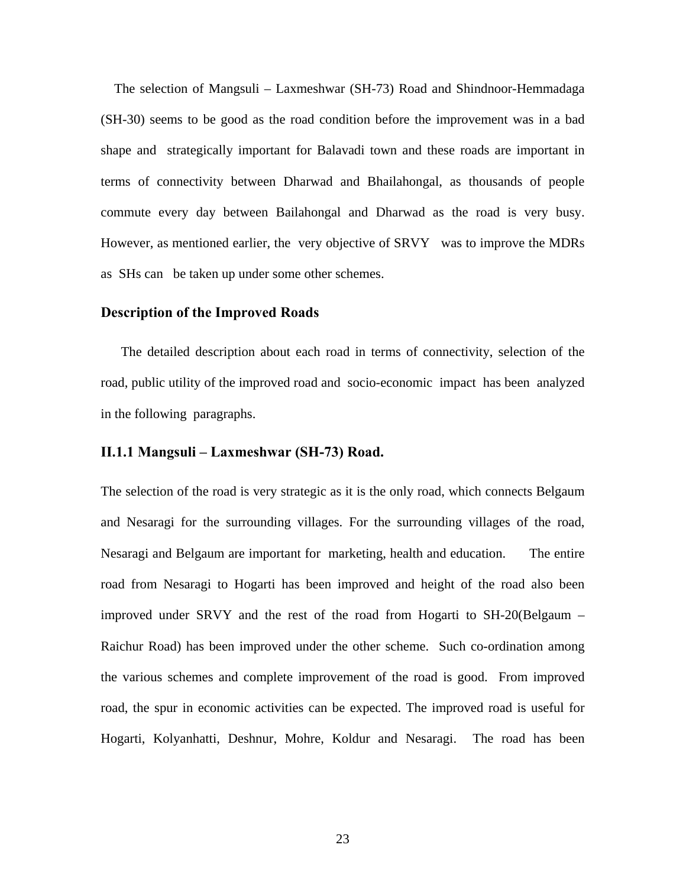The selection of Mangsuli – Laxmeshwar (SH-73) Road and Shindnoor-Hemmadaga (SH-30) seems to be good as the road condition before the improvement was in a bad shape and strategically important for Balavadi town and these roads are important in terms of connectivity between Dharwad and Bhailahongal, as thousands of people commute every day between Bailahongal and Dharwad as the road is very busy. However, as mentioned earlier, the very objective of SRVY was to improve the MDRs as SHs can be taken up under some other schemes.

## Description of the Improved Roads

The detailed description about each road in terms of connectivity, selection of the road, public utility of the improved road and socio-economic impact has been analyzed in the following paragraphs.

### II.1.1 Mangsuli – Laxmeshwar (SH-73) Road.

The selection of the road is very strategic as it is the only road, which connects Belgaum and Nesaragi for the surrounding villages. For the surrounding villages of the road, Nesaragi and Belgaum are important for marketing, health and education. The entire road from Nesaragi to Hogarti has been improved and height of the road also been improved under SRVY and the rest of the road from Hogarti to SH-20(Belgaum – Raichur Road) has been improved under the other scheme. Such co-ordination among the various schemes and complete improvement of the road is good. From improved road, the spur in economic activities can be expected. The improved road is useful for Hogarti, Kolyanhatti, Deshnur, Mohre, Koldur and Nesaragi. The road has been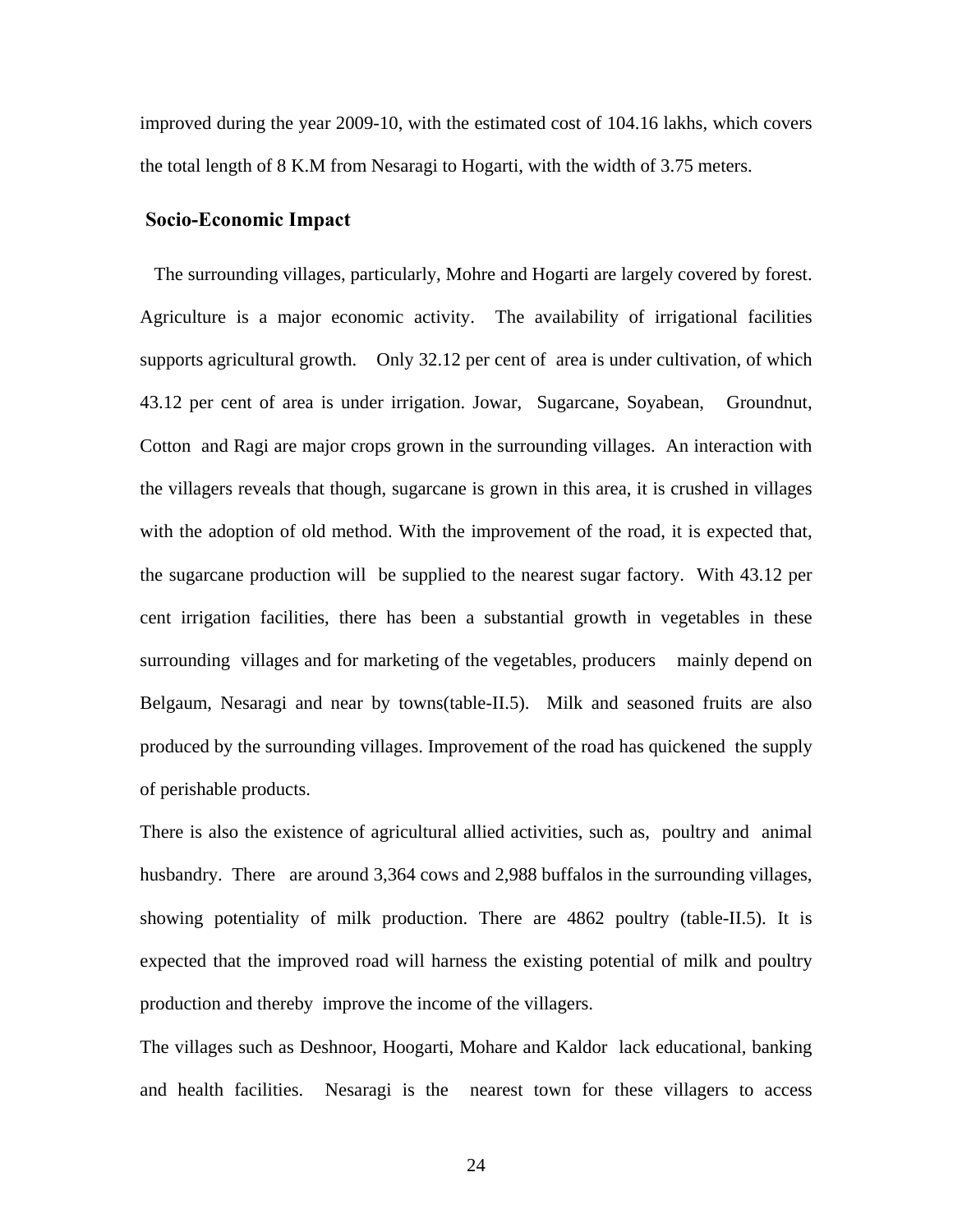improved during the year 2009-10, with the estimated cost of 104.16 lakhs, which covers the total length of 8 K.M from Nesaragi to Hogarti, with the width of 3.75 meters.

## Socio-Economic Impact

The surrounding villages, particularly, Mohre and Hogarti are largely covered by forest. Agriculture is a major economic activity. The availability of irrigational facilities supports agricultural growth. Only 32.12 per cent of area is under cultivation, of which 43.12 per cent of area is under irrigation. Jowar, Sugarcane, Soyabean, Groundnut, Cotton and Ragi are major crops grown in the surrounding villages. An interaction with the villagers reveals that though, sugarcane is grown in this area, it is crushed in villages with the adoption of old method. With the improvement of the road, it is expected that, the sugarcane production will be supplied to the nearest sugar factory. With 43.12 per cent irrigation facilities, there has been a substantial growth in vegetables in these surrounding villages and for marketing of the vegetables, producers mainly depend on Belgaum, Nesaragi and near by towns(table-II.5). Milk and seasoned fruits are also produced by the surrounding villages. Improvement of the road has quickened the supply of perishable products.

There is also the existence of agricultural allied activities, such as, poultry and animal husbandry. There are around 3,364 cows and 2,988 buffalos in the surrounding villages, showing potentiality of milk production. There are 4862 poultry (table-II.5). It is expected that the improved road will harness the existing potential of milk and poultry production and thereby improve the income of the villagers.

The villages such as Deshnoor, Hoogarti, Mohare and Kaldor lack educational, banking and health facilities. Nesaragi is the nearest town for these villagers to access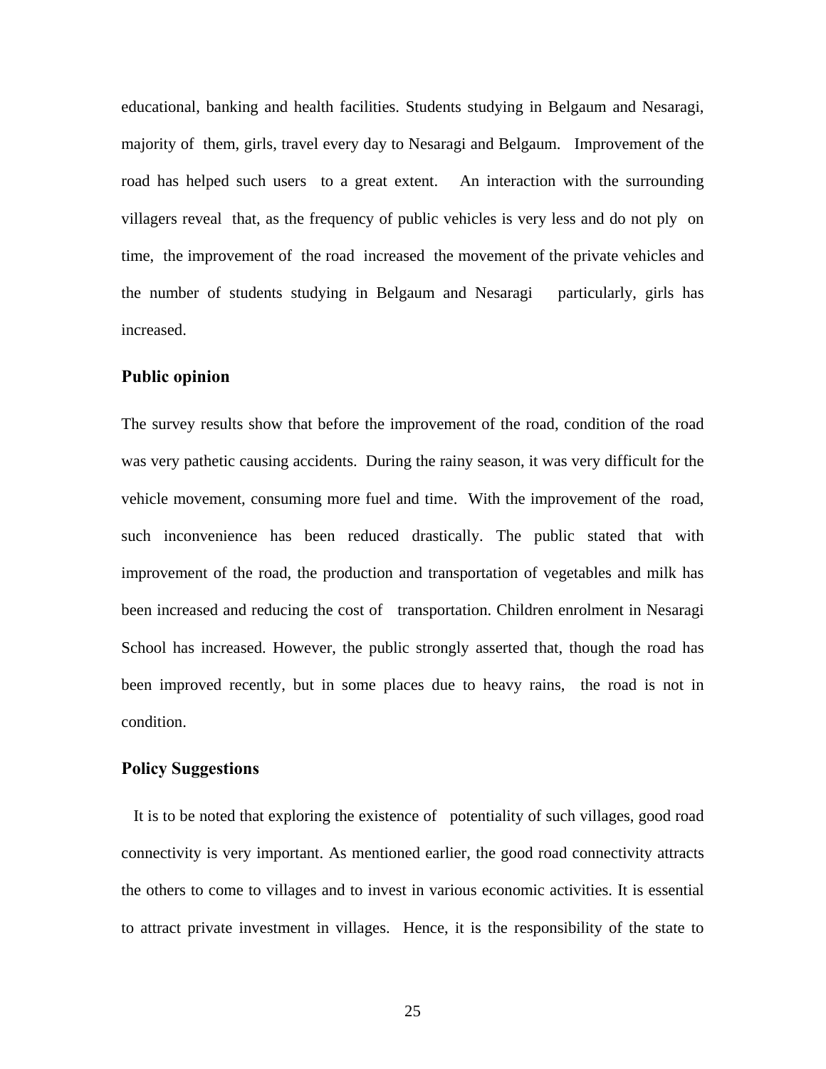educational, banking and health facilities. Students studying in Belgaum and Nesaragi, majority of them, girls, travel every day to Nesaragi and Belgaum. Improvement of the road has helped such users to a great extent. An interaction with the surrounding villagers reveal that, as the frequency of public vehicles is very less and do not ply on time, the improvement of the road increased the movement of the private vehicles and the number of students studying in Belgaum and Nesaragi particularly, girls has increased.

### Public opinion

The survey results show that before the improvement of the road, condition of the road was very pathetic causing accidents. During the rainy season, it was very difficult for the vehicle movement, consuming more fuel and time. With the improvement of the road, such inconvenience has been reduced drastically. The public stated that with improvement of the road, the production and transportation of vegetables and milk has been increased and reducing the cost of transportation. Children enrolment in Nesaragi School has increased. However, the public strongly asserted that, though the road has been improved recently, but in some places due to heavy rains, the road is not in condition.

### Policy Suggestions

It is to be noted that exploring the existence of potentiality of such villages, good road connectivity is very important. As mentioned earlier, the good road connectivity attracts the others to come to villages and to invest in various economic activities. It is essential to attract private investment in villages. Hence, it is the responsibility of the state to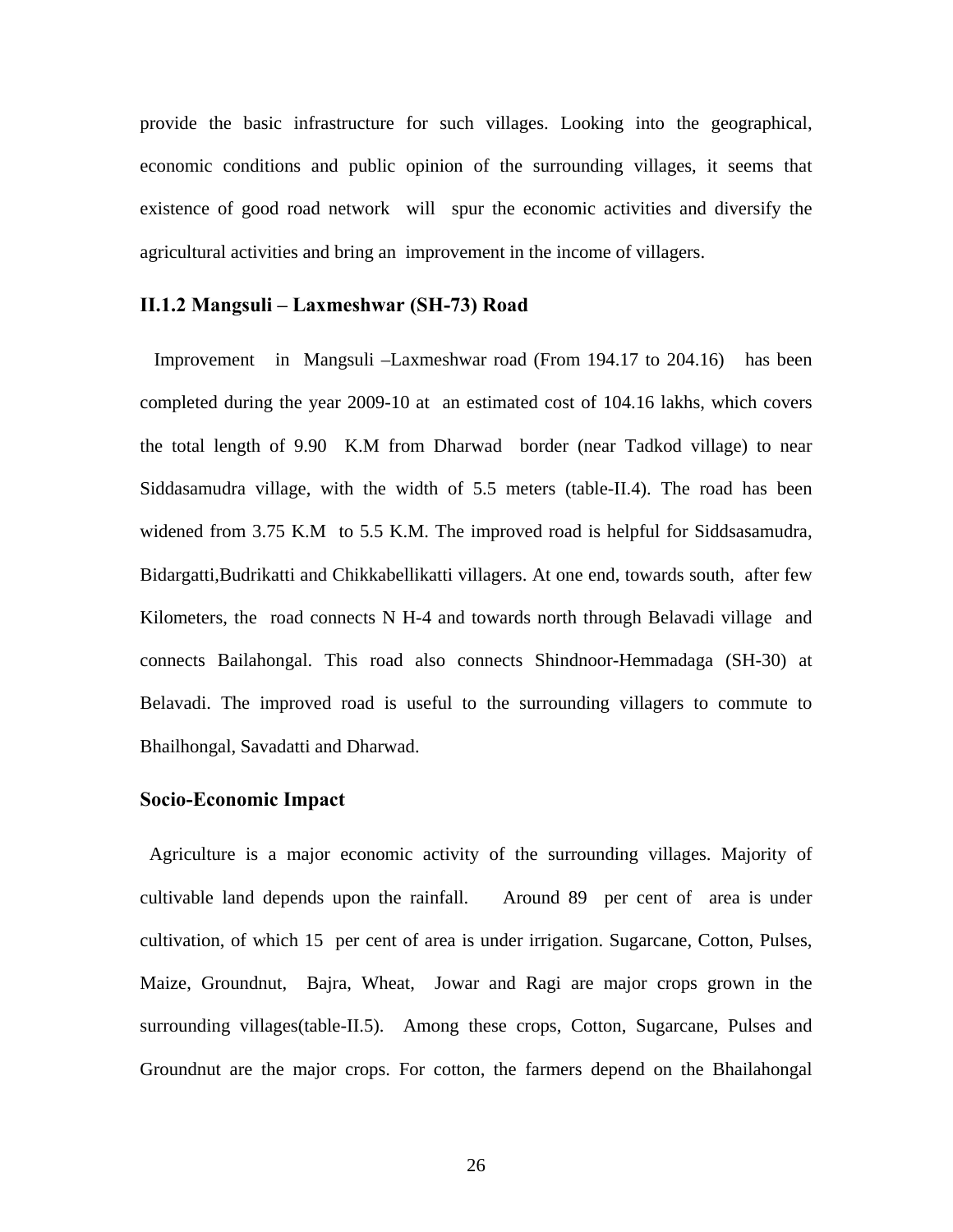provide the basic infrastructure for such villages. Looking into the geographical, economic conditions and public opinion of the surrounding villages, it seems that existence of good road network will spur the economic activities and diversify the agricultural activities and bring an improvement in the income of villagers.

### II.1.2 Mangsuli – Laxmeshwar (SH-73) Road

Improvement in Mangsuli –Laxmeshwar road (From 194.17 to 204.16) has been completed during the year 2009-10 at an estimated cost of 104.16 lakhs, which covers the total length of 9.90 K.M from Dharwad border (near Tadkod village) to near Siddasamudra village, with the width of 5.5 meters (table-II.4). The road has been widened from 3.75 K.M to 5.5 K.M. The improved road is helpful for Siddsasamudra, Bidargatti,Budrikatti and Chikkabellikatti villagers. At one end, towards south, after few Kilometers, the road connects N H-4 and towards north through Belavadi village and connects Bailahongal. This road also connects Shindnoor-Hemmadaga (SH-30) at Belavadi. The improved road is useful to the surrounding villagers to commute to Bhailhongal, Savadatti and Dharwad.

### Socio-Economic Impact

Agriculture is a major economic activity of the surrounding villages. Majority of cultivable land depends upon the rainfall. Around 89 per cent of area is under cultivation, of which 15 per cent of area is under irrigation. Sugarcane, Cotton, Pulses, Maize, Groundnut, Bajra, Wheat, Jowar and Ragi are major crops grown in the surrounding villages(table-II.5). Among these crops, Cotton, Sugarcane, Pulses and Groundnut are the major crops. For cotton, the farmers depend on the Bhailahongal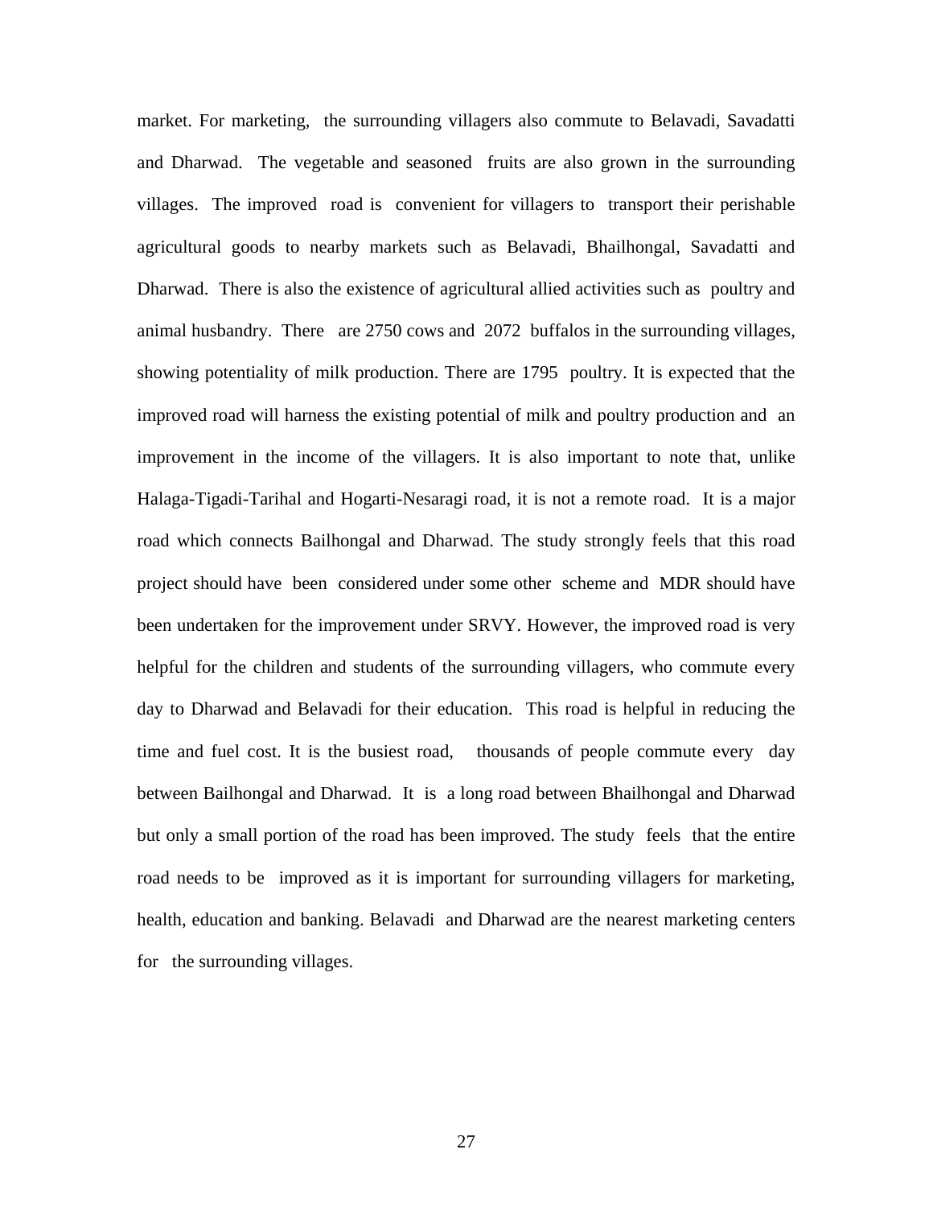market. For marketing, the surrounding villagers also commute to Belavadi, Savadatti and Dharwad. The vegetable and seasoned fruits are also grown in the surrounding villages. The improved road is convenient for villagers to transport their perishable agricultural goods to nearby markets such as Belavadi, Bhailhongal, Savadatti and Dharwad. There is also the existence of agricultural allied activities such as poultry and animal husbandry. There are 2750 cows and 2072 buffalos in the surrounding villages, showing potentiality of milk production. There are 1795 poultry. It is expected that the improved road will harness the existing potential of milk and poultry production and an improvement in the income of the villagers. It is also important to note that, unlike Halaga-Tigadi-Tarihal and Hogarti-Nesaragi road, it is not a remote road. It is a major road which connects Bailhongal and Dharwad. The study strongly feels that this road project should have been considered under some other scheme and MDR should have been undertaken for the improvement under SRVY. However, the improved road is very helpful for the children and students of the surrounding villagers, who commute every day to Dharwad and Belavadi for their education. This road is helpful in reducing the time and fuel cost. It is the busiest road, thousands of people commute every day between Bailhongal and Dharwad. It is a long road between Bhailhongal and Dharwad but only a small portion of the road has been improved. The study feels that the entire road needs to be improved as it is important for surrounding villagers for marketing, health, education and banking. Belavadi and Dharwad are the nearest marketing centers for the surrounding villages.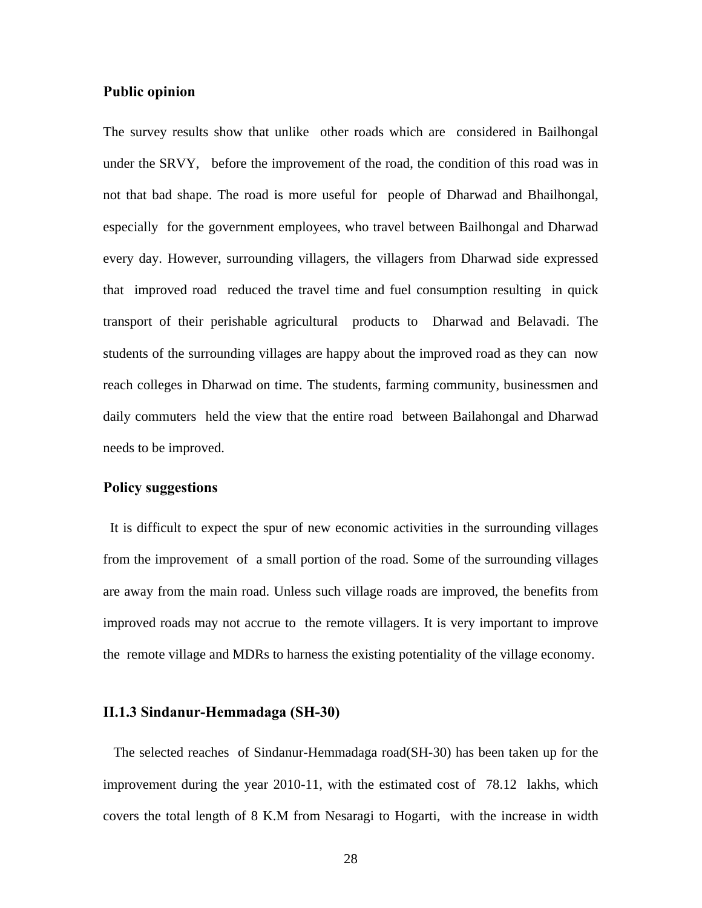**Public opinion**

The survey results show that unlike other roads which are considered in Bailhongal under the SRVY, before the improvement of the road, the condition of this road was in not that bad shape. The road is more useful for people of Dharwad and Bhailhongal, especially for the government employees, who travel between Bailhongal and Dharwad every day. However, surrounding villagers, the villagers from Dharwad side expressed that improved road reduced the travel time and fuel consumption resulting in quick transport of their perishable agricultural products to Dharwad and Belavadi. The students of the surrounding villages are happy about the improved road as they can now reach colleges in Dharwad on time. The students, farming community, businessmen and daily commuters held the view that the entire road between Bailahongal and Dharwad needs to be improved.

**Policy suggestions**

It is difficult to expect the spur of new economic activities in the surrounding villages from the improvement of a small portion of the road. Some of the surrounding villages are away from the main road. Unless such village roads are improved, the benefits from improved roads may not accrue to the remote villagers. It is very important to improve the remote village and MDRs to harness the existing potentiality of the village economy.

### II.1.3 Sindanur-Hemmadaga (SH-30)

The selected reaches of Sindanur-Hemmadaga road(SH-30) has been taken up for the improvement during the year 2010-11, with the estimated cost of 78.12 lakhs, which covers the total length of 8 K.M from Nesaragi to Hogarti, with the increase in width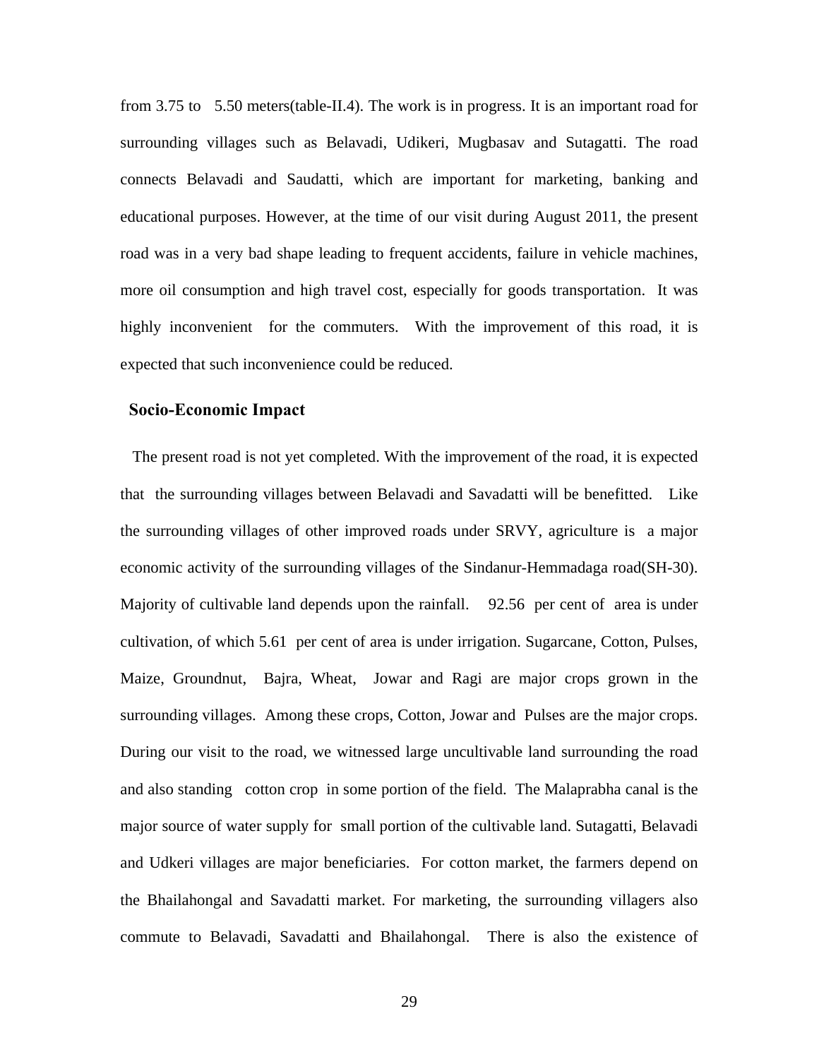from 3.75 to 5.50 meters(table-II.4). The work is in progress. It is an important road for surrounding villages such as Belavadi, Udikeri, Mugbasav and Sutagatti. The road connects Belavadi and Saudatti, which are important for marketing, banking and educational purposes. However, at the time of our visit during August 2011, the present road was in a very bad shape leading to frequent accidents, failure in vehicle machines, more oil consumption and high travel cost, especially for goods transportation. It was highly inconvenient for the commuters. With the improvement of this road, it is expected that such inconvenience could be reduced.

## Socio-Economic Impact

The present road is not yet completed. With the improvement of the road, it is expected that the surrounding villages between Belavadi and Savadatti will be benefitted. Like the surrounding villages of other improved roads under SRVY, agriculture is a major economic activity of the surrounding villages of the Sindanur-Hemmadaga road(SH-30). Majority of cultivable land depends upon the rainfall. 92.56 per cent of area is under cultivation, of which 5.61 per cent of area is under irrigation. Sugarcane, Cotton, Pulses, Maize, Groundnut, Bajra, Wheat, Jowar and Ragi are major crops grown in the surrounding villages. Among these crops, Cotton, Jowar and Pulses are the major crops. During our visit to the road, we witnessed large uncultivable land surrounding the road and also standing cotton crop in some portion of the field. The Malaprabha canal is the major source of water supply for small portion of the cultivable land. Sutagatti, Belavadi and Udkeri villages are major beneficiaries. For cotton market, the farmers depend on the Bhailahongal and Savadatti market. For marketing, the surrounding villagers also commute to Belavadi, Savadatti and Bhailahongal. There is also the existence of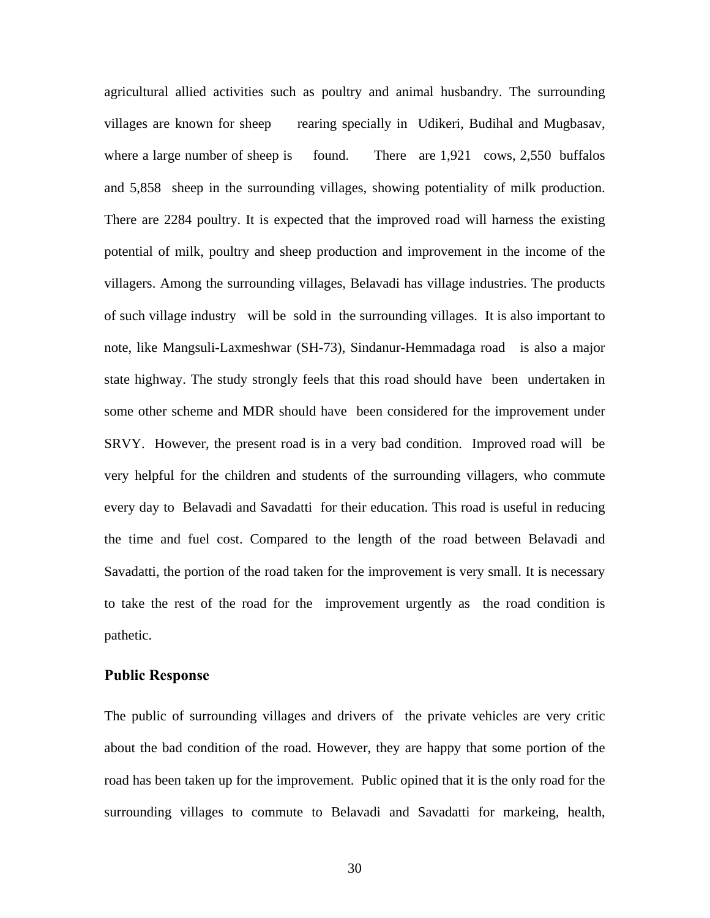agricultural allied activities such as poultry and animal husbandry. The surrounding villages are known for sheep rearing specially in Udikeri, Budihal and Mugbasav, where a large number of sheep is found. There are 1,921 cows, 2,550 buffalos and 5,858 sheep in the surrounding villages, showing potentiality of milk production. There are 2284 poultry. It is expected that the improved road will harness the existing potential of milk, poultry and sheep production and improvement in the income of the villagers. Among the surrounding villages, Belavadi has village industries. The products of such village industry will be sold in the surrounding villages. It is also important to note, like Mangsuli-Laxmeshwar (SH-73), Sindanur-Hemmadaga road is also a major state highway. The study strongly feels that this road should have been undertaken in some other scheme and MDR should have been considered for the improvement under SRVY. However, the present road is in a very bad condition. Improved road will be very helpful for the children and students of the surrounding villagers, who commute every day to Belavadi and Savadatti for their education. This road is useful in reducing the time and fuel cost. Compared to the length of the road between Belavadi and Savadatti, the portion of the road taken for the improvement is very small. It is necessary to take the rest of the road for the improvement urgently as the road condition is pathetic.

### Public Response

The public of surrounding villages and drivers of the private vehicles are very critic about the bad condition of the road. However, they are happy that some portion of the road has been taken up for the improvement. Public opined that it is the only road for the surrounding villages to commute to Belavadi and Savadatti for markeing, health,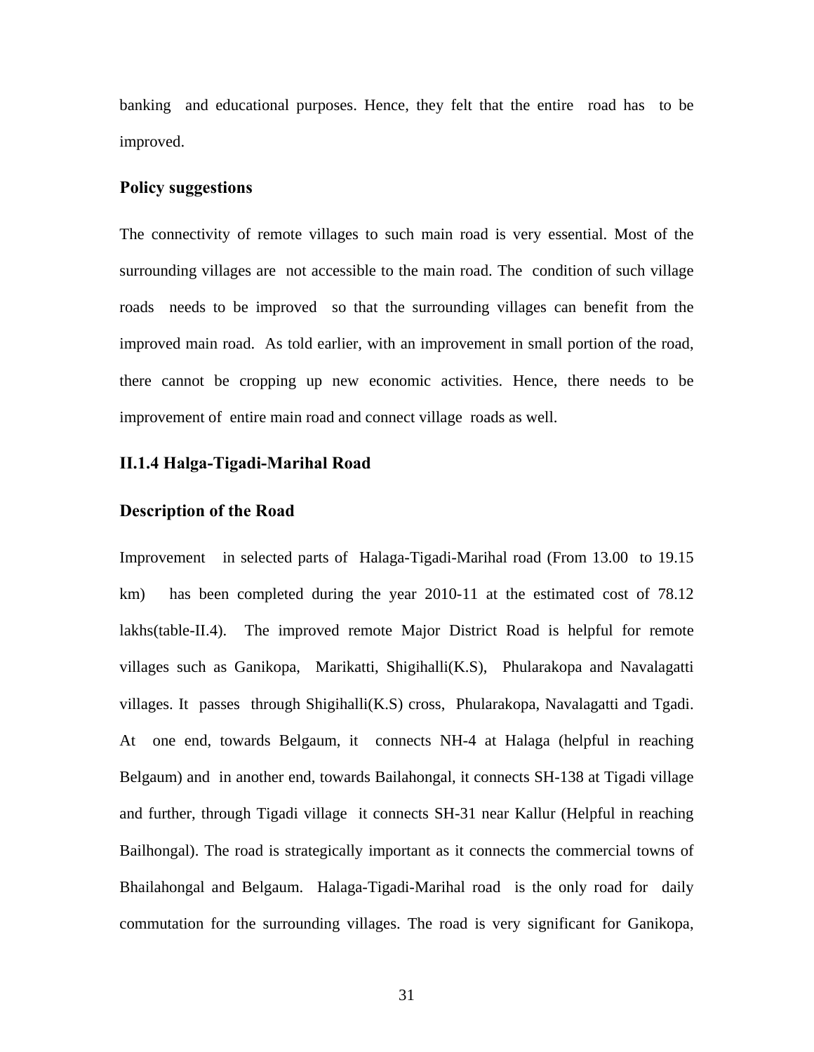banking and educational purposes. Hence, they felt that the entire road has to be improved.

### Policy suggestions

The connectivity of remote villages to such main road is very essential. Most of the surrounding villages are not accessible to the main road. The condition of such village roads needs to be improved so that the surrounding villages can benefit from the improved main road. As told earlier, with an improvement in small portion of the road, there cannot be cropping up new economic activities. Hence, there needs to be improvement of entire main road and connect village roads as well.

## II.1.4 Halga-Tigadi-Marihal Road

### Description of the Road

Improvement in selected parts of Halaga-Tigadi-Marihal road (From 13.00 to 19.15 km) has been completed during the year 2010-11 at the estimated cost of 78.12 lakhs(table-II.4). The improved remote Major District Road is helpful for remote villages such as Ganikopa, Marikatti, Shigihalli(K.S), Phularakopa and Navalagatti villages. It passes through Shigihalli(K.S) cross, Phularakopa, Navalagatti and Tgadi. At one end, towards Belgaum, it connects NH-4 at Halaga (helpful in reaching Belgaum) and in another end, towards Bailahongal, it connects SH-138 at Tigadi village and further, through Tigadi village it connects SH-31 near Kallur (Helpful in reaching Bailhongal). The road is strategically important as it connects the commercial towns of Bhailahongal and Belgaum. Halaga-Tigadi-Marihal road is the only road for daily commutation for the surrounding villages. The road is very significant for Ganikopa,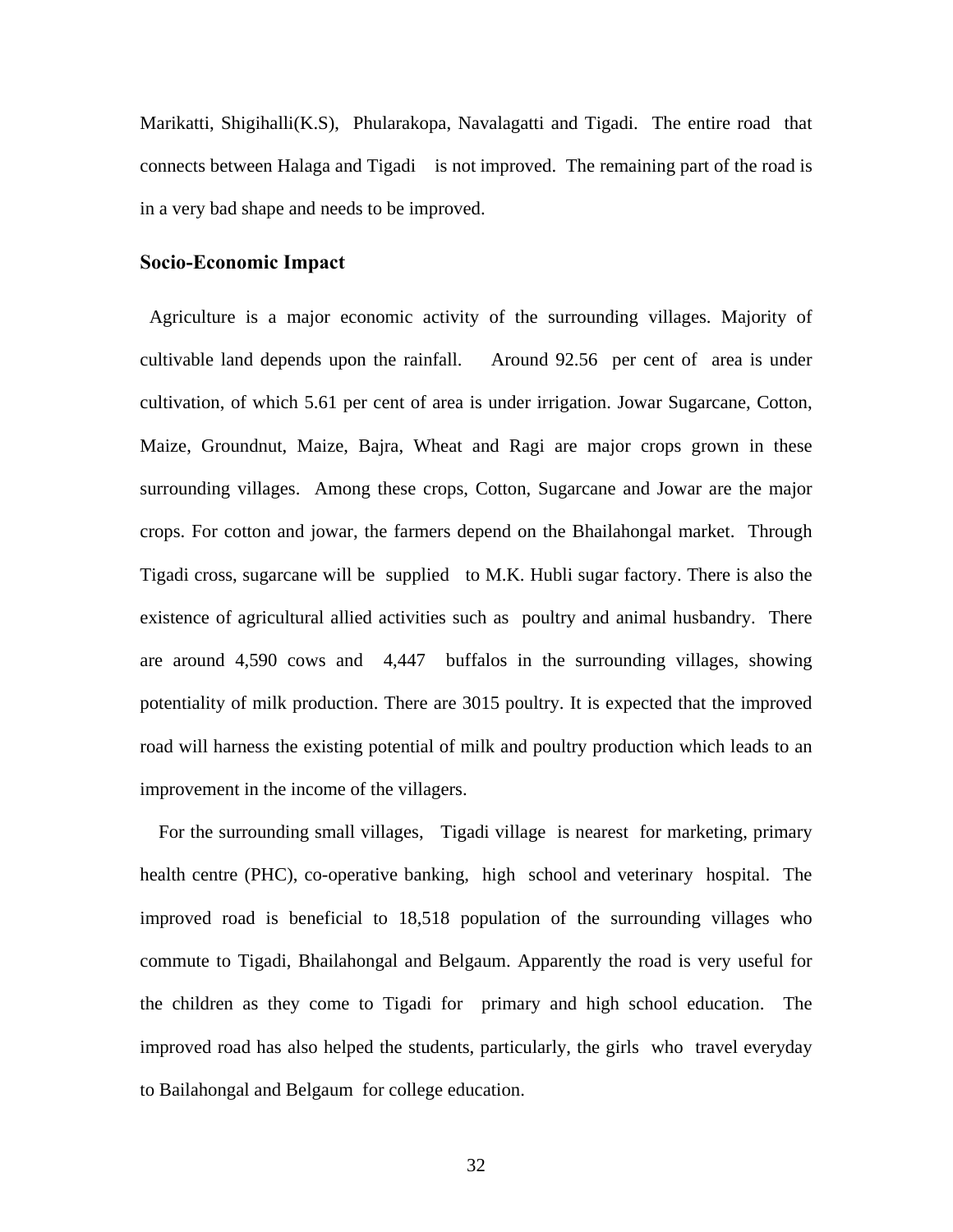Marikatti, Shigihalli(K.S), Phularakopa, Navalagatti and Tigadi. The entire road that connects between Halaga and Tigadi is not improved. The remaining part of the road is in a very bad shape and needs to be improved.

### Socio-Economic Impact

Agriculture is a major economic activity of the surrounding villages. Majority of cultivable land depends upon the rainfall. Around 92.56 per cent of area is under cultivation, of which 5.61 per cent of area is under irrigation. Jowar Sugarcane, Cotton, Maize, Groundnut, Maize, Bajra, Wheat and Ragi are major crops grown in these surrounding villages. Among these crops, Cotton, Sugarcane and Jowar are the major crops. For cotton and jowar, the farmers depend on the Bhailahongal market. Through Tigadi cross, sugarcane will be supplied to M.K. Hubli sugar factory. There is also the existence of agricultural allied activities such as poultry and animal husbandry. There are around 4,590 cows and 4,447 buffalos in the surrounding villages, showing potentiality of milk production. There are 3015 poultry. It is expected that the improved road will harness the existing potential of milk and poultry production which leads to an improvement in the income of the villagers.

For the surrounding small villages, Tigadi village is nearest for marketing, primary health centre (PHC), co-operative banking, high school and veterinary hospital. The improved road is beneficial to 18,518 population of the surrounding villages who commute to Tigadi, Bhailahongal and Belgaum. Apparently the road is very useful for the children as they come to Tigadi for primary and high school education. The improved road has also helped the students, particularly, the girls who travel everyday to Bailahongal and Belgaum for college education.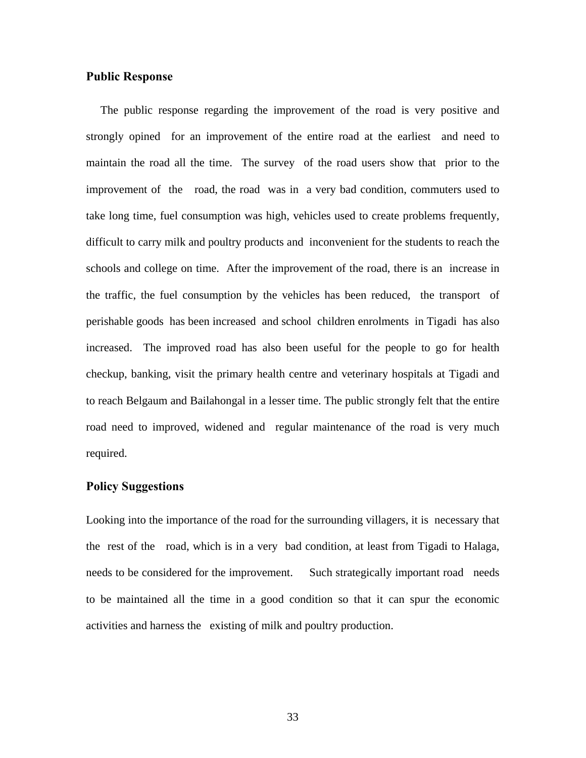## Public Response

The public response regarding the improvement of the road is very positive and strongly opined for an improvement of the entire road at the earliest and need to maintain the road all the time. The survey of the road users show that prior to the improvement of the road, the road was in a very bad condition, commuters used to take long time, fuel consumption was high, vehicles used to create problems frequently, difficult to carry milk and poultry products and inconvenient for the students to reach the schools and college on time. After the improvement of the road, there is an increase in the traffic, the fuel consumption by the vehicles has been reduced, the transport of perishable goods has been increased and school children enrolments in Tigadi has also increased. The improved road has also been useful for the people to go for health checkup, banking, visit the primary health centre and veterinary hospitals at Tigadi and to reach Belgaum and Bailahongal in a lesser time. The public strongly felt that the entire road need to improved, widened and regular maintenance of the road is very much required.

## Policy Suggestions

Looking into the importance of the road for the surrounding villagers, it is necessary that the rest of the road, which is in a very bad condition, at least from Tigadi to Halaga, needs to be considered for the improvement. Such strategically important road needs to be maintained all the time in a good condition so that it can spur the economic activities and harness the existing of milk and poultry production.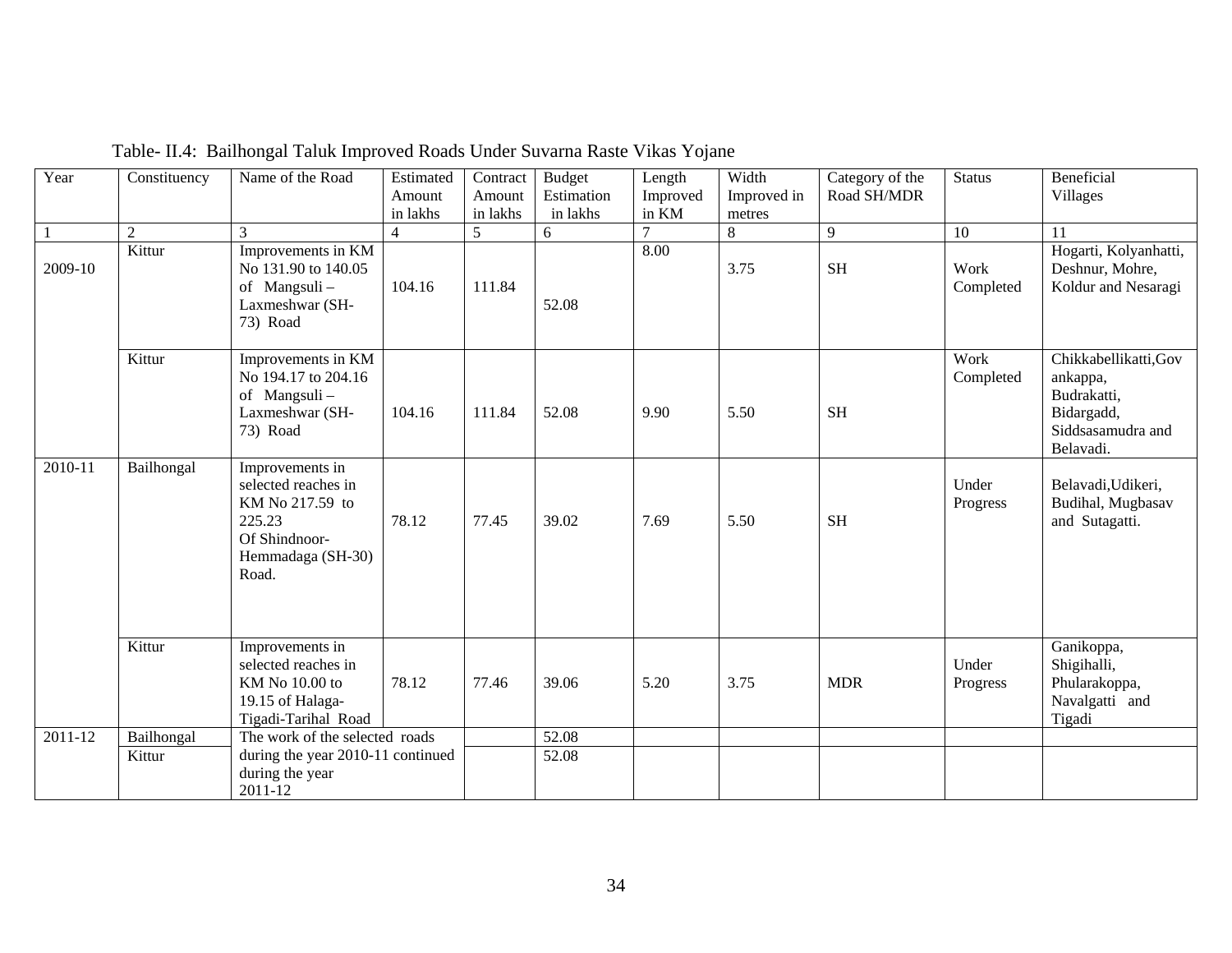Table- II.4: Bailhongal Taluk Improved Roads Under Suvarna Raste Vikas Yojane

| Year | Constituency | Name of the Road | Estimated Amount in lakhs | Contract Amount in lakhs | Budget Estimation in lakhs | Length Improved in KM | Width Improved in metres | Category of the Road SH/MDR | Status | Beneficial Villages |
|---|---|---|---|---|---|---|---|---|---|---|
| 1 | 2 | 3 | 4 | 5 | 6 | 7 | 8 | 9 | 10 | 11 |
| 2009-10 | Kittur | Improvements in KM No 131.90 to 140.05 of Mangsuli – Laxmeshwar (SH-73) Road | 104.16 | 111.84 | 52.08 | 8.00 | 3.75 | SH | Work Completed | Hogarti, Kolyanhatti, Deshnur, Mohre, Koldur and Nesaragi |
| | Kittur | Improvements in KM No 194.17 to 204.16 of Mangsuli – Laxmeshwar (SH-73) Road | 104.16 | 111.84 | 52.08 | 9.90 | 5.50 | SH | Work Completed | Chikkabellikatti,Govankappa, Budrakatti, Bidargadd, Siddsasamudra and Belavadi. |
| 2010-11 | Bailhongal | Improvements in selected reaches in KM No 217.59 to 225.23 Of Shindnoor-Hemmadaga (SH-30) Road. | 78.12 | 77.45 | 39.02 | 7.69 | 5.50 | SH | Under Progress | Belavadi,Udikeri, Budihal, Mugbasav and Sutagatti. |
| | Kittur | Improvements in selected reaches in KM No 10.00 to 19.15 of Halaga-Tigadi-Tarihal Road | 78.12 | 77.46 | 39.06 | 5.20 | 3.75 | MDR | Under Progress | Ganikoppa, Shigihalli, Phularakoppa, Navalgatti and Tigadi |
| 2011-12 | Bailhongal | The work of the selected roads during the year 2010-11 continued during the year 2011-12 | | | 52.08 | | | | | |
| | Kittur | | | | 52.08 | | | | | |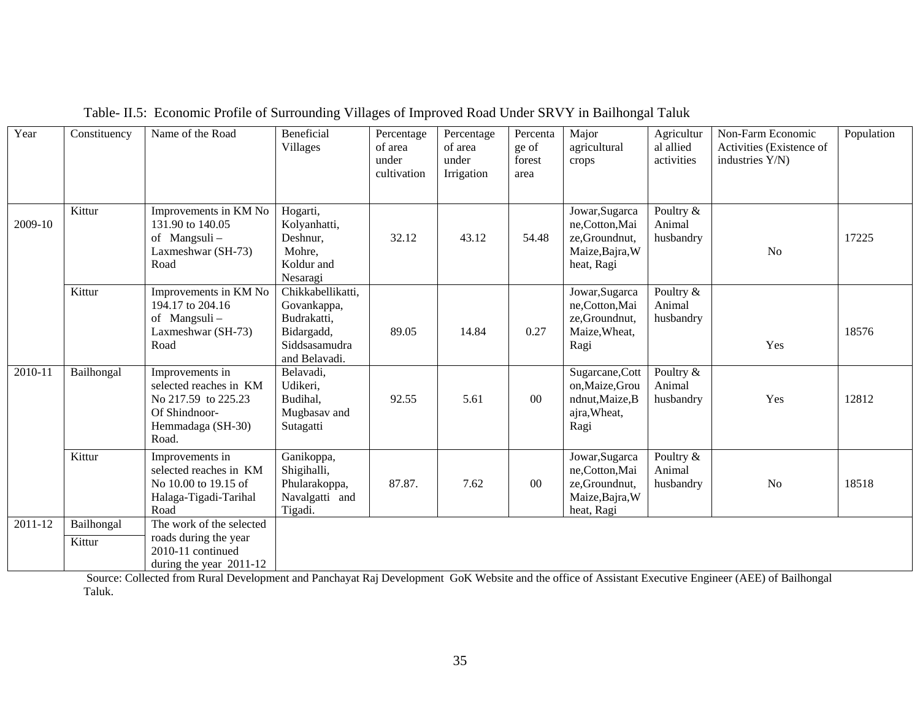Table- II.5: Economic Profile of Surrounding Villages of Improved Road Under SRVY in Bailhongal Taluk

| Year | Constituency | Name of the Road | Beneficial Villages | Percentage of area under cultivation | Percentage of area under Irrigation | Percentage of forest area | Major agricultural crops | Agricultural allied activities | Non-Farm Economic Activities (Existence of industries Y/N) | Population |
|---|---|---|---|---|---|---|---|---|---|---|
| 2009-10 | Kittur | Improvements in KM No 131.90 to 140.05 of Mangsuli – Laxmeshwar (SH-73) Road | Hogarti, Kolyanhatti, Deshnur, Mohre, Koldur and Nesaragi | 32.12 | 43.12 | 54.48 | Jowar,Sugarcane,Cotton,Maize,Groundnut, Maize,Bajra,Wheat, Ragi | Poultry & Animal husbandry | No | 17225 |
| | Kittur | Improvements in KM No 194.17 to 204.16 of Mangsuli – Laxmeshwar (SH-73) Road | Chikkabellikatti, Govankappa, Budrakatti, Bidargadd, Siddsasamudra and Belavadi. | 89.05 | 14.84 | 0.27 | Jowar,Sugarcane,Cotton,Maize,Groundnut, Maize,Wheat, Ragi | Poultry & Animal husbandry | Yes | 18576 |
| 2010-11 | Bailhongal | Improvements in selected reaches in KM No 217.59 to 225.23 Of Shindnoor-Hemmadaga (SH-30) Road. | Belavadi, Udikeri, Budihal, Mugbasav and Sutagatti | 92.55 | 5.61 | 00 | Sugarcane,Cotton,Maize,Groundnut,Maize,Bajra,Wheat, Ragi | Poultry & Animal husbandry | Yes | 12812 |
| | Kittur | Improvements in selected reaches in KM No 10.00 to 19.15 of Halaga-Tigadi-Tarihal Road | Ganikoppa, Shigihalli, Phularakoppa, Navalgatti and Tigadi. | 87.87. | 7.62 | 00 | Jowar,Sugarcane,Cotton,Maize,Groundnut, Maize,Bajra,Wheat, Ragi | Poultry & Animal husbandry | No | 18518 |
| 2011-12 | Bailhongal | The work of the selected roads during the year 2010-11 continued during the year 2011-12 | | | | | | | | |
| | Kittur | | | | | | | | | |

Source: Collected from Rural Development and Panchayat Raj Development GoK Website and the office of Assistant Executive Engineer (AEE) of Bailhongal Taluk.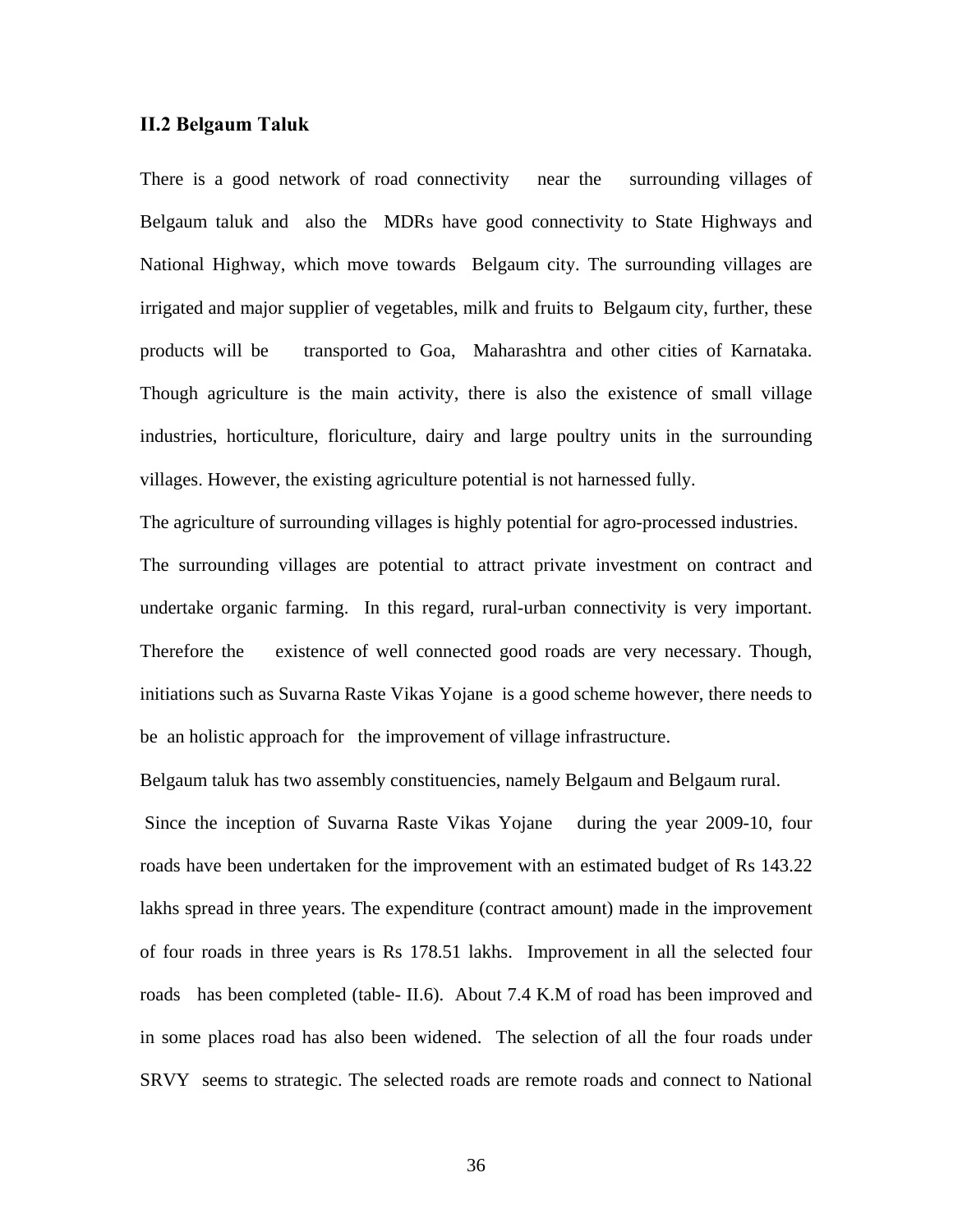### II.2 Belgaum Taluk

There is a good network of road connectivity near the surrounding villages of Belgaum taluk and also the MDRs have good connectivity to State Highways and National Highway, which move towards Belgaum city. The surrounding villages are irrigated and major supplier of vegetables, milk and fruits to Belgaum city, further, these products will be transported to Goa, Maharashtra and other cities of Karnataka. Though agriculture is the main activity, there is also the existence of small village industries, horticulture, floriculture, dairy and large poultry units in the surrounding villages. However, the existing agriculture potential is not harnessed fully.

The agriculture of surrounding villages is highly potential for agro-processed industries.

The surrounding villages are potential to attract private investment on contract and undertake organic farming. In this regard, rural-urban connectivity is very important. Therefore the existence of well connected good roads are very necessary. Though, initiations such as Suvarna Raste Vikas Yojane is a good scheme however, there needs to be an holistic approach for the improvement of village infrastructure.

Belgaum taluk has two assembly constituencies, namely Belgaum and Belgaum rural.

Since the inception of Suvarna Raste Vikas Yojane during the year 2009-10, four roads have been undertaken for the improvement with an estimated budget of Rs 143.22 lakhs spread in three years. The expenditure (contract amount) made in the improvement of four roads in three years is Rs 178.51 lakhs. Improvement in all the selected four roads has been completed (table- II.6). About 7.4 K.M of road has been improved and in some places road has also been widened. The selection of all the four roads under SRVY seems to strategic. The selected roads are remote roads and connect to National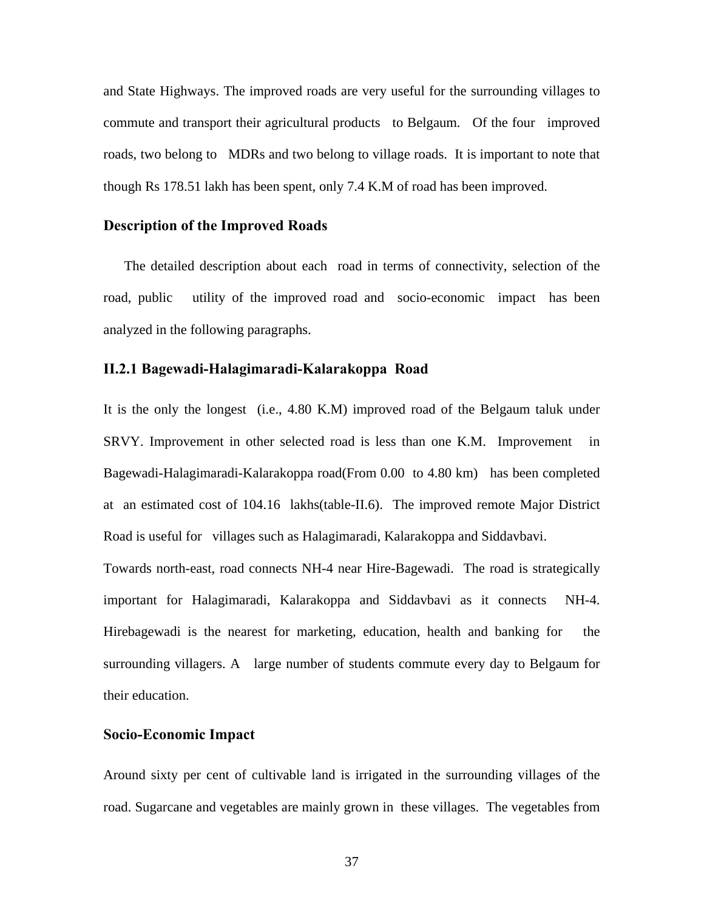and State Highways. The improved roads are very useful for the surrounding villages to commute and transport their agricultural products to Belgaum. Of the four improved roads, two belong to MDRs and two belong to village roads. It is important to note that though Rs 178.51 lakh has been spent, only 7.4 K.M of road has been improved.

### Description of the Improved Roads

The detailed description about each road in terms of connectivity, selection of the road, public utility of the improved road and socio-economic impact has been analyzed in the following paragraphs.

### II.2.1 Bagewadi-Halagimaradi-Kalarakoppa Road

It is the only the longest (i.e., 4.80 K.M) improved road of the Belgaum taluk under SRVY. Improvement in other selected road is less than one K.M. Improvement in Bagewadi-Halagimaradi-Kalarakoppa road(From 0.00 to 4.80 km) has been completed at an estimated cost of 104.16 lakhs(table-II.6). The improved remote Major District Road is useful for villages such as Halagimaradi, Kalarakoppa and Siddavbavi.

Towards north-east, road connects NH-4 near Hire-Bagewadi. The road is strategically important for Halagimaradi, Kalarakoppa and Siddavbavi as it connects NH-4. Hirebagewadi is the nearest for marketing, education, health and banking for the surrounding villagers. A large number of students commute every day to Belgaum for their education.

### Socio-Economic Impact

Around sixty per cent of cultivable land is irrigated in the surrounding villages of the road. Sugarcane and vegetables are mainly grown in these villages. The vegetables from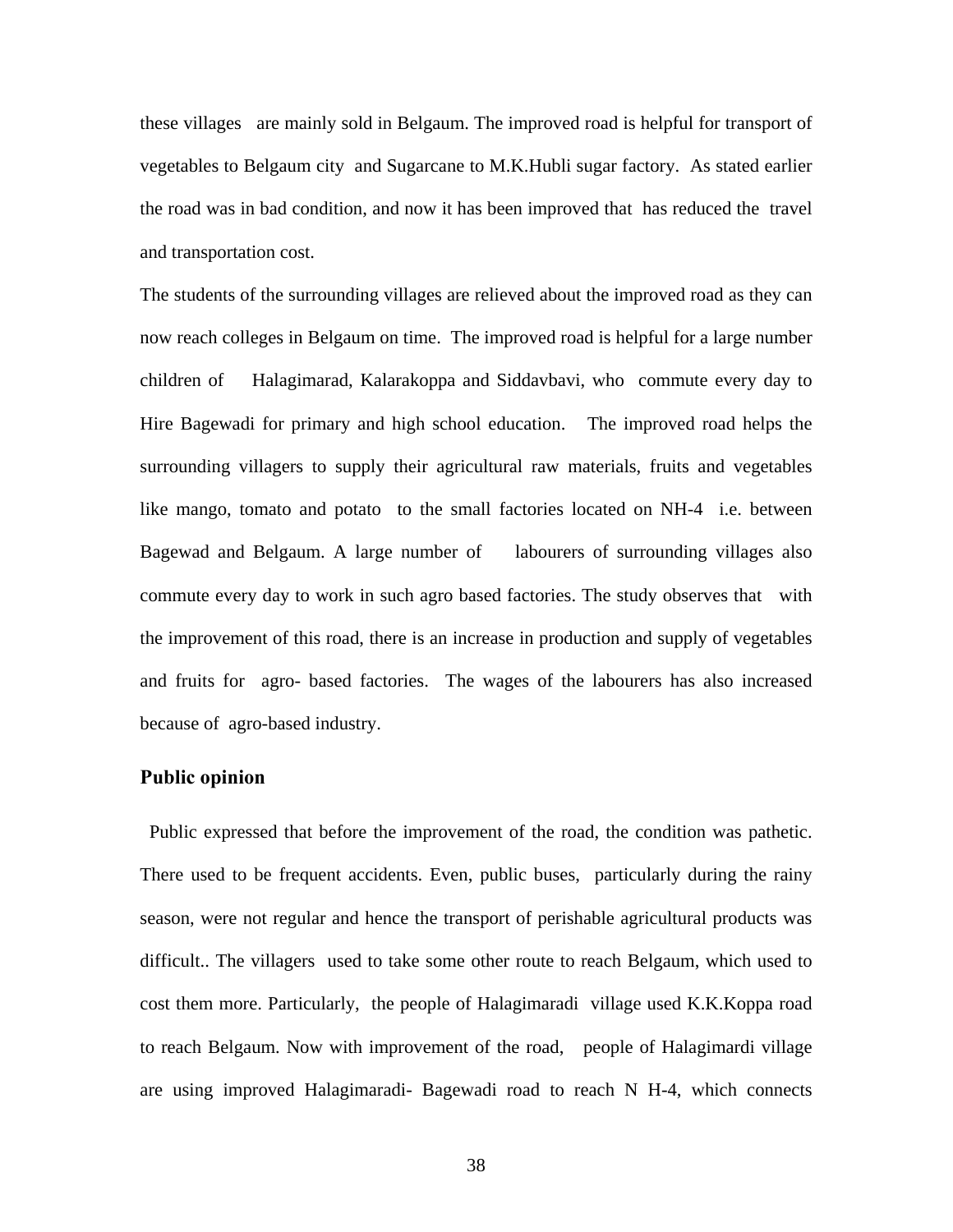these villages are mainly sold in Belgaum. The improved road is helpful for transport of vegetables to Belgaum city and Sugarcane to M.K.Hubli sugar factory. As stated earlier the road was in bad condition, and now it has been improved that has reduced the travel and transportation cost.

The students of the surrounding villages are relieved about the improved road as they can now reach colleges in Belgaum on time. The improved road is helpful for a large number children of Halagimarad, Kalarakoppa and Siddavbavi, who commute every day to Hire Bagewadi for primary and high school education. The improved road helps the surrounding villagers to supply their agricultural raw materials, fruits and vegetables like mango, tomato and potato to the small factories located on NH-4 i.e. between Bagewad and Belgaum. A large number of labourers of surrounding villages also commute every day to work in such agro based factories. The study observes that with the improvement of this road, there is an increase in production and supply of vegetables and fruits for agro- based factories. The wages of the labourers has also increased because of agro-based industry.

## Public opinion

Public expressed that before the improvement of the road, the condition was pathetic. There used to be frequent accidents. Even, public buses, particularly during the rainy season, were not regular and hence the transport of perishable agricultural products was difficult.. The villagers used to take some other route to reach Belgaum, which used to cost them more. Particularly, the people of Halagimaradi village used K.K.Koppa road to reach Belgaum. Now with improvement of the road, people of Halagimardi village are using improved Halagimaradi- Bagewadi road to reach N H-4, which connects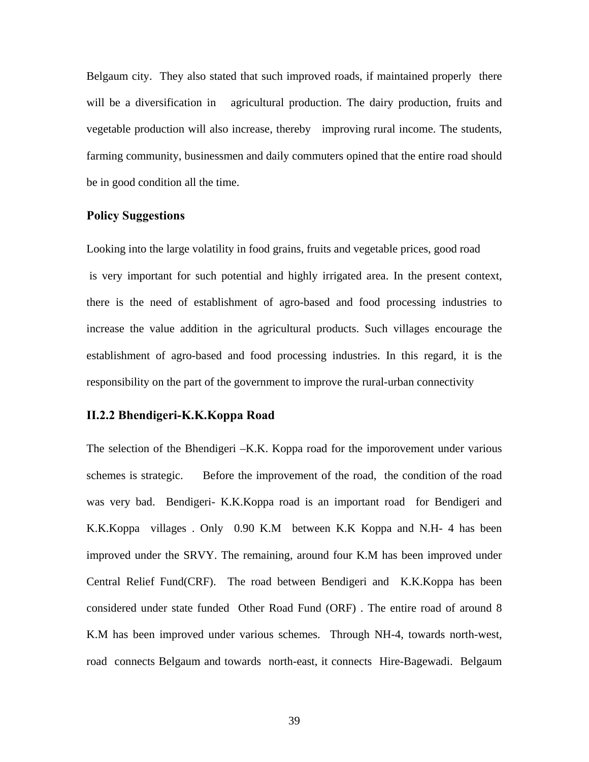Belgaum city. They also stated that such improved roads, if maintained properly there will be a diversification in agricultural production. The dairy production, fruits and vegetable production will also increase, thereby improving rural income. The students, farming community, businessmen and daily commuters opined that the entire road should be in good condition all the time.

### Policy Suggestions

Looking into the large volatility in food grains, fruits and vegetable prices, good road is very important for such potential and highly irrigated area. In the present context, there is the need of establishment of agro-based and food processing industries to increase the value addition in the agricultural products. Such villages encourage the establishment of agro-based and food processing industries. In this regard, it is the responsibility on the part of the government to improve the rural-urban connectivity

### II.2.2 Bhendigeri-K.K.Koppa Road

The selection of the Bhendigeri –K.K. Koppa road for the imporovement under various schemes is strategic. Before the improvement of the road, the condition of the road was very bad. Bendigeri- K.K.Koppa road is an important road for Bendigeri and K.K.Koppa villages . Only 0.90 K.M between K.K Koppa and N.H- 4 has been improved under the SRVY. The remaining, around four K.M has been improved under Central Relief Fund(CRF). The road between Bendigeri and K.K.Koppa has been considered under state funded Other Road Fund (ORF) . The entire road of around 8 K.M has been improved under various schemes. Through NH-4, towards north-west, road connects Belgaum and towards north-east, it connects Hire-Bagewadi. Belgaum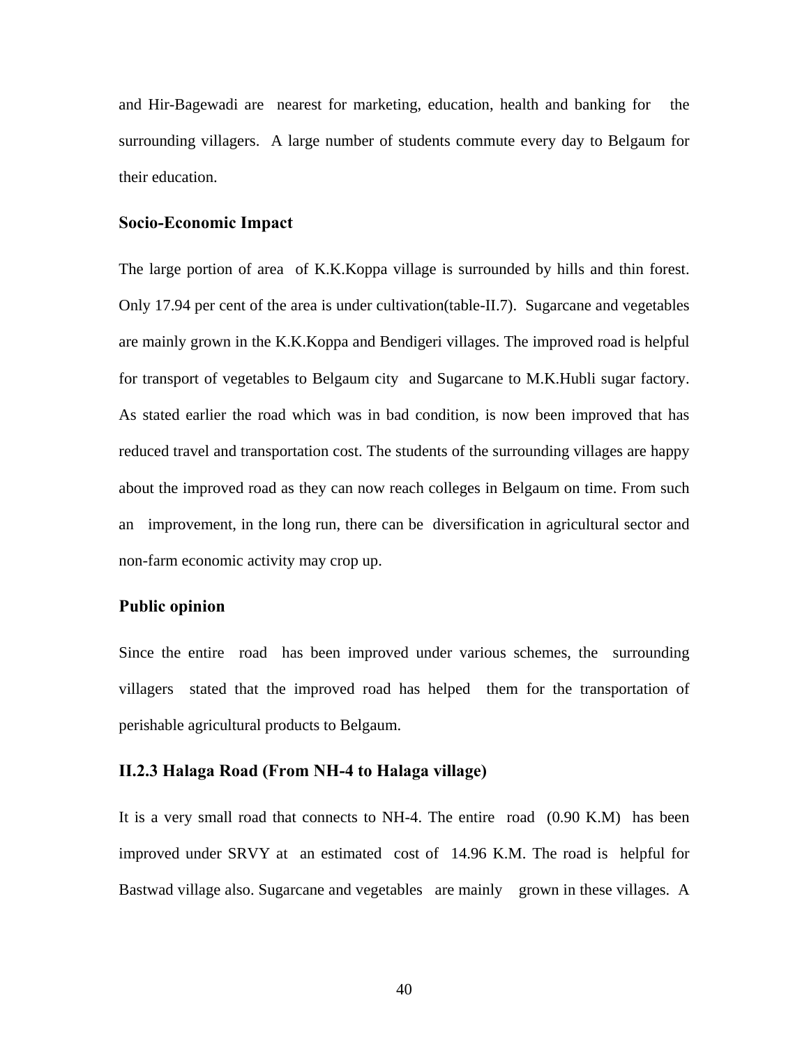and Hir-Bagewadi are nearest for marketing, education, health and banking for the surrounding villagers. A large number of students commute every day to Belgaum for their education.

### Socio-Economic Impact

The large portion of area of K.K.Koppa village is surrounded by hills and thin forest. Only 17.94 per cent of the area is under cultivation(table-II.7). Sugarcane and vegetables are mainly grown in the K.K.Koppa and Bendigeri villages. The improved road is helpful for transport of vegetables to Belgaum city and Sugarcane to M.K.Hubli sugar factory. As stated earlier the road which was in bad condition, is now been improved that has reduced travel and transportation cost. The students of the surrounding villages are happy about the improved road as they can now reach colleges in Belgaum on time. From such an improvement, in the long run, there can be diversification in agricultural sector and non-farm economic activity may crop up.

### Public opinion

Since the entire road has been improved under various schemes, the surrounding villagers stated that the improved road has helped them for the transportation of perishable agricultural products to Belgaum.

### II.2.3 Halaga Road (From NH-4 to Halaga village)

It is a very small road that connects to NH-4. The entire road (0.90 K.M) has been improved under SRVY at an estimated cost of 14.96 K.M. The road is helpful for Bastwad village also. Sugarcane and vegetables are mainly grown in these villages. A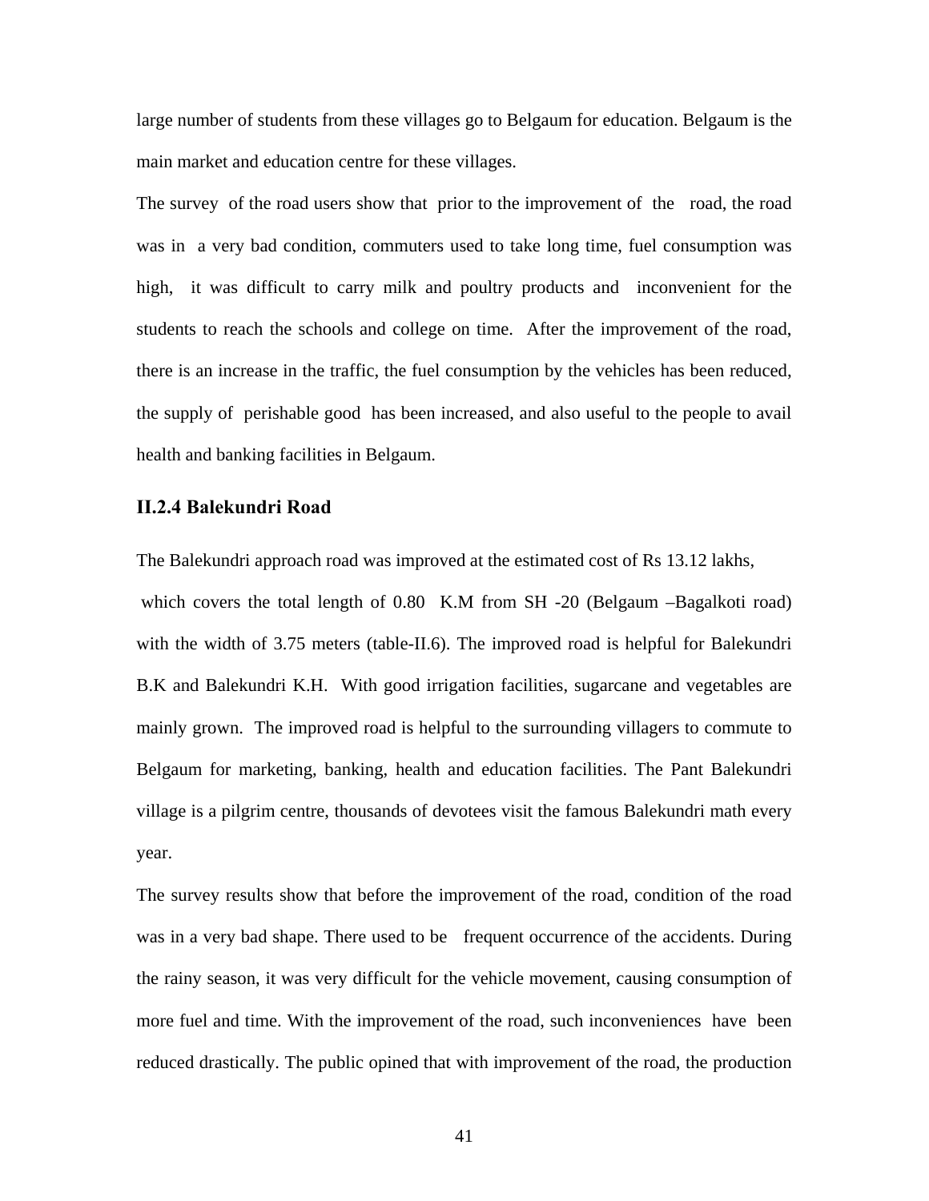large number of students from these villages go to Belgaum for education. Belgaum is the main market and education centre for these villages.

The survey of the road users show that prior to the improvement of the road, the road was in a very bad condition, commuters used to take long time, fuel consumption was high, it was difficult to carry milk and poultry products and inconvenient for the students to reach the schools and college on time. After the improvement of the road, there is an increase in the traffic, the fuel consumption by the vehicles has been reduced, the supply of perishable good has been increased, and also useful to the people to avail health and banking facilities in Belgaum.

### II.2.4 Balekundri Road

The Balekundri approach road was improved at the estimated cost of Rs 13.12 lakhs, which covers the total length of 0.80 K.M from SH -20 (Belgaum –Bagalkoti road) with the width of 3.75 meters (table-II.6). The improved road is helpful for Balekundri B.K and Balekundri K.H. With good irrigation facilities, sugarcane and vegetables are mainly grown. The improved road is helpful to the surrounding villagers to commute to Belgaum for marketing, banking, health and education facilities. The Pant Balekundri village is a pilgrim centre, thousands of devotees visit the famous Balekundri math every year.

The survey results show that before the improvement of the road, condition of the road was in a very bad shape. There used to be frequent occurrence of the accidents. During the rainy season, it was very difficult for the vehicle movement, causing consumption of more fuel and time. With the improvement of the road, such inconveniences have been reduced drastically. The public opined that with improvement of the road, the production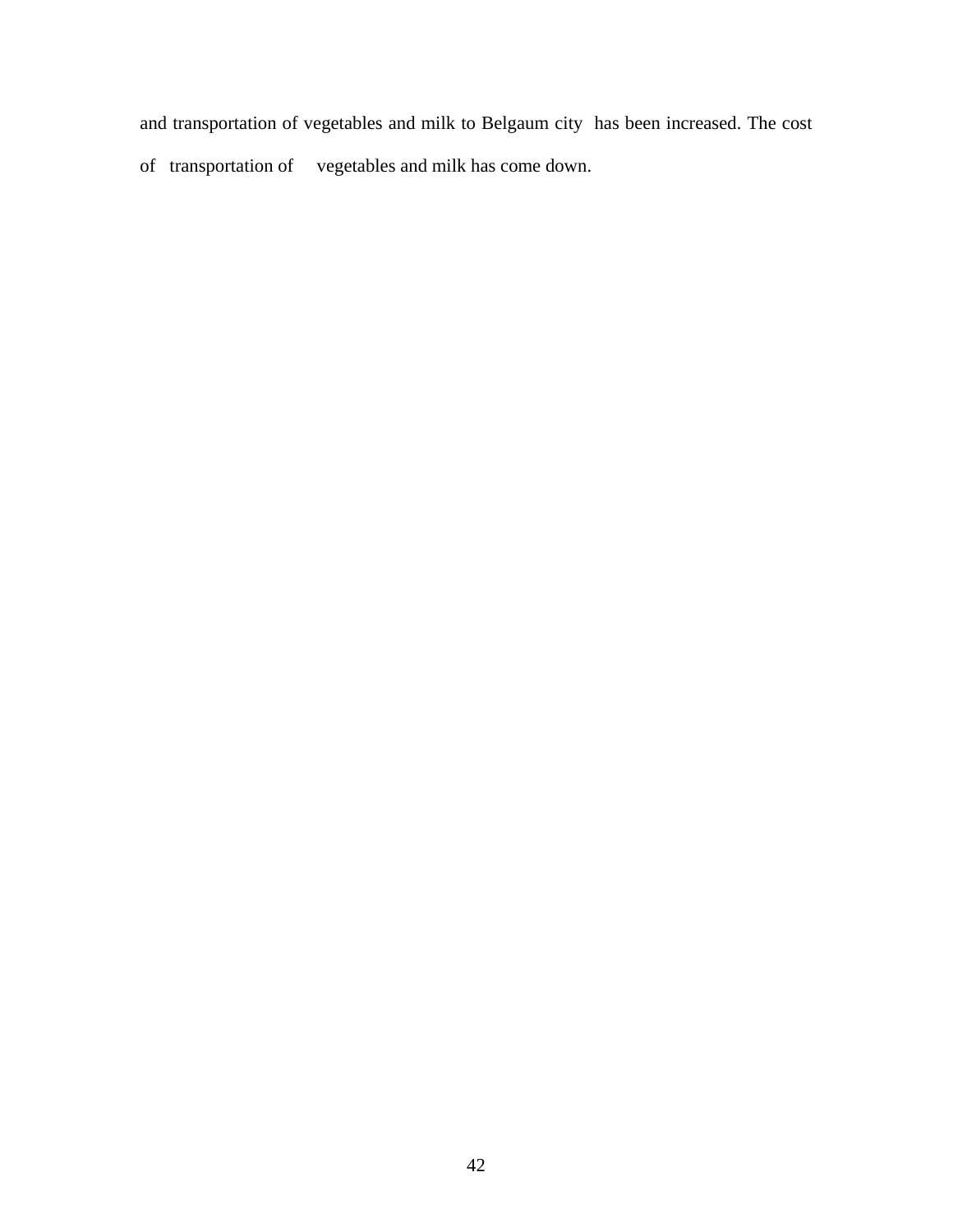and transportation of vegetables and milk to Belgaum city has been increased. The cost of transportation of vegetables and milk has come down.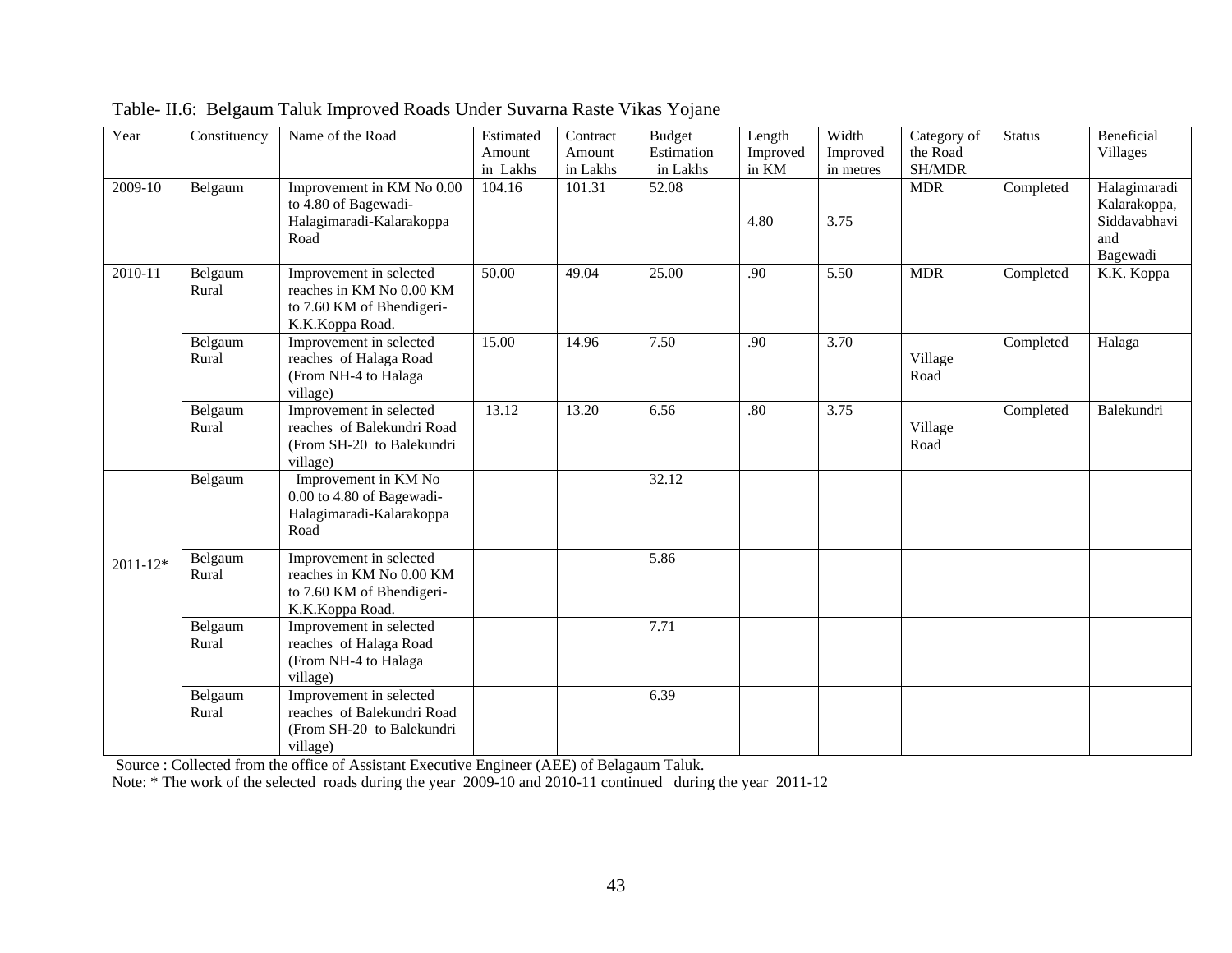Table- II.6: Belgaum Taluk Improved Roads Under Suvarna Raste Vikas Yojane

| Year | Constituency | Name of the Road | Estimated Amount in Lakhs | Contract Amount in Lakhs | Budget Estimation in Lakhs | Length Improved in KM | Width Improved in metres | Category of the Road SH/MDR | Status | Beneficial Villages |
|---|---|---|---|---|---|---|---|---|---|---|
| 2009-10 | Belgaum | Improvement in KM No 0.00 to 4.80 of Bagewadi-Halagimaradi-Kalarakoppa Road | 104.16 | 101.31 | 52.08 | 4.80 | 3.75 | MDR | Completed | Halagimaradi Kalarakoppa, Siddavabhavi and Bagewadi |
| 2010-11 | Belgaum Rural | Improvement in selected reaches in KM No 0.00 KM to 7.60 KM of Bhendigeri-K.K.Koppa Road. | 50.00 | 49.04 | 25.00 | .90 | 5.50 | MDR | Completed | K.K. Koppa |
| | Belgaum Rural | Improvement in selected reaches of Halaga Road (From NH-4 to Halaga village) | 15.00 | 14.96 | 7.50 | .90 | 3.70 | Village Road | Completed | Halaga |
| | Belgaum Rural | Improvement in selected reaches of Balekundri Road (From SH-20 to Balekundri village) | 13.12 | 13.20 | 6.56 | .80 | 3.75 | Village Road | Completed | Balekundri |
| 2011-12* | Belgaum | Improvement in KM No 0.00 to 4.80 of Bagewadi-Halagimaradi-Kalarakoppa Road | | | 32.12 | | | | | |
| | Belgaum Rural | Improvement in selected reaches in KM No 0.00 KM to 7.60 KM of Bhendigeri-K.K.Koppa Road. | | | 5.86 | | | | | |
| | Belgaum Rural | Improvement in selected reaches of Halaga Road (From NH-4 to Halaga village) | | | 7.71 | | | | | |
| | Belgaum Rural | Improvement in selected reaches of Balekundri Road (From SH-20 to Balekundri village) | | | 6.39 | | | | | |

Source : Collected from the office of Assistant Executive Engineer (AEE) of Belagaum Taluk.

Note: * The work of the selected roads during the year 2009-10 and 2010-11 continued during the year 2011-12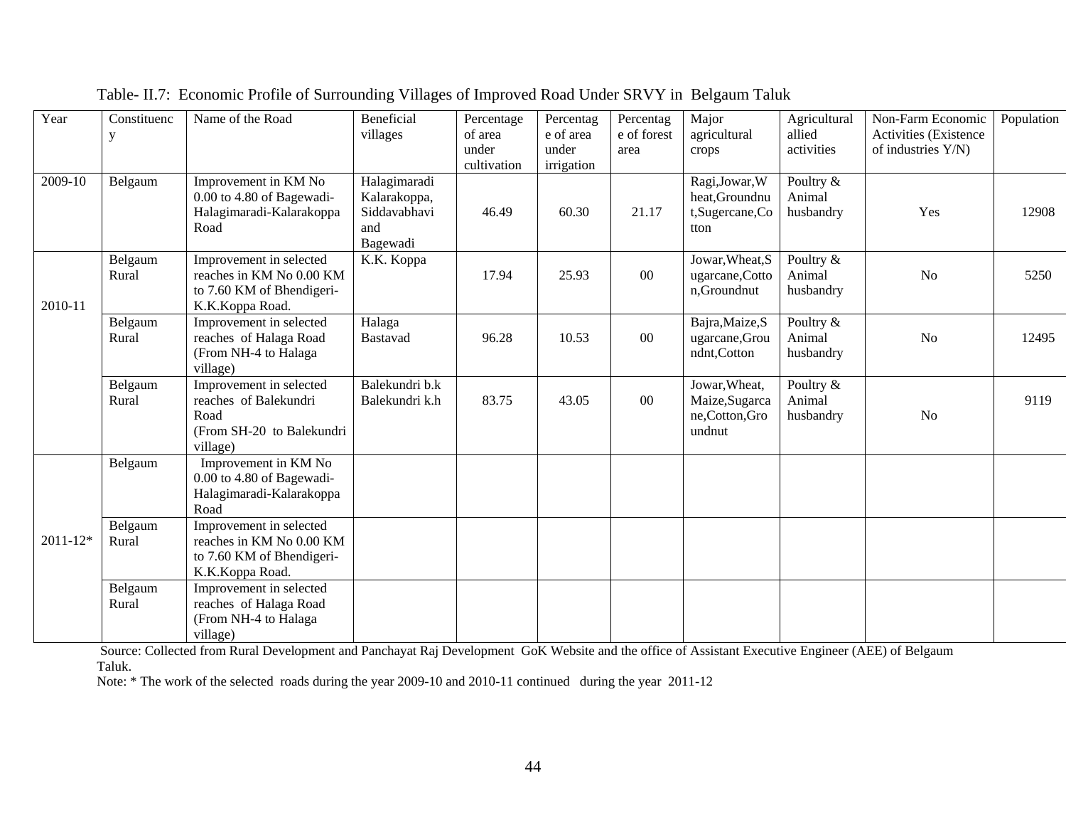Table- II.7: Economic Profile of Surrounding Villages of Improved Road Under SRVY in Belgaum Taluk

| Year | Constituency | Name of the Road | Beneficial villages | Percentage of area under cultivation | Percentage of area under irrigation | Percentage of forest area | Major agricultural crops | Agricultural allied activities | Non-Farm Economic Activities (Existence of industries Y/N) | Population |
|---|---|---|---|---|---|---|---|---|---|---|
| 2009-10 | Belgaum | Improvement in KM No 0.00 to 4.80 of Bagewadi-Halagimaradi-Kalarakoppa Road | Halagimaradi Kalarakoppa, Siddavabhavi and Bagewadi | 46.49 | 60.30 | 21.17 | Ragi,Jowar,Wheat,Groundnut,Sugercane,Cotton | Poultry & Animal husbandry | Yes | 12908 |
| 2010-11 | Belgaum Rural | Improvement in selected reaches in KM No 0.00 KM to 7.60 KM of Bhendigeri-K.K.Koppa Road. | K.K. Koppa | 17.94 | 25.93 | 00 | Jowar,Wheat,Sugarcane,Cotton,Groundnut | Poultry & Animal husbandry | No | 5250 |
| | Belgaum Rural | Improvement in selected reaches of Halaga Road (From NH-4 to Halaga village) | Halaga Bastavad | 96.28 | 10.53 | 00 | Bajra,Maize,Sugarcane,Groundnt,Cotton | Poultry & Animal husbandry | No | 12495 |
| | Belgaum Rural | Improvement in selected reaches of Balekundri Road (From SH-20 to Balekundri village) | Balekundri b.k Balekundri k.h | 83.75 | 43.05 | 00 | Jowar,Wheat, Maize,Sugarcane,Cotton,Groundnut | Poultry & Animal husbandry | No | 9119 |
| 2011-12* | Belgaum | Improvement in KM No 0.00 to 4.80 of Bagewadi-Halagimaradi-Kalarakoppa Road | | | | | | | | |
| | Belgaum Rural | Improvement in selected reaches in KM No 0.00 KM to 7.60 KM of Bhendigeri-K.K.Koppa Road. | | | | | | | | |
| | Belgaum Rural | Improvement in selected reaches of Halaga Road (From NH-4 to Halaga village) | | | | | | | | |

Source: Collected from Rural Development and Panchayat Raj Development GoK Website and the office of Assistant Executive Engineer (AEE) of Belgaum Taluk.

Note: * The work of the selected roads during the year 2009-10 and 2010-11 continued during the year 2011-12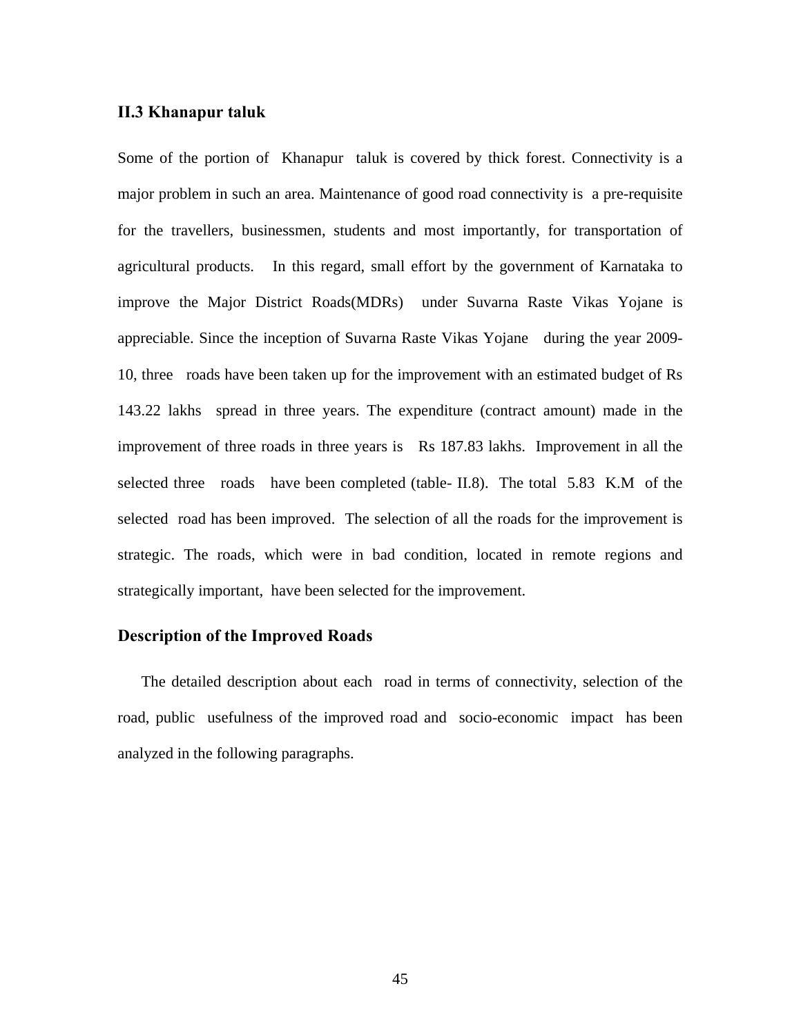### II.3 Khanapur taluk

Some of the portion of Khanapur taluk is covered by thick forest. Connectivity is a major problem in such an area. Maintenance of good road connectivity is a pre-requisite for the travellers, businessmen, students and most importantly, for transportation of agricultural products. In this regard, small effort by the government of Karnataka to improve the Major District Roads(MDRs) under Suvarna Raste Vikas Yojane is appreciable. Since the inception of Suvarna Raste Vikas Yojane during the year 2009-10, three roads have been taken up for the improvement with an estimated budget of Rs 143.22 lakhs spread in three years. The expenditure (contract amount) made in the improvement of three roads in three years is Rs 187.83 lakhs. Improvement in all the selected three roads have been completed (table- II.8). The total 5.83 K.M of the selected road has been improved. The selection of all the roads for the improvement is strategic. The roads, which were in bad condition, located in remote regions and strategically important, have been selected for the improvement.

### Description of the Improved Roads

The detailed description about each road in terms of connectivity, selection of the road, public usefulness of the improved road and socio-economic impact has been analyzed in the following paragraphs.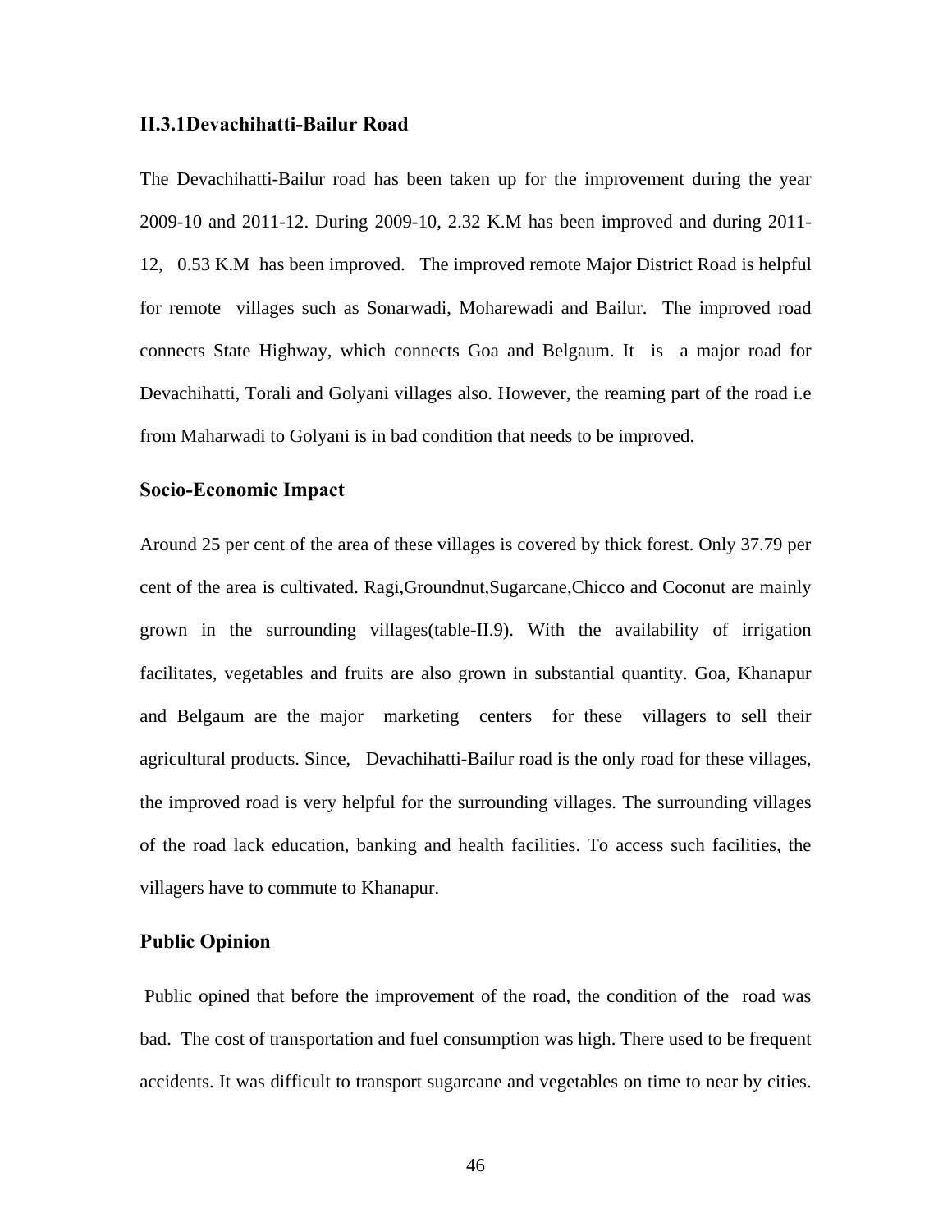### II.3.1Devachihatti-Bailur Road

The Devachihatti-Bailur road has been taken up for the improvement during the year 2009-10 and 2011-12. During 2009-10, 2.32 K.M has been improved and during 2011-12, 0.53 K.M has been improved. The improved remote Major District Road is helpful for remote villages such as Sonarwadi, Moharewadi and Bailur. The improved road connects State Highway, which connects Goa and Belgaum. It is a major road for Devachihatti, Torali and Golyani villages also. However, the reaming part of the road i.e from Maharwadi to Golyani is in bad condition that needs to be improved.

### Socio-Economic Impact

Around 25 per cent of the area of these villages is covered by thick forest. Only 37.79 per cent of the area is cultivated. Ragi,Groundnut,Sugarcane,Chicco and Coconut are mainly grown in the surrounding villages(table-II.9). With the availability of irrigation facilitates, vegetables and fruits are also grown in substantial quantity. Goa, Khanapur and Belgaum are the major marketing centers for these villagers to sell their agricultural products. Since, Devachihatti-Bailur road is the only road for these villages, the improved road is very helpful for the surrounding villages. The surrounding villages of the road lack education, banking and health facilities. To access such facilities, the villagers have to commute to Khanapur.

### Public Opinion

Public opined that before the improvement of the road, the condition of the road was bad. The cost of transportation and fuel consumption was high. There used to be frequent accidents. It was difficult to transport sugarcane and vegetables on time to near by cities.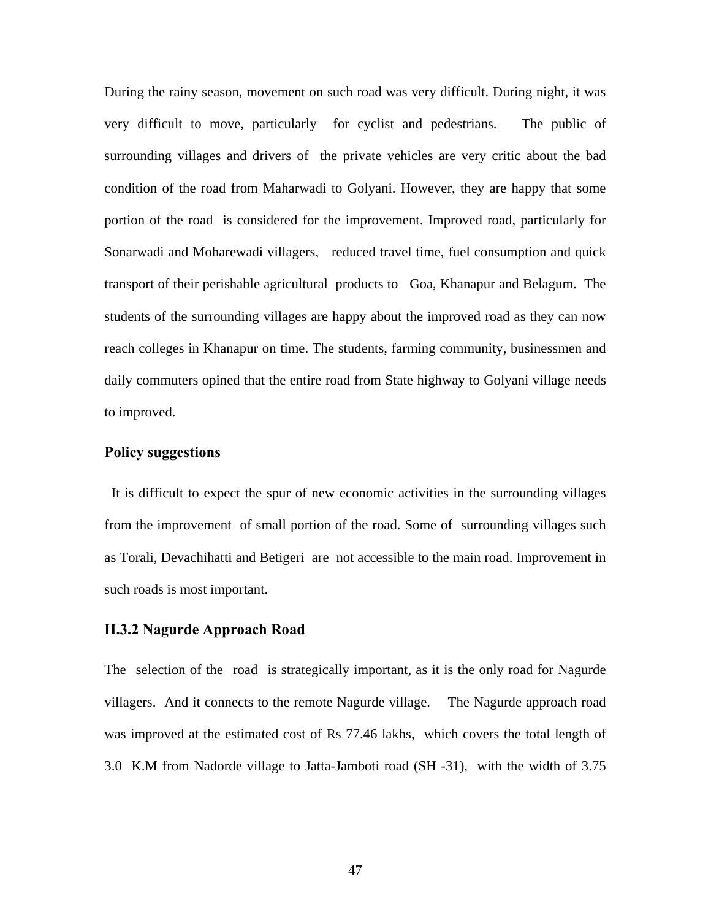During the rainy season, movement on such road was very difficult. During night, it was very difficult to move, particularly for cyclist and pedestrians. The public of surrounding villages and drivers of the private vehicles are very critic about the bad condition of the road from Maharwadi to Golyani. However, they are happy that some portion of the road is considered for the improvement. Improved road, particularly for Sonarwadi and Moharewadi villagers, reduced travel time, fuel consumption and quick transport of their perishable agricultural products to Goa, Khanapur and Belagum. The students of the surrounding villages are happy about the improved road as they can now reach colleges in Khanapur on time. The students, farming community, businessmen and daily commuters opined that the entire road from State highway to Golyani village needs to improved.

### Policy suggestions

It is difficult to expect the spur of new economic activities in the surrounding villages from the improvement of small portion of the road. Some of surrounding villages such as Torali, Devachihatti and Betigeri are not accessible to the main road. Improvement in such roads is most important.

### II.3.2 Nagurde Approach Road

The selection of the road is strategically important, as it is the only road for Nagurde villagers. And it connects to the remote Nagurde village. The Nagurde approach road was improved at the estimated cost of Rs 77.46 lakhs, which covers the total length of 3.0 K.M from Nadorde village to Jatta-Jamboti road (SH -31), with the width of 3.75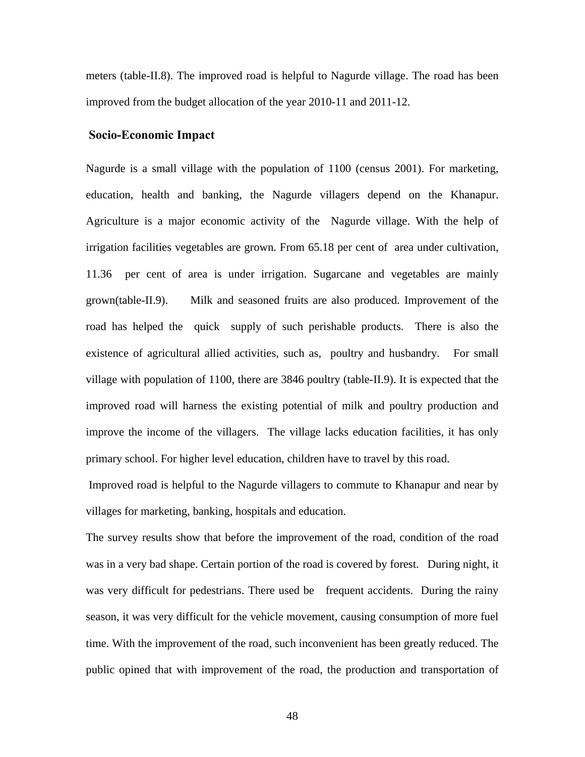meters (table-II.8). The improved road is helpful to Nagurde village. The road has been improved from the budget allocation of the year 2010-11 and 2011-12.

## Socio-Economic Impact

Nagurde is a small village with the population of 1100 (census 2001). For marketing, education, health and banking, the Nagurde villagers depend on the Khanapur. Agriculture is a major economic activity of the Nagurde village. With the help of irrigation facilities vegetables are grown. From 65.18 per cent of area under cultivation, 11.36 per cent of area is under irrigation. Sugarcane and vegetables are mainly grown(table-II.9). Milk and seasoned fruits are also produced. Improvement of the road has helped the quick supply of such perishable products. There is also the existence of agricultural allied activities, such as, poultry and husbandry. For small village with population of 1100, there are 3846 poultry (table-II.9). It is expected that the improved road will harness the existing potential of milk and poultry production and improve the income of the villagers. The village lacks education facilities, it has only primary school. For higher level education, children have to travel by this road.

Improved road is helpful to the Nagurde villagers to commute to Khanapur and near by villages for marketing, banking, hospitals and education.

The survey results show that before the improvement of the road, condition of the road was in a very bad shape. Certain portion of the road is covered by forest. During night, it was very difficult for pedestrians. There used be frequent accidents. During the rainy season, it was very difficult for the vehicle movement, causing consumption of more fuel time. With the improvement of the road, such inconvenient has been greatly reduced. The public opined that with improvement of the road, the production and transportation of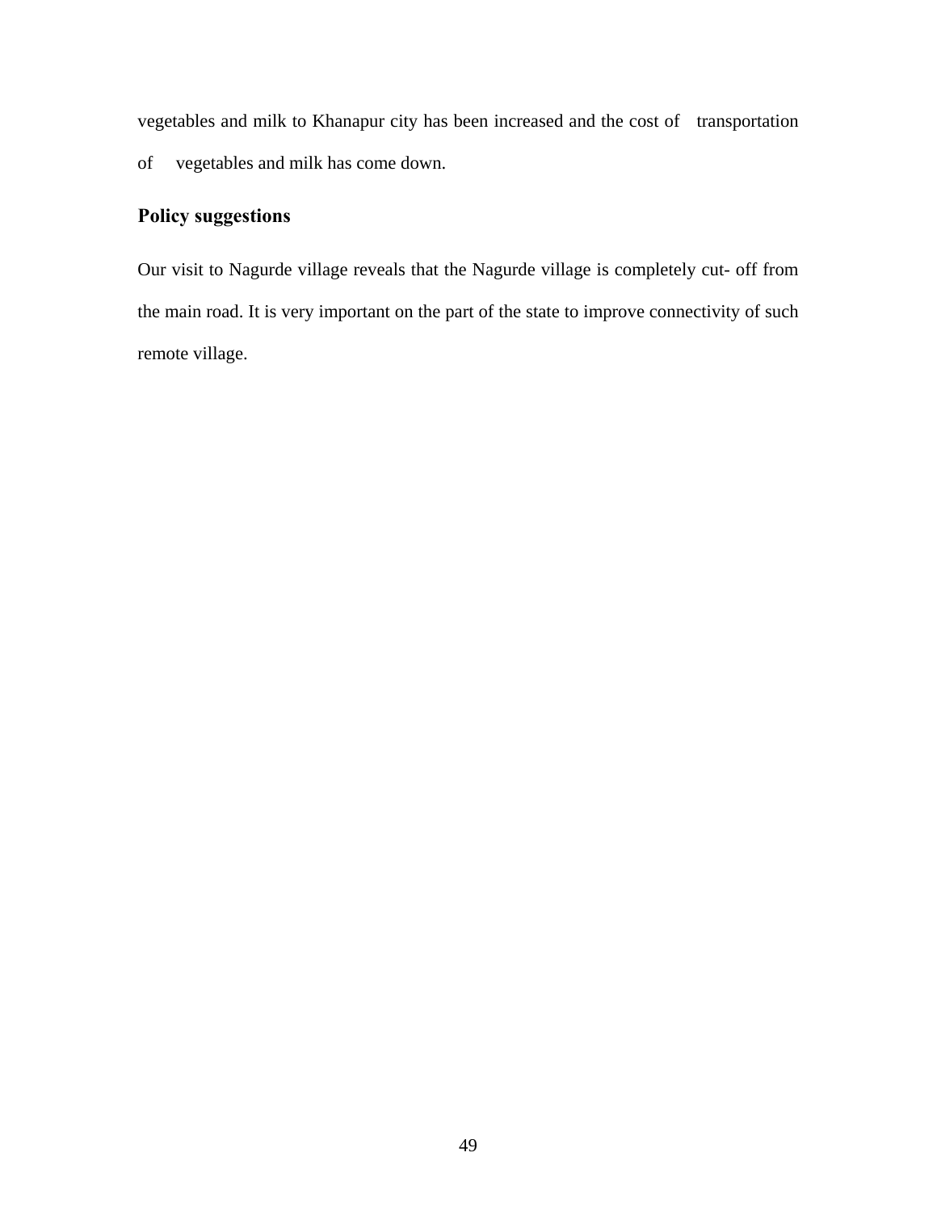vegetables and milk to Khanapur city has been increased and the cost of transportation of vegetables and milk has come down.

### Policy suggestions

Our visit to Nagurde village reveals that the Nagurde village is completely cut- off from the main road. It is very important on the part of the state to improve connectivity of such remote village.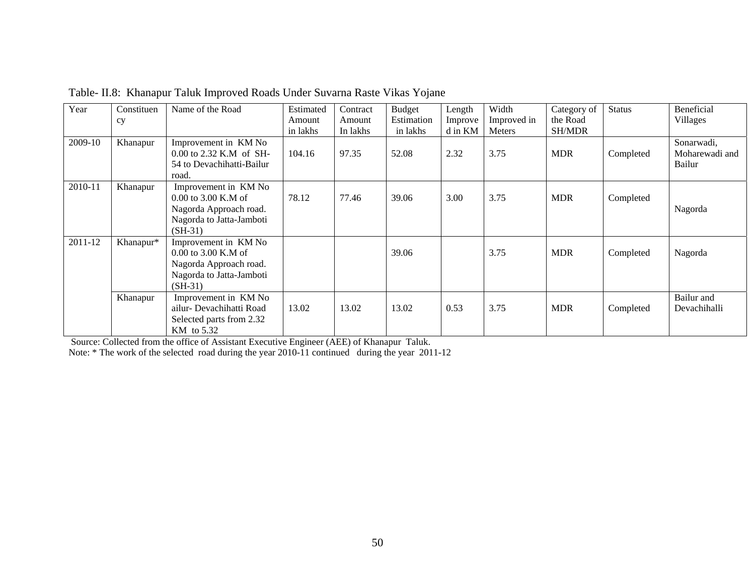Table- II.8: Khanapur Taluk Improved Roads Under Suvarna Raste Vikas Yojane

| Year | Constituency | Name of the Road | Estimated Amount in lakhs | Contract Amount In lakhs | Budget Estimation in lakhs | Length Improved in KM | Width Improved in Meters | Category of the Road SH/MDR | Status | Beneficial Villages |
|---|---|---|---|---|---|---|---|---|---|---|
| 2009-10 | Khanapur | Improvement in KM No 0.00 to 2.32 K.M of SH-54 to Devachihatti-Bailur road. | 104.16 | 97.35 | 52.08 | 2.32 | 3.75 | MDR | Completed | Sonarwadi, Moharewadi and Bailur |
| 2010-11 | Khanapur | Improvement in KM No 0.00 to 3.00 K.M of Nagorda Approach road. Nagorda to Jatta-Jamboti (SH-31) | 78.12 | 77.46 | 39.06 | 3.00 | 3.75 | MDR | Completed | Nagorda |
| 2011-12 | Khanapur* | Improvement in KM No 0.00 to 3.00 K.M of Nagorda Approach road. Nagorda to Jatta-Jamboti (SH-31) | | | 39.06 | | 3.75 | MDR | Completed | Nagorda |
| | Khanapur | Improvement in KM No ailur- Devachihatti Road Selected parts from 2.32 KM to 5.32 | 13.02 | 13.02 | 13.02 | 0.53 | 3.75 | MDR | Completed | Bailur and Devachihalli |

Source: Collected from the office of Assistant Executive Engineer (AEE) of Khanapur Taluk.

Note: * The work of the selected road during the year 2010-11 continued during the year 2011-12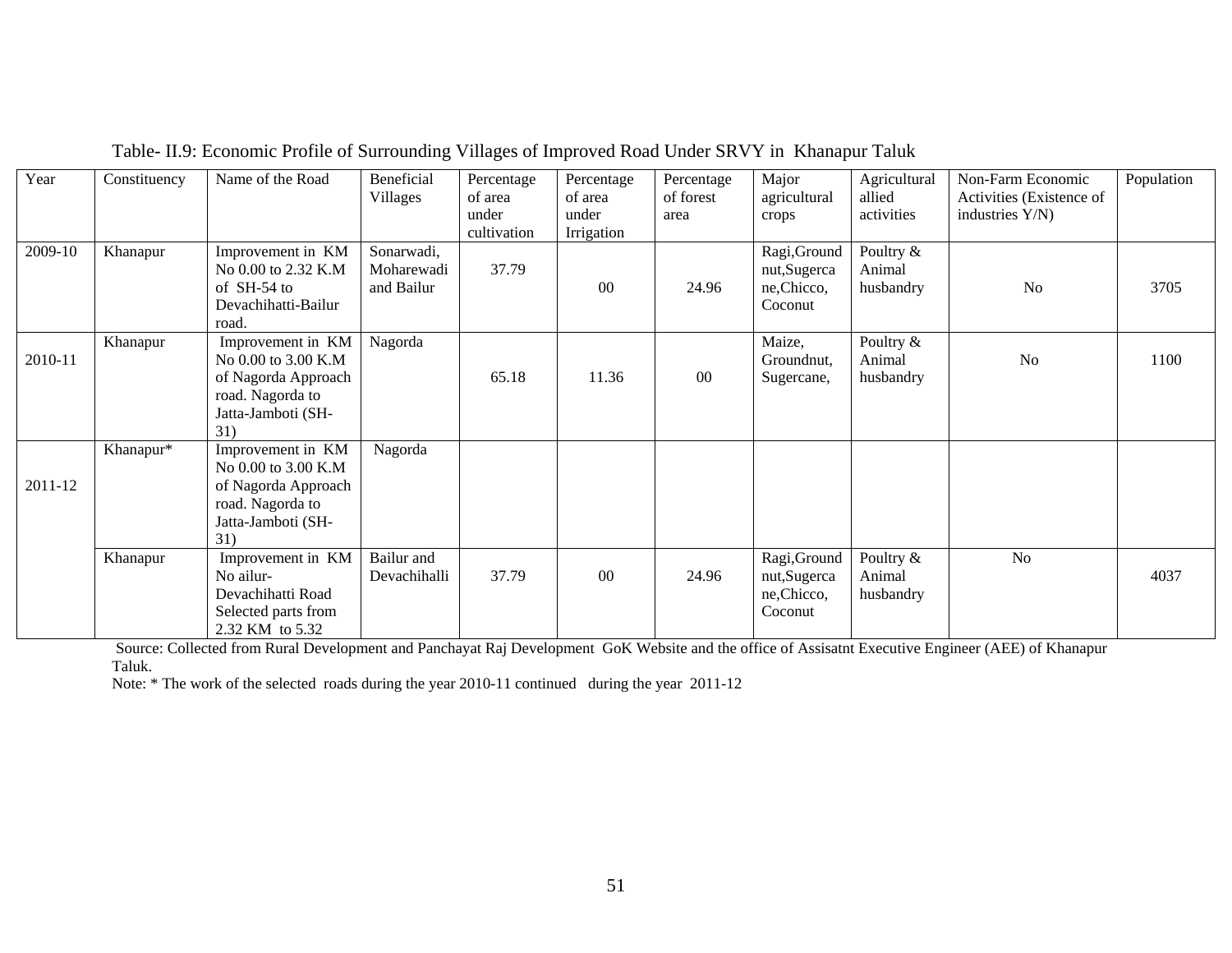Table- II.9: Economic Profile of Surrounding Villages of Improved Road Under SRVY in Khanapur Taluk

| Year | Constituency | Name of the Road | Beneficial Villages | Percentage of area under cultivation | Percentage of area under Irrigation | Percentage of forest area | Major agricultural crops | Agricultural allied activities | Non-Farm Economic Activities (Existence of industries Y/N) | Population |
|---|---|---|---|---|---|---|---|---|---|---|
| 2009-10 | Khanapur | Improvement in KM No 0.00 to 2.32 K.M of SH-54 to Devachihatti-Bailur road. | Sonarwadi, Moharewadi and Bailur | 37.79 | 00 | 24.96 | Ragi,Ground nut,Sugercane,Chicco, Coconut | Poultry & Animal husbandry | No | 3705 |
| 2010-11 | Khanapur | Improvement in KM No 0.00 to 3.00 K.M of Nagorda Approach road. Nagorda to Jatta-Jamboti (SH-31) | Nagorda | 65.18 | 11.36 | 00 | Maize, Groundnut, Sugercane, | Poultry & Animal husbandry | No | 1100 |
| 2011-12 | Khanapur* | Improvement in KM No 0.00 to 3.00 K.M of Nagorda Approach road. Nagorda to Jatta-Jamboti (SH-31) | Nagorda | | | | | | | |
| | Khanapur | Improvement in KM No ailur-Devachihatti Road Selected parts from 2.32 KM to 5.32 | Bailur and Devachihalli | 37.79 | 00 | 24.96 | Ragi,Ground nut,Sugercane,Chicco, Coconut | Poultry & Animal husbandry | No | 4037 |

Source: Collected from Rural Development and Panchayat Raj Development GoK Website and the office of Assisatnt Executive Engineer (AEE) of Khanapur Taluk.

Note: * The work of the selected roads during the year 2010-11 continued during the year 2011-12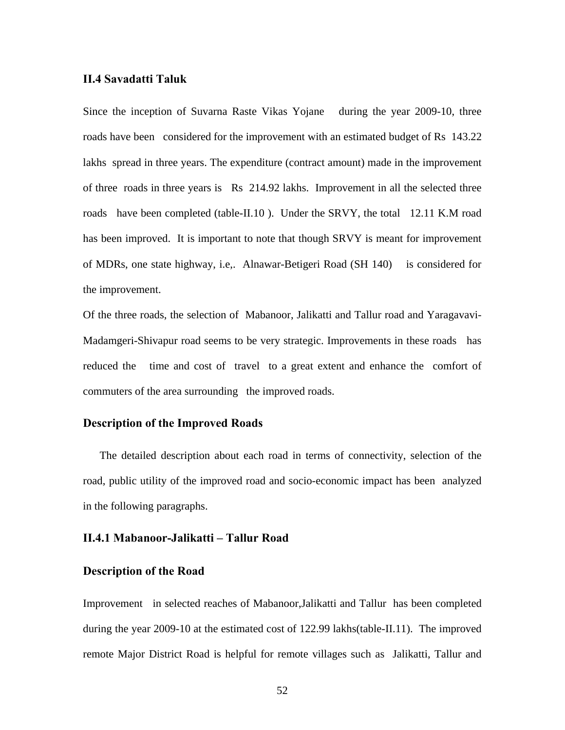### II.4 Savadatti Taluk

Since the inception of Suvarna Raste Vikas Yojane during the year 2009-10, three roads have been considered for the improvement with an estimated budget of Rs 143.22 lakhs spread in three years. The expenditure (contract amount) made in the improvement of three roads in three years is Rs 214.92 lakhs. Improvement in all the selected three roads have been completed (table-II.10 ). Under the SRVY, the total 12.11 K.M road has been improved. It is important to note that though SRVY is meant for improvement of MDRs, one state highway, i.e,. Alnawar-Betigeri Road (SH 140) is considered for the improvement.

Of the three roads, the selection of Mabanoor, Jalikatti and Tallur road and Yaragavavi-Madamgeri-Shivapur road seems to be very strategic. Improvements in these roads has reduced the time and cost of travel to a great extent and enhance the comfort of commuters of the area surrounding the improved roads.

### Description of the Improved Roads

The detailed description about each road in terms of connectivity, selection of the road, public utility of the improved road and socio-economic impact has been analyzed in the following paragraphs.

### II.4.1 Mabanoor-Jalikatti – Tallur Road

### Description of the Road

Improvement in selected reaches of Mabanoor,Jalikatti and Tallur has been completed during the year 2009-10 at the estimated cost of 122.99 lakhs(table-II.11). The improved remote Major District Road is helpful for remote villages such as Jalikatti, Tallur and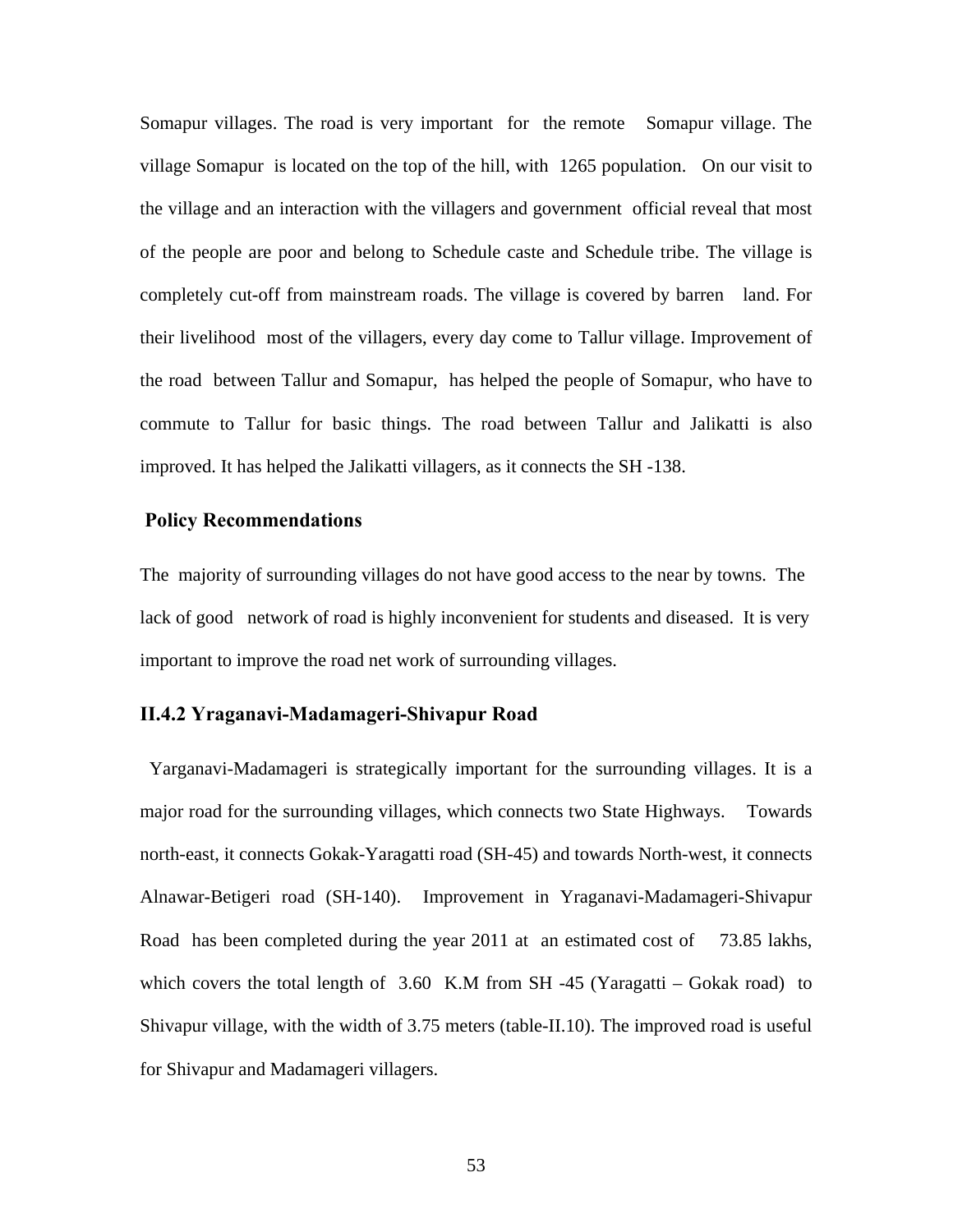Somapur villages. The road is very important for the remote Somapur village. The village Somapur is located on the top of the hill, with 1265 population. On our visit to the village and an interaction with the villagers and government official reveal that most of the people are poor and belong to Schedule caste and Schedule tribe. The village is completely cut-off from mainstream roads. The village is covered by barren land. For their livelihood most of the villagers, every day come to Tallur village. Improvement of the road between Tallur and Somapur, has helped the people of Somapur, who have to commute to Tallur for basic things. The road between Tallur and Jalikatti is also improved. It has helped the Jalikatti villagers, as it connects the SH -138.

**Policy Recommendations**

The majority of surrounding villages do not have good access to the near by towns. The lack of good network of road is highly inconvenient for students and diseased. It is very important to improve the road net work of surrounding villages.

### II.4.2 Yraganavi-Madamageri-Shivapur Road

Yarganavi-Madamageri is strategically important for the surrounding villages. It is a major road for the surrounding villages, which connects two State Highways. Towards north-east, it connects Gokak-Yaragatti road (SH-45) and towards North-west, it connects Alnawar-Betigeri road (SH-140). Improvement in Yraganavi-Madamageri-Shivapur Road has been completed during the year 2011 at an estimated cost of 73.85 lakhs, which covers the total length of 3.60 K.M from SH -45 (Yaragatti – Gokak road) to Shivapur village, with the width of 3.75 meters (table-II.10). The improved road is useful for Shivapur and Madamageri villagers.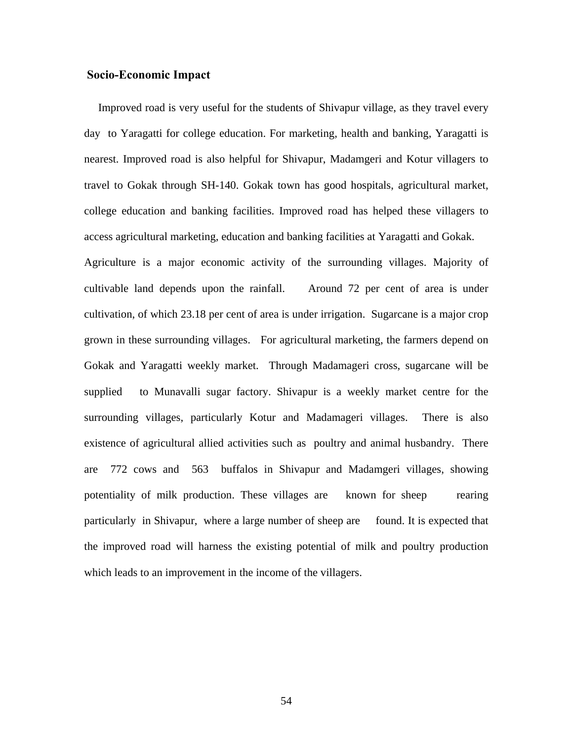### Socio-Economic Impact

Improved road is very useful for the students of Shivapur village, as they travel every day to Yaragatti for college education. For marketing, health and banking, Yaragatti is nearest. Improved road is also helpful for Shivapur, Madamgeri and Kotur villagers to travel to Gokak through SH-140. Gokak town has good hospitals, agricultural market, college education and banking facilities. Improved road has helped these villagers to access agricultural marketing, education and banking facilities at Yaragatti and Gokak.

Agriculture is a major economic activity of the surrounding villages. Majority of cultivable land depends upon the rainfall. Around 72 per cent of area is under cultivation, of which 23.18 per cent of area is under irrigation. Sugarcane is a major crop grown in these surrounding villages. For agricultural marketing, the farmers depend on Gokak and Yaragatti weekly market. Through Madamageri cross, sugarcane will be supplied to Munavalli sugar factory. Shivapur is a weekly market centre for the surrounding villages, particularly Kotur and Madamageri villages. There is also existence of agricultural allied activities such as poultry and animal husbandry. There are 772 cows and 563 buffalos in Shivapur and Madamgeri villages, showing potentiality of milk production. These villages are known for sheep rearing particularly in Shivapur, where a large number of sheep are found. It is expected that the improved road will harness the existing potential of milk and poultry production which leads to an improvement in the income of the villagers.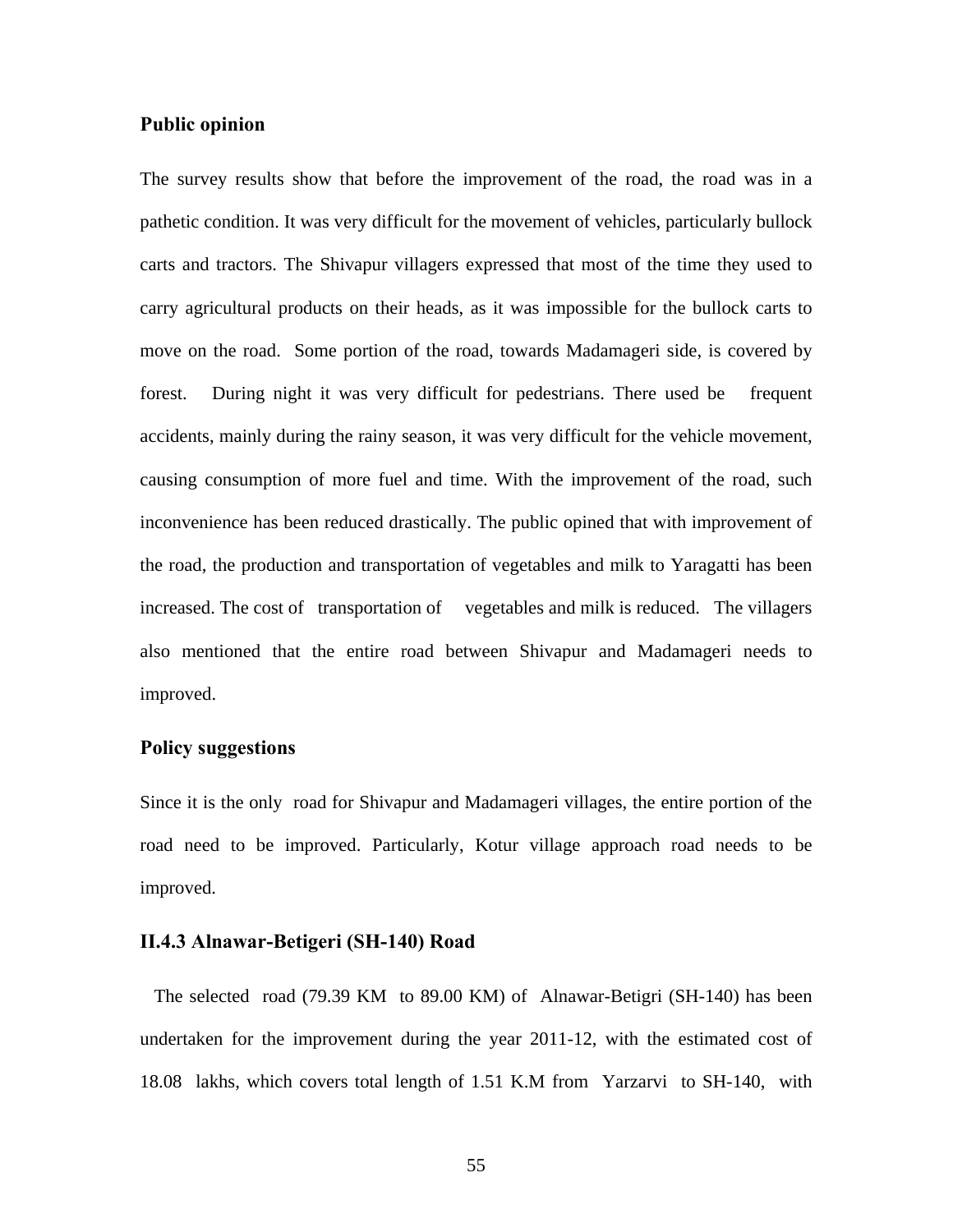### Public opinion

The survey results show that before the improvement of the road, the road was in a pathetic condition. It was very difficult for the movement of vehicles, particularly bullock carts and tractors. The Shivapur villagers expressed that most of the time they used to carry agricultural products on their heads, as it was impossible for the bullock carts to move on the road. Some portion of the road, towards Madamageri side, is covered by forest. During night it was very difficult for pedestrians. There used be frequent accidents, mainly during the rainy season, it was very difficult for the vehicle movement, causing consumption of more fuel and time. With the improvement of the road, such inconvenience has been reduced drastically. The public opined that with improvement of the road, the production and transportation of vegetables and milk to Yaragatti has been increased. The cost of transportation of vegetables and milk is reduced. The villagers also mentioned that the entire road between Shivapur and Madamageri needs to improved.

### Policy suggestions

Since it is the only road for Shivapur and Madamageri villages, the entire portion of the road need to be improved. Particularly, Kotur village approach road needs to be improved.

### II.4.3 Alnawar-Betigeri (SH-140) Road

The selected road (79.39 KM to 89.00 KM) of Alnawar-Betigri (SH-140) has been undertaken for the improvement during the year 2011-12, with the estimated cost of 18.08 lakhs, which covers total length of 1.51 K.M from Yarzarvi to SH-140, with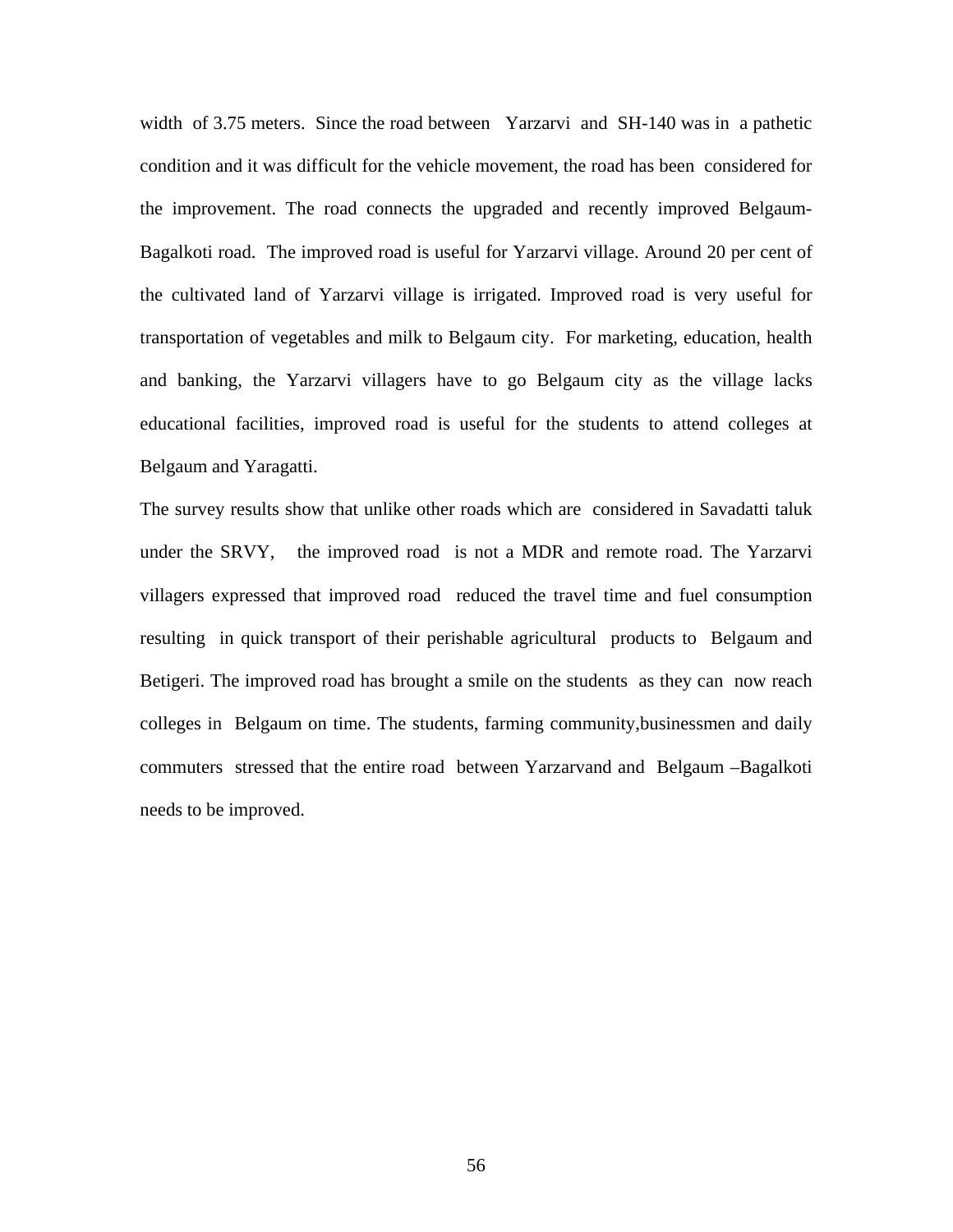width of 3.75 meters. Since the road between Yarzarvi and SH-140 was in a pathetic condition and it was difficult for the vehicle movement, the road has been considered for the improvement. The road connects the upgraded and recently improved Belgaum-Bagalkoti road. The improved road is useful for Yarzarvi village. Around 20 per cent of the cultivated land of Yarzarvi village is irrigated. Improved road is very useful for transportation of vegetables and milk to Belgaum city. For marketing, education, health and banking, the Yarzarvi villagers have to go Belgaum city as the village lacks educational facilities, improved road is useful for the students to attend colleges at Belgaum and Yaragatti.

The survey results show that unlike other roads which are considered in Savadatti taluk under the SRVY, the improved road is not a MDR and remote road. The Yarzarvi villagers expressed that improved road reduced the travel time and fuel consumption resulting in quick transport of their perishable agricultural products to Belgaum and Betigeri. The improved road has brought a smile on the students as they can now reach colleges in Belgaum on time. The students, farming community,businessmen and daily commuters stressed that the entire road between Yarzarvand and Belgaum –Bagalkoti needs to be improved.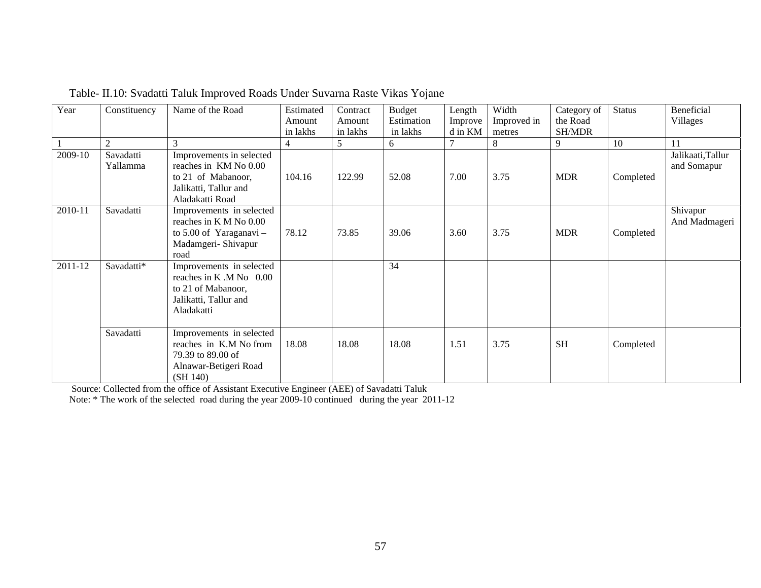Table- II.10: Svadatti Taluk Improved Roads Under Suvarna Raste Vikas Yojane

| Year | Constituency | Name of the Road | Estimated Amount in lakhs | Contract Amount in lakhs | Budget Estimation in lakhs | Length Improved in KM | Width Improved in metres | Category of the Road SH/MDR | Status | Beneficial Villages |
|---|---|---|---|---|---|---|---|---|---|---|
| 1 | 2 | 3 | 4 | 5 | 6 | 7 | 8 | 9 | 10 | 11 |
| 2009-10 | Savadatti Yallamma | Improvements in selected reaches in KM No 0.00 to 21 of Mabanoor, Jalikatti, Tallur and Aladakatti Road | 104.16 | 122.99 | 52.08 | 7.00 | 3.75 | MDR | Completed | Jalikaati,Tallur and Somapur |
| 2010-11 | Savadatti | Improvements in selected reaches in K M No 0.00 to 5.00 of Yaraganavi – Madamgeri- Shivapur road | 78.12 | 73.85 | 39.06 | 3.60 | 3.75 | MDR | Completed | Shivapur And Madmageri |
| 2011-12 | Savadatti* | Improvements in selected reaches in K .M No 0.00 to 21 of Mabanoor, Jalikatti, Tallur and Aladakatti | | | 34 | | | | | |
| | Savadatti | Improvements in selected reaches in K.M No from 79.39 to 89.00 of Alnawar-Betigeri Road (SH 140) | 18.08 | 18.08 | 18.08 | 1.51 | 3.75 | SH | Completed | |

Source: Collected from the office of Assistant Executive Engineer (AEE) of Savadatti Taluk

Note: * The work of the selected road during the year 2009-10 continued during the year 2011-12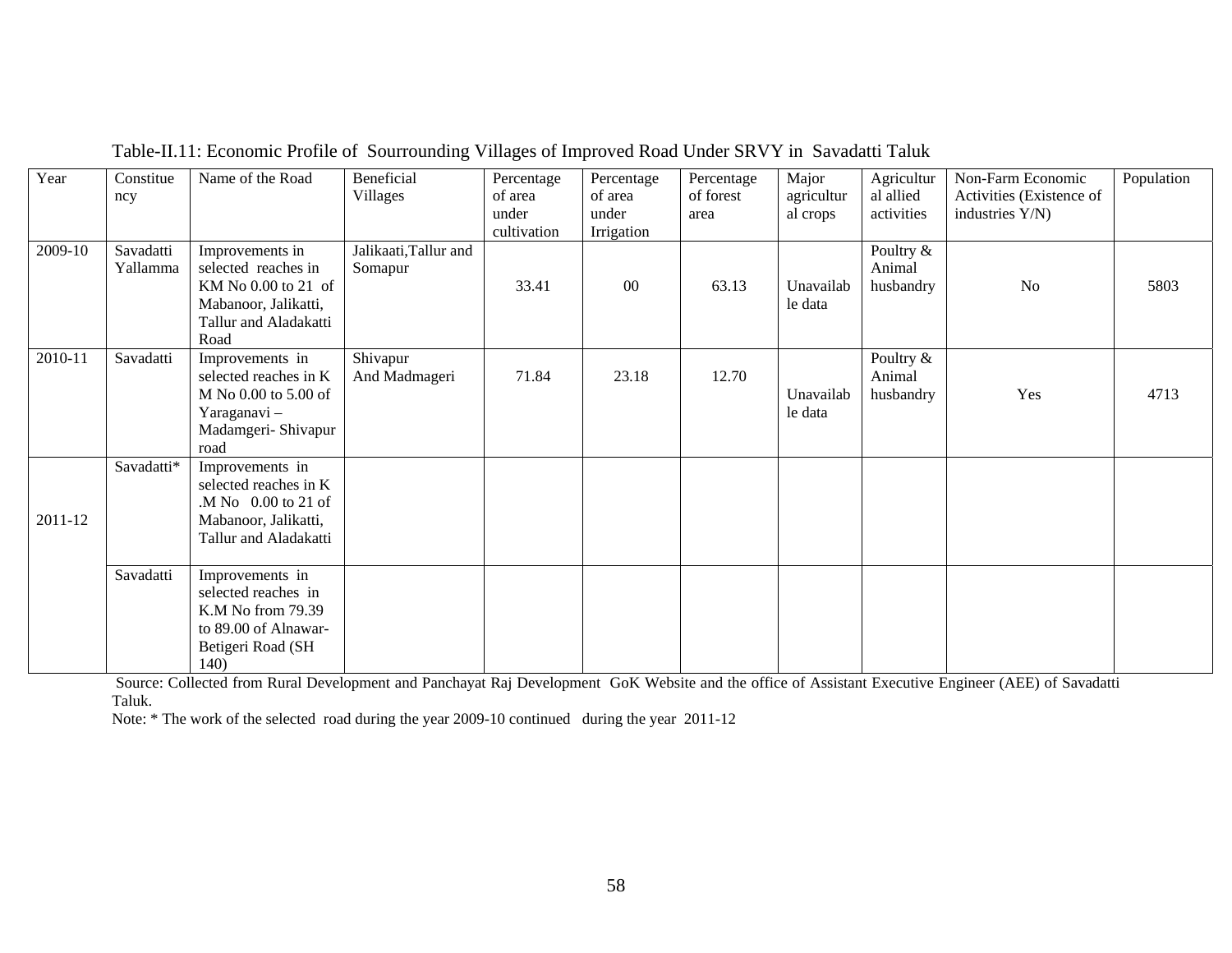Table-II.11: Economic Profile of Sourrounding Villages of Improved Road Under SRVY in Savadatti Taluk

| Year | Constituency | Name of the Road | Beneficial Villages | Percentage of area under cultivation | Percentage of area under Irrigation | Percentage of forest area | Major agricultural crops | Agricultural allied activities | Non-Farm Economic Activities (Existence of industries Y/N) | Population |
|---|---|---|---|---|---|---|---|---|---|---|
| 2009-10 | Savadatti Yallamma | Improvements in selected reaches in KM No 0.00 to 21 of Mabanoor, Jalikatti, Tallur and Aladakatti Road | Jalikaati,Tallur and Somapur | 33.41 | 00 | 63.13 | Unavailable data | Poultry & Animal husbandry | No | 5803 |
| 2010-11 | Savadatti | Improvements in selected reaches in K M No 0.00 to 5.00 of Yaraganavi – Madamgeri- Shivapur road | Shivapur And Madmageri | 71.84 | 23.18 | 12.70 | Unavailable data | Poultry & Animal husbandry | Yes | 4713 |
| 2011-12 | Savadatti* | Improvements in selected reaches in K .M No 0.00 to 21 of Mabanoor, Jalikatti, Tallur and Aladakatti | | | | | | | | |
| | Savadatti | Improvements in selected reaches in K.M No from 79.39 to 89.00 of Alnawar-Betigeri Road (SH 140) | | | | | | | | |

Source: Collected from Rural Development and Panchayat Raj Development GoK Website and the office of Assistant Executive Engineer (AEE) of Savadatti Taluk.

Note: * The work of the selected road during the year 2009-10 continued during the year 2011-12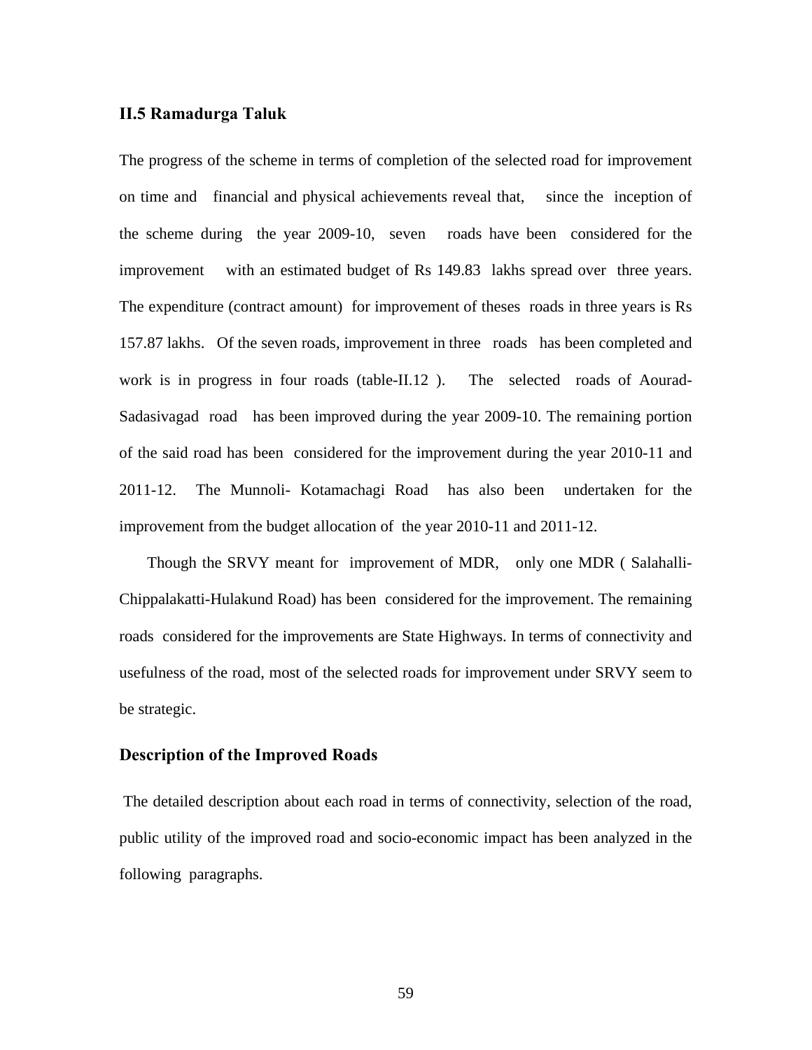## II.5 Ramadurga Taluk

The progress of the scheme in terms of completion of the selected road for improvement on time and financial and physical achievements reveal that, since the inception of the scheme during the year 2009-10, seven roads have been considered for the improvement with an estimated budget of Rs 149.83 lakhs spread over three years. The expenditure (contract amount) for improvement of theses roads in three years is Rs 157.87 lakhs. Of the seven roads, improvement in three roads has been completed and work is in progress in four roads (table-II.12 ). The selected roads of Aourad-Sadasivagad road has been improved during the year 2009-10. The remaining portion of the said road has been considered for the improvement during the year 2010-11 and 2011-12. The Munnoli- Kotamachagi Road has also been undertaken for the improvement from the budget allocation of the year 2010-11 and 2011-12.

Though the SRVY meant for improvement of MDR, only one MDR ( Salahalli-Chippalakatti-Hulakund Road) has been considered for the improvement. The remaining roads considered for the improvements are State Highways. In terms of connectivity and usefulness of the road, most of the selected roads for improvement under SRVY seem to be strategic.

## Description of the Improved Roads

The detailed description about each road in terms of connectivity, selection of the road, public utility of the improved road and socio-economic impact has been analyzed in the following paragraphs.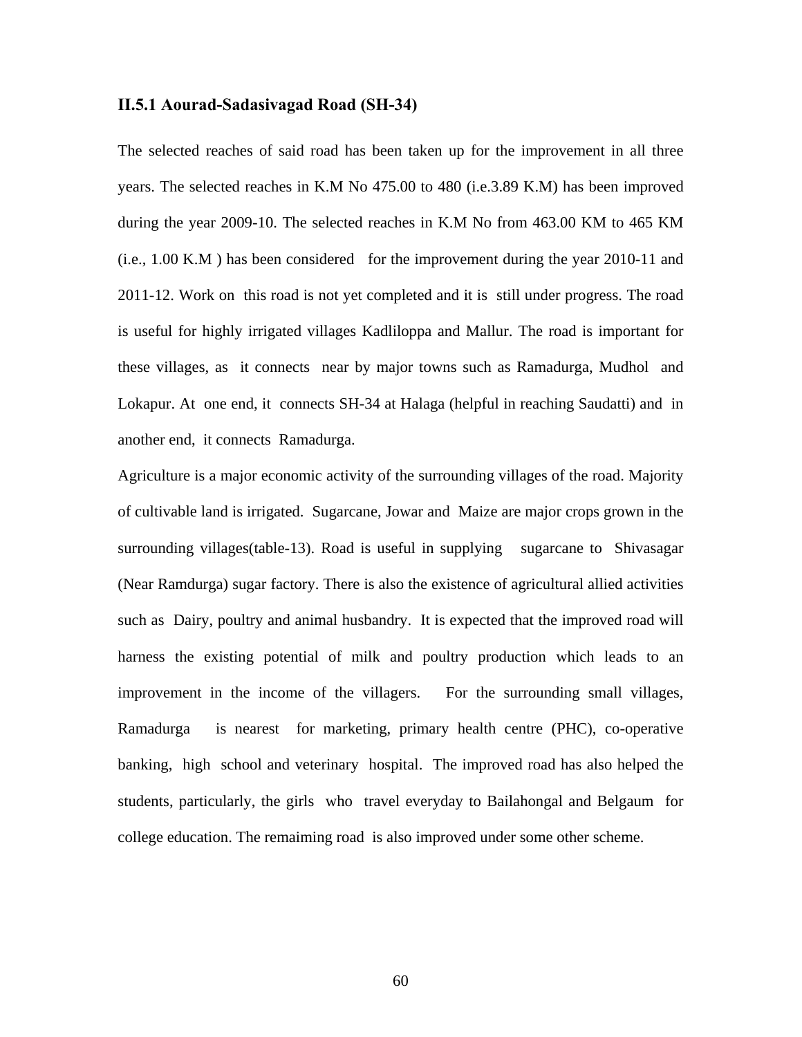### II.5.1 Aourad-Sadasivagad Road (SH-34)

The selected reaches of said road has been taken up for the improvement in all three years. The selected reaches in K.M No 475.00 to 480 (i.e.3.89 K.M) has been improved during the year 2009-10. The selected reaches in K.M No from 463.00 KM to 465 KM (i.e., 1.00 K.M ) has been considered for the improvement during the year 2010-11 and 2011-12. Work on this road is not yet completed and it is still under progress. The road is useful for highly irrigated villages Kadliloppa and Mallur. The road is important for these villages, as it connects near by major towns such as Ramadurga, Mudhol and Lokapur. At one end, it connects SH-34 at Halaga (helpful in reaching Saudatti) and in another end, it connects Ramadurga.

Agriculture is a major economic activity of the surrounding villages of the road. Majority of cultivable land is irrigated. Sugarcane, Jowar and Maize are major crops grown in the surrounding villages(table-13). Road is useful in supplying sugarcane to Shivasagar (Near Ramdurga) sugar factory. There is also the existence of agricultural allied activities such as Dairy, poultry and animal husbandry. It is expected that the improved road will harness the existing potential of milk and poultry production which leads to an improvement in the income of the villagers. For the surrounding small villages, Ramadurga is nearest for marketing, primary health centre (PHC), co-operative banking, high school and veterinary hospital. The improved road has also helped the students, particularly, the girls who travel everyday to Bailahongal and Belgaum for college education. The remaiming road is also improved under some other scheme.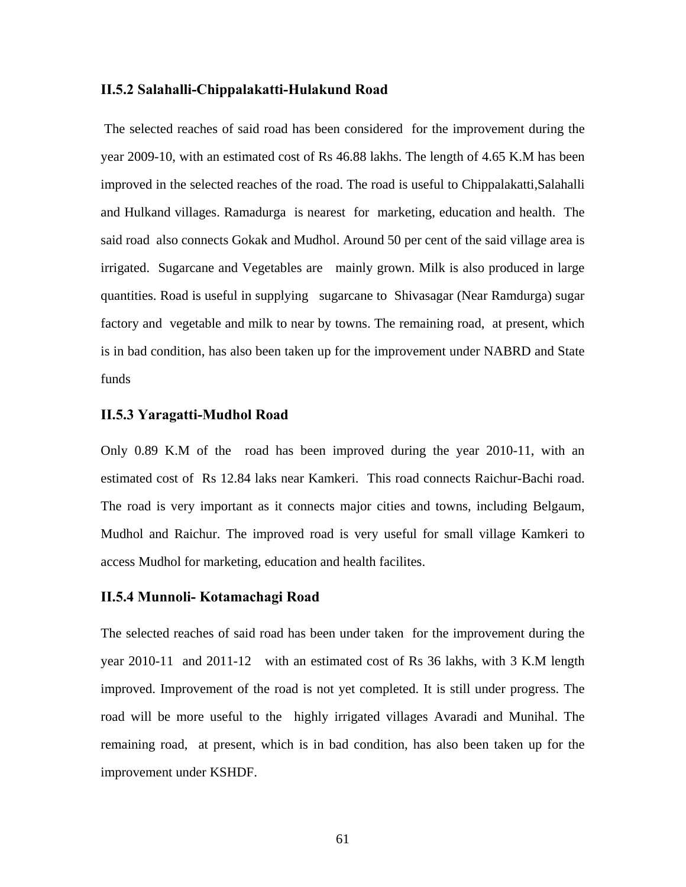### II.5.2 Salahalli-Chippalakatti-Hulakund Road

The selected reaches of said road has been considered for the improvement during the year 2009-10, with an estimated cost of Rs 46.88 lakhs. The length of 4.65 K.M has been improved in the selected reaches of the road. The road is useful to Chippalakatti,Salahalli and Hulkand villages. Ramadurga is nearest for marketing, education and health. The said road also connects Gokak and Mudhol. Around 50 per cent of the said village area is irrigated. Sugarcane and Vegetables are mainly grown. Milk is also produced in large quantities. Road is useful in supplying sugarcane to Shivasagar (Near Ramdurga) sugar factory and vegetable and milk to near by towns. The remaining road, at present, which is in bad condition, has also been taken up for the improvement under NABRD and State funds

### II.5.3 Yaragatti-Mudhol Road

Only 0.89 K.M of the road has been improved during the year 2010-11, with an estimated cost of Rs 12.84 laks near Kamkeri. This road connects Raichur-Bachi road. The road is very important as it connects major cities and towns, including Belgaum, Mudhol and Raichur. The improved road is very useful for small village Kamkeri to access Mudhol for marketing, education and health facilites.

### II.5.4 Munnoli- Kotamachagi Road

The selected reaches of said road has been under taken for the improvement during the year 2010-11 and 2011-12 with an estimated cost of Rs 36 lakhs, with 3 K.M length improved. Improvement of the road is not yet completed. It is still under progress. The road will be more useful to the highly irrigated villages Avaradi and Munihal. The remaining road, at present, which is in bad condition, has also been taken up for the improvement under KSHDF.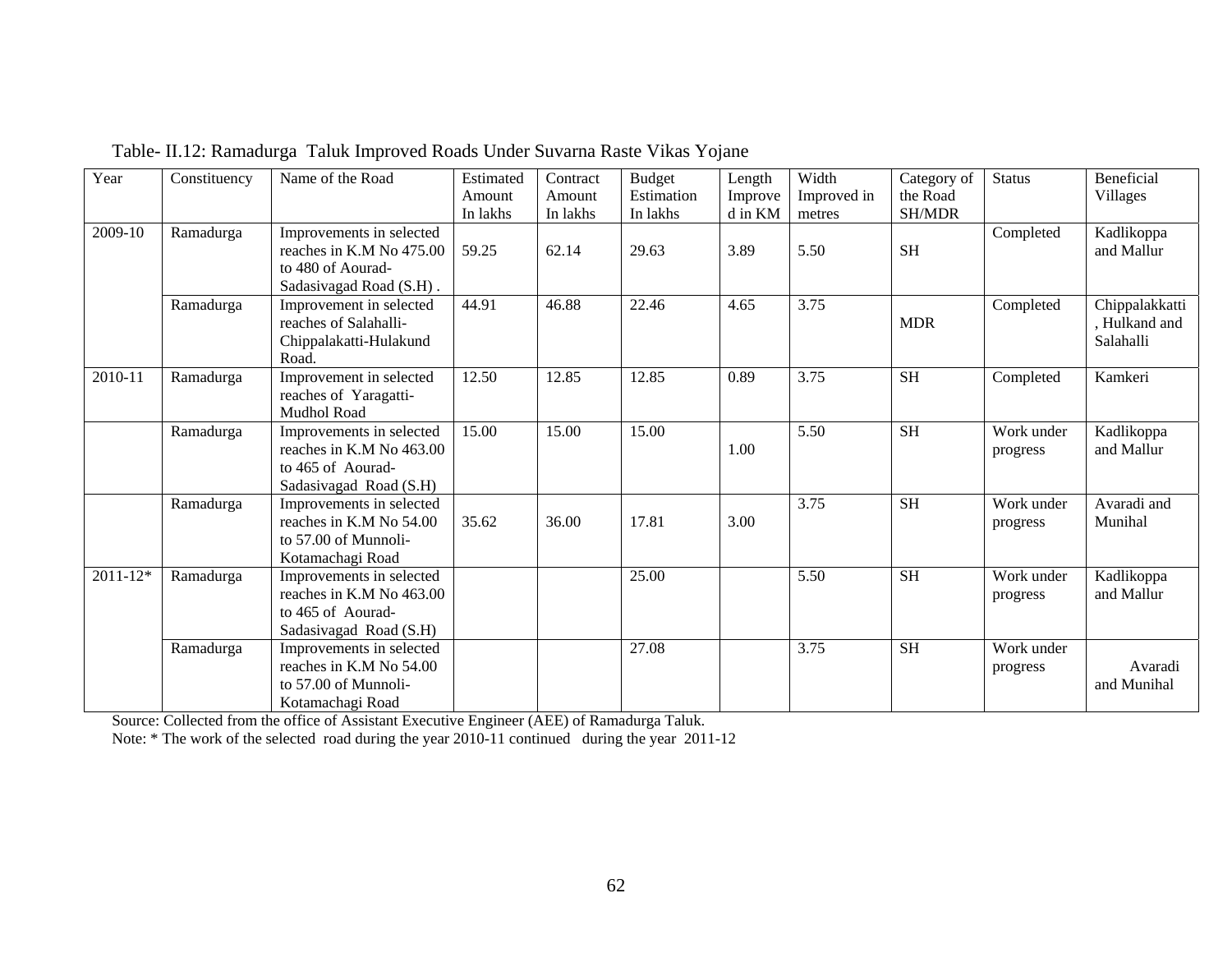Table- II.12: Ramadurga Taluk Improved Roads Under Suvarna Raste Vikas Yojane

| Year | Constituency | Name of the Road | Estimated Amount In lakhs | Contract Amount In lakhs | Budget Estimation In lakhs | Length Improved in KM | Width Improved in metres | Category of the Road SH/MDR | Status | Beneficial Villages |
|---|---|---|---|---|---|---|---|---|---|---|
| 2009-10 | Ramadurga | Improvements in selected reaches in K.M No 475.00 to 480 of Aourad-Sadasivagad Road (S.H) . | 59.25 | 62.14 | 29.63 | 3.89 | 5.50 | SH | Completed | Kadlikoppa and Mallur |
| | Ramadurga | Improvement in selected reaches of Salahalli-Chippalakatti-Hulakund Road. | 44.91 | 46.88 | 22.46 | 4.65 | 3.75 | MDR | Completed | Chippalakkatti, Hulkand and Salahalli |
| 2010-11 | Ramadurga | Improvement in selected reaches of Yaragatti-Mudhol Road | 12.50 | 12.85 | 12.85 | 0.89 | 3.75 | SH | Completed | Kamkeri |
| | Ramadurga | Improvements in selected reaches in K.M No 463.00 to 465 of Aourad-Sadasivagad Road (S.H) | 15.00 | 15.00 | 15.00 | 1.00 | 5.50 | SH | Work under progress | Kadlikoppa and Mallur |
| | Ramadurga | Improvements in selected reaches in K.M No 54.00 to 57.00 of Munnoli-Kotamachagi Road | 35.62 | 36.00 | 17.81 | 3.00 | 3.75 | SH | Work under progress | Avaradi and Munihal |
| 2011-12* | Ramadurga | Improvements in selected reaches in K.M No 463.00 to 465 of Aourad-Sadasivagad Road (S.H) | | | 25.00 | | 5.50 | SH | Work under progress | Kadlikoppa and Mallur |
| | Ramadurga | Improvements in selected reaches in K.M No 54.00 to 57.00 of Munnoli-Kotamachagi Road | | | 27.08 | | 3.75 | SH | Work under progress | Avaradi and Munihal |

Source: Collected from the office of Assistant Executive Engineer (AEE) of Ramadurga Taluk.

Note: * The work of the selected road during the year 2010-11 continued during the year 2011-12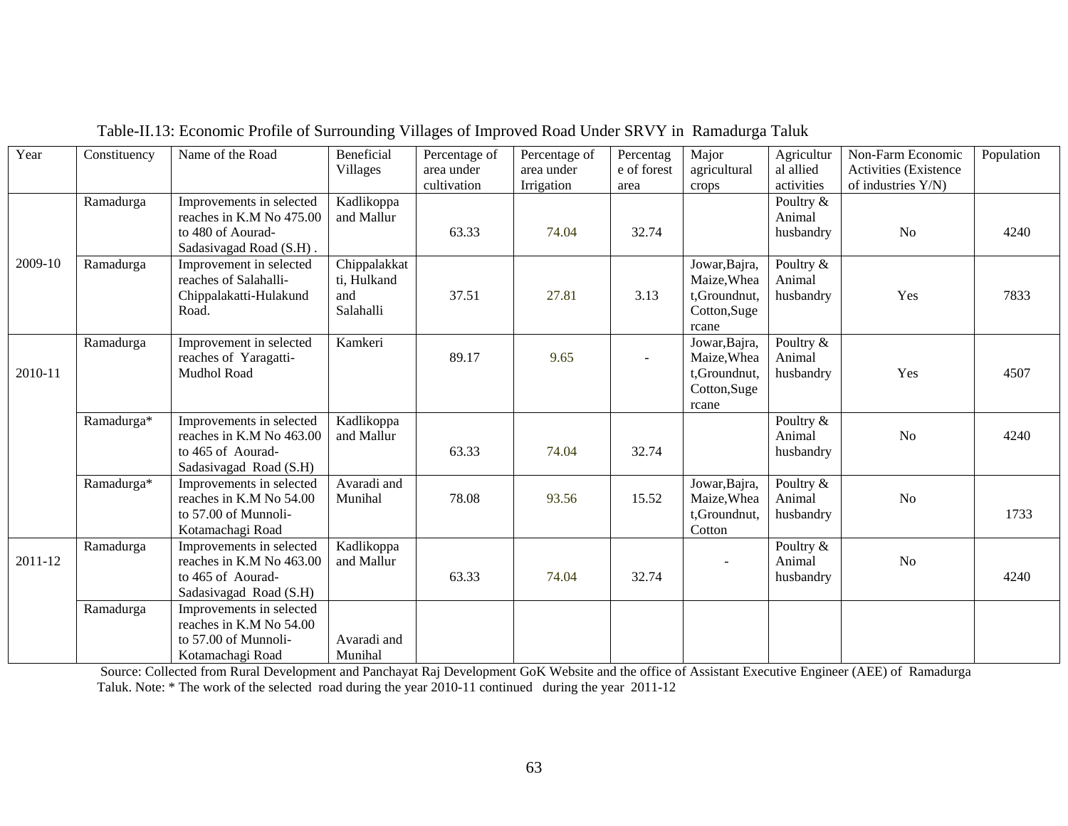Table-II.13: Economic Profile of Surrounding Villages of Improved Road Under SRVY in Ramadurga Taluk

| Year | Constituency | Name of the Road | Beneficial Villages | Percentage of area under cultivation | Percentage of area under Irrigation | Percentage of forest area | Major agricultural crops | Agricultural allied activities | Non-Farm Economic Activities (Existence of industries Y/N) | Population |
|---|---|---|---|---|---|---|---|---|---|---|
| 2009-10 | Ramadurga | Improvements in selected reaches in K.M No 475.00 to 480 of Aourad-Sadasivagad Road (S.H) . | Kadlikoppa and Mallur | 63.33 | 74.04 | 32.74 | | Poultry & Animal husbandry | No | 4240 |
| | Ramadurga | Improvement in selected reaches of Salahalli-Chippalakatti-Hulakund Road. | Chippalakkatti, Hulkand and Salahalli | 37.51 | 27.81 | 3.13 | Jowar,Bajra, Maize,Wheat,Groundnut, Cotton,Sugercane | Poultry & Animal husbandry | Yes | 7833 |
| 2010-11 | Ramadurga | Improvement in selected reaches of Yaragatti-Mudhol Road | Kamkeri | 89.17 | 9.65 | - | Jowar,Bajra, Maize,Wheat,Groundnut, Cotton,Sugercane | Poultry & Animal husbandry | Yes | 4507 |
| | Ramadurga* | Improvements in selected reaches in K.M No 463.00 to 465 of Aourad-Sadasivagad Road (S.H) | Kadlikoppa and Mallur | 63.33 | 74.04 | 32.74 | | Poultry & Animal husbandry | No | 4240 |
| | Ramadurga* | Improvements in selected reaches in K.M No 54.00 to 57.00 of Munnoli-Kotamachagi Road | Avaradi and Munihal | 78.08 | 93.56 | 15.52 | Jowar,Bajra, Maize,Wheat,Groundnut, Cotton | Poultry & Animal husbandry | No | 1733 |
| 2011-12 | Ramadurga | Improvements in selected reaches in K.M No 463.00 to 465 of Aourad-Sadasivagad Road (S.H) | Kadlikoppa and Mallur | 63.33 | 74.04 | 32.74 | - | Poultry & Animal husbandry | No | 4240 |
| | Ramadurga | Improvements in selected reaches in K.M No 54.00 to 57.00 of Munnoli-Kotamachagi Road | Avaradi and Munihal | | | | | | | |

Source: Collected from Rural Development and Panchayat Raj Development GoK Website and the office of Assistant Executive Engineer (AEE) of Ramadurga Taluk. Note: * The work of the selected road during the year 2010-11 continued during the year 2011-12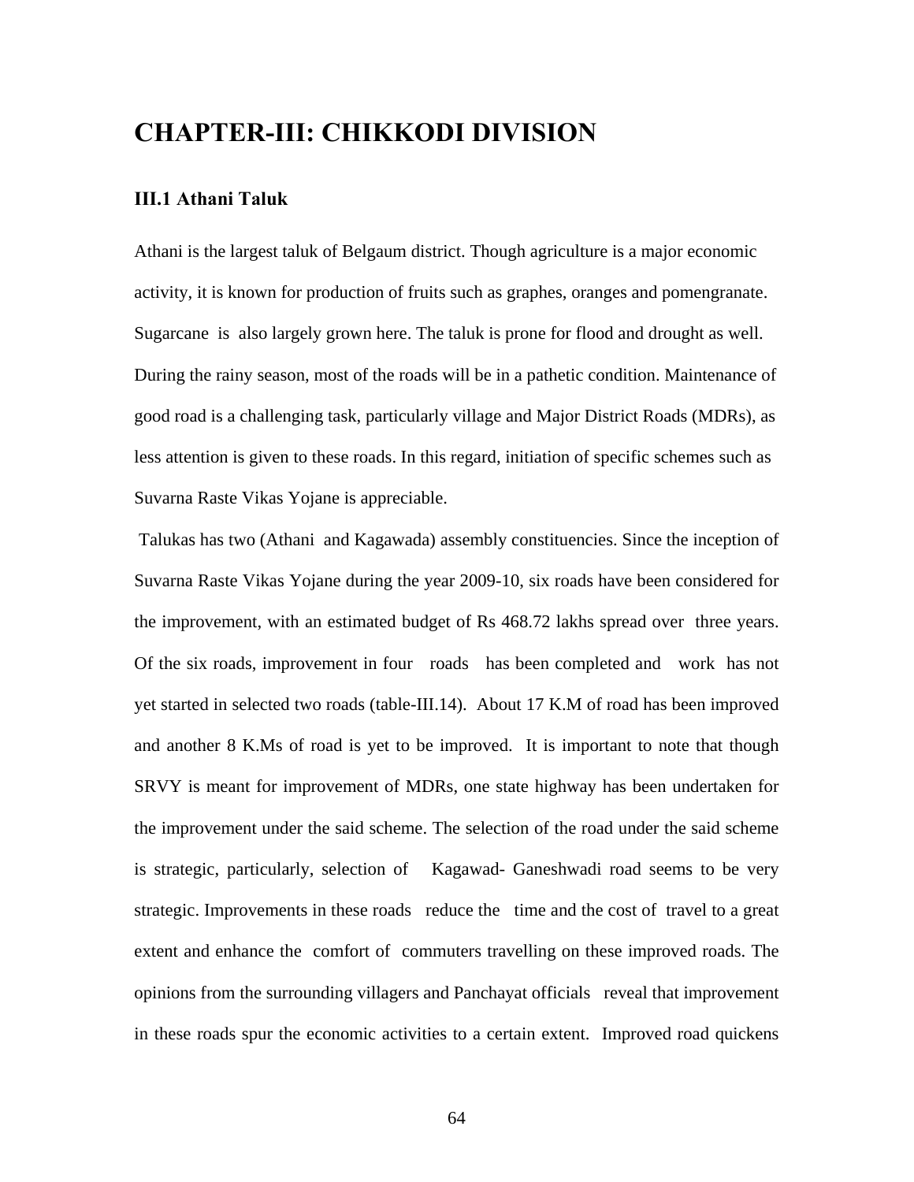# CHAPTER-III: CHIKKODI DIVISION

## III.1 Athani Taluk

Athani is the largest taluk of Belgaum district. Though agriculture is a major economic activity, it is known for production of fruits such as graphes, oranges and pomengranate. Sugarcane is also largely grown here. The taluk is prone for flood and drought as well. During the rainy season, most of the roads will be in a pathetic condition. Maintenance of good road is a challenging task, particularly village and Major District Roads (MDRs), as less attention is given to these roads. In this regard, initiation of specific schemes such as Suvarna Raste Vikas Yojane is appreciable.

Talukas has two (Athani and Kagawada) assembly constituencies. Since the inception of Suvarna Raste Vikas Yojane during the year 2009-10, six roads have been considered for the improvement, with an estimated budget of Rs 468.72 lakhs spread over three years. Of the six roads, improvement in four roads has been completed and work has not yet started in selected two roads (table-III.14). About 17 K.M of road has been improved and another 8 K.Ms of road is yet to be improved. It is important to note that though SRVY is meant for improvement of MDRs, one state highway has been undertaken for the improvement under the said scheme. The selection of the road under the said scheme is strategic, particularly, selection of Kagawad- Ganeshwadi road seems to be very strategic. Improvements in these roads reduce the time and the cost of travel to a great extent and enhance the comfort of commuters travelling on these improved roads. The opinions from the surrounding villagers and Panchayat officials reveal that improvement in these roads spur the economic activities to a certain extent. Improved road quickens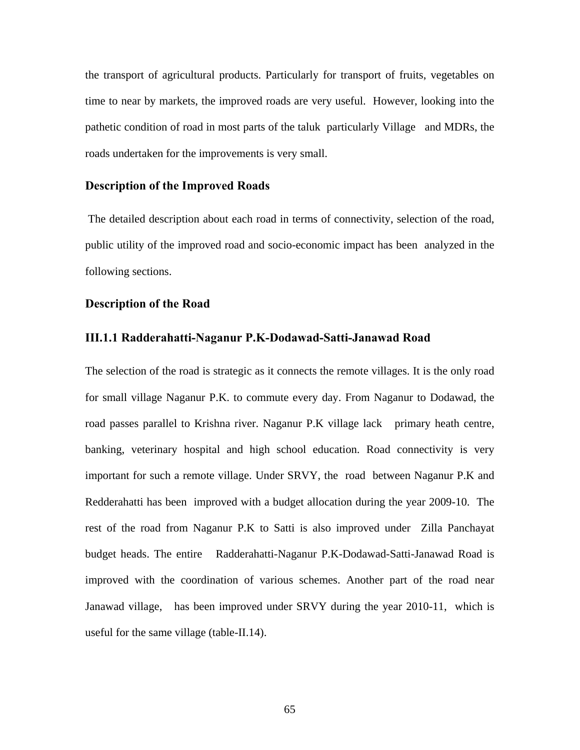the transport of agricultural products. Particularly for transport of fruits, vegetables on time to near by markets, the improved roads are very useful. However, looking into the pathetic condition of road in most parts of the taluk particularly Village and MDRs, the roads undertaken for the improvements is very small.

### Description of the Improved Roads

The detailed description about each road in terms of connectivity, selection of the road, public utility of the improved road and socio-economic impact has been analyzed in the following sections.

### Description of the Road

### III.1.1 Radderahatti-Naganur P.K-Dodawad-Satti-Janawad Road

The selection of the road is strategic as it connects the remote villages. It is the only road for small village Naganur P.K. to commute every day. From Naganur to Dodawad, the road passes parallel to Krishna river. Naganur P.K village lack primary heath centre, banking, veterinary hospital and high school education. Road connectivity is very important for such a remote village. Under SRVY, the road between Naganur P.K and Redderahatti has been improved with a budget allocation during the year 2009-10. The rest of the road from Naganur P.K to Satti is also improved under Zilla Panchayat budget heads. The entire Radderahatti-Naganur P.K-Dodawad-Satti-Janawad Road is improved with the coordination of various schemes. Another part of the road near Janawad village, has been improved under SRVY during the year 2010-11, which is useful for the same village (table-II.14).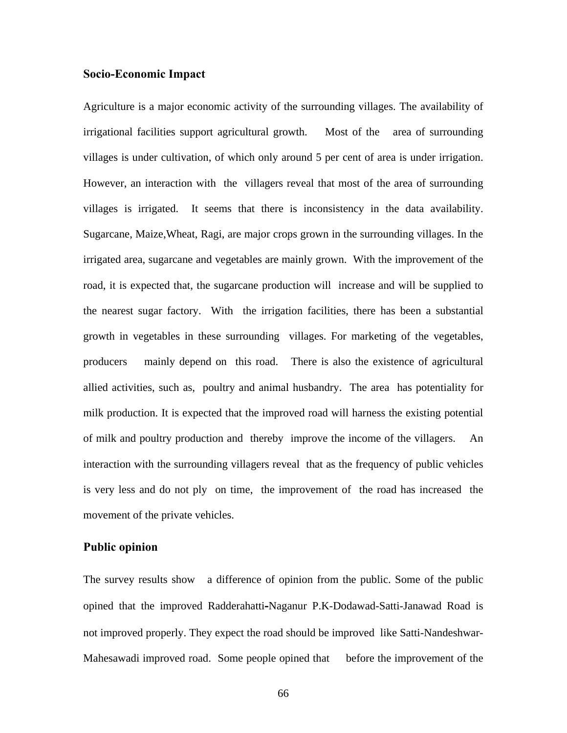### Socio-Economic Impact

Agriculture is a major economic activity of the surrounding villages. The availability of irrigational facilities support agricultural growth. Most of the area of surrounding villages is under cultivation, of which only around 5 per cent of area is under irrigation. However, an interaction with the villagers reveal that most of the area of surrounding villages is irrigated. It seems that there is inconsistency in the data availability. Sugarcane, Maize,Wheat, Ragi, are major crops grown in the surrounding villages. In the irrigated area, sugarcane and vegetables are mainly grown. With the improvement of the road, it is expected that, the sugarcane production will increase and will be supplied to the nearest sugar factory. With the irrigation facilities, there has been a substantial growth in vegetables in these surrounding villages. For marketing of the vegetables, producers mainly depend on this road. There is also the existence of agricultural allied activities, such as, poultry and animal husbandry. The area has potentiality for milk production. It is expected that the improved road will harness the existing potential of milk and poultry production and thereby improve the income of the villagers. An interaction with the surrounding villagers reveal that as the frequency of public vehicles is very less and do not ply on time, the improvement of the road has increased the movement of the private vehicles.

### Public opinion

The survey results show a difference of opinion from the public. Some of the public opined that the improved Radderahatti-Naganur P.K-Dodawad-Satti-Janawad Road is not improved properly. They expect the road should be improved like Satti-Nandeshwar-Mahesawadi improved road. Some people opined that before the improvement of the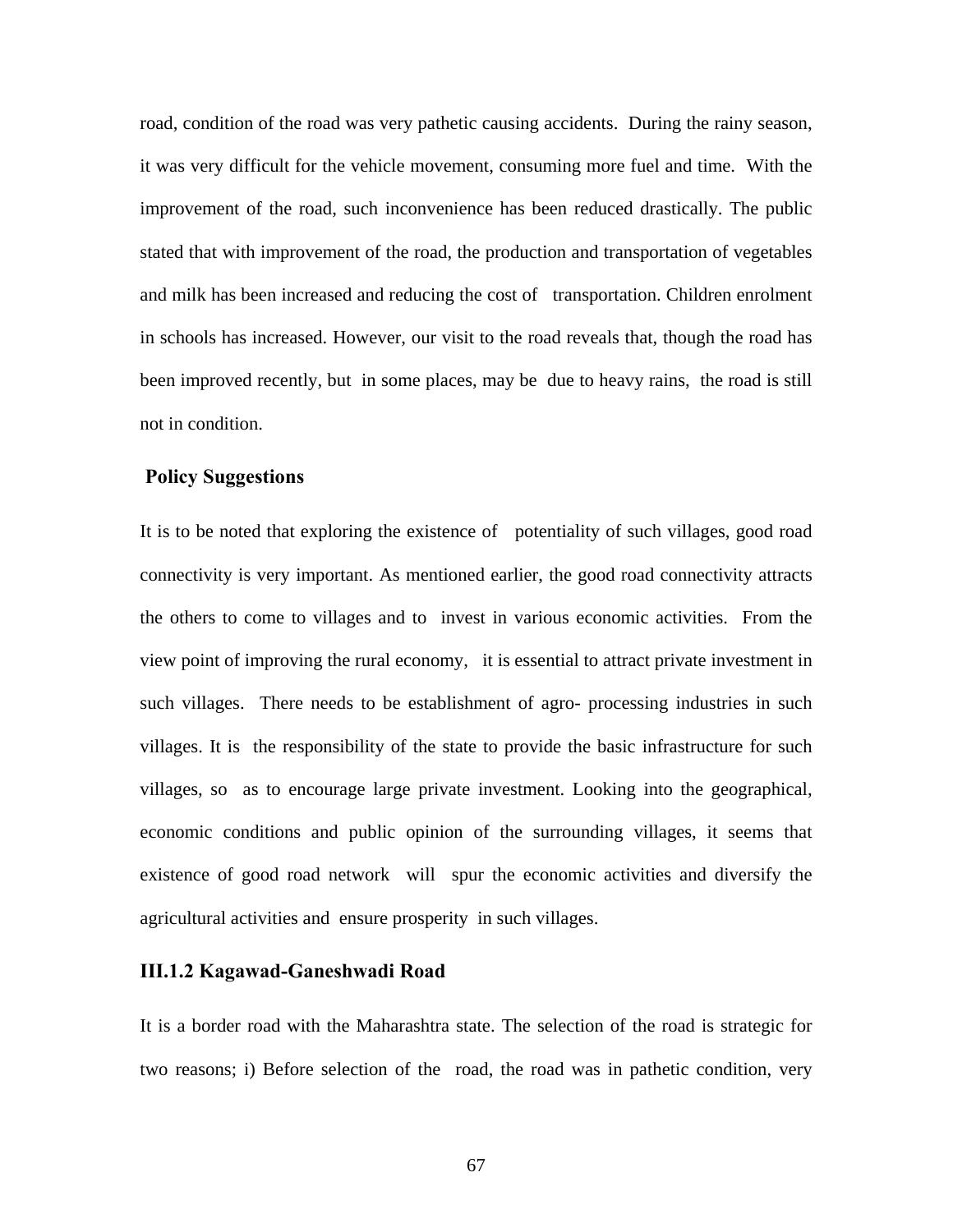road, condition of the road was very pathetic causing accidents. During the rainy season, it was very difficult for the vehicle movement, consuming more fuel and time. With the improvement of the road, such inconvenience has been reduced drastically. The public stated that with improvement of the road, the production and transportation of vegetables and milk has been increased and reducing the cost of transportation. Children enrolment in schools has increased. However, our visit to the road reveals that, though the road has been improved recently, but in some places, may be due to heavy rains, the road is still not in condition.

**Policy Suggestions**

It is to be noted that exploring the existence of potentiality of such villages, good road connectivity is very important. As mentioned earlier, the good road connectivity attracts the others to come to villages and to invest in various economic activities. From the view point of improving the rural economy, it is essential to attract private investment in such villages. There needs to be establishment of agro- processing industries in such villages. It is the responsibility of the state to provide the basic infrastructure for such villages, so as to encourage large private investment. Looking into the geographical, economic conditions and public opinion of the surrounding villages, it seems that existence of good road network will spur the economic activities and diversify the agricultural activities and ensure prosperity in such villages.

### III.1.2 Kagawad-Ganeshwadi Road

It is a border road with the Maharashtra state. The selection of the road is strategic for two reasons; i) Before selection of the road, the road was in pathetic condition, very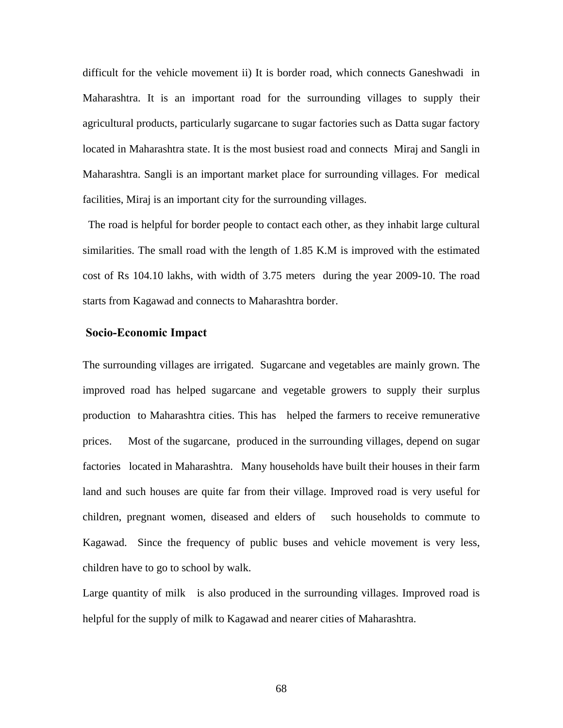difficult for the vehicle movement ii) It is border road, which connects Ganeshwadi in Maharashtra. It is an important road for the surrounding villages to supply their agricultural products, particularly sugarcane to sugar factories such as Datta sugar factory located in Maharashtra state. It is the most busiest road and connects Miraj and Sangli in Maharashtra. Sangli is an important market place for surrounding villages. For medical facilities, Miraj is an important city for the surrounding villages.

The road is helpful for border people to contact each other, as they inhabit large cultural similarities. The small road with the length of 1.85 K.M is improved with the estimated cost of Rs 104.10 lakhs, with width of 3.75 meters during the year 2009-10. The road starts from Kagawad and connects to Maharashtra border.

## Socio-Economic Impact

The surrounding villages are irrigated. Sugarcane and vegetables are mainly grown. The improved road has helped sugarcane and vegetable growers to supply their surplus production to Maharashtra cities. This has helped the farmers to receive remunerative prices. Most of the sugarcane, produced in the surrounding villages, depend on sugar factories located in Maharashtra. Many households have built their houses in their farm land and such houses are quite far from their village. Improved road is very useful for children, pregnant women, diseased and elders of such households to commute to Kagawad. Since the frequency of public buses and vehicle movement is very less, children have to go to school by walk.

Large quantity of milk is also produced in the surrounding villages. Improved road is helpful for the supply of milk to Kagawad and nearer cities of Maharashtra.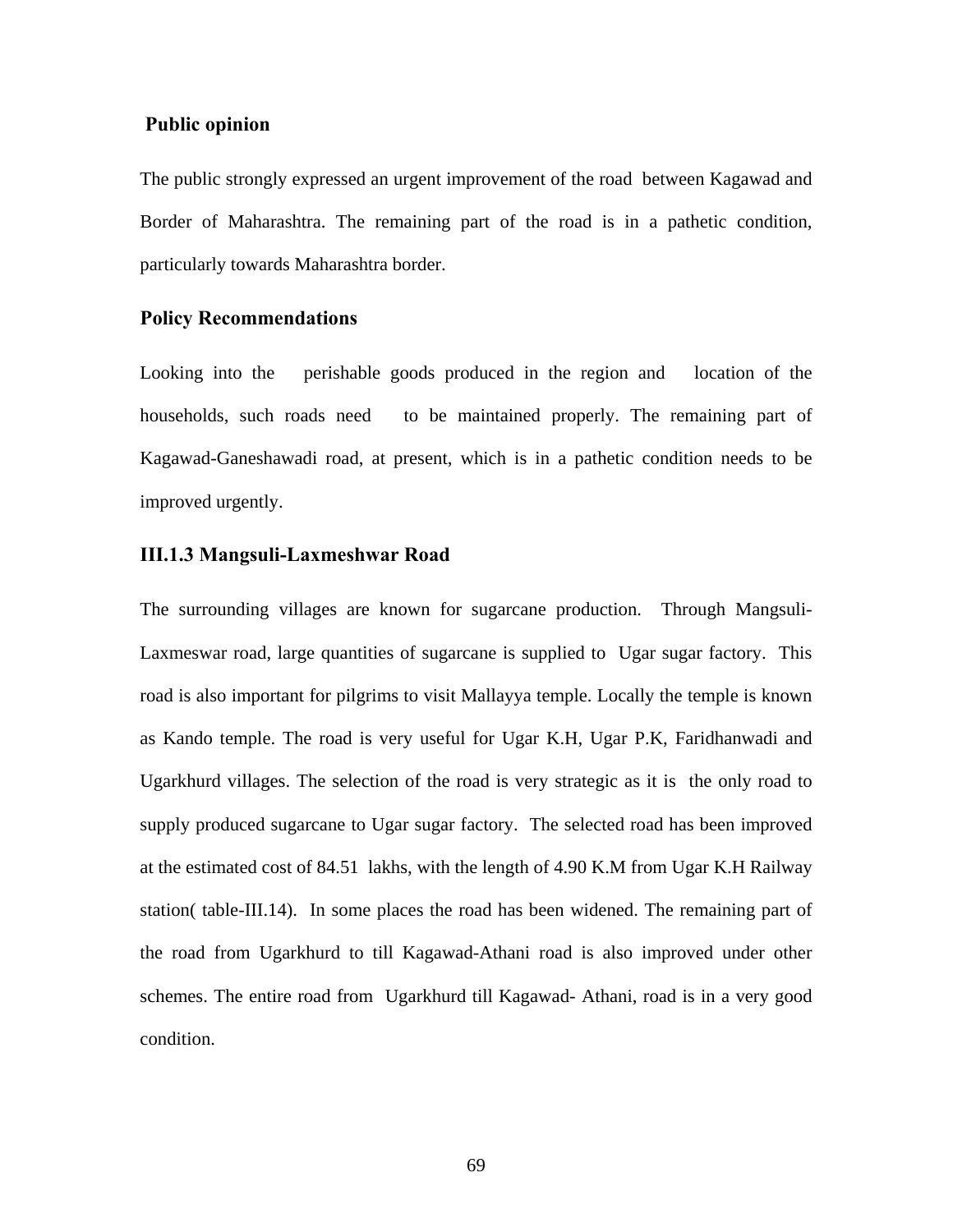**Public opinion**

The public strongly expressed an urgent improvement of the road between Kagawad and Border of Maharashtra. The remaining part of the road is in a pathetic condition, particularly towards Maharashtra border.

**Policy Recommendations**

Looking into the perishable goods produced in the region and location of the households, such roads need to be maintained properly. The remaining part of Kagawad-Ganeshawadi road, at present, which is in a pathetic condition needs to be improved urgently.

### III.1.3 Mangsuli-Laxmeshwar Road

The surrounding villages are known for sugarcane production. Through Mangsuli-Laxmeswar road, large quantities of sugarcane is supplied to Ugar sugar factory. This road is also important for pilgrims to visit Mallayya temple. Locally the temple is known as Kando temple. The road is very useful for Ugar K.H, Ugar P.K, Faridhanwadi and Ugarkhurd villages. The selection of the road is very strategic as it is the only road to supply produced sugarcane to Ugar sugar factory. The selected road has been improved at the estimated cost of 84.51 lakhs, with the length of 4.90 K.M from Ugar K.H Railway station( table-III.14). In some places the road has been widened. The remaining part of the road from Ugarkhurd to till Kagawad-Athani road is also improved under other schemes. The entire road from Ugarkhurd till Kagawad- Athani, road is in a very good condition.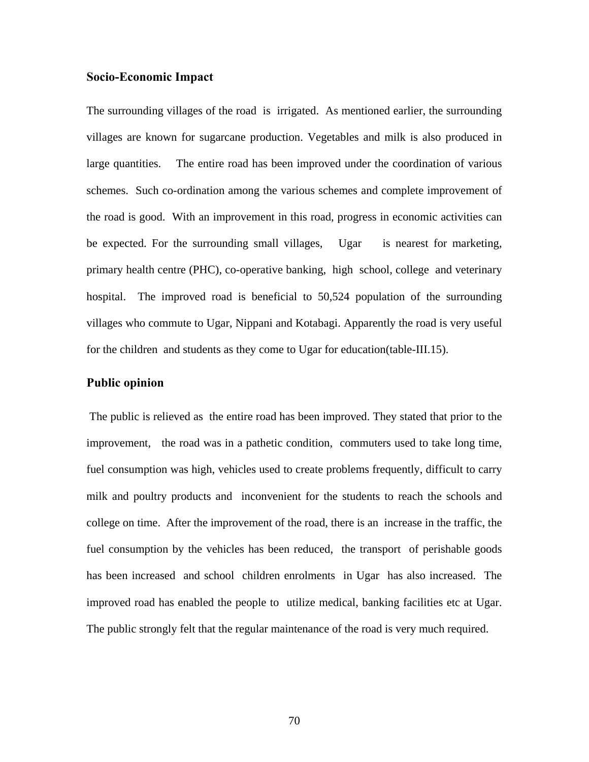### Socio-Economic Impact

The surrounding villages of the road is irrigated. As mentioned earlier, the surrounding villages are known for sugarcane production. Vegetables and milk is also produced in large quantities. The entire road has been improved under the coordination of various schemes. Such co-ordination among the various schemes and complete improvement of the road is good. With an improvement in this road, progress in economic activities can be expected. For the surrounding small villages, Ugar is nearest for marketing, primary health centre (PHC), co-operative banking, high school, college and veterinary hospital. The improved road is beneficial to 50,524 population of the surrounding villages who commute to Ugar, Nippani and Kotabagi. Apparently the road is very useful for the children and students as they come to Ugar for education(table-III.15).

### Public opinion

The public is relieved as the entire road has been improved. They stated that prior to the improvement, the road was in a pathetic condition, commuters used to take long time, fuel consumption was high, vehicles used to create problems frequently, difficult to carry milk and poultry products and inconvenient for the students to reach the schools and college on time. After the improvement of the road, there is an increase in the traffic, the fuel consumption by the vehicles has been reduced, the transport of perishable goods has been increased and school children enrolments in Ugar has also increased. The improved road has enabled the people to utilize medical, banking facilities etc at Ugar. The public strongly felt that the regular maintenance of the road is very much required.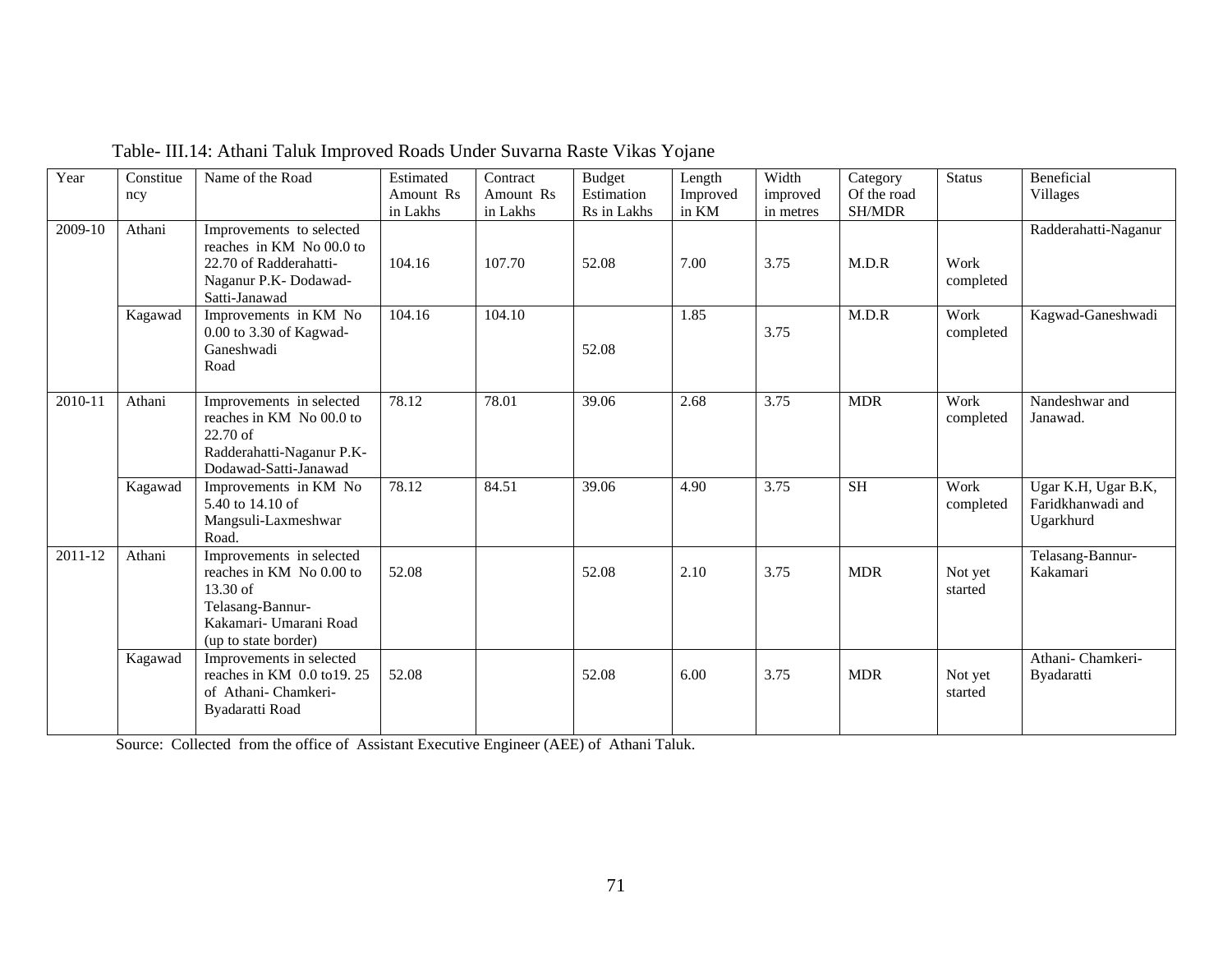Table- III.14: Athani Taluk Improved Roads Under Suvarna Raste Vikas Yojane

| Year | Constituency | Name of the Road | Estimated Amount Rs in Lakhs | Contract Amount Rs in Lakhs | Budget Estimation Rs in Lakhs | Length Improved in KM | Width improved in metres | Category Of the road SH/MDR | Status | Beneficial Villages |
|---|---|---|---|---|---|---|---|---|---|---|
| 2009-10 | Athani | Improvements to selected reaches in KM No 00.0 to 22.70 of Radderahatti-Naganur P.K- Dodawad-Satti-Janawad | 104.16 | 107.70 | 52.08 | 7.00 | 3.75 | M.D.R | Work completed | Radderahatti-Naganur |
| | Kagawad | Improvements in KM No 0.00 to 3.30 of Kagwad-Ganeshwadi Road | 104.16 | 104.10 | 52.08 | 1.85 | 3.75 | M.D.R | Work completed | Kagwad-Ganeshwadi |
| 2010-11 | Athani | Improvements in selected reaches in KM No 00.0 to 22.70 of Radderahatti-Naganur P.K-Dodawad-Satti-Janawad | 78.12 | 78.01 | 39.06 | 2.68 | 3.75 | MDR | Work completed | Nandeshwar and Janawad. |
| | Kagawad | Improvements in KM No 5.40 to 14.10 of Mangsuli-Laxmeshwar Road. | 78.12 | 84.51 | 39.06 | 4.90 | 3.75 | SH | Work completed | Ugar K.H, Ugar B.K, Faridkhanwadi and Ugarkhurd |
| 2011-12 | Athani | Improvements in selected reaches in KM No 0.00 to 13.30 of Telasang-Bannur-Kakamari- Umarani Road (up to state border) | 52.08 | | 52.08 | 2.10 | 3.75 | MDR | Not yet started | Telasang-Bannur-Kakamari |
| | Kagawad | Improvements in selected reaches in KM 0.0 to19. 25 of Athani- Chamkeri-Byadaratti Road | 52.08 | | 52.08 | 6.00 | 3.75 | MDR | Not yet started | Athani- Chamkeri-Byadaratti |

Source: Collected from the office of Assistant Executive Engineer (AEE) of Athani Taluk.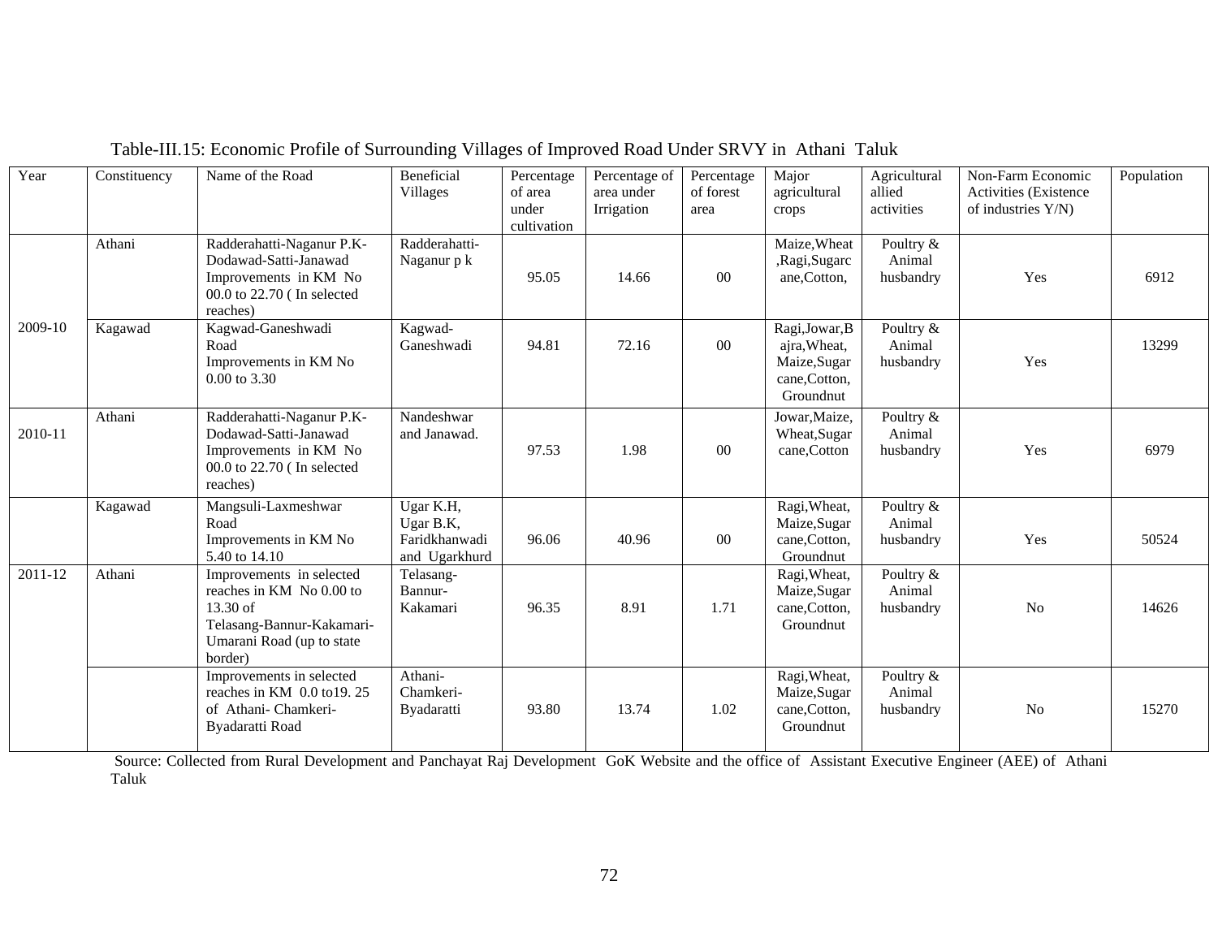Table-III.15: Economic Profile of Surrounding Villages of Improved Road Under SRVY in Athani Taluk

| Year | Constituency | Name of the Road | Beneficial Villages | Percentage of area under cultivation | Percentage of area under Irrigation | Percentage of forest area | Major agricultural crops | Agricultural allied activities | Non-Farm Economic Activities (Existence of industries Y/N) | Population |
|---|---|---|---|---|---|---|---|---|---|---|
| 2009-10 | Athani | Radderahatti-Naganur P.K-Dodawad-Satti-Janawad Improvements in KM No 00.0 to 22.70 ( In selected reaches) | Radderahatti-Naganur p k | 95.05 | 14.66 | 00 | Maize,Wheat,Ragi,Sugarcane,Cotton, | Poultry & Animal husbandry | Yes | 6912 |
| | Kagawad | Kagwad-Ganeshwadi Road Improvements in KM No 0.00 to 3.30 | Kagwad-Ganeshwadi | 94.81 | 72.16 | 00 | Ragi,Jowar,Bajra,Wheat, Maize,Sugarcane,Cotton, Groundnut | Poultry & Animal husbandry | Yes | 13299 |
| 2010-11 | Athani | Radderahatti-Naganur P.K-Dodawad-Satti-Janawad Improvements in KM No 00.0 to 22.70 ( In selected reaches) | Nandeshwar and Janawad. | 97.53 | 1.98 | 00 | Jowar,Maize, Wheat,Sugarcane,Cotton | Poultry & Animal husbandry | Yes | 6979 |
| | Kagawad | Mangsuli-Laxmeshwar Road Improvements in KM No 5.40 to 14.10 | Ugar K.H, Ugar B.K, Faridkhanwadi and Ugarkhurd | 96.06 | 40.96 | 00 | Ragi,Wheat, Maize,Sugarcane,Cotton, Groundnut | Poultry & Animal husbandry | Yes | 50524 |
| 2011-12 | Athani | Improvements in selected reaches in KM No 0.00 to 13.30 of Telasang-Bannur-Kakamari-Umarani Road (up to state border) | Telasang-Bannur-Kakamari | 96.35 | 8.91 | 1.71 | Ragi,Wheat, Maize,Sugarcane,Cotton, Groundnut | Poultry & Animal husbandry | No | 14626 |
| | | Improvements in selected reaches in KM 0.0 to19. 25 of Athani- Chamkeri-Byadaratti Road | Athani-Chamkeri-Byadaratti | 93.80 | 13.74 | 1.02 | Ragi,Wheat, Maize,Sugarcane,Cotton, Groundnut | Poultry & Animal husbandry | No | 15270 |

Source: Collected from Rural Development and Panchayat Raj Development GoK Website and the office of Assistant Executive Engineer (AEE) of Athani Taluk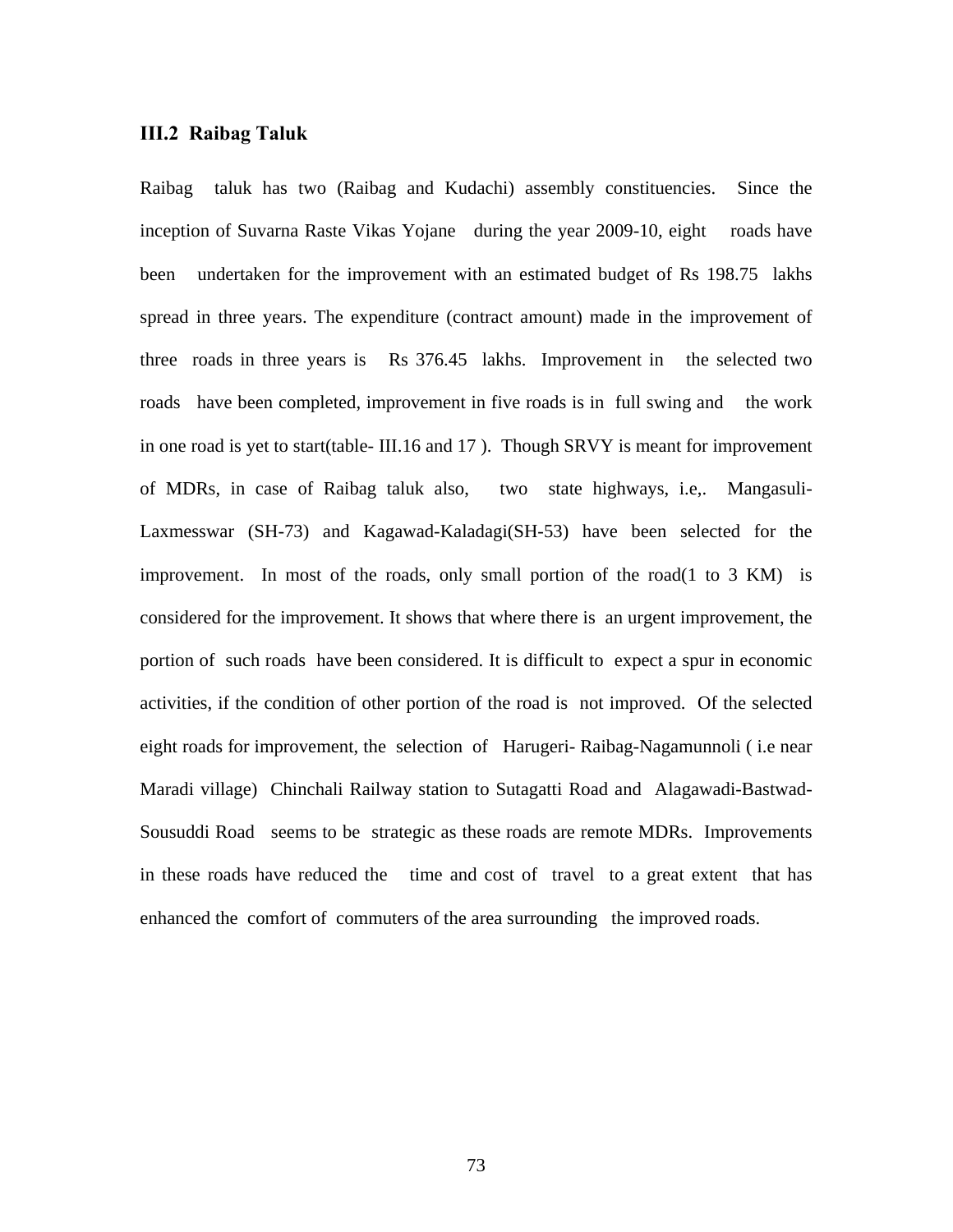### III.2 Raibag Taluk

Raibag taluk has two (Raibag and Kudachi) assembly constituencies. Since the inception of Suvarna Raste Vikas Yojane during the year 2009-10, eight roads have been undertaken for the improvement with an estimated budget of Rs 198.75 lakhs spread in three years. The expenditure (contract amount) made in the improvement of three roads in three years is Rs 376.45 lakhs. Improvement in the selected two roads have been completed, improvement in five roads is in full swing and the work in one road is yet to start(table- III.16 and 17 ). Though SRVY is meant for improvement of MDRs, in case of Raibag taluk also, two state highways, i.e,. Mangasuli-Laxmesswar (SH-73) and Kagawad-Kaladagi(SH-53) have been selected for the improvement. In most of the roads, only small portion of the road(1 to 3 KM) is considered for the improvement. It shows that where there is an urgent improvement, the portion of such roads have been considered. It is difficult to expect a spur in economic activities, if the condition of other portion of the road is not improved. Of the selected eight roads for improvement, the selection of Harugeri- Raibag-Nagamunnoli ( i.e near Maradi village) Chinchali Railway station to Sutagatti Road and Alagawadi-Bastwad-Sousuddi Road seems to be strategic as these roads are remote MDRs. Improvements in these roads have reduced the time and cost of travel to a great extent that has enhanced the comfort of commuters of the area surrounding the improved roads.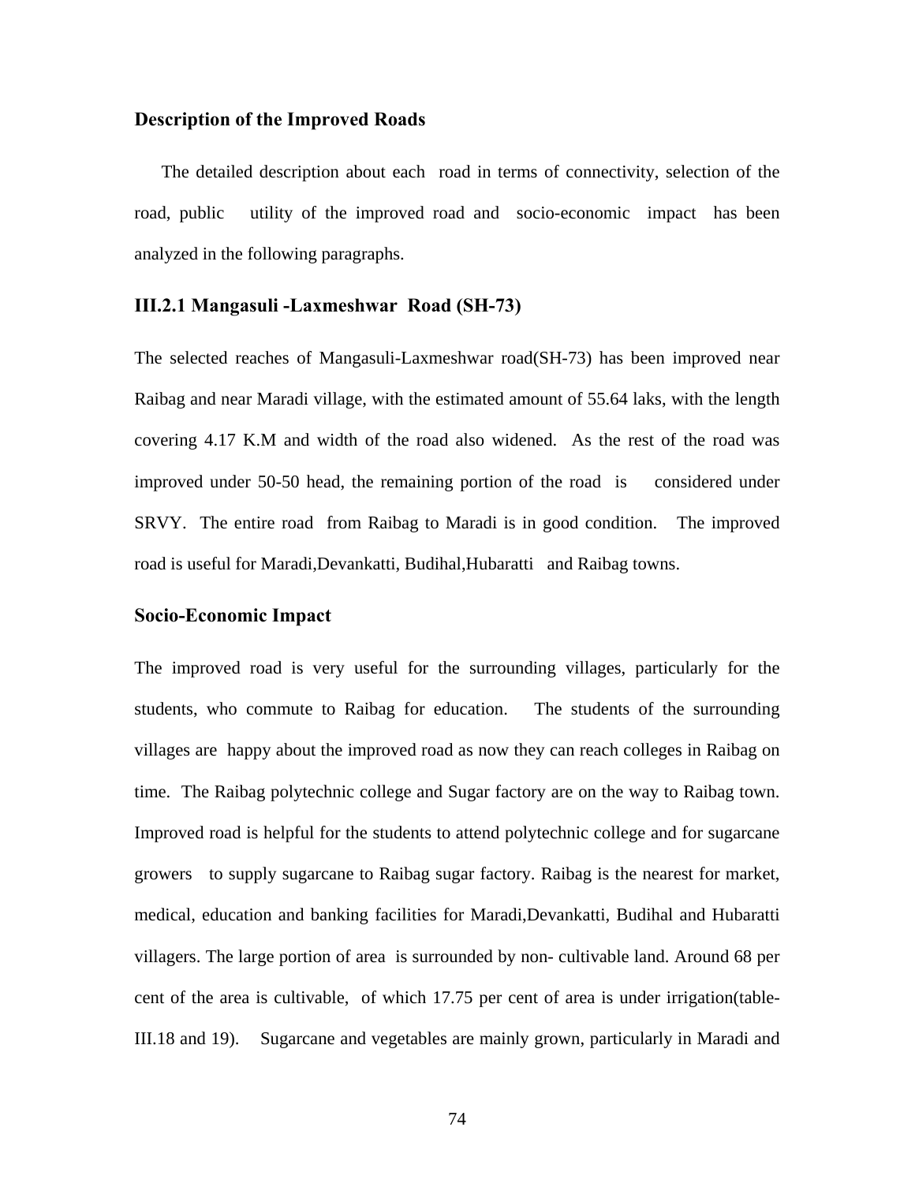### Description of the Improved Roads

The detailed description about each road in terms of connectivity, selection of the road, public utility of the improved road and socio-economic impact has been analyzed in the following paragraphs.

### III.2.1 Mangasuli -Laxmeshwar Road (SH-73)

The selected reaches of Mangasuli-Laxmeshwar road(SH-73) has been improved near Raibag and near Maradi village, with the estimated amount of 55.64 laks, with the length covering 4.17 K.M and width of the road also widened. As the rest of the road was improved under 50-50 head, the remaining portion of the road is considered under SRVY. The entire road from Raibag to Maradi is in good condition. The improved road is useful for Maradi,Devankatti, Budihal,Hubaratti and Raibag towns.

### Socio-Economic Impact

The improved road is very useful for the surrounding villages, particularly for the students, who commute to Raibag for education. The students of the surrounding villages are happy about the improved road as now they can reach colleges in Raibag on time. The Raibag polytechnic college and Sugar factory are on the way to Raibag town. Improved road is helpful for the students to attend polytechnic college and for sugarcane growers to supply sugarcane to Raibag sugar factory. Raibag is the nearest for market, medical, education and banking facilities for Maradi,Devankatti, Budihal and Hubaratti villagers. The large portion of area is surrounded by non- cultivable land. Around 68 per cent of the area is cultivable, of which 17.75 per cent of area is under irrigation(table-III.18 and 19). Sugarcane and vegetables are mainly grown, particularly in Maradi and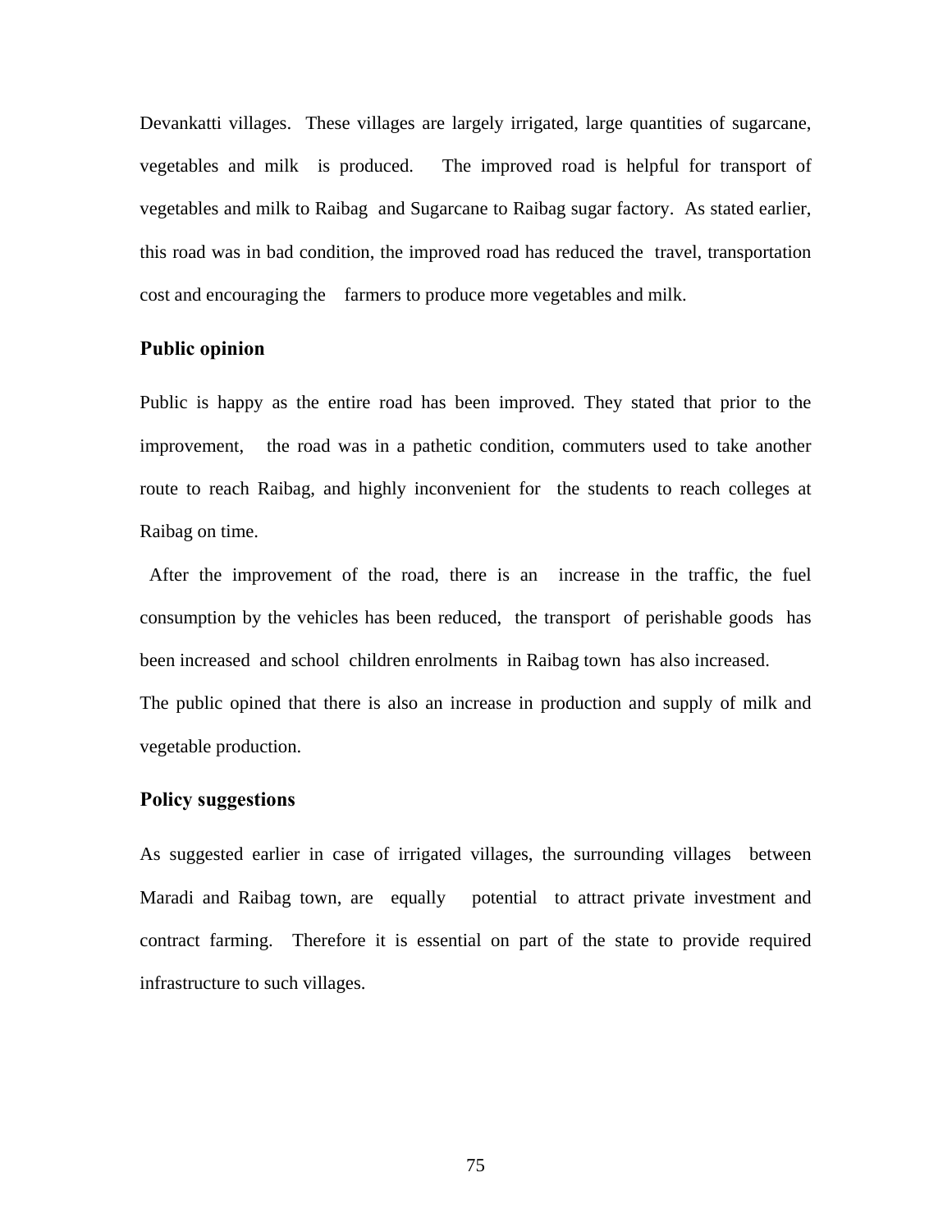Devankatti villages. These villages are largely irrigated, large quantities of sugarcane, vegetables and milk is produced. The improved road is helpful for transport of vegetables and milk to Raibag and Sugarcane to Raibag sugar factory. As stated earlier, this road was in bad condition, the improved road has reduced the travel, transportation cost and encouraging the farmers to produce more vegetables and milk.

### Public opinion

Public is happy as the entire road has been improved. They stated that prior to the improvement, the road was in a pathetic condition, commuters used to take another route to reach Raibag, and highly inconvenient for the students to reach colleges at Raibag on time.

After the improvement of the road, there is an increase in the traffic, the fuel consumption by the vehicles has been reduced, the transport of perishable goods has been increased and school children enrolments in Raibag town has also increased.

The public opined that there is also an increase in production and supply of milk and vegetable production.

### Policy suggestions

As suggested earlier in case of irrigated villages, the surrounding villages between Maradi and Raibag town, are equally potential to attract private investment and contract farming. Therefore it is essential on part of the state to provide required infrastructure to such villages.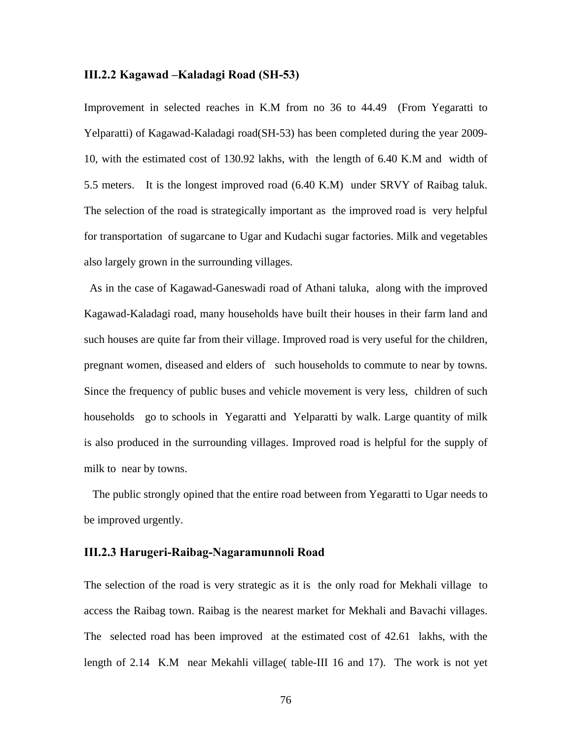### III.2.2 Kagawad –Kaladagi Road (SH-53)

Improvement in selected reaches in K.M from no 36 to 44.49 (From Yegaratti to Yelparatti) of Kagawad-Kaladagi road(SH-53) has been completed during the year 2009-10, with the estimated cost of 130.92 lakhs, with the length of 6.40 K.M and width of 5.5 meters. It is the longest improved road (6.40 K.M) under SRVY of Raibag taluk. The selection of the road is strategically important as the improved road is very helpful for transportation of sugarcane to Ugar and Kudachi sugar factories. Milk and vegetables also largely grown in the surrounding villages.

As in the case of Kagawad-Ganeswadi road of Athani taluka, along with the improved Kagawad-Kaladagi road, many households have built their houses in their farm land and such houses are quite far from their village. Improved road is very useful for the children, pregnant women, diseased and elders of such households to commute to near by towns. Since the frequency of public buses and vehicle movement is very less, children of such households go to schools in Yegaratti and Yelparatti by walk. Large quantity of milk is also produced in the surrounding villages. Improved road is helpful for the supply of milk to near by towns.

The public strongly opined that the entire road between from Yegaratti to Ugar needs to be improved urgently.

### III.2.3 Harugeri-Raibag-Nagaramunnoli Road

The selection of the road is very strategic as it is the only road for Mekhali village to access the Raibag town. Raibag is the nearest market for Mekhali and Bavachi villages. The selected road has been improved at the estimated cost of 42.61 lakhs, with the length of 2.14 K.M near Mekahli village( table-III 16 and 17). The work is not yet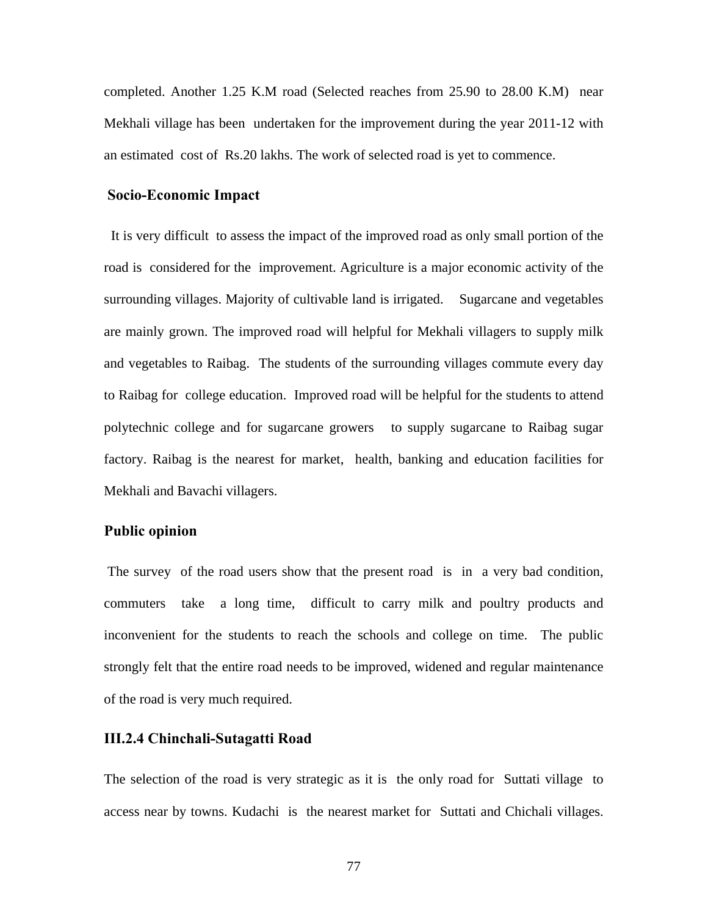completed. Another 1.25 K.M road (Selected reaches from 25.90 to 28.00 K.M) near Mekhali village has been undertaken for the improvement during the year 2011-12 with an estimated cost of Rs.20 lakhs. The work of selected road is yet to commence.

**Socio-Economic Impact**

It is very difficult to assess the impact of the improved road as only small portion of the road is considered for the improvement. Agriculture is a major economic activity of the surrounding villages. Majority of cultivable land is irrigated. Sugarcane and vegetables are mainly grown. The improved road will helpful for Mekhali villagers to supply milk and vegetables to Raibag. The students of the surrounding villages commute every day to Raibag for college education. Improved road will be helpful for the students to attend polytechnic college and for sugarcane growers to supply sugarcane to Raibag sugar factory. Raibag is the nearest for market, health, banking and education facilities for Mekhali and Bavachi villagers.

**Public opinion**

The survey of the road users show that the present road is in a very bad condition, commuters take a long time, difficult to carry milk and poultry products and inconvenient for the students to reach the schools and college on time. The public strongly felt that the entire road needs to be improved, widened and regular maintenance of the road is very much required.

### III.2.4 Chinchali-Sutagatti Road

The selection of the road is very strategic as it is the only road for Suttati village to access near by towns. Kudachi is the nearest market for Suttati and Chichali villages.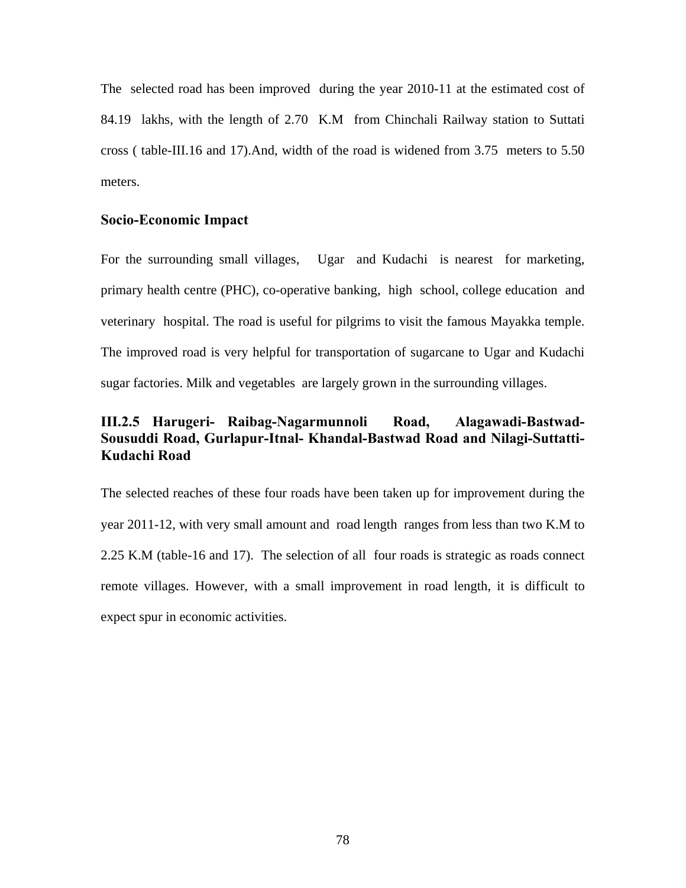The selected road has been improved during the year 2010-11 at the estimated cost of 84.19 lakhs, with the length of 2.70 K.M from Chinchali Railway station to Suttati cross ( table-III.16 and 17).And, width of the road is widened from 3.75 meters to 5.50 meters.

### Socio-Economic Impact

For the surrounding small villages, Ugar and Kudachi is nearest for marketing, primary health centre (PHC), co-operative banking, high school, college education and veterinary hospital. The road is useful for pilgrims to visit the famous Mayakka temple. The improved road is very helpful for transportation of sugarcane to Ugar and Kudachi sugar factories. Milk and vegetables are largely grown in the surrounding villages.

### III.2.5 Harugeri- Raibag-Nagarmunnoli Road, Alagawadi-Bastwad-Sousuddi Road, Gurlapur-Itnal- Khandal-Bastwad Road and Nilagi-Suttatti-Kudachi Road

The selected reaches of these four roads have been taken up for improvement during the year 2011-12, with very small amount and road length ranges from less than two K.M to 2.25 K.M (table-16 and 17). The selection of all four roads is strategic as roads connect remote villages. However, with a small improvement in road length, it is difficult to expect spur in economic activities.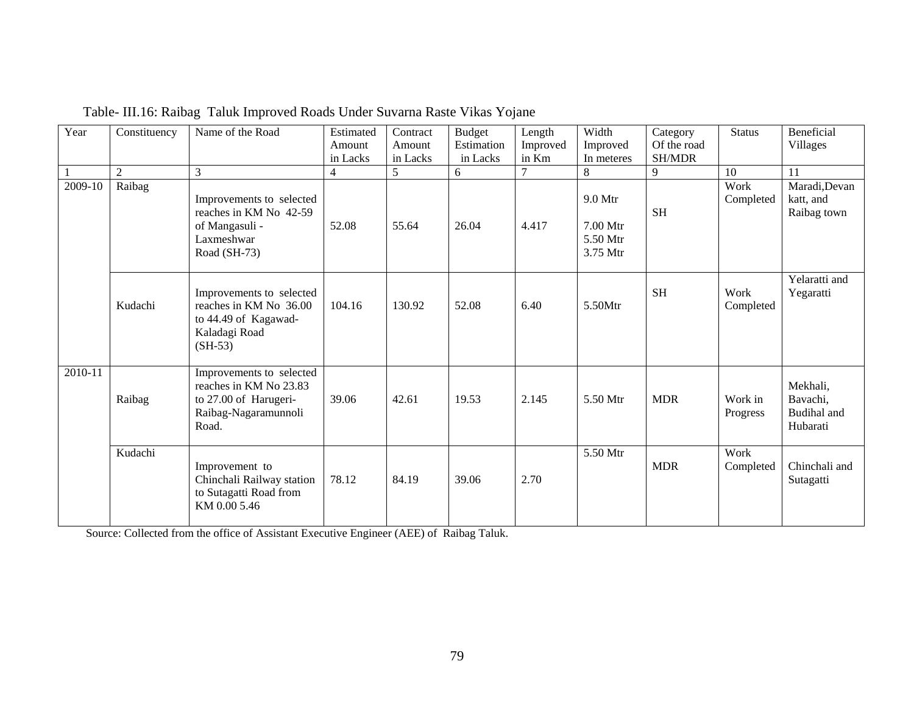Table- III.16: Raibag Taluk Improved Roads Under Suvarna Raste Vikas Yojane

| Year | Constituency | Name of the Road | Estimated Amount in Lacks | Contract Amount in Lacks | Budget Estimation in Lacks | Length Improved in Km | Width Improved In meteres | Category Of the road SH/MDR | Status | Beneficial Villages |
|---|---|---|---|---|---|---|---|---|---|---|
| 1 | 2 | 3 | 4 | 5 | 6 | 7 | 8 | 9 | 10 | 11 |
| 2009-10 | Raibag | Improvements to selected reaches in KM No 42-59 of Mangasuli - Laxmeshwar Road (SH-73) | 52.08 | 55.64 | 26.04 | 4.417 | 9.0 Mtr 7.00 Mtr 5.50 Mtr 3.75 Mtr | SH | Work Completed | Maradi,Devan katt, and Raibag town |
| | Kudachi | Improvements to selected reaches in KM No 36.00 to 44.49 of Kagawad-Kaladagi Road (SH-53) | 104.16 | 130.92 | 52.08 | 6.40 | 5.50Mtr | SH | Work Completed | Yelaratti and Yegaratti |
| 2010-11 | Raibag | Improvements to selected reaches in KM No 23.83 to 27.00 of Harugeri-Raibag-Nagaramunnoli Road. | 39.06 | 42.61 | 19.53 | 2.145 | 5.50 Mtr | MDR | Work in Progress | Mekhali, Bavachi, Budihal and Hubarati |
| | Kudachi | Improvement to Chinchali Railway station to Sutagatti Road from KM 0.00 5.46 | 78.12 | 84.19 | 39.06 | 2.70 | 5.50 Mtr | MDR | Work Completed | Chinchali and Sutagatti |

Source: Collected from the office of Assistant Executive Engineer (AEE) of Raibag Taluk.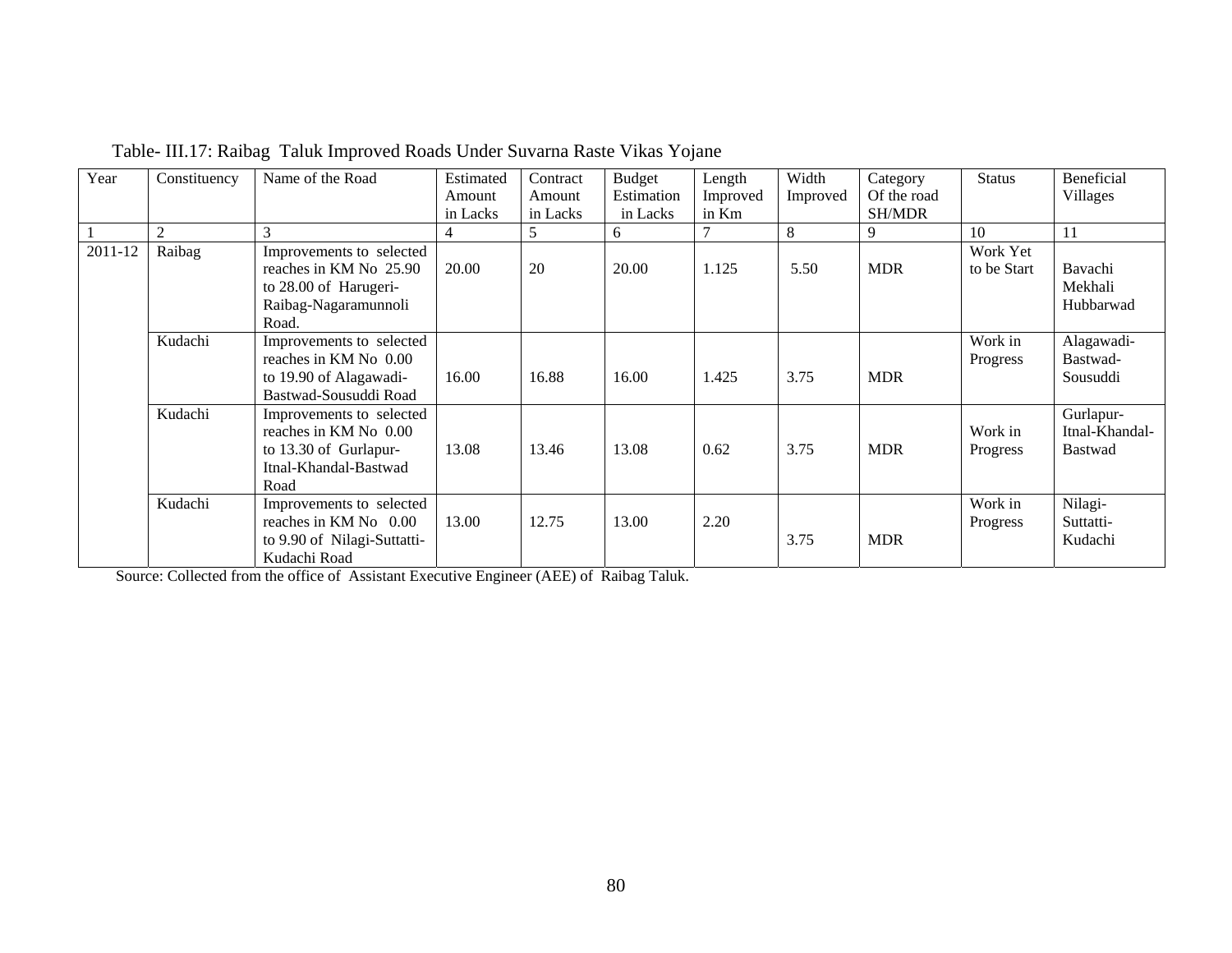Table- III.17: Raibag Taluk Improved Roads Under Suvarna Raste Vikas Yojane

| Year | Constituency | Name of the Road | Estimated Amount in Lacks | Contract Amount in Lacks | Budget Estimation in Lacks | Length Improved in Km | Width Improved | Category Of the road SH/MDR | Status | Beneficial Villages |
|---|---|---|---|---|---|---|---|---|---|---|
| 1 | 2 | 3 | 4 | 5 | 6 | 7 | 8 | 9 | 10 | 11 |
| 2011-12 | Raibag | Improvements to selected reaches in KM No 25.90 to 28.00 of Harugeri-Raibag-Nagaramunnoli Road. | 20.00 | 20 | 20.00 | 1.125 | 5.50 | MDR | Work Yet to be Start | Bavachi Mekhali Hubbarwad |
| | Kudachi | Improvements to selected reaches in KM No 0.00 to 19.90 of Alagawadi-Bastwad-Sousuddi Road | 16.00 | 16.88 | 16.00 | 1.425 | 3.75 | MDR | Work in Progress | Alagawadi-Bastwad-Sousuddi |
| | Kudachi | Improvements to selected reaches in KM No 0.00 to 13.30 of Gurlapur-Itnal-Khandal-Bastwad Road | 13.08 | 13.46 | 13.08 | 0.62 | 3.75 | MDR | Work in Progress | Gurlapur-Itnal-Khandal-Bastwad |
| | Kudachi | Improvements to selected reaches in KM No 0.00 to 9.90 of Nilagi-Suttatti-Kudachi Road | 13.00 | 12.75 | 13.00 | 2.20 | 3.75 | MDR | Work in Progress | Nilagi-Suttatti-Kudachi |

Source: Collected from the office of Assistant Executive Engineer (AEE) of Raibag Taluk.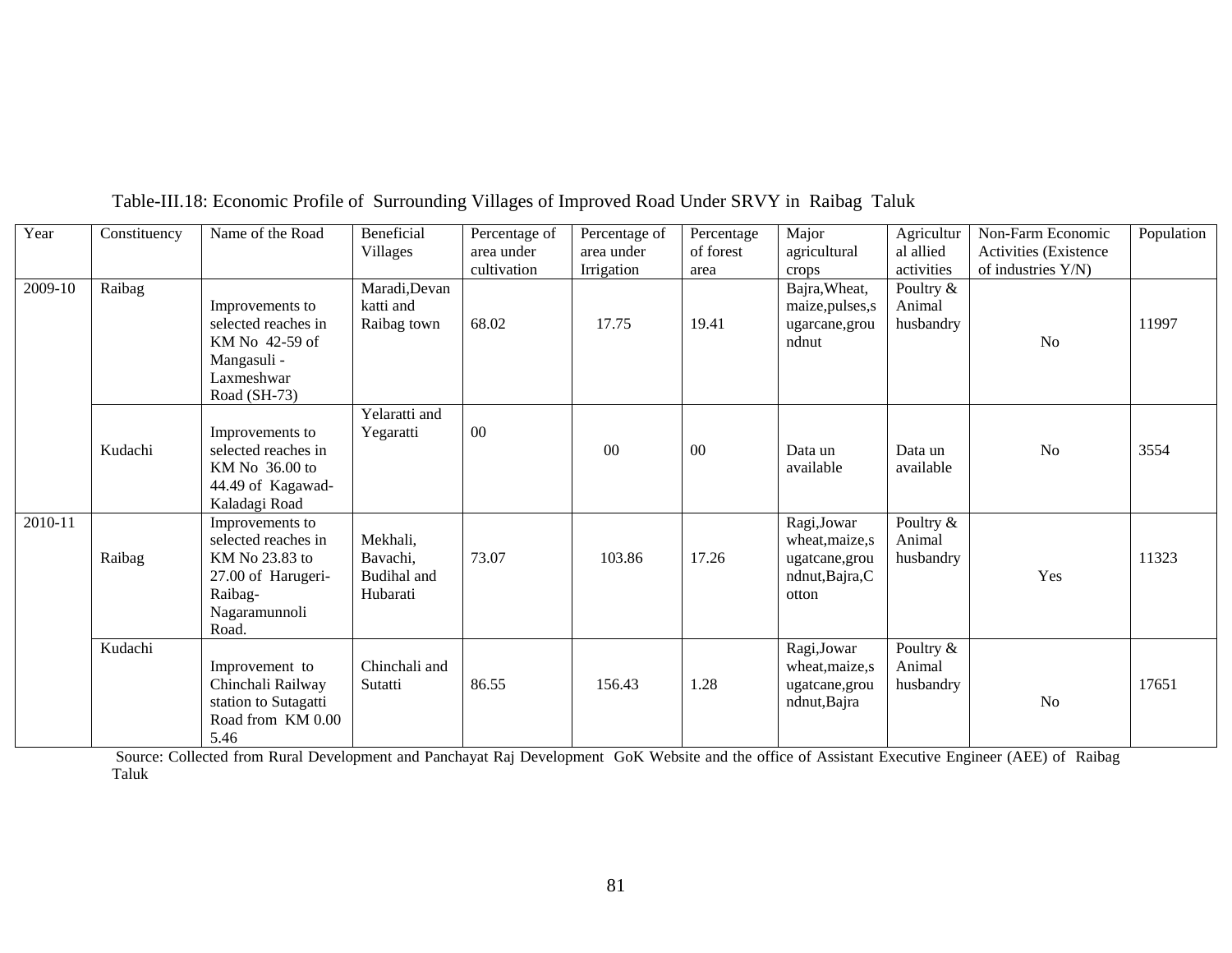Table-III.18: Economic Profile of Surrounding Villages of Improved Road Under SRVY in Raibag Taluk

| Year | Constituency | Name of the Road | Beneficial Villages | Percentage of area under cultivation | Percentage of area under Irrigation | Percentage of forest area | Major agricultural crops | Agricultural allied activities | Non-Farm Economic Activities (Existence of industries Y/N) | Population |
|---|---|---|---|---|---|---|---|---|---|---|
| 2009-10 | Raibag | Improvements to selected reaches in KM No 42-59 of Mangasuli - Laxmeshwar Road (SH-73) | Maradi,Devankatti and Raibag town | 68.02 | 17.75 | 19.41 | Bajra,Wheat, maize,pulses,sugarcane,groundnut | Poultry & Animal husbandry | No | 11997 |
| | Kudachi | Improvements to selected reaches in KM No 36.00 to 44.49 of Kagawad-Kaladagi Road | Yelaratti and Yegaratti | 00 | 00 | 00 | Data un available | Data un available | No | 3554 |
| 2010-11 | Raibag | Improvements to selected reaches in KM No 23.83 to 27.00 of Harugeri-Raibag-Nagaramunnoli Road. | Mekhali, Bavachi, Budihal and Hubarati | 73.07 | 103.86 | 17.26 | Ragi,Jowar wheat,maize,sugatcane,groundnut,Bajra,Cotton | Poultry & Animal husbandry | Yes | 11323 |
| | Kudachi | Improvement to Chinchali Railway station to Sutagatti Road from KM 0.00 5.46 | Chinchali and Sutatti | 86.55 | 156.43 | 1.28 | Ragi,Jowar wheat,maize,sugatcane,groundnut,Bajra | Poultry & Animal husbandry | No | 17651 |

Source: Collected from Rural Development and Panchayat Raj Development GoK Website and the office of Assistant Executive Engineer (AEE) of Raibag Taluk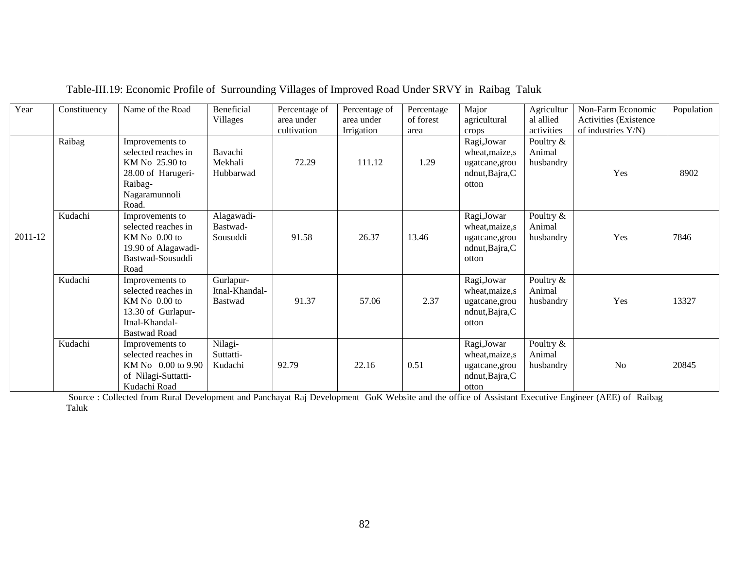Table-III.19: Economic Profile of Surrounding Villages of Improved Road Under SRVY in Raibag Taluk

| Year | Constituency | Name of the Road | Beneficial Villages | Percentage of area under cultivation | Percentage of area under Irrigation | Percentage of forest area | Major agricultural crops | Agricultural allied activities | Non-Farm Economic Activities (Existence of industries Y/N) | Population |
|---|---|---|---|---|---|---|---|---|---|---|
| 2011-12 | Raibag | Improvements to selected reaches in KM No 25.90 to 28.00 of Harugeri-Raibag-Nagaramunnoli Road. | Bavachi Mekhali Hubbarwad | 72.29 | 111.12 | 1.29 | Ragi,Jowar wheat,maize,sugatcane,groundnut,Bajra,Cotton | Poultry & Animal husbandry | Yes | 8902 |
| | Kudachi | Improvements to selected reaches in KM No 0.00 to 19.90 of Alagawadi-Bastwad-Sousuddi Road | Alagawadi-Bastwad-Sousuddi | 91.58 | 26.37 | 13.46 | Ragi,Jowar wheat,maize,sugatcane,groundnut,Bajra,Cotton | Poultry & Animal husbandry | Yes | 7846 |
| | Kudachi | Improvements to selected reaches in KM No 0.00 to 13.30 of Gurlapur-Itnal-Khandal-Bastwad Road | Gurlapur-Itnal-Khandal-Bastwad | 91.37 | 57.06 | 2.37 | Ragi,Jowar wheat,maize,sugatcane,groundnut,Bajra,Cotton | Poultry & Animal husbandry | Yes | 13327 |
| | Kudachi | Improvements to selected reaches in KM No 0.00 to 9.90 of Nilagi-Suttatti-Kudachi Road | Nilagi-Suttatti-Kudachi | 92.79 | 22.16 | 0.51 | Ragi,Jowar wheat,maize,sugatcane,groundnut,Bajra,Cotton | Poultry & Animal husbandry | No | 20845 |

Source : Collected from Rural Development and Panchayat Raj Development GoK Website and the office of Assistant Executive Engineer (AEE) of Raibag Taluk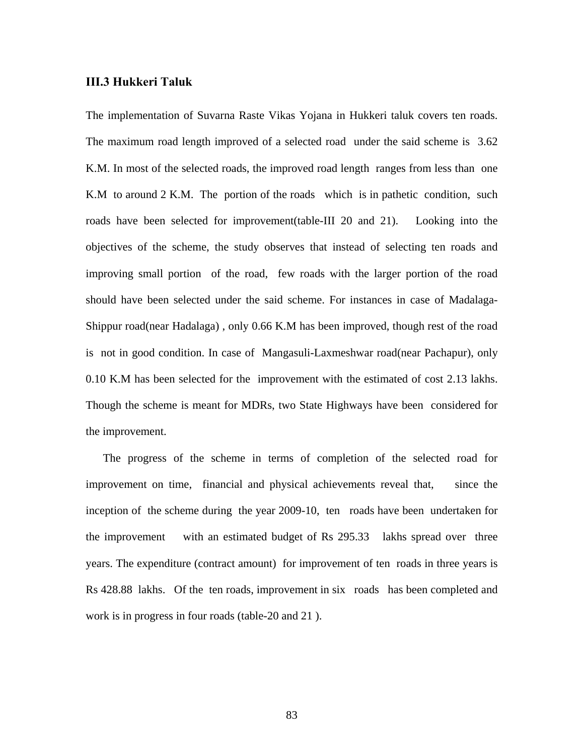### III.3 Hukkeri Taluk

The implementation of Suvarna Raste Vikas Yojana in Hukkeri taluk covers ten roads. The maximum road length improved of a selected road under the said scheme is 3.62 K.M. In most of the selected roads, the improved road length ranges from less than one K.M to around 2 K.M. The portion of the roads which is in pathetic condition, such roads have been selected for improvement(table-III 20 and 21). Looking into the objectives of the scheme, the study observes that instead of selecting ten roads and improving small portion of the road, few roads with the larger portion of the road should have been selected under the said scheme. For instances in case of Madalaga-Shippur road(near Hadalaga) , only 0.66 K.M has been improved, though rest of the road is not in good condition. In case of Mangasuli-Laxmeshwar road(near Pachapur), only 0.10 K.M has been selected for the improvement with the estimated of cost 2.13 lakhs. Though the scheme is meant for MDRs, two State Highways have been considered for the improvement.

The progress of the scheme in terms of completion of the selected road for improvement on time, financial and physical achievements reveal that, since the inception of the scheme during the year 2009-10, ten roads have been undertaken for the improvement with an estimated budget of Rs 295.33 lakhs spread over three years. The expenditure (contract amount) for improvement of ten roads in three years is Rs 428.88 lakhs. Of the ten roads, improvement in six roads has been completed and work is in progress in four roads (table-20 and 21 ).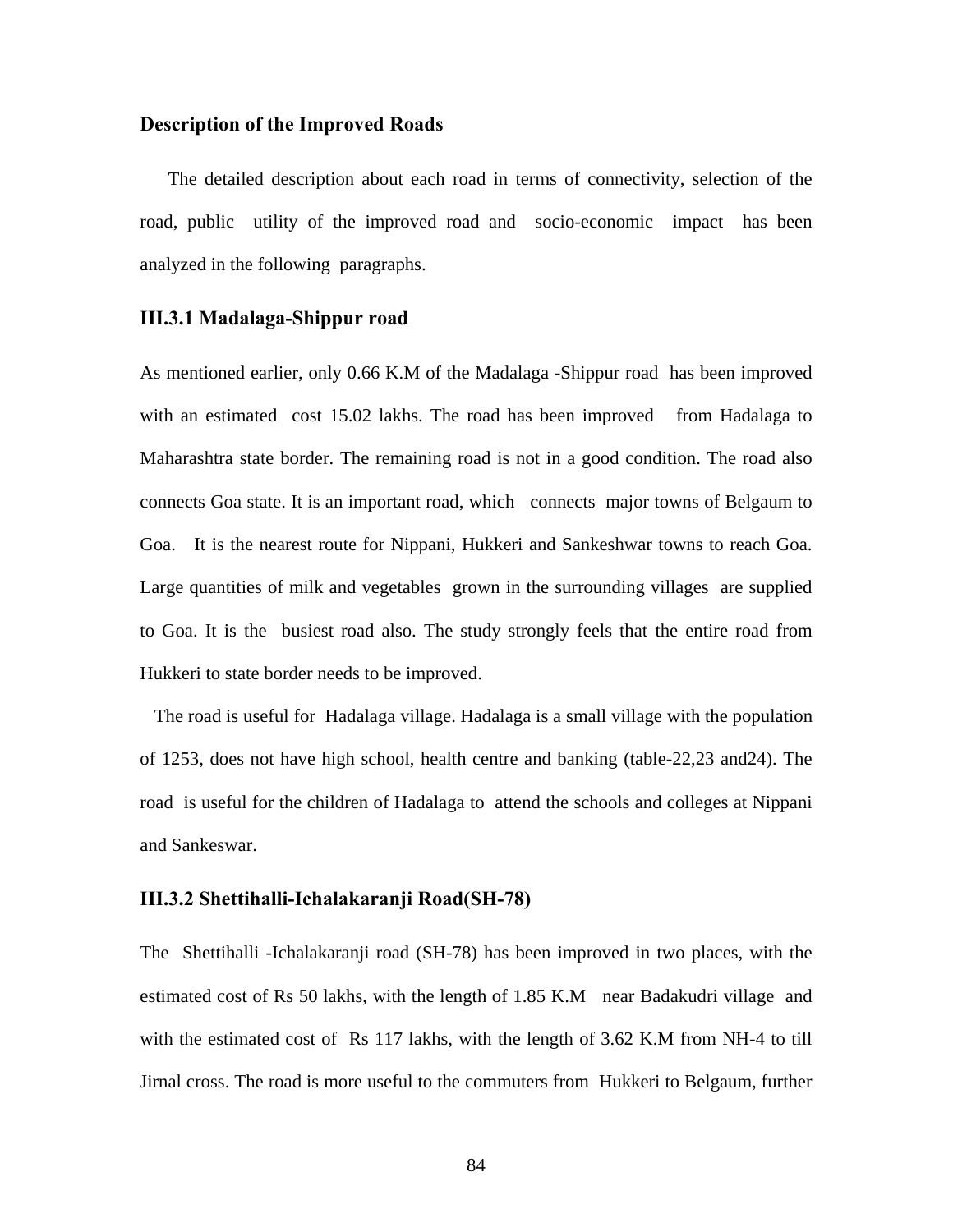## Description of the Improved Roads

The detailed description about each road in terms of connectivity, selection of the road, public utility of the improved road and socio-economic impact has been analyzed in the following paragraphs.

### III.3.1 Madalaga-Shippur road

As mentioned earlier, only 0.66 K.M of the Madalaga -Shippur road has been improved with an estimated cost 15.02 lakhs. The road has been improved from Hadalaga to Maharashtra state border. The remaining road is not in a good condition. The road also connects Goa state. It is an important road, which connects major towns of Belgaum to Goa. It is the nearest route for Nippani, Hukkeri and Sankeshwar towns to reach Goa. Large quantities of milk and vegetables grown in the surrounding villages are supplied to Goa. It is the busiest road also. The study strongly feels that the entire road from Hukkeri to state border needs to be improved.

The road is useful for Hadalaga village. Hadalaga is a small village with the population of 1253, does not have high school, health centre and banking (table-22,23 and24). The road is useful for the children of Hadalaga to attend the schools and colleges at Nippani and Sankeswar.

### III.3.2 Shettihalli-Ichalakaranji Road(SH-78)

The Shettihalli -Ichalakaranji road (SH-78) has been improved in two places, with the estimated cost of Rs 50 lakhs, with the length of 1.85 K.M near Badakudri village and with the estimated cost of Rs 117 lakhs, with the length of 3.62 K.M from NH-4 to till Jirnal cross. The road is more useful to the commuters from Hukkeri to Belgaum, further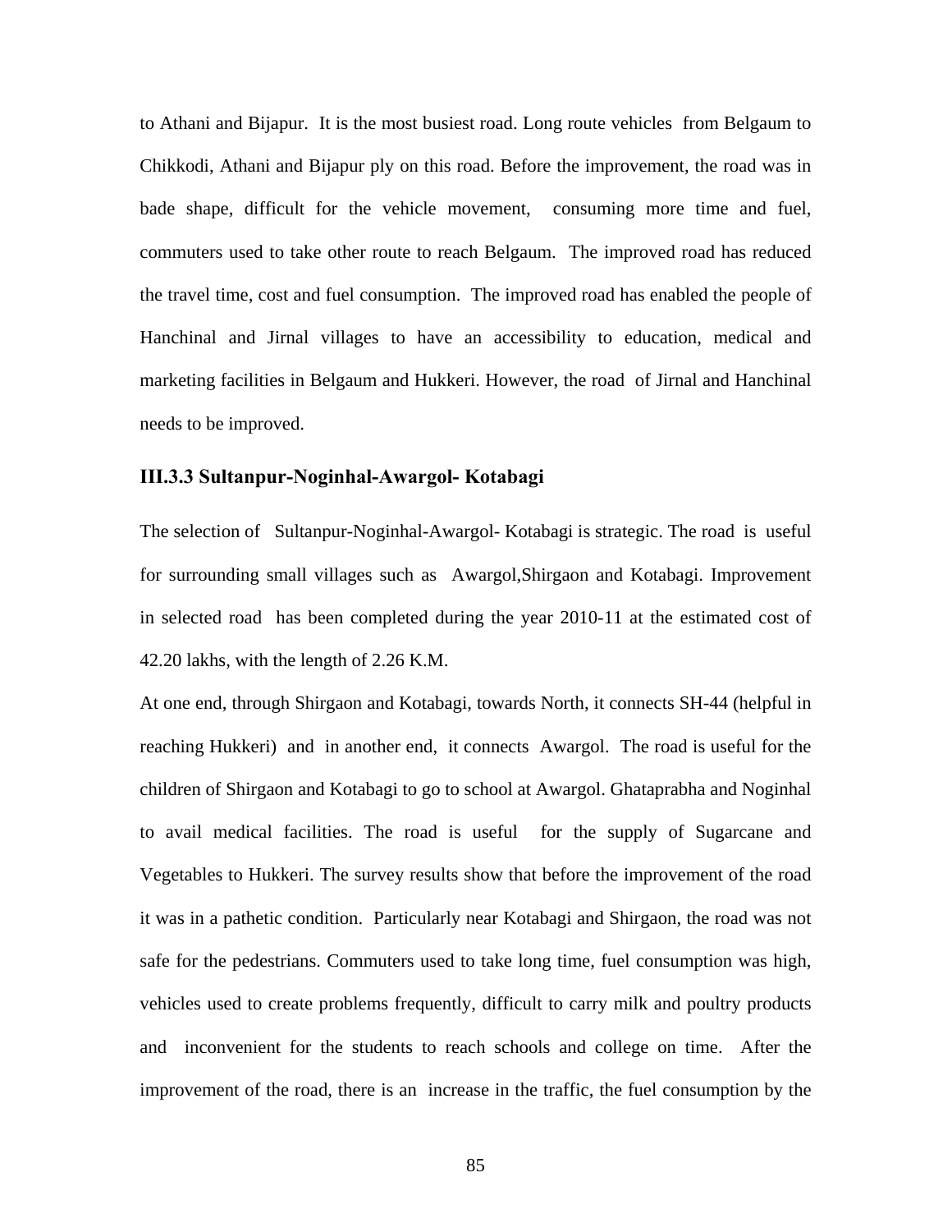to Athani and Bijapur. It is the most busiest road. Long route vehicles from Belgaum to Chikkodi, Athani and Bijapur ply on this road. Before the improvement, the road was in bade shape, difficult for the vehicle movement, consuming more time and fuel, commuters used to take other route to reach Belgaum. The improved road has reduced the travel time, cost and fuel consumption. The improved road has enabled the people of Hanchinal and Jirnal villages to have an accessibility to education, medical and marketing facilities in Belgaum and Hukkeri. However, the road of Jirnal and Hanchinal needs to be improved.

### III.3.3 Sultanpur-Noginhal-Awargol- Kotabagi

The selection of Sultanpur-Noginhal-Awargol- Kotabagi is strategic. The road is useful for surrounding small villages such as Awargol,Shirgaon and Kotabagi. Improvement in selected road has been completed during the year 2010-11 at the estimated cost of 42.20 lakhs, with the length of 2.26 K.M.

At one end, through Shirgaon and Kotabagi, towards North, it connects SH-44 (helpful in reaching Hukkeri) and in another end, it connects Awargol. The road is useful for the children of Shirgaon and Kotabagi to go to school at Awargol. Ghataprabha and Noginhal to avail medical facilities. The road is useful for the supply of Sugarcane and Vegetables to Hukkeri. The survey results show that before the improvement of the road it was in a pathetic condition. Particularly near Kotabagi and Shirgaon, the road was not safe for the pedestrians. Commuters used to take long time, fuel consumption was high, vehicles used to create problems frequently, difficult to carry milk and poultry products and inconvenient for the students to reach schools and college on time. After the improvement of the road, there is an increase in the traffic, the fuel consumption by the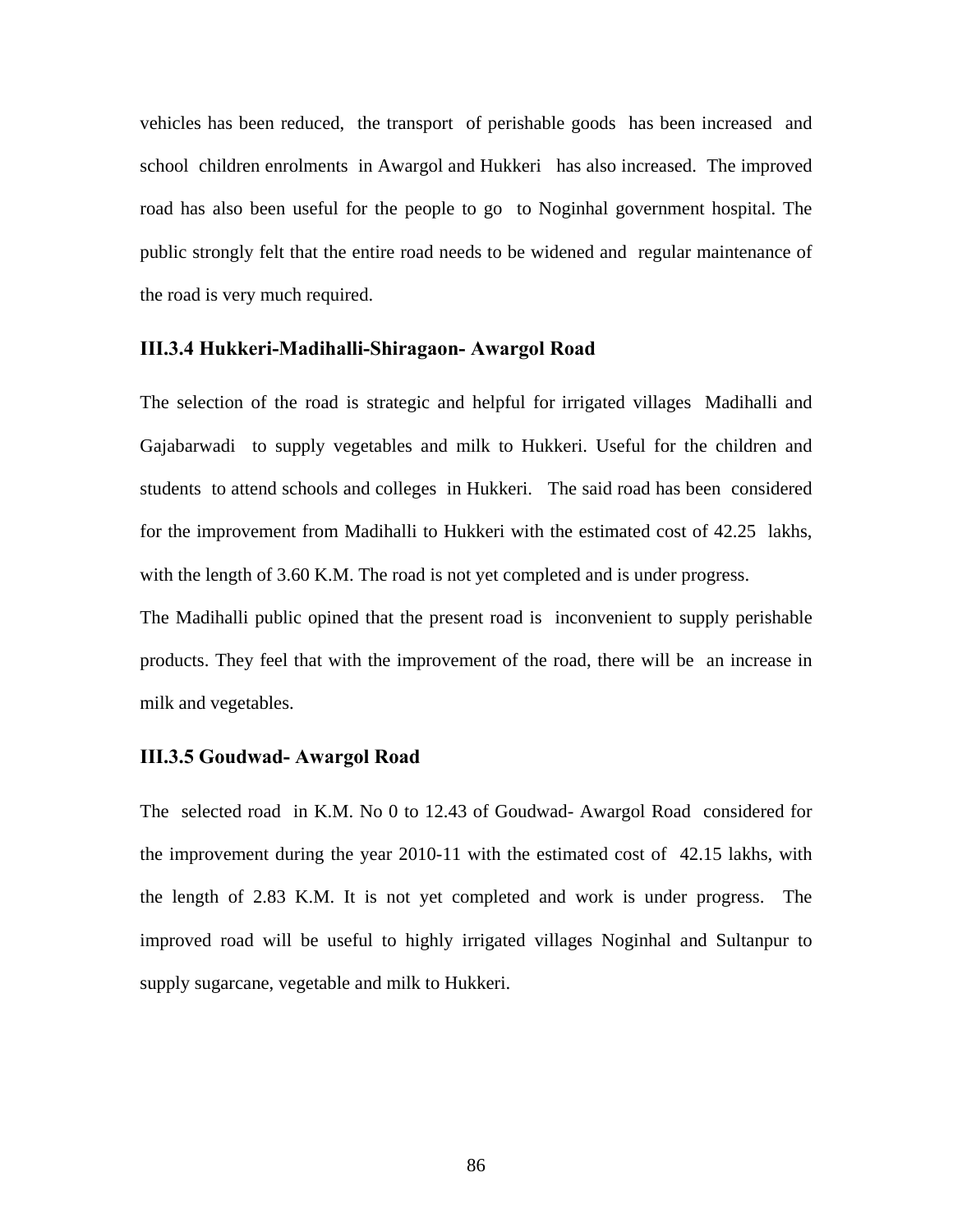vehicles has been reduced, the transport of perishable goods has been increased and school children enrolments in Awargol and Hukkeri has also increased. The improved road has also been useful for the people to go to Noginhal government hospital. The public strongly felt that the entire road needs to be widened and regular maintenance of the road is very much required.

### III.3.4 Hukkeri-Madihalli-Shiragaon- Awargol Road

The selection of the road is strategic and helpful for irrigated villages Madihalli and Gajabarwadi to supply vegetables and milk to Hukkeri. Useful for the children and students to attend schools and colleges in Hukkeri. The said road has been considered for the improvement from Madihalli to Hukkeri with the estimated cost of 42.25 lakhs, with the length of 3.60 K.M. The road is not yet completed and is under progress.

The Madihalli public opined that the present road is inconvenient to supply perishable products. They feel that with the improvement of the road, there will be an increase in milk and vegetables.

### III.3.5 Goudwad- Awargol Road

The selected road in K.M. No 0 to 12.43 of Goudwad- Awargol Road considered for the improvement during the year 2010-11 with the estimated cost of 42.15 lakhs, with the length of 2.83 K.M. It is not yet completed and work is under progress. The improved road will be useful to highly irrigated villages Noginhal and Sultanpur to supply sugarcane, vegetable and milk to Hukkeri.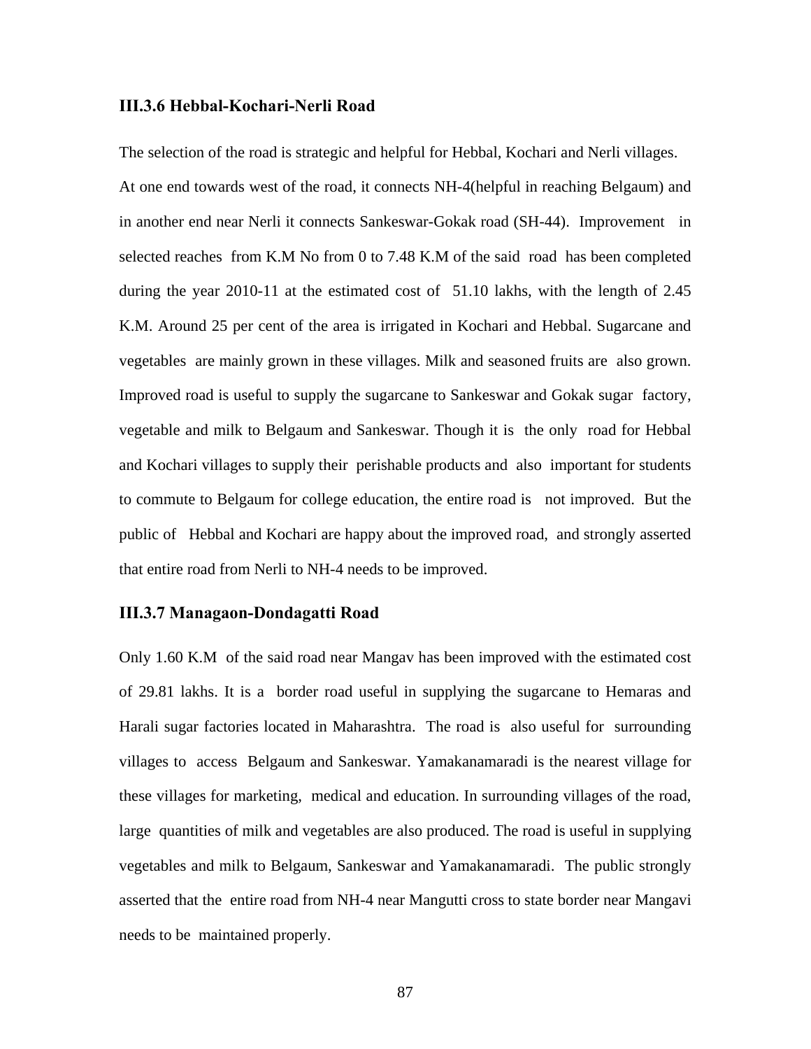### III.3.6 Hebbal-Kochari-Nerli Road

The selection of the road is strategic and helpful for Hebbal, Kochari and Nerli villages. At one end towards west of the road, it connects NH-4(helpful in reaching Belgaum) and in another end near Nerli it connects Sankeswar-Gokak road (SH-44). Improvement in selected reaches from K.M No from 0 to 7.48 K.M of the said road has been completed during the year 2010-11 at the estimated cost of 51.10 lakhs, with the length of 2.45 K.M. Around 25 per cent of the area is irrigated in Kochari and Hebbal. Sugarcane and vegetables are mainly grown in these villages. Milk and seasoned fruits are also grown. Improved road is useful to supply the sugarcane to Sankeswar and Gokak sugar factory, vegetable and milk to Belgaum and Sankeswar. Though it is the only road for Hebbal and Kochari villages to supply their perishable products and also important for students to commute to Belgaum for college education, the entire road is not improved. But the public of Hebbal and Kochari are happy about the improved road, and strongly asserted that entire road from Nerli to NH-4 needs to be improved.

### III.3.7 Managaon-Dondagatti Road

Only 1.60 K.M of the said road near Mangav has been improved with the estimated cost of 29.81 lakhs. It is a border road useful in supplying the sugarcane to Hemaras and Harali sugar factories located in Maharashtra. The road is also useful for surrounding villages to access Belgaum and Sankeswar. Yamakanamaradi is the nearest village for these villages for marketing, medical and education. In surrounding villages of the road, large quantities of milk and vegetables are also produced. The road is useful in supplying vegetables and milk to Belgaum, Sankeswar and Yamakanamaradi. The public strongly asserted that the entire road from NH-4 near Mangutti cross to state border near Mangavi needs to be maintained properly.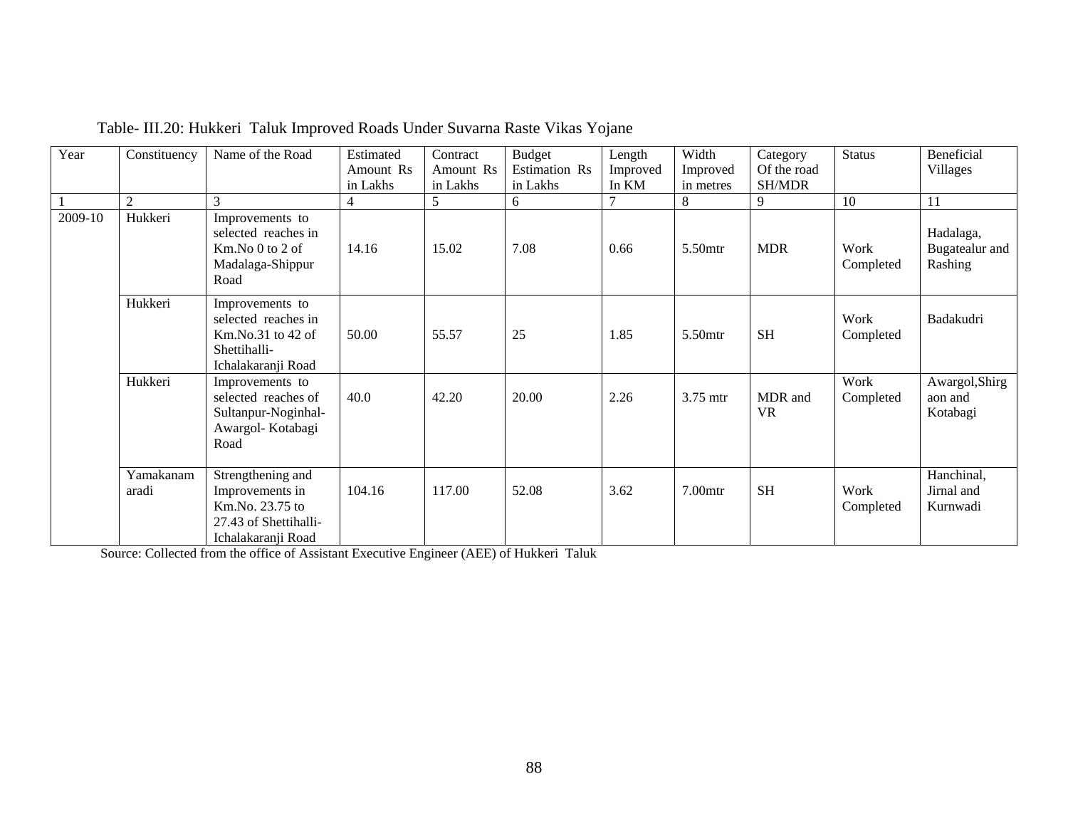Table- III.20: Hukkeri Taluk Improved Roads Under Suvarna Raste Vikas Yojane

| Year | Constituency | Name of the Road | Estimated Amount Rs in Lakhs | Contract Amount Rs in Lakhs | Budget Estimation Rs in Lakhs | Length Improved In KM | Width Improved in metres | Category Of the road SH/MDR | Status | Beneficial Villages |
|---|---|---|---|---|---|---|---|---|---|---|
| 1 | 2 | 3 | 4 | 5 | 6 | 7 | 8 | 9 | 10 | 11 |
| 2009-10 | Hukkeri | Improvements to selected reaches in Km.No 0 to 2 of Madalaga-Shippur Road | 14.16 | 15.02 | 7.08 | 0.66 | 5.50mtr | MDR | Work Completed | Hadalaga, Bugatealur and Rashing |
| | Hukkeri | Improvements to selected reaches in Km.No.31 to 42 of Shettihalli-Ichalakaranji Road | 50.00 | 55.57 | 25 | 1.85 | 5.50mtr | SH | Work Completed | Badakudri |
| | Hukkeri | Improvements to selected reaches of Sultanpur-Noginhal-Awargol- Kotabagi Road | 40.0 | 42.20 | 20.00 | 2.26 | 3.75 mtr | MDR and VR | Work Completed | Awargol,Shirgaon and Kotabagi |
| | Yamakanamaradi | Strengthening and Improvements in Km.No. 23.75 to 27.43 of Shettihalli-Ichalakaranji Road | 104.16 | 117.00 | 52.08 | 3.62 | 7.00mtr | SH | Work Completed | Hanchinal, Jirnal and Kurnwadi |

Source: Collected from the office of Assistant Executive Engineer (AEE) of Hukkeri Taluk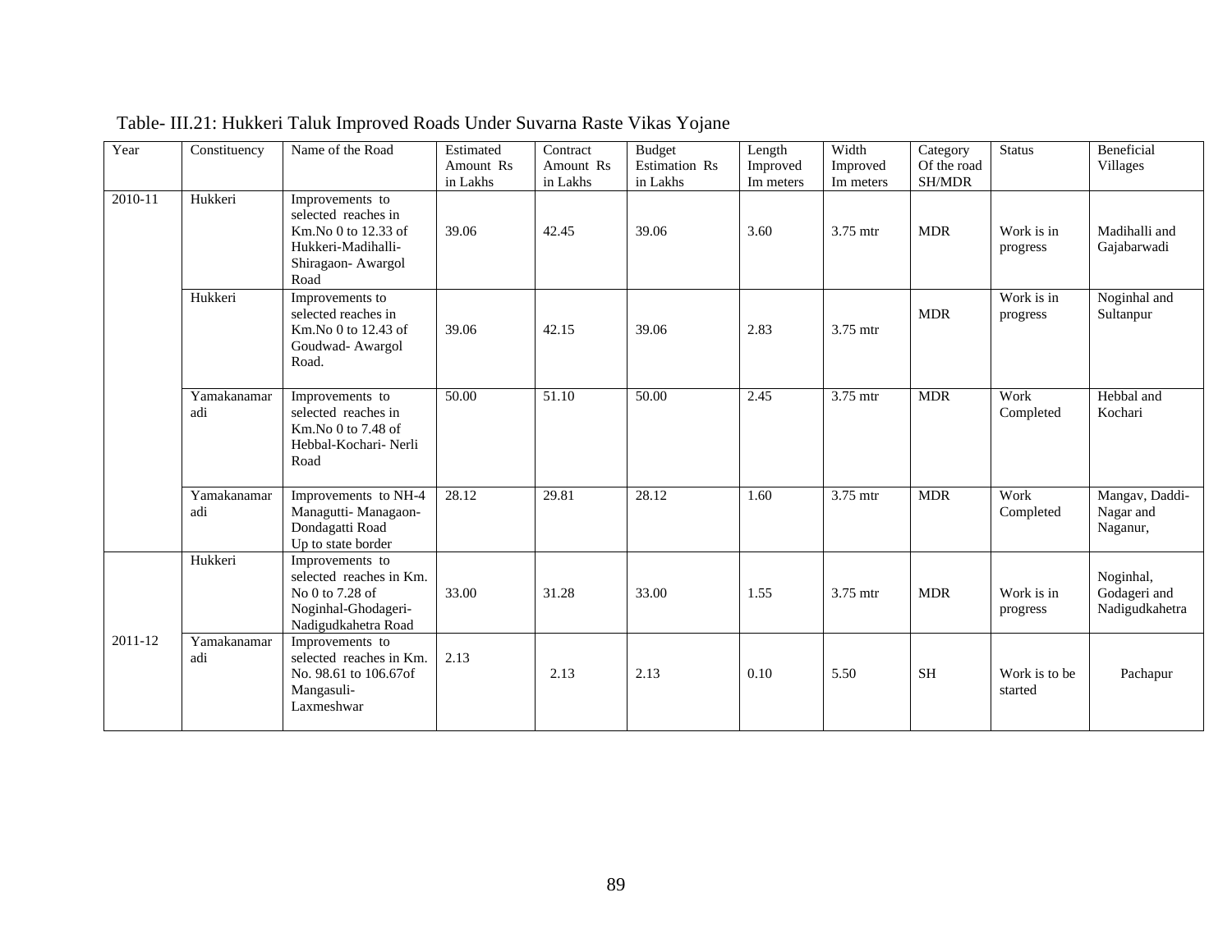Table- III.21: Hukkeri Taluk Improved Roads Under Suvarna Raste Vikas Yojane

| Year | Constituency | Name of the Road | Estimated Amount Rs in Lakhs | Contract Amount Rs in Lakhs | Budget Estimation Rs in Lakhs | Length Improved Im meters | Width Improved Im meters | Category Of the road SH/MDR | Status | Beneficial Villages |
|---|---|---|---|---|---|---|---|---|---|---|
| 2010-11 | Hukkeri | Improvements to selected reaches in Km.No 0 to 12.33 of Hukkeri-Madihalli-Shiragaon- Awargol Road | 39.06 | 42.45 | 39.06 | 3.60 | 3.75 mtr | MDR | Work is in progress | Madihalli and Gajabarwadi |
| | Hukkeri | Improvements to selected reaches in Km.No 0 to 12.43 of Goudwad- Awargol Road. | 39.06 | 42.15 | 39.06 | 2.83 | 3.75 mtr | MDR | Work is in progress | Noginhal and Sultanpur |
| | Yamakanamaradi | Improvements to selected reaches in Km.No 0 to 7.48 of Hebbal-Kochari- Nerli Road | 50.00 | 51.10 | 50.00 | 2.45 | 3.75 mtr | MDR | Work Completed | Hebbal and Kochari |
| | Yamakanamaradi | Improvements to NH-4 Managutti- Managaon- Dondagatti Road Up to state border | 28.12 | 29.81 | 28.12 | 1.60 | 3.75 mtr | MDR | Work Completed | Mangav, Daddi-Nagar and Naganur, |
| 2011-12 | Hukkeri | Improvements to selected reaches in Km. No 0 to 7.28 of Noginhal-Ghodageri-Nadigudkahetra Road | 33.00 | 31.28 | 33.00 | 1.55 | 3.75 mtr | MDR | Work is in progress | Noginhal, Godageri and Nadigudkahetra |
| | Yamakanamaradi | Improvements to selected reaches in Km. No. 98.61 to 106.67of Mangasuli-Laxmeshwar | 2.13 | 2.13 | 2.13 | 0.10 | 5.50 | SH | Work is to be started | Pachapur |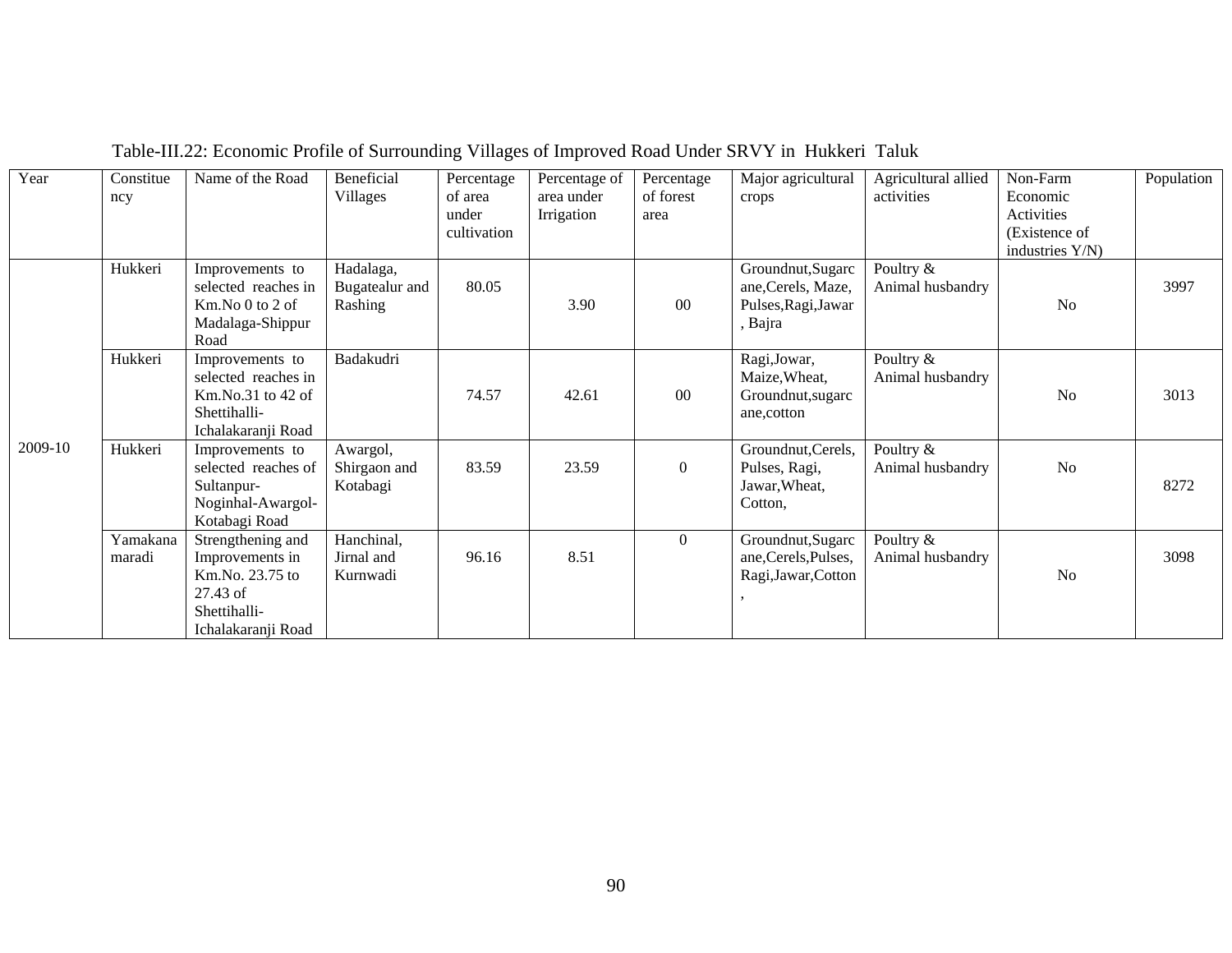Table-III.22: Economic Profile of Surrounding Villages of Improved Road Under SRVY in Hukkeri Taluk

| Year | Constituency | Name of the Road | Beneficial Villages | Percentage of area under cultivation | Percentage of area under Irrigation | Percentage of forest area | Major agricultural crops | Agricultural allied activities | Non-Farm Economic Activities (Existence of industries Y/N) | Population |
|---|---|---|---|---|---|---|---|---|---|---|
| 2009-10 | Hukkeri | Improvements to selected reaches in Km.No 0 to 2 of Madalaga-Shippur Road | Hadalaga, Bugatealur and Rashing | 80.05 | 3.90 | 00 | Groundnut,Sugarcane,Cerels, Maze, Pulses,Ragi,Jawar, Bajra | Poultry & Animal husbandry | No | 3997 |
| | Hukkeri | Improvements to selected reaches in Km.No.31 to 42 of Shettihalli-Ichalakaranji Road | Badakudri | 74.57 | 42.61 | 00 | Ragi,Jowar, Maize,Wheat, Groundnut,sugarcane,cotton | Poultry & Animal husbandry | No | 3013 |
| | Hukkeri | Improvements to selected reaches of Sultanpur-Noginhal-Awargol-Kotabagi Road | Awargol, Shirgaon and Kotabagi | 83.59 | 23.59 | 0 | Groundnut,Cerels, Pulses, Ragi, Jawar,Wheat, Cotton, | Poultry & Animal husbandry | No | 8272 |
| | Yamakanamaradi | Strengthening and Improvements in Km.No. 23.75 to 27.43 of Shettihalli-Ichalakaranji Road | Hanchinal, Jirnal and Kurnwadi | 96.16 | 8.51 | 0 | Groundnut,Sugarcane,Cerels,Pulses, Ragi,Jawar,Cotton, | Poultry & Animal husbandry | No | 3098 |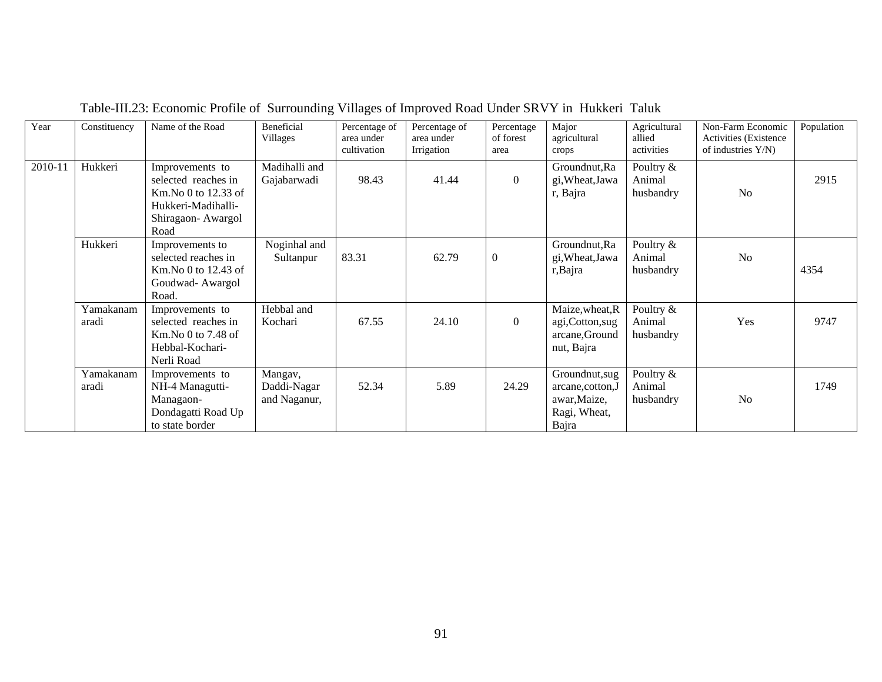Table-III.23: Economic Profile of Surrounding Villages of Improved Road Under SRVY in Hukkeri Taluk

| Year | Constituency | Name of the Road | Beneficial Villages | Percentage of area under cultivation | Percentage of area under Irrigation | Percentage of forest area | Major agricultural crops | Agricultural allied activities | Non-Farm Economic Activities (Existence of industries Y/N) | Population |
|---|---|---|---|---|---|---|---|---|---|---|
| 2010-11 | Hukkeri | Improvements to selected reaches in Km.No 0 to 12.33 of Hukkeri-Madihalli-Shiragaon- Awargol Road | Madihalli and Gajabarwadi | 98.43 | 41.44 | 0 | Groundnut,Ragi,Wheat,Jawar, Bajra | Poultry & Animal husbandry | No | 2915 |
| | Hukkeri | Improvements to selected reaches in Km.No 0 to 12.43 of Goudwad- Awargol Road. | Noginhal and Sultanpur | 83.31 | 62.79 | 0 | Groundnut,Ragi,Wheat,Jawar,Bajra | Poultry & Animal husbandry | No | 4354 |
| | Yamakanamaradi | Improvements to selected reaches in Km.No 0 to 7.48 of Hebbal-Kochari-Nerli Road | Hebbal and Kochari | 67.55 | 24.10 | 0 | Maize,wheat,Ragi,Cotton,sugarcane,Groundnut, Bajra | Poultry & Animal husbandry | Yes | 9747 |
| | Yamakanamaradi | Improvements to NH-4 Managutti-Managaon-Dondagatti Road Up to state border | Mangav, Daddi-Nagar and Naganur, | 52.34 | 5.89 | 24.29 | Groundnut,sugarcane,cotton,Jawar,Maize, Ragi, Wheat, Bajra | Poultry & Animal husbandry | No | 1749 |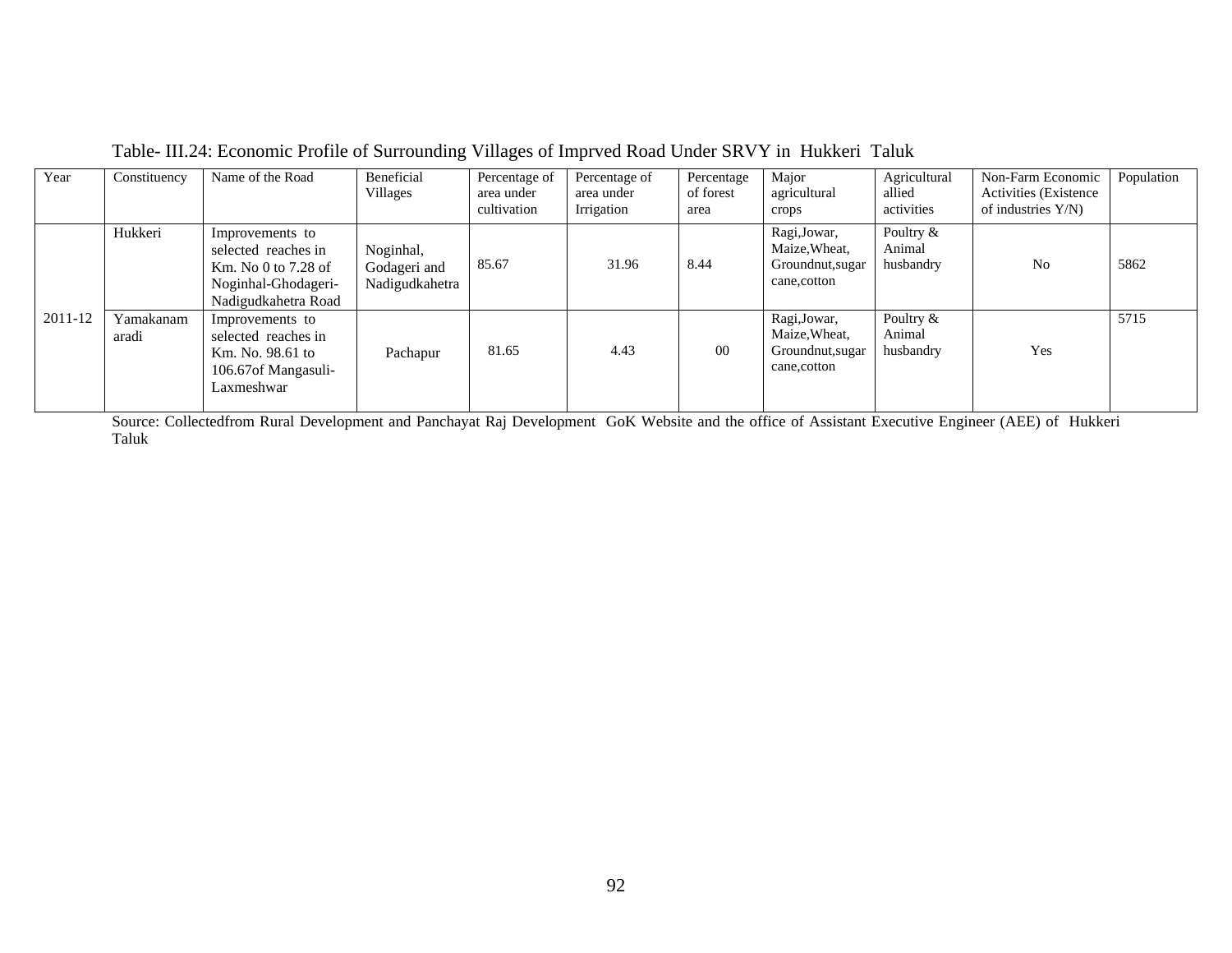Table- III.24: Economic Profile of Surrounding Villages of Imprved Road Under SRVY in Hukkeri Taluk

| Year | Constituency | Name of the Road | Beneficial Villages | Percentage of area under cultivation | Percentage of area under Irrigation | Percentage of forest area | Major agricultural crops | Agricultural allied activities | Non-Farm Economic Activities (Existence of industries Y/N) | Population |
|---|---|---|---|---|---|---|---|---|---|---|
| 2011-12 | Hukkeri | Improvements to selected reaches in Km. No 0 to 7.28 of Noginhal-Ghodageri-Nadigudkahetra Road | Noginhal, Godageri and Nadigudkahetra | 85.67 | 31.96 | 8.44 | Ragi,Jowar, Maize,Wheat, Groundnut,sugar cane,cotton | Poultry & Animal husbandry | No | 5862 |
| | Yamakanam aradi | Improvements to selected reaches in Km. No. 98.61 to 106.67of Mangasuli-Laxmeshwar | Pachapur | 81.65 | 4.43 | 00 | Ragi,Jowar, Maize,Wheat, Groundnut,sugar cane,cotton | Poultry & Animal husbandry | Yes | 5715 |

Source: Collectedfrom Rural Development and Panchayat Raj Development GoK Website and the office of Assistant Executive Engineer (AEE) of Hukkeri Taluk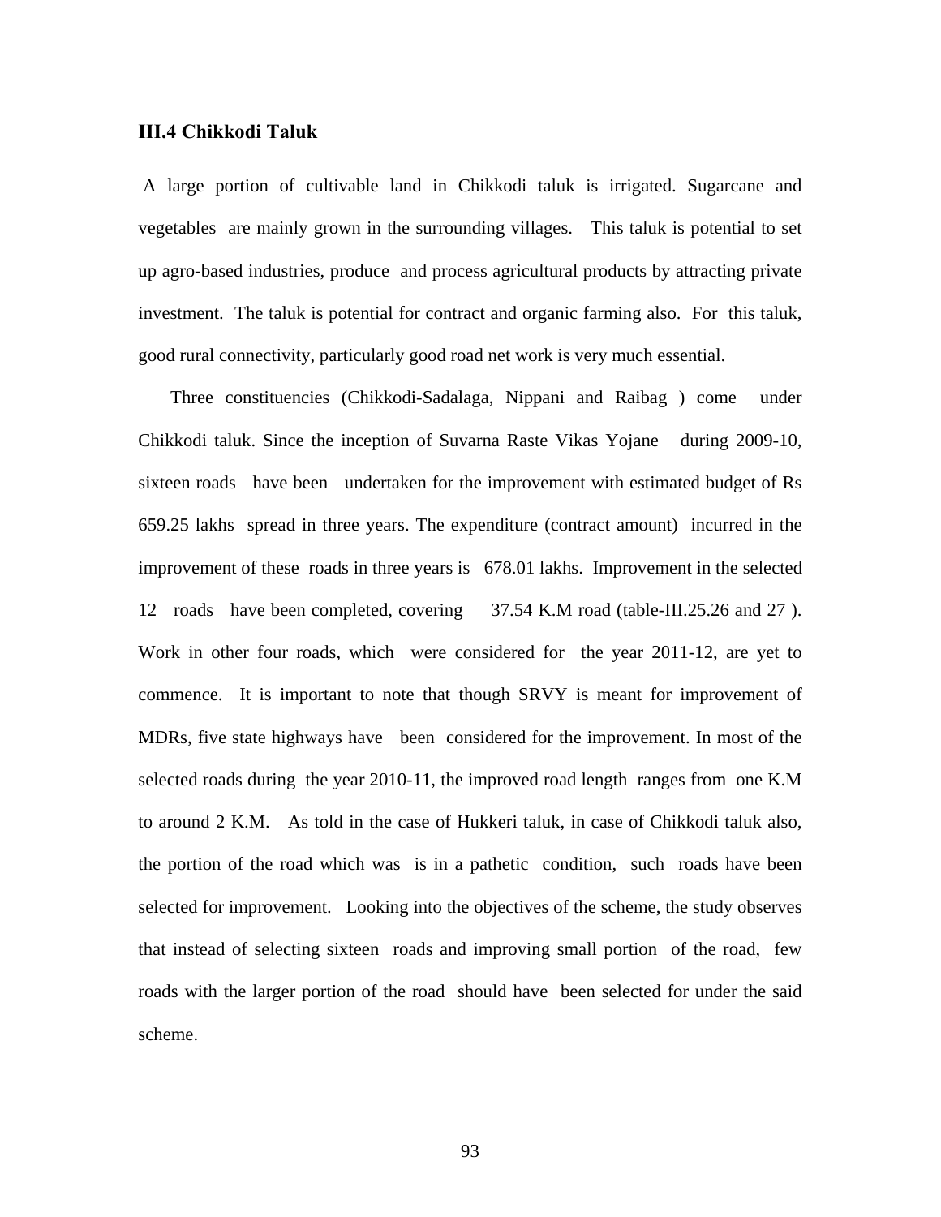### III.4 Chikkodi Taluk

A large portion of cultivable land in Chikkodi taluk is irrigated. Sugarcane and vegetables are mainly grown in the surrounding villages. This taluk is potential to set up agro-based industries, produce and process agricultural products by attracting private investment. The taluk is potential for contract and organic farming also. For this taluk, good rural connectivity, particularly good road net work is very much essential.

Three constituencies (Chikkodi-Sadalaga, Nippani and Raibag ) come under Chikkodi taluk. Since the inception of Suvarna Raste Vikas Yojane during 2009-10, sixteen roads have been undertaken for the improvement with estimated budget of Rs 659.25 lakhs spread in three years. The expenditure (contract amount) incurred in the improvement of these roads in three years is 678.01 lakhs. Improvement in the selected 12 roads have been completed, covering 37.54 K.M road (table-III.25.26 and 27 ). Work in other four roads, which were considered for the year 2011-12, are yet to commence. It is important to note that though SRVY is meant for improvement of MDRs, five state highways have been considered for the improvement. In most of the selected roads during the year 2010-11, the improved road length ranges from one K.M to around 2 K.M. As told in the case of Hukkeri taluk, in case of Chikkodi taluk also, the portion of the road which was is in a pathetic condition, such roads have been selected for improvement. Looking into the objectives of the scheme, the study observes that instead of selecting sixteen roads and improving small portion of the road, few roads with the larger portion of the road should have been selected for under the said scheme.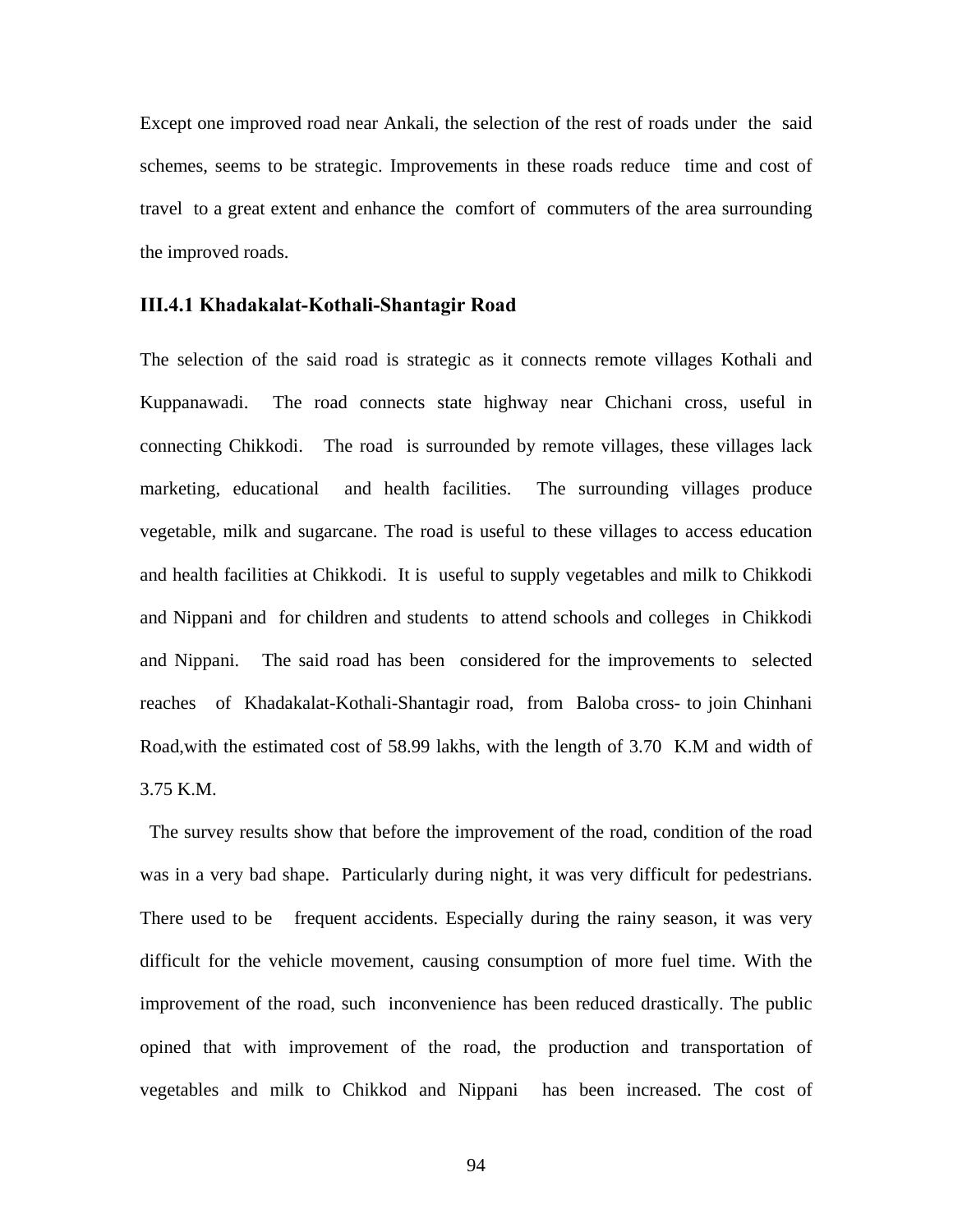Except one improved road near Ankali, the selection of the rest of roads under the said schemes, seems to be strategic. Improvements in these roads reduce time and cost of travel to a great extent and enhance the comfort of commuters of the area surrounding the improved roads.

### III.4.1 Khadakalat-Kothali-Shantagir Road

The selection of the said road is strategic as it connects remote villages Kothali and Kuppanawadi. The road connects state highway near Chichani cross, useful in connecting Chikkodi. The road is surrounded by remote villages, these villages lack marketing, educational and health facilities. The surrounding villages produce vegetable, milk and sugarcane. The road is useful to these villages to access education and health facilities at Chikkodi. It is useful to supply vegetables and milk to Chikkodi and Nippani and for children and students to attend schools and colleges in Chikkodi and Nippani. The said road has been considered for the improvements to selected reaches of Khadakalat-Kothali-Shantagir road, from Baloba cross- to join Chinhani Road,with the estimated cost of 58.99 lakhs, with the length of 3.70 K.M and width of 3.75 K.M.

The survey results show that before the improvement of the road, condition of the road was in a very bad shape. Particularly during night, it was very difficult for pedestrians. There used to be frequent accidents. Especially during the rainy season, it was very difficult for the vehicle movement, causing consumption of more fuel time. With the improvement of the road, such inconvenience has been reduced drastically. The public opined that with improvement of the road, the production and transportation of vegetables and milk to Chikkod and Nippani has been increased. The cost of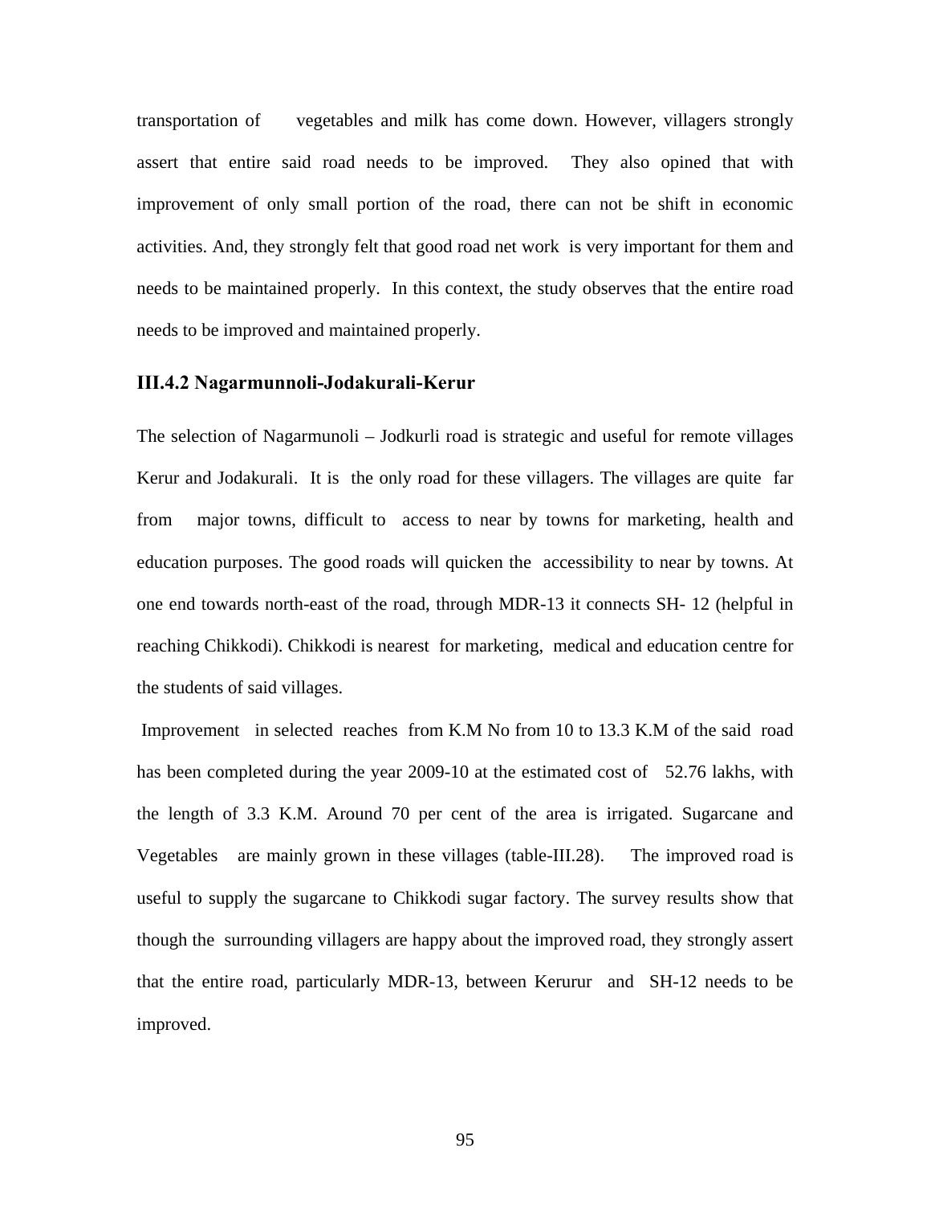transportation of vegetables and milk has come down. However, villagers strongly assert that entire said road needs to be improved. They also opined that with improvement of only small portion of the road, there can not be shift in economic activities. And, they strongly felt that good road net work is very important for them and needs to be maintained properly. In this context, the study observes that the entire road needs to be improved and maintained properly.

### III.4.2 Nagarmunnoli-Jodakurali-Kerur

The selection of Nagarmunoli – Jodkurli road is strategic and useful for remote villages Kerur and Jodakurali. It is the only road for these villagers. The villages are quite far from major towns, difficult to access to near by towns for marketing, health and education purposes. The good roads will quicken the accessibility to near by towns. At one end towards north-east of the road, through MDR-13 it connects SH- 12 (helpful in reaching Chikkodi). Chikkodi is nearest for marketing, medical and education centre for the students of said villages.

Improvement in selected reaches from K.M No from 10 to 13.3 K.M of the said road has been completed during the year 2009-10 at the estimated cost of 52.76 lakhs, with the length of 3.3 K.M. Around 70 per cent of the area is irrigated. Sugarcane and Vegetables are mainly grown in these villages (table-III.28). The improved road is useful to supply the sugarcane to Chikkodi sugar factory. The survey results show that though the surrounding villagers are happy about the improved road, they strongly assert that the entire road, particularly MDR-13, between Kerurur and SH-12 needs to be improved.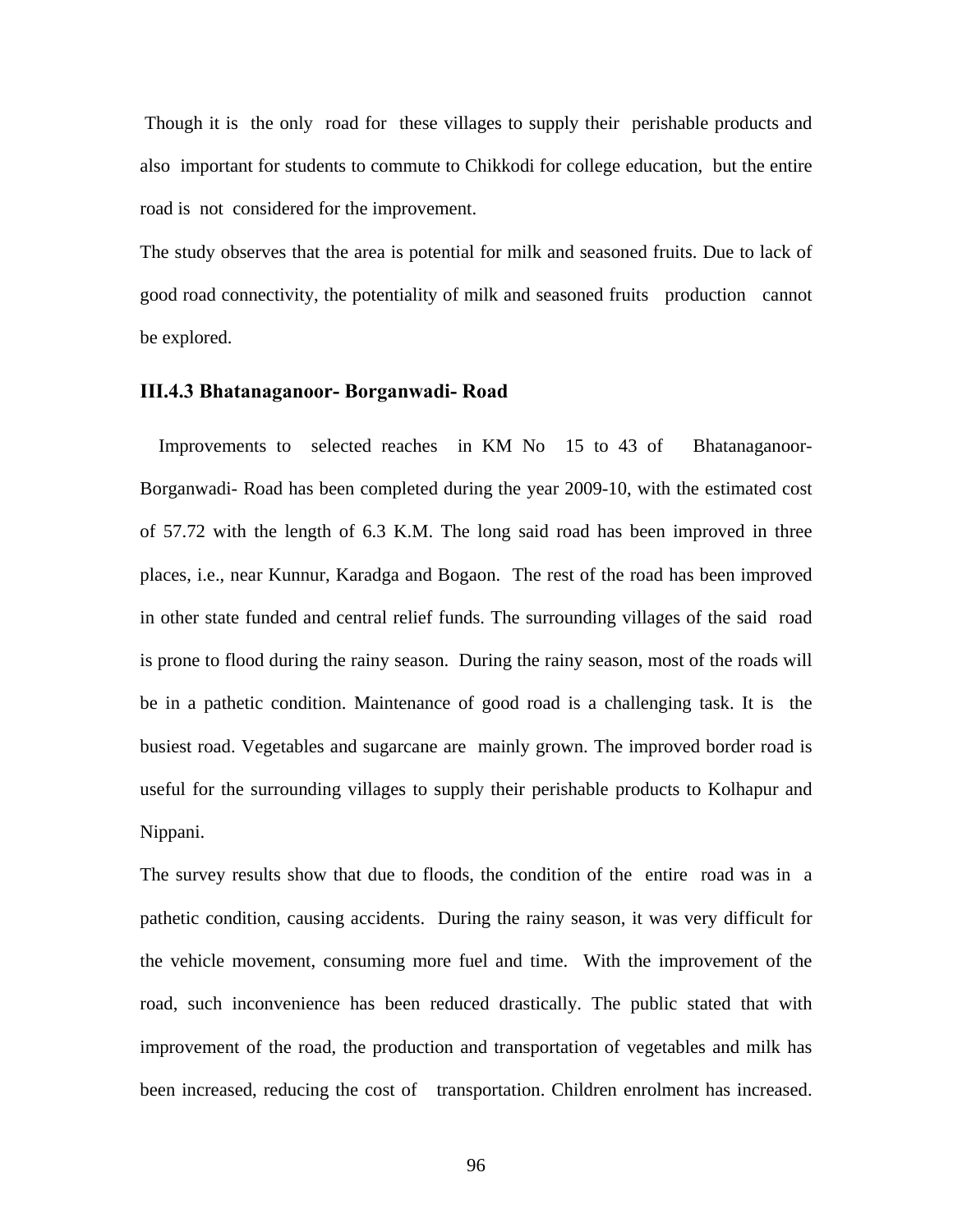Though it is the only road for these villages to supply their perishable products and also important for students to commute to Chikkodi for college education, but the entire road is not considered for the improvement.

The study observes that the area is potential for milk and seasoned fruits. Due to lack of good road connectivity, the potentiality of milk and seasoned fruits production cannot be explored.

### III.4.3 Bhatanaganoor- Borganwadi- Road

Improvements to selected reaches in KM No 15 to 43 of Bhatanaganoor-Borganwadi- Road has been completed during the year 2009-10, with the estimated cost of 57.72 with the length of 6.3 K.M. The long said road has been improved in three places, i.e., near Kunnur, Karadga and Bogaon. The rest of the road has been improved in other state funded and central relief funds. The surrounding villages of the said road is prone to flood during the rainy season. During the rainy season, most of the roads will be in a pathetic condition. Maintenance of good road is a challenging task. It is the busiest road. Vegetables and sugarcane are mainly grown. The improved border road is useful for the surrounding villages to supply their perishable products to Kolhapur and Nippani.

The survey results show that due to floods, the condition of the entire road was in a pathetic condition, causing accidents. During the rainy season, it was very difficult for the vehicle movement, consuming more fuel and time. With the improvement of the road, such inconvenience has been reduced drastically. The public stated that with improvement of the road, the production and transportation of vegetables and milk has been increased, reducing the cost of transportation. Children enrolment has increased.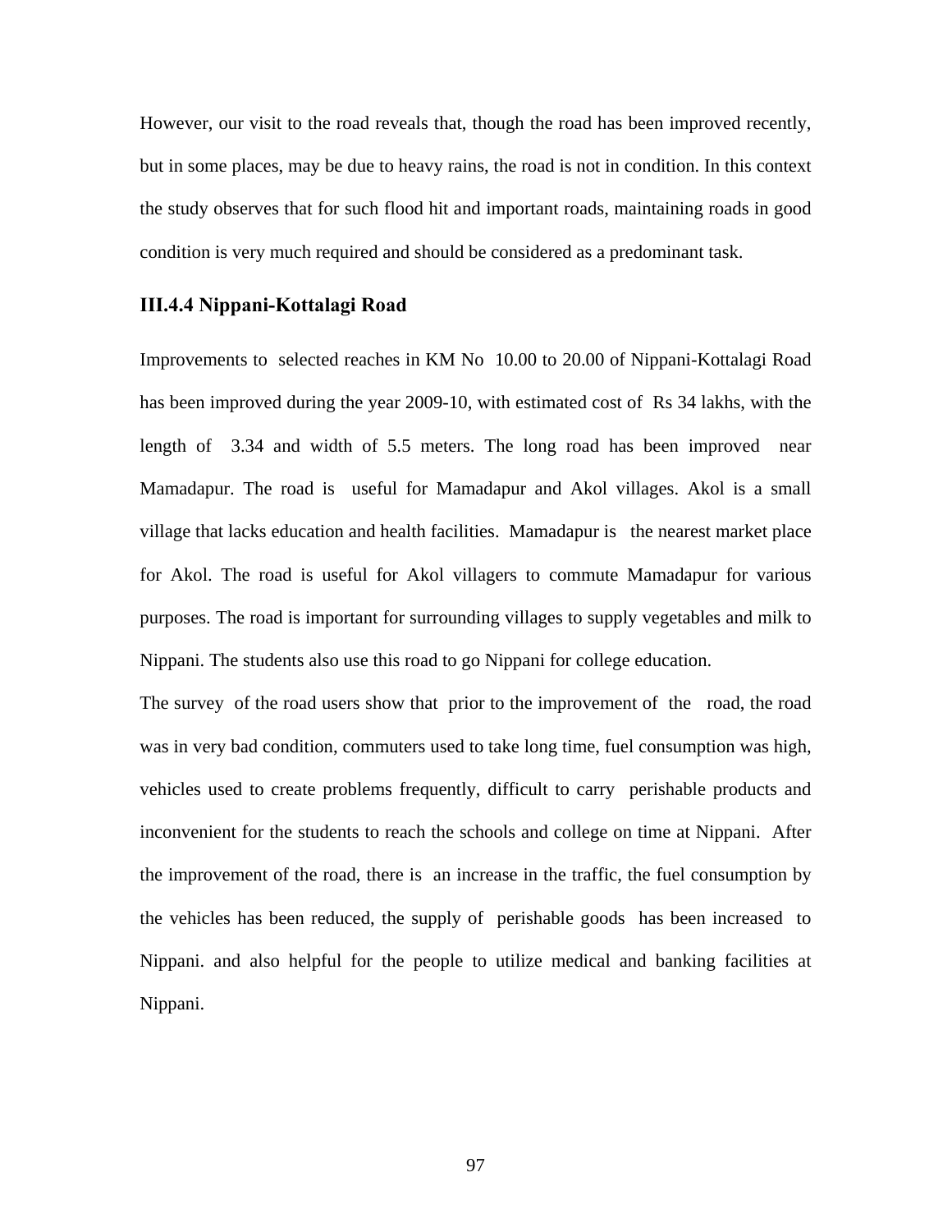However, our visit to the road reveals that, though the road has been improved recently, but in some places, may be due to heavy rains, the road is not in condition. In this context the study observes that for such flood hit and important roads, maintaining roads in good condition is very much required and should be considered as a predominant task.

### III.4.4 Nippani-Kottalagi Road

Improvements to selected reaches in KM No 10.00 to 20.00 of Nippani-Kottalagi Road has been improved during the year 2009-10, with estimated cost of Rs 34 lakhs, with the length of 3.34 and width of 5.5 meters. The long road has been improved near Mamadapur. The road is useful for Mamadapur and Akol villages. Akol is a small village that lacks education and health facilities. Mamadapur is the nearest market place for Akol. The road is useful for Akol villagers to commute Mamadapur for various purposes. The road is important for surrounding villages to supply vegetables and milk to Nippani. The students also use this road to go Nippani for college education.

The survey of the road users show that prior to the improvement of the road, the road was in very bad condition, commuters used to take long time, fuel consumption was high, vehicles used to create problems frequently, difficult to carry perishable products and inconvenient for the students to reach the schools and college on time at Nippani. After the improvement of the road, there is an increase in the traffic, the fuel consumption by the vehicles has been reduced, the supply of perishable goods has been increased to Nippani. and also helpful for the people to utilize medical and banking facilities at Nippani.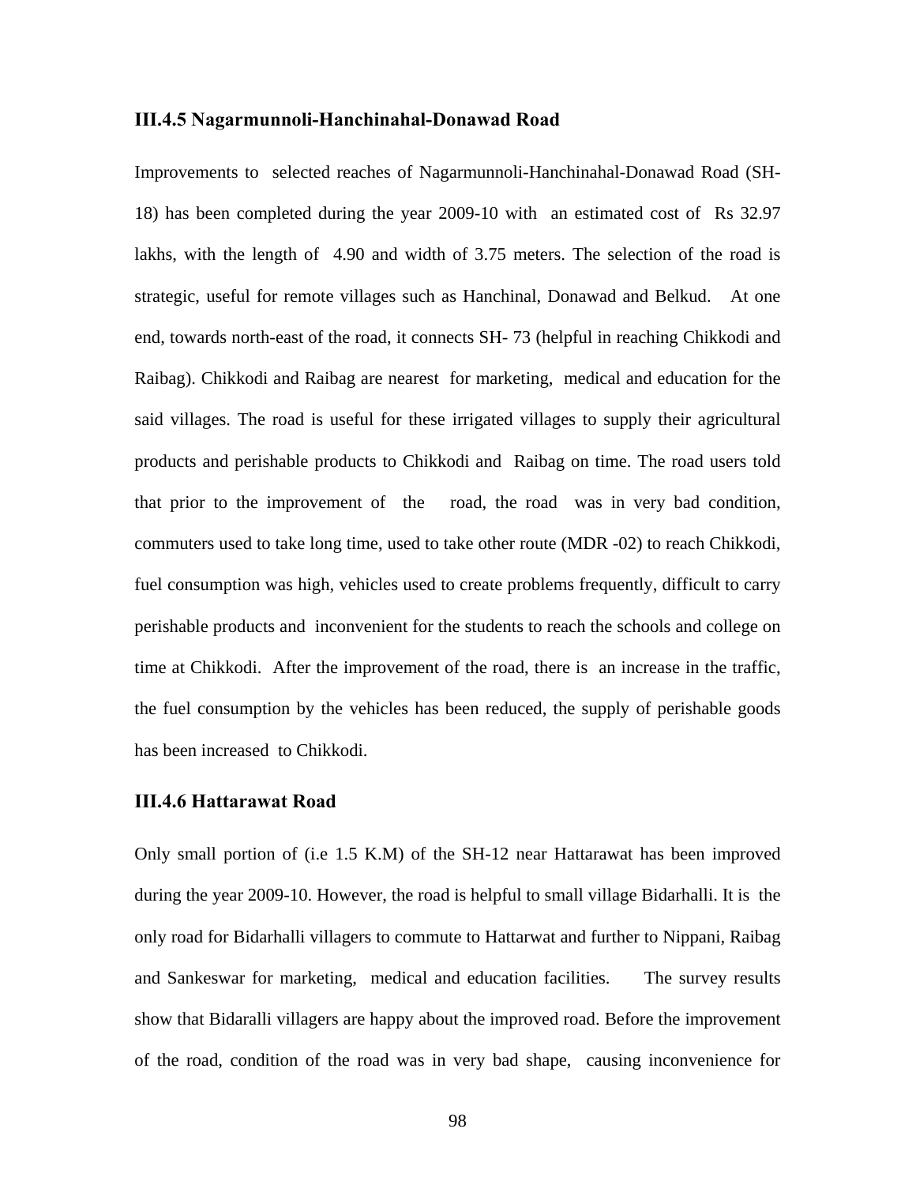### III.4.5 Nagarmunnoli-Hanchinahal-Donawad Road

Improvements to selected reaches of Nagarmunnoli-Hanchinahal-Donawad Road (SH-18) has been completed during the year 2009-10 with an estimated cost of Rs 32.97 lakhs, with the length of 4.90 and width of 3.75 meters. The selection of the road is strategic, useful for remote villages such as Hanchinal, Donawad and Belkud. At one end, towards north-east of the road, it connects SH- 73 (helpful in reaching Chikkodi and Raibag). Chikkodi and Raibag are nearest for marketing, medical and education for the said villages. The road is useful for these irrigated villages to supply their agricultural products and perishable products to Chikkodi and Raibag on time. The road users told that prior to the improvement of the road, the road was in very bad condition, commuters used to take long time, used to take other route (MDR -02) to reach Chikkodi, fuel consumption was high, vehicles used to create problems frequently, difficult to carry perishable products and inconvenient for the students to reach the schools and college on time at Chikkodi. After the improvement of the road, there is an increase in the traffic, the fuel consumption by the vehicles has been reduced, the supply of perishable goods has been increased to Chikkodi.

### III.4.6 Hattarawat Road

Only small portion of (i.e 1.5 K.M) of the SH-12 near Hattarawat has been improved during the year 2009-10. However, the road is helpful to small village Bidarhalli. It is the only road for Bidarhalli villagers to commute to Hattarwat and further to Nippani, Raibag and Sankeswar for marketing, medical and education facilities. The survey results show that Bidaralli villagers are happy about the improved road. Before the improvement of the road, condition of the road was in very bad shape, causing inconvenience for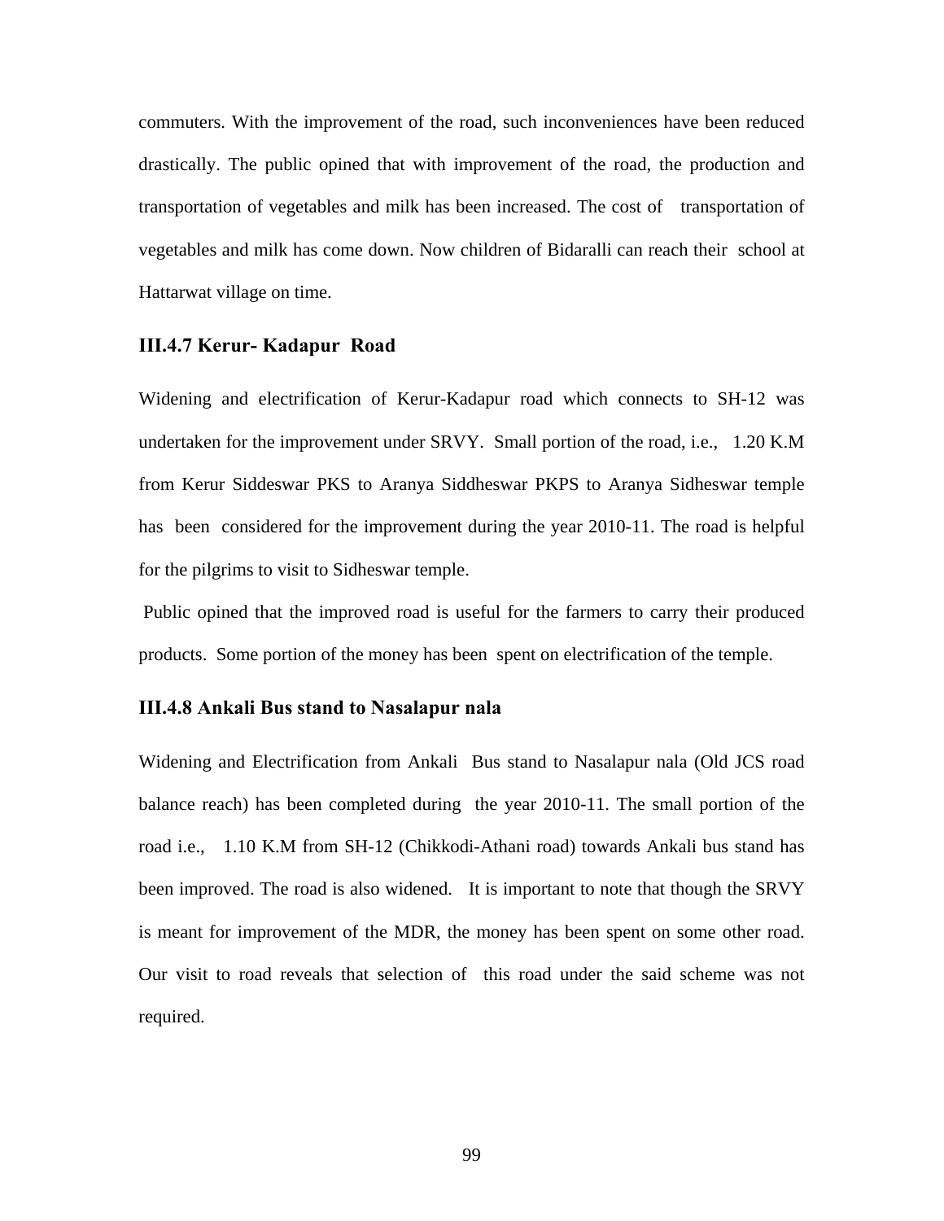commuters. With the improvement of the road, such inconveniences have been reduced drastically. The public opined that with improvement of the road, the production and transportation of vegetables and milk has been increased. The cost of transportation of vegetables and milk has come down. Now children of Bidaralli can reach their school at Hattarwat village on time.

### III.4.7 Kerur- Kadapur Road

Widening and electrification of Kerur-Kadapur road which connects to SH-12 was undertaken for the improvement under SRVY. Small portion of the road, i.e., 1.20 K.M from Kerur Siddeswar PKS to Aranya Siddheswar PKPS to Aranya Sidheswar temple has been considered for the improvement during the year 2010-11. The road is helpful for the pilgrims to visit to Sidheswar temple.

Public opined that the improved road is useful for the farmers to carry their produced products. Some portion of the money has been spent on electrification of the temple.

### III.4.8 Ankali Bus stand to Nasalapur nala

Widening and Electrification from Ankali Bus stand to Nasalapur nala (Old JCS road balance reach) has been completed during the year 2010-11. The small portion of the road i.e., 1.10 K.M from SH-12 (Chikkodi-Athani road) towards Ankali bus stand has been improved. The road is also widened. It is important to note that though the SRVY is meant for improvement of the MDR, the money has been spent on some other road. Our visit to road reveals that selection of this road under the said scheme was not required.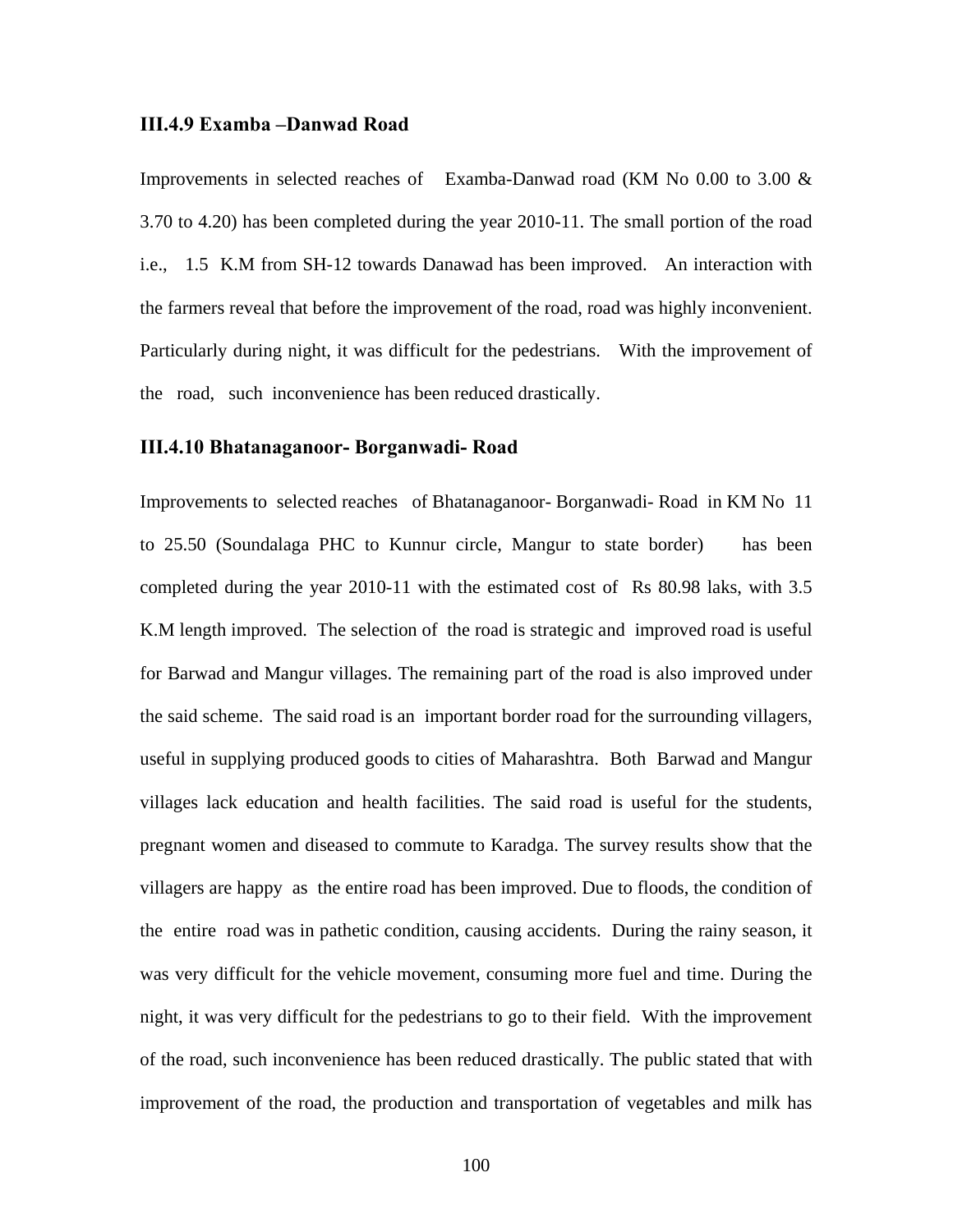### III.4.9 Examba –Danwad Road

Improvements in selected reaches of Examba-Danwad road (KM No 0.00 to 3.00 & 3.70 to 4.20) has been completed during the year 2010-11. The small portion of the road i.e., 1.5 K.M from SH-12 towards Danawad has been improved. An interaction with the farmers reveal that before the improvement of the road, road was highly inconvenient. Particularly during night, it was difficult for the pedestrians. With the improvement of the road, such inconvenience has been reduced drastically.

### III.4.10 Bhatanaganoor- Borganwadi- Road

Improvements to selected reaches of Bhatanaganoor- Borganwadi- Road in KM No 11 to 25.50 (Soundalaga PHC to Kunnur circle, Mangur to state border) has been completed during the year 2010-11 with the estimated cost of Rs 80.98 laks, with 3.5 K.M length improved. The selection of the road is strategic and improved road is useful for Barwad and Mangur villages. The remaining part of the road is also improved under the said scheme. The said road is an important border road for the surrounding villagers, useful in supplying produced goods to cities of Maharashtra. Both Barwad and Mangur villages lack education and health facilities. The said road is useful for the students, pregnant women and diseased to commute to Karadga. The survey results show that the villagers are happy as the entire road has been improved. Due to floods, the condition of the entire road was in pathetic condition, causing accidents. During the rainy season, it was very difficult for the vehicle movement, consuming more fuel and time. During the night, it was very difficult for the pedestrians to go to their field. With the improvement of the road, such inconvenience has been reduced drastically. The public stated that with improvement of the road, the production and transportation of vegetables and milk has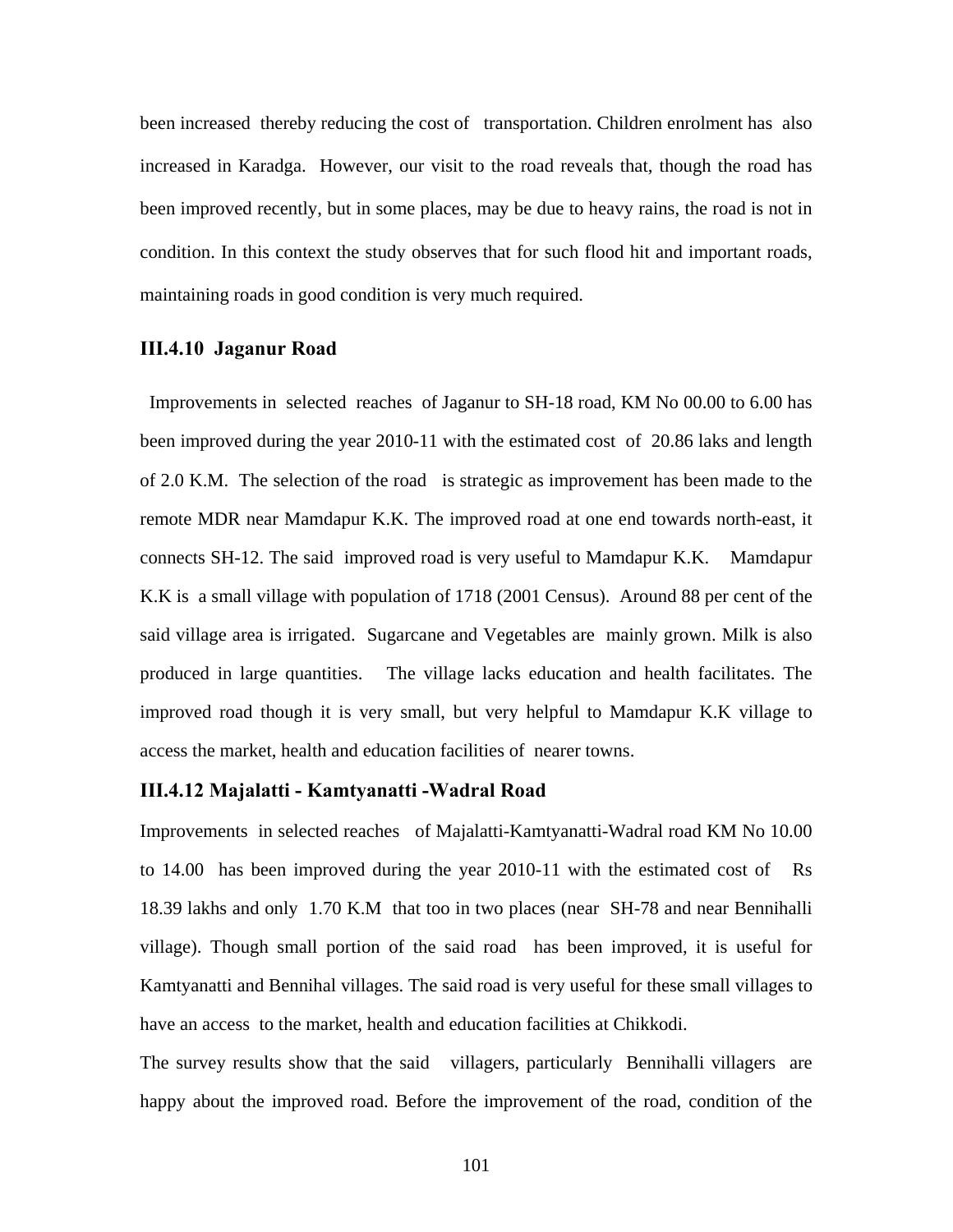been increased thereby reducing the cost of transportation. Children enrolment has also increased in Karadga. However, our visit to the road reveals that, though the road has been improved recently, but in some places, may be due to heavy rains, the road is not in condition. In this context the study observes that for such flood hit and important roads, maintaining roads in good condition is very much required.

### III.4.10 Jaganur Road

Improvements in selected reaches of Jaganur to SH-18 road, KM No 00.00 to 6.00 has been improved during the year 2010-11 with the estimated cost of 20.86 laks and length of 2.0 K.M. The selection of the road is strategic as improvement has been made to the remote MDR near Mamdapur K.K. The improved road at one end towards north-east, it connects SH-12. The said improved road is very useful to Mamdapur K.K. Mamdapur K.K is a small village with population of 1718 (2001 Census). Around 88 per cent of the said village area is irrigated. Sugarcane and Vegetables are mainly grown. Milk is also produced in large quantities. The village lacks education and health facilitates. The improved road though it is very small, but very helpful to Mamdapur K.K village to access the market, health and education facilities of nearer towns.

### III.4.12 Majalatti - Kamtyanatti -Wadral Road

Improvements in selected reaches of Majalatti-Kamtyanatti-Wadral road KM No 10.00 to 14.00 has been improved during the year 2010-11 with the estimated cost of Rs 18.39 lakhs and only 1.70 K.M that too in two places (near SH-78 and near Bennihalli village). Though small portion of the said road has been improved, it is useful for Kamtyanatti and Bennihal villages. The said road is very useful for these small villages to have an access to the market, health and education facilities at Chikkodi.

The survey results show that the said villagers, particularly Bennihalli villagers are happy about the improved road. Before the improvement of the road, condition of the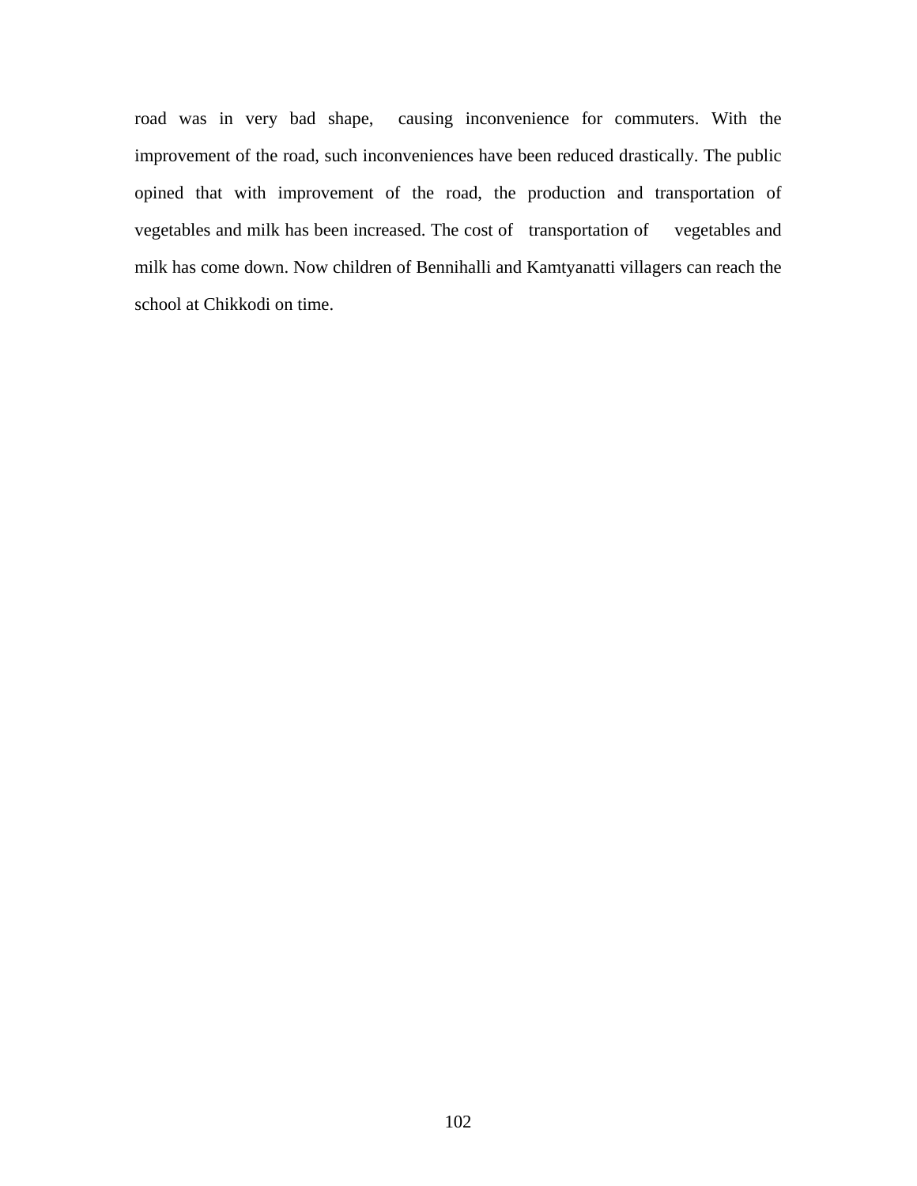road was in very bad shape, causing inconvenience for commuters. With the improvement of the road, such inconveniences have been reduced drastically. The public opined that with improvement of the road, the production and transportation of vegetables and milk has been increased. The cost of transportation of vegetables and milk has come down. Now children of Bennihalli and Kamtyanatti villagers can reach the school at Chikkodi on time.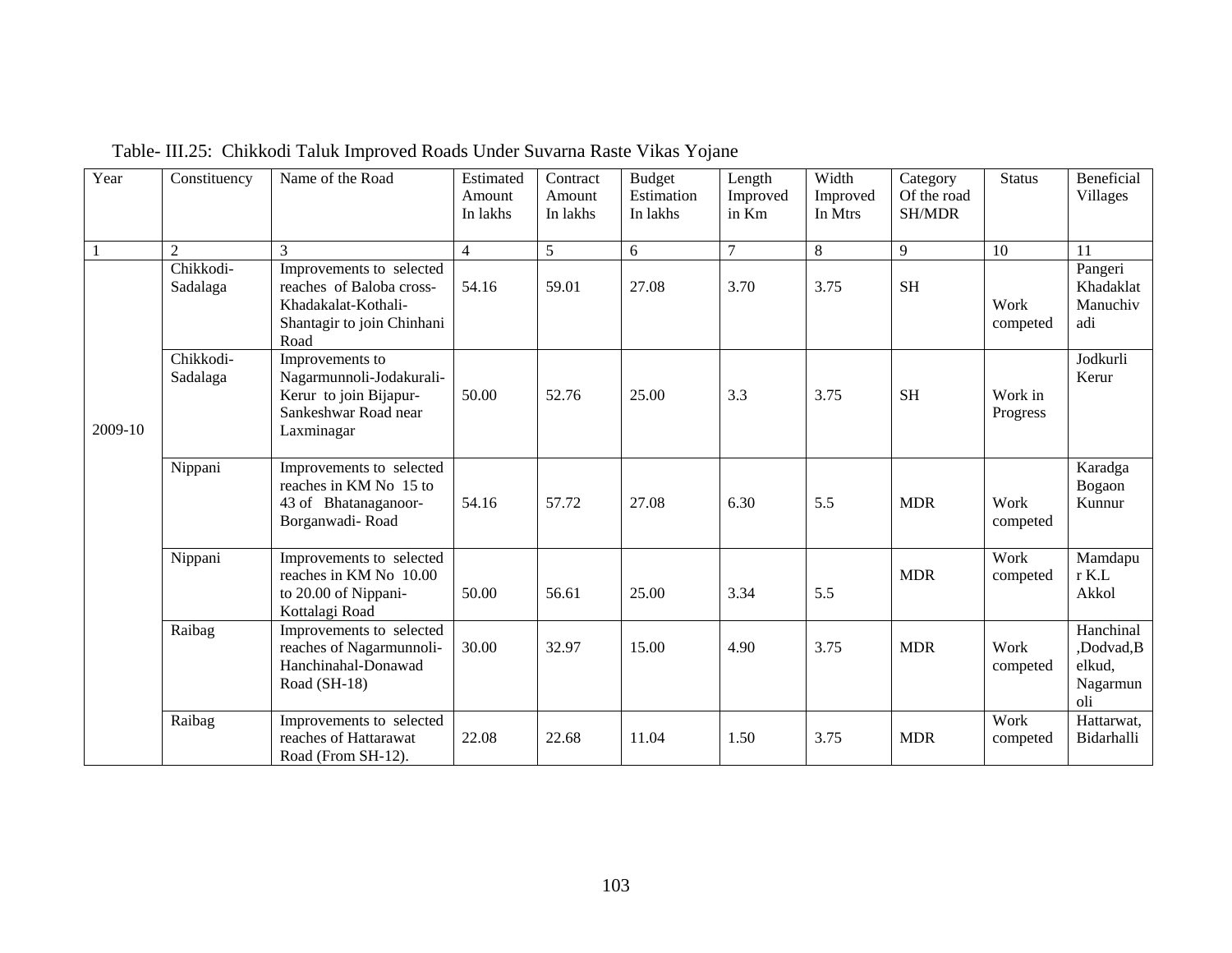Table- III.25: Chikkodi Taluk Improved Roads Under Suvarna Raste Vikas Yojane

| Year | Constituency | Name of the Road | Estimated Amount In lakhs | Contract Amount In lakhs | Budget Estimation In lakhs | Length Improved in Km | Width Improved In Mtrs | Category Of the road SH/MDR | Status | Beneficial Villages |
|---|---|---|---|---|---|---|---|---|---|---|
| 1 | 2 | 3 | 4 | 5 | 6 | 7 | 8 | 9 | 10 | 11 |
| 2009-10 | Chikkodi-Sadalaga | Improvements to selected reaches of Baloba cross-Khadakalat-Kothali-Shantagir to join Chinhani Road | 54.16 | 59.01 | 27.08 | 3.70 | 3.75 | SH | Work competed | Pangeri Khadaklat Manuchivadi |
| | Chikkodi-Sadalaga | Improvements to Nagarmunnoli-Jodakurali-Kerur to join Bijapur-Sankeshwar Road near Laxminagar | 50.00 | 52.76 | 25.00 | 3.3 | 3.75 | SH | Work in Progress | Jodkurli Kerur |
| | Nippani | Improvements to selected reaches in KM No 15 to 43 of Bhatanaganoor-Borganwadi- Road | 54.16 | 57.72 | 27.08 | 6.30 | 5.5 | MDR | Work competed | Karadga Bogaon Kunnur |
| | Nippani | Improvements to selected reaches in KM No 10.00 to 20.00 of Nippani-Kottalagi Road | 50.00 | 56.61 | 25.00 | 3.34 | 5.5 | MDR | Work competed | Mamdapur K.L Akkol |
| | Raibag | Improvements to selected reaches of Nagarmunnoli-Hanchinahal-Donawad Road (SH-18) | 30.00 | 32.97 | 15.00 | 4.90 | 3.75 | MDR | Work competed | Hanchinal ,Dodvad,Belkud, Nagarmunoli |
| | Raibag | Improvements to selected reaches of Hattarawat Road (From SH-12). | 22.08 | 22.68 | 11.04 | 1.50 | 3.75 | MDR | Work competed | Hattarwat, Bidarhalli |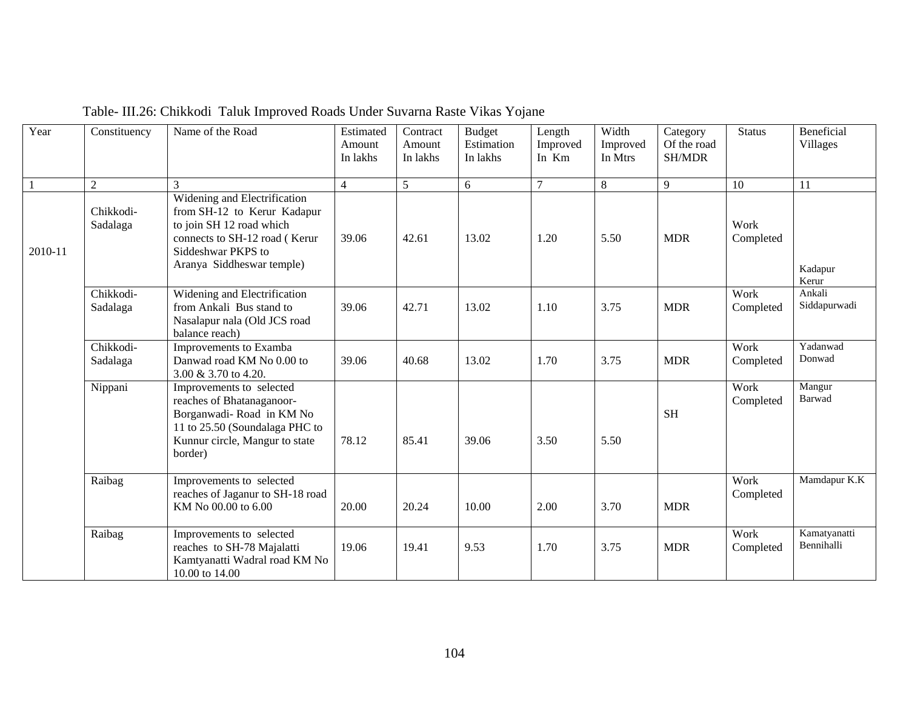Table- III.26: Chikkodi Taluk Improved Roads Under Suvarna Raste Vikas Yojane

| Year | Constituency | Name of the Road | Estimated Amount In lakhs | Contract Amount In lakhs | Budget Estimation In lakhs | Length Improved In Km | Width Improved In Mtrs | Category Of the road SH/MDR | Status | Beneficial Villages |
|---|---|---|---|---|---|---|---|---|---|---|
| 1 | 2 | 3 | 4 | 5 | 6 | 7 | 8 | 9 | 10 | 11 |
| 2010-11 | Chikkodi-Sadalaga | Widening and Electrification from SH-12 to Kerur Kadapur to join SH 12 road which connects to SH-12 road ( Kerur Siddeshwar PKPS to Aranya Siddheswar temple) | 39.06 | 42.61 | 13.02 | 1.20 | 5.50 | MDR | Work Completed | Kadapur Kerur |
| | Chikkodi-Sadalaga | Widening and Electrification from Ankali Bus stand to Nasalapur nala (Old JCS road balance reach) | 39.06 | 42.71 | 13.02 | 1.10 | 3.75 | MDR | Work Completed | Ankali Siddapurwadi |
| | Chikkodi-Sadalaga | Improvements to Examba Danwad road KM No 0.00 to 3.00 & 3.70 to 4.20. | 39.06 | 40.68 | 13.02 | 1.70 | 3.75 | MDR | Work Completed | Yadanwad Donwad |
| | Nippani | Improvements to selected reaches of Bhatanaganoor-Borganwadi- Road in KM No 11 to 25.50 (Soundalaga PHC to Kunnur circle, Mangur to state border) | 78.12 | 85.41 | 39.06 | 3.50 | 5.50 | SH | Work Completed | Mangur Barwad |
| | Raibag | Improvements to selected reaches of Jaganur to SH-18 road KM No 00.00 to 6.00 | 20.00 | 20.24 | 10.00 | 2.00 | 3.70 | MDR | Work Completed | Mamdapur K.K |
| | Raibag | Improvements to selected reaches to SH-78 Majalatti Kamtyanatti Wadral road KM No 10.00 to 14.00 | 19.06 | 19.41 | 9.53 | 1.70 | 3.75 | MDR | Work Completed | Kamatyanatti Bennihalli |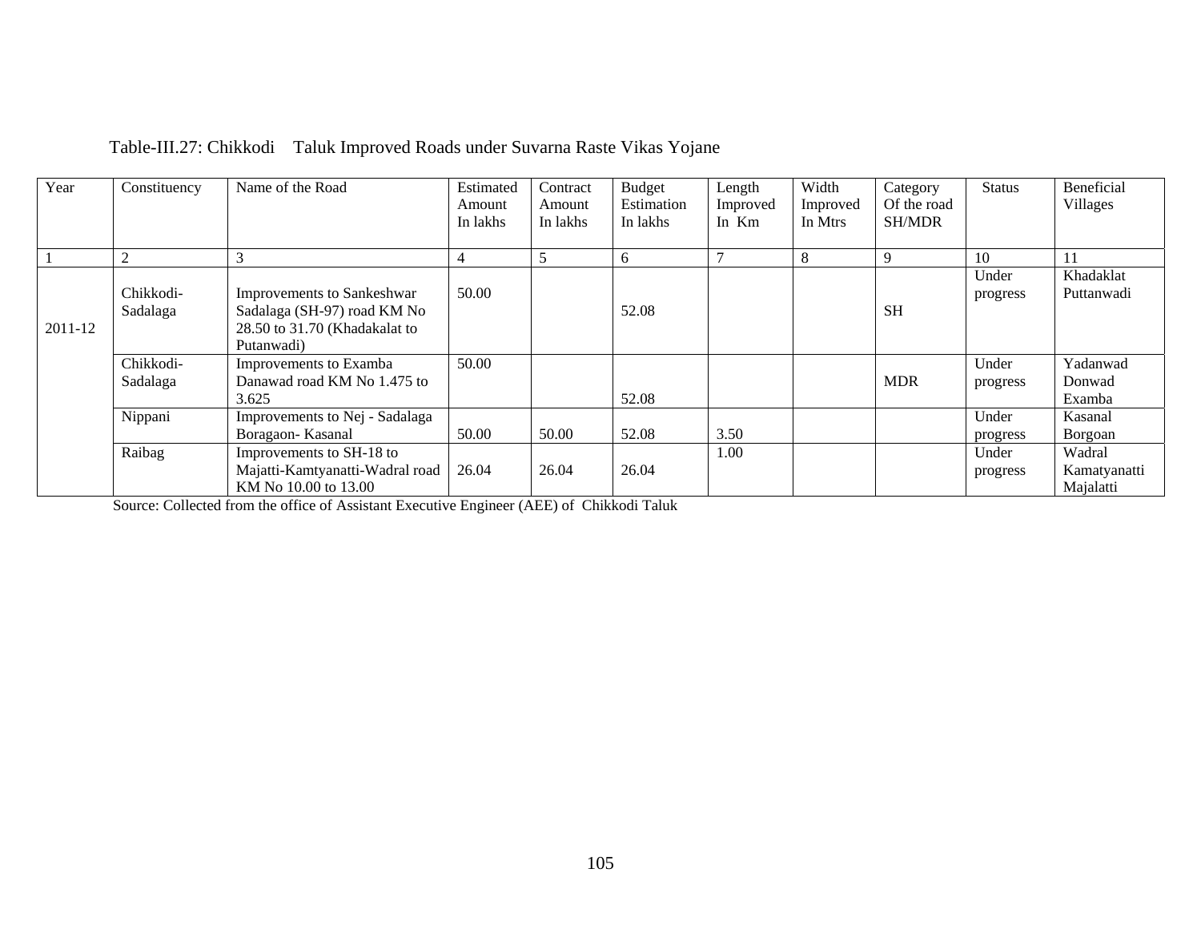Table-III.27: Chikkodi Taluk Improved Roads under Suvarna Raste Vikas Yojane

| Year | Constituency | Name of the Road | Estimated Amount In lakhs | Contract Amount In lakhs | Budget Estimation In lakhs | Length Improved In Km | Width Improved In Mtrs | Category Of the road SH/MDR | Status | Beneficial Villages |
|---|---|---|---|---|---|---|---|---|---|---|
| 1 | 2 | 3 | 4 | 5 | 6 | 7 | 8 | 9 | 10 | 11 |
| 2011-12 | Chikkodi-Sadalaga | Improvements to Sankeshwar Sadalaga (SH-97) road KM No 28.50 to 31.70 (Khadakalat to Putanwadi) | 50.00 | | 52.08 | | | SH | Under progress | Khadaklat Puttanwadi |
| | Chikkodi-Sadalaga | Improvements to Examba Danawad road KM No 1.475 to 3.625 | 50.00 | | 52.08 | | | MDR | Under progress | Yadanwad Donwad Examba |
| | Nippani | Improvements to Nej - Sadalaga Boragaon- Kasanal | 50.00 | 50.00 | 52.08 | 3.50 | | | Under progress | Kasanal Borgoan |
| | Raibag | Improvements to SH-18 to Majatti-Kamtyanatti-Wadral road KM No 10.00 to 13.00 | 26.04 | 26.04 | 26.04 | 1.00 | | | Under progress | Wadral Kamatyanatti Majalatti |

Source: Collected from the office of Assistant Executive Engineer (AEE) of Chikkodi Taluk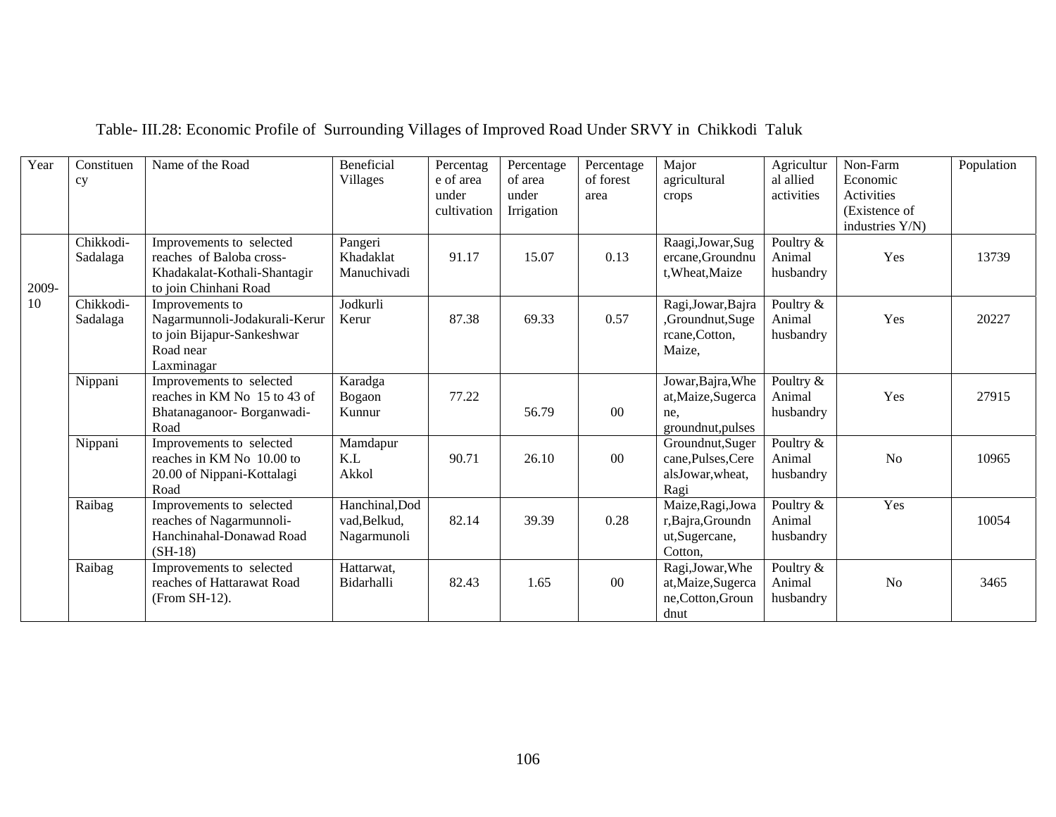Table- III.28: Economic Profile of Surrounding Villages of Improved Road Under SRVY in Chikkodi Taluk

| Year | Constituency | Name of the Road | Beneficial Villages | Percentage of area under cultivation | Percentage of area under Irrigation | Percentage of forest area | Major agricultural crops | Agricultural allied activities | Non-Farm Economic Activities (Existence of industries Y/N) | Population |
|---|---|---|---|---|---|---|---|---|---|---|
| 2009-10 | Chikkodi-Sadalaga | Improvements to selected reaches of Baloba cross-Khadakalat-Kothali-Shantagir to join Chinhani Road | Pangeri Khadaklat Manuchivadi | 91.17 | 15.07 | 0.13 | Raagi,Jowar,Sugercane,Groundnut,Wheat,Maize | Poultry & Animal husbandry | Yes | 13739 |
| | Chikkodi-Sadalaga | Improvements to Nagarmunnoli-Jodakurali-Kerur to join Bijapur-Sankeshwar Road near Laxminagar | Jodkurli Kerur | 87.38 | 69.33 | 0.57 | Ragi,Jowar,Bajra,Groundnut,Sugercane,Cotton, Maize, | Poultry & Animal husbandry | Yes | 20227 |
| | Nippani | Improvements to selected reaches in KM No 15 to 43 of Bhatanaganoor- Borganwadi-Road | Karadga Bogaon Kunnur | 77.22 | 56.79 | 00 | Jowar,Bajra,Wheat,Maize,Sugercane, groundnut,pulses | Poultry & Animal husbandry | Yes | 27915 |
| | Nippani | Improvements to selected reaches in KM No 10.00 to 20.00 of Nippani-Kottalagi Road | Mamdapur K.L Akkol | 90.71 | 26.10 | 00 | Groundnut,Sugercane,Pulses,CerealsJowar,wheat, Ragi | Poultry & Animal husbandry | No | 10965 |
| | Raibag | Improvements to selected reaches of Nagarmunnoli-Hanchinahal-Donawad Road (SH-18) | Hanchinal,Dodvad,Belkud, Nagarmunoli | 82.14 | 39.39 | 0.28 | Maize,Ragi,Jowar,Bajra,Groundnut,Sugercane, Cotton, | Poultry & Animal husbandry | Yes | 10054 |
| | Raibag | Improvements to selected reaches of Hattarawat Road (From SH-12). | Hattarwat, Bidarhalli | 82.43 | 1.65 | 00 | Ragi,Jowar,Wheat,Maize,Sugercane,Cotton,Groundnut | Poultry & Animal husbandry | No | 3465 |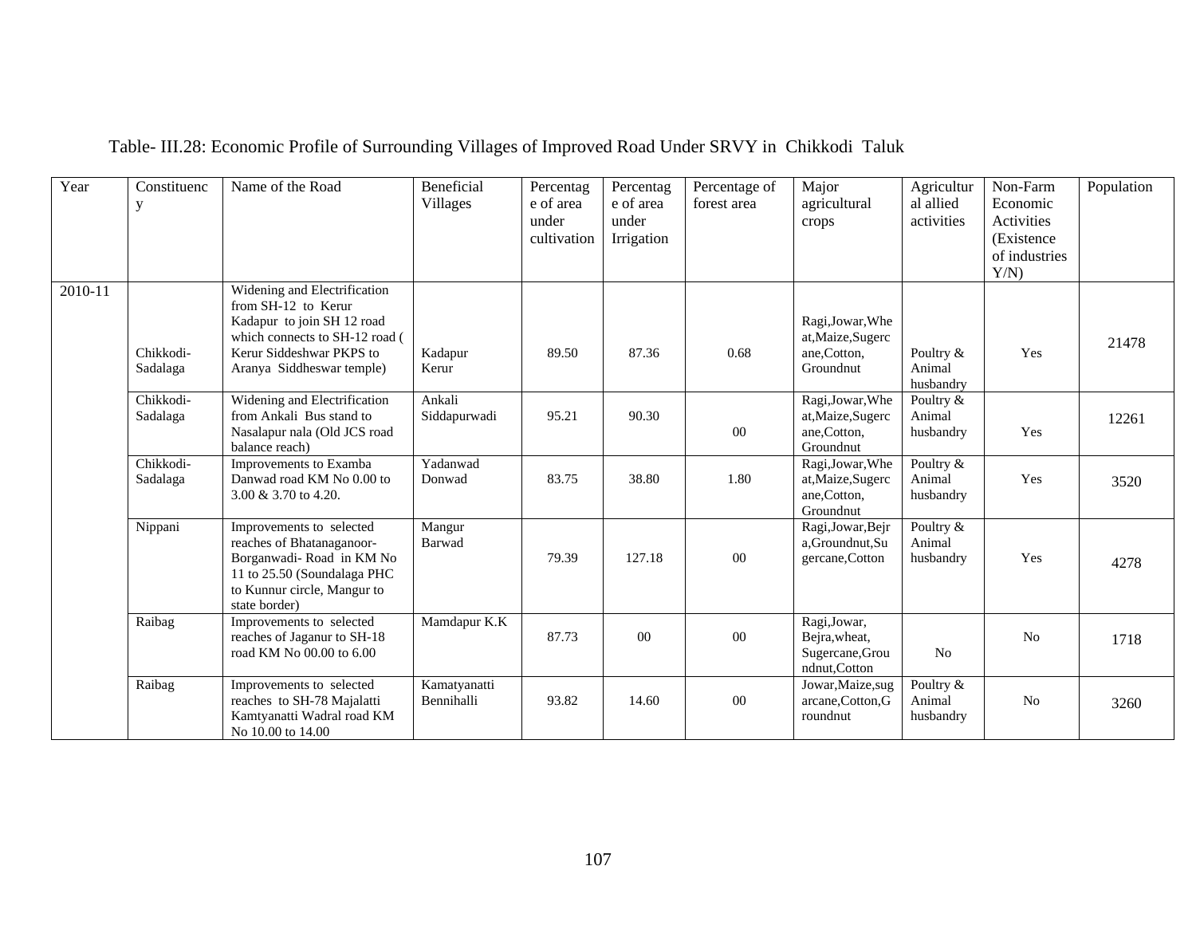Table- III.28: Economic Profile of Surrounding Villages of Improved Road Under SRVY in Chikkodi Taluk

| Year | Constituency | Name of the Road | Beneficial Villages | Percentage of area under cultivation | Percentage of area under Irrigation | Percentage of forest area | Major agricultural crops | Agricultural allied activities | Non-Farm Economic Activities (Existence of industries Y/N) | Population |
|---|---|---|---|---|---|---|---|---|---|---|
| 2010-11 | Chikkodi-Sadalaga | Widening and Electrification from SH-12 to Kerur Kadapur to join SH 12 road which connects to SH-12 road ( Kerur Siddeshwar PKPS to Aranya Siddheswar temple) | Kadapur Kerur | 89.50 | 87.36 | 0.68 | Ragi,Jowar,Wheat,Maize,Sugercane,Cotton, Groundnut | Poultry & Animal husbandry | Yes | 21478 |
| | Chikkodi-Sadalaga | Widening and Electrification from Ankali Bus stand to Nasalapur nala (Old JCS road balance reach) | Ankali Siddapurwadi | 95.21 | 90.30 | 00 | Ragi,Jowar,Wheat,Maize,Sugercane,Cotton, Groundnut | Poultry & Animal husbandry | Yes | 12261 |
| | Chikkodi-Sadalaga | Improvements to Examba Danwad road KM No 0.00 to 3.00 & 3.70 to 4.20. | Yadanwad Donwad | 83.75 | 38.80 | 1.80 | Ragi,Jowar,Wheat,Maize,Sugercane,Cotton, Groundnut | Poultry & Animal husbandry | Yes | 3520 |
| | Nippani | Improvements to selected reaches of Bhatanaganoor-Borganwadi- Road in KM No 11 to 25.50 (Soundalaga PHC to Kunnur circle, Mangur to state border) | Mangur Barwad | 79.39 | 127.18 | 00 | Ragi,Jowar,Bejra,Groundnut,Sugercane,Cotton | Poultry & Animal husbandry | Yes | 4278 |
| | Raibag | Improvements to selected reaches of Jaganur to SH-18 road KM No 00.00 to 6.00 | Mamdapur K.K | 87.73 | 00 | 00 | Ragi,Jowar, Bejra,wheat, Sugercane,Groundnut,Cotton | No | No | 1718 |
| | Raibag | Improvements to selected reaches to SH-78 Majalatti Kamtyanatti Wadral road KM No 10.00 to 14.00 | Kamatyanatti Bennihalli | 93.82 | 14.60 | 00 | Jowar,Maize,sugarcane,Cotton,Groundnut | Poultry & Animal husbandry | No | 3260 |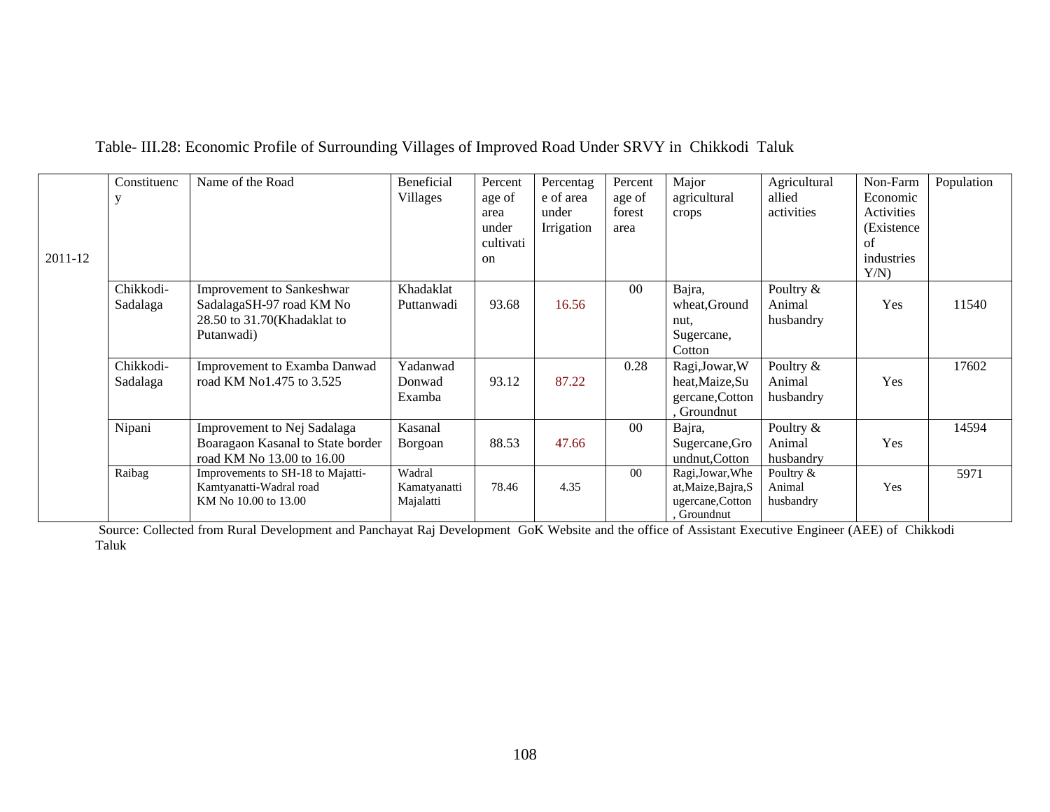Table- III.28: Economic Profile of Surrounding Villages of Improved Road Under SRVY in Chikkodi Taluk

| 2011-12 | Constituency | Name of the Road | Beneficial Villages | Percentage of area under cultivation | Percentage of area under Irrigation | Percentage of forest area | Major agricultural crops | Agricultural allied activities | Non-Farm Economic Activities (Existence of industries Y/N) | Population |
|---|---|---|---|---|---|---|---|---|---|---|
| | Chikkodi-Sadalaga | Improvement to Sankeshwar SadalagaSH-97 road KM No 28.50 to 31.70(Khadaklat to Putanwadi) | Khadaklat Puttanwadi | 93.68 | 16.56 | 00 | Bajra, wheat,Ground nut, Sugercane, Cotton | Poultry & Animal husbandry | Yes | 11540 |
| | Chikkodi-Sadalaga | Improvement to Examba Danwad road KM No1.475 to 3.525 | Yadanwad Donwad Examba | 93.12 | 87.22 | 0.28 | Ragi,Jowar,Wheat,Maize,Sugercane,Cotton, Groundnut | Poultry & Animal husbandry | Yes | 17602 |
| | Nipani | Improvement to Nej Sadalaga Boaragaon Kasanal to State border road KM No 13.00 to 16.00 | Kasanal Borgoan | 88.53 | 47.66 | 00 | Bajra, Sugercane,Groundnut,Cotton | Poultry & Animal husbandry | Yes | 14594 |
| | Raibag | Improvements to SH-18 to Majatti-Kamtyanatti-Wadral road KM No 10.00 to 13.00 | Wadral Kamatyanatti Majalatti | 78.46 | 4.35 | 00 | Ragi,Jowar,Wheat,Maize,Bajra,Sugercane,Cotton, Groundnut | Poultry & Animal husbandry | Yes | 5971 |

Source: Collected from Rural Development and Panchayat Raj Development GoK Website and the office of Assistant Executive Engineer (AEE) of Chikkodi Taluk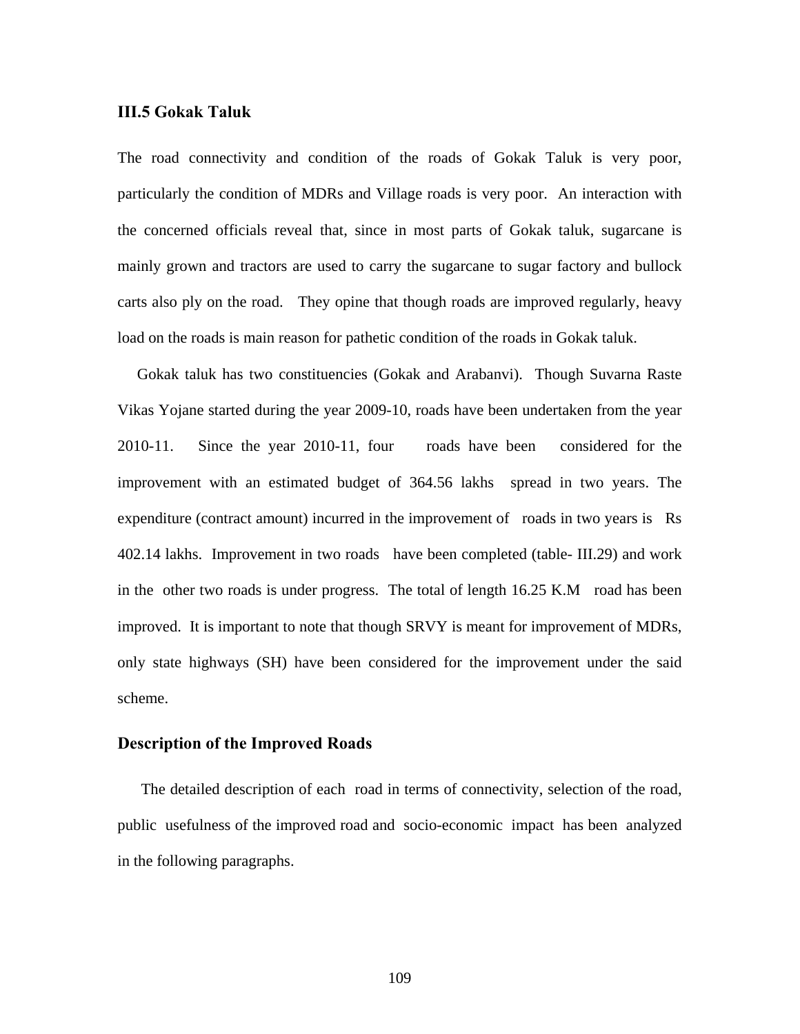## III.5 Gokak Taluk

The road connectivity and condition of the roads of Gokak Taluk is very poor, particularly the condition of MDRs and Village roads is very poor. An interaction with the concerned officials reveal that, since in most parts of Gokak taluk, sugarcane is mainly grown and tractors are used to carry the sugarcane to sugar factory and bullock carts also ply on the road. They opine that though roads are improved regularly, heavy load on the roads is main reason for pathetic condition of the roads in Gokak taluk.

Gokak taluk has two constituencies (Gokak and Arabanvi). Though Suvarna Raste Vikas Yojane started during the year 2009-10, roads have been undertaken from the year 2010-11. Since the year 2010-11, four roads have been considered for the improvement with an estimated budget of 364.56 lakhs spread in two years. The expenditure (contract amount) incurred in the improvement of roads in two years is Rs 402.14 lakhs. Improvement in two roads have been completed (table- III.29) and work in the other two roads is under progress. The total of length 16.25 K.M road has been improved. It is important to note that though SRVY is meant for improvement of MDRs, only state highways (SH) have been considered for the improvement under the said scheme.

## Description of the Improved Roads

The detailed description of each road in terms of connectivity, selection of the road, public usefulness of the improved road and socio-economic impact has been analyzed in the following paragraphs.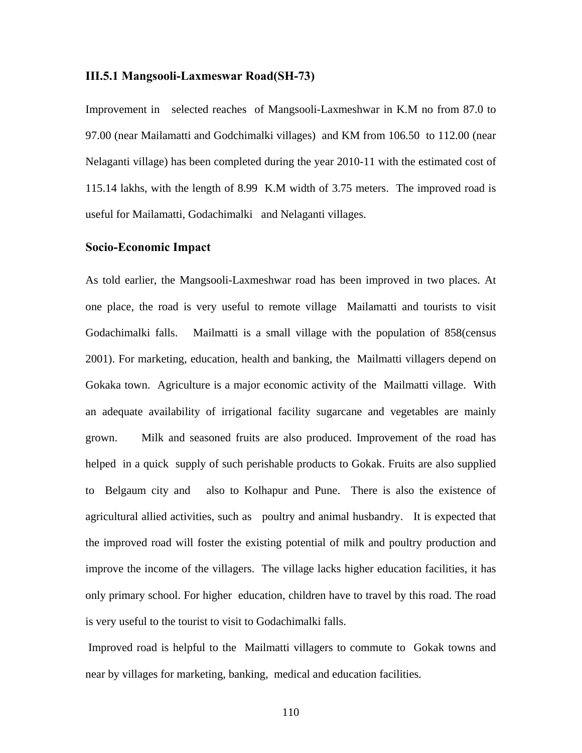### III.5.1 Mangsooli-Laxmeswar Road(SH-73)

Improvement in selected reaches of Mangsooli-Laxmeshwar in K.M no from 87.0 to 97.00 (near Mailamatti and Godchimalki villages) and KM from 106.50 to 112.00 (near Nelaganti village) has been completed during the year 2010-11 with the estimated cost of 115.14 lakhs, with the length of 8.99 K.M width of 3.75 meters. The improved road is useful for Mailamatti, Godachimalki and Nelaganti villages.

### Socio-Economic Impact

As told earlier, the Mangsooli-Laxmeshwar road has been improved in two places. At one place, the road is very useful to remote village Mailamatti and tourists to visit Godachimalki falls. Mailmatti is a small village with the population of 858(census 2001). For marketing, education, health and banking, the Mailmatti villagers depend on Gokaka town. Agriculture is a major economic activity of the Mailmatti village. With an adequate availability of irrigational facility sugarcane and vegetables are mainly grown. Milk and seasoned fruits are also produced. Improvement of the road has helped in a quick supply of such perishable products to Gokak. Fruits are also supplied to Belgaum city and also to Kolhapur and Pune. There is also the existence of agricultural allied activities, such as poultry and animal husbandry. It is expected that the improved road will foster the existing potential of milk and poultry production and improve the income of the villagers. The village lacks higher education facilities, it has only primary school. For higher education, children have to travel by this road. The road is very useful to the tourist to visit to Godachimalki falls.

Improved road is helpful to the Mailmatti villagers to commute to Gokak towns and near by villages for marketing, banking, medical and education facilities.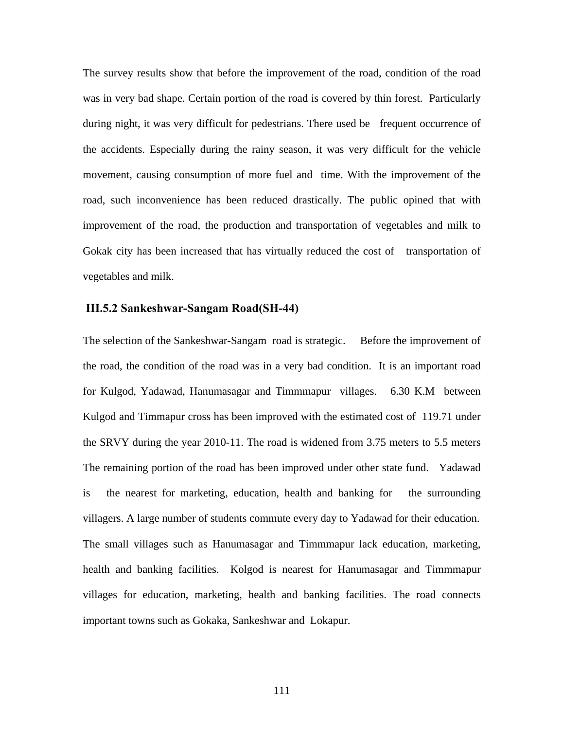The survey results show that before the improvement of the road, condition of the road was in very bad shape. Certain portion of the road is covered by thin forest. Particularly during night, it was very difficult for pedestrians. There used be frequent occurrence of the accidents. Especially during the rainy season, it was very difficult for the vehicle movement, causing consumption of more fuel and time. With the improvement of the road, such inconvenience has been reduced drastically. The public opined that with improvement of the road, the production and transportation of vegetables and milk to Gokak city has been increased that has virtually reduced the cost of transportation of vegetables and milk.

### III.5.2 Sankeshwar-Sangam Road(SH-44)

The selection of the Sankeshwar-Sangam road is strategic. Before the improvement of the road, the condition of the road was in a very bad condition. It is an important road for Kulgod, Yadawad, Hanumasagar and Timmmapur villages. 6.30 K.M between Kulgod and Timmapur cross has been improved with the estimated cost of 119.71 under the SRVY during the year 2010-11. The road is widened from 3.75 meters to 5.5 meters The remaining portion of the road has been improved under other state fund. Yadawad is the nearest for marketing, education, health and banking for the surrounding villagers. A large number of students commute every day to Yadawad for their education. The small villages such as Hanumasagar and Timmmapur lack education, marketing, health and banking facilities. Kolgod is nearest for Hanumasagar and Timmmapur villages for education, marketing, health and banking facilities. The road connects important towns such as Gokaka, Sankeshwar and Lokapur.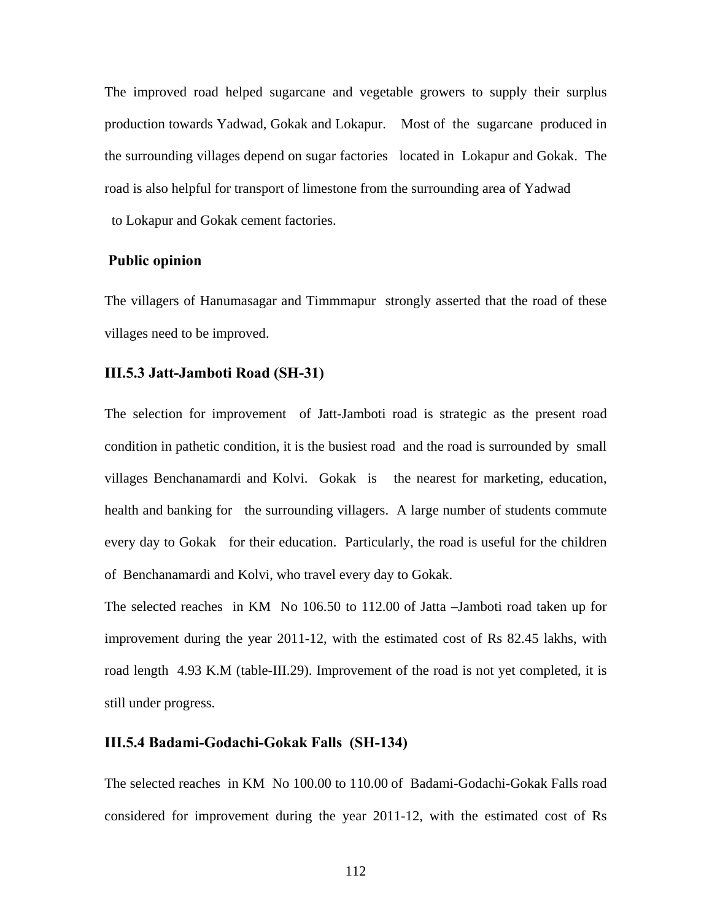The improved road helped sugarcane and vegetable growers to supply their surplus production towards Yadwad, Gokak and Lokapur. Most of the sugarcane produced in the surrounding villages depend on sugar factories located in Lokapur and Gokak. The road is also helpful for transport of limestone from the surrounding area of Yadwad to Lokapur and Gokak cement factories.

**Public opinion**

The villagers of Hanumasagar and Timmmapur strongly asserted that the road of these villages need to be improved.

### III.5.3 Jatt-Jamboti Road (SH-31)

The selection for improvement of Jatt-Jamboti road is strategic as the present road condition in pathetic condition, it is the busiest road and the road is surrounded by small villages Benchanamardi and Kolvi. Gokak is the nearest for marketing, education, health and banking for the surrounding villagers. A large number of students commute every day to Gokak for their education. Particularly, the road is useful for the children of Benchanamardi and Kolvi, who travel every day to Gokak.

The selected reaches in KM No 106.50 to 112.00 of Jatta –Jamboti road taken up for improvement during the year 2011-12, with the estimated cost of Rs 82.45 lakhs, with road length 4.93 K.M (table-III.29). Improvement of the road is not yet completed, it is still under progress.

### III.5.4 Badami-Godachi-Gokak Falls (SH-134)

The selected reaches in KM No 100.00 to 110.00 of Badami-Godachi-Gokak Falls road considered for improvement during the year 2011-12, with the estimated cost of Rs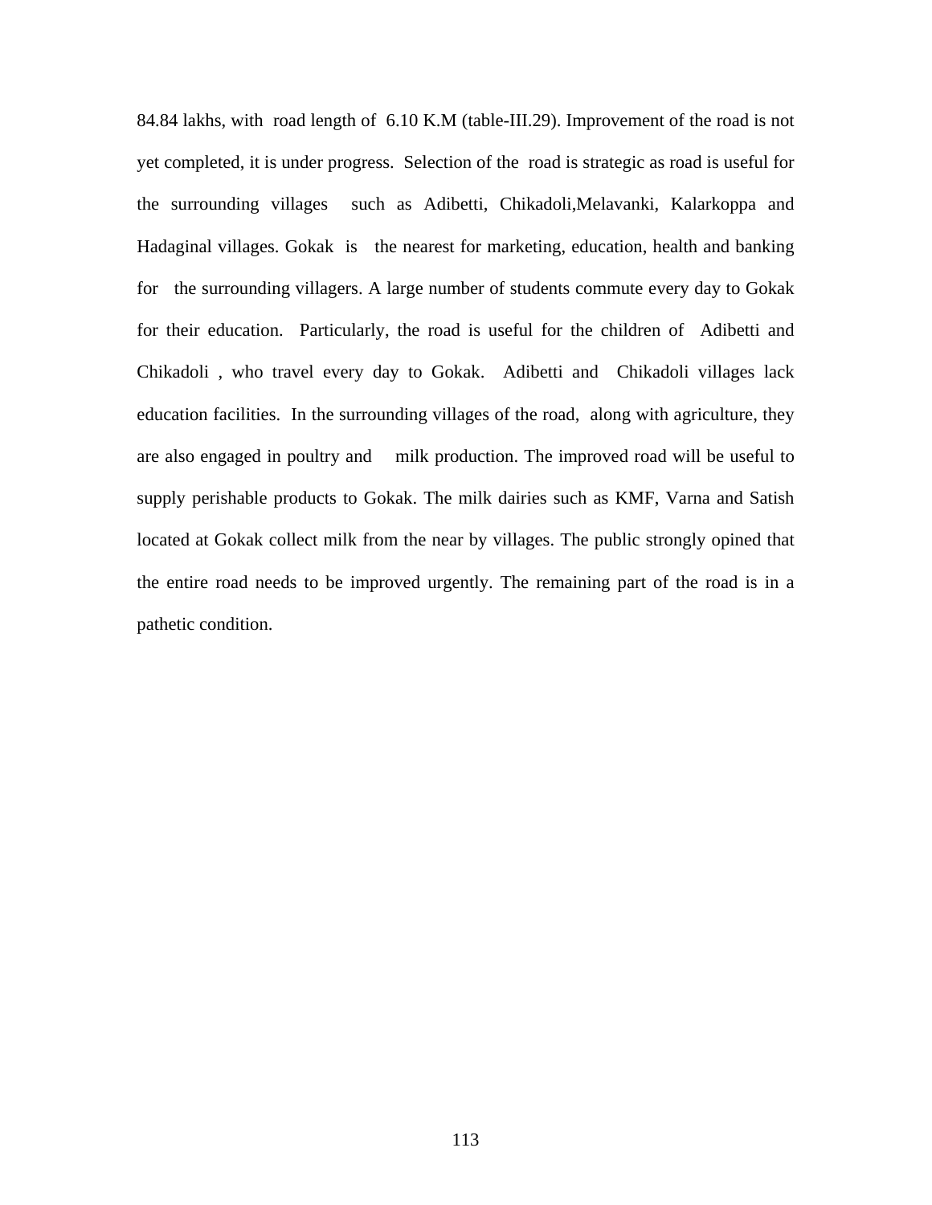84.84 lakhs, with road length of 6.10 K.M (table-III.29). Improvement of the road is not yet completed, it is under progress. Selection of the road is strategic as road is useful for the surrounding villages such as Adibetti, Chikadoli,Melavanki, Kalarkoppa and Hadaginal villages. Gokak is the nearest for marketing, education, health and banking for the surrounding villagers. A large number of students commute every day to Gokak for their education. Particularly, the road is useful for the children of Adibetti and Chikadoli , who travel every day to Gokak. Adibetti and Chikadoli villages lack education facilities. In the surrounding villages of the road, along with agriculture, they are also engaged in poultry and milk production. The improved road will be useful to supply perishable products to Gokak. The milk dairies such as KMF, Varna and Satish located at Gokak collect milk from the near by villages. The public strongly opined that the entire road needs to be improved urgently. The remaining part of the road is in a pathetic condition.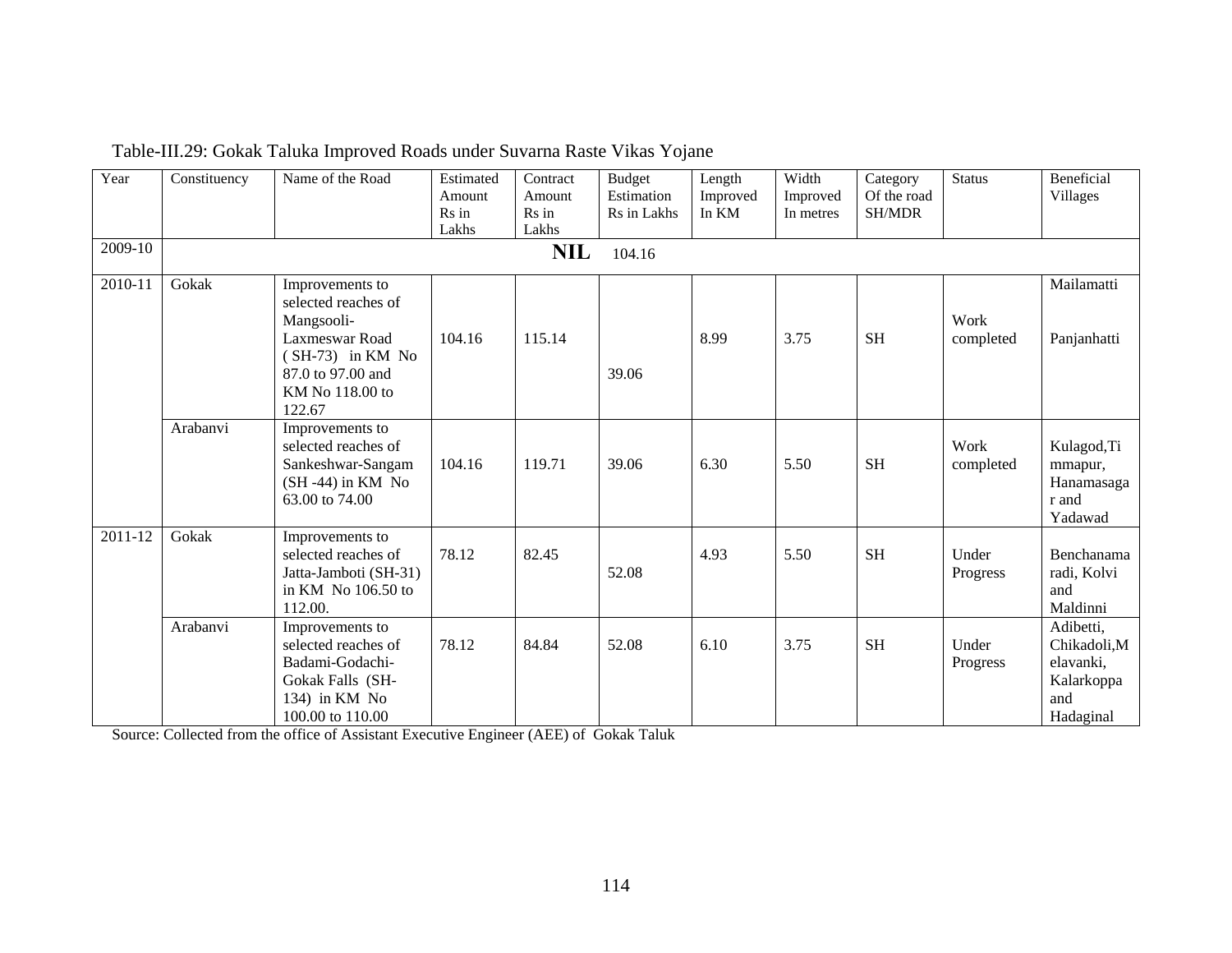Table-III.29: Gokak Taluka Improved Roads under Suvarna Raste Vikas Yojane

| Year | Constituency | Name of the Road | Estimated Amount Rs in Lakhs | Contract Amount Rs in Lakhs | Budget Estimation Rs in Lakhs | Length Improved In KM | Width Improved In metres | Category Of the road SH/MDR | Status | Beneficial Villages |
|---|---|---|---|---|---|---|---|---|---|---|
| 2009-10 | | | | **NIL** | 104.16 | | | | | |
| 2010-11 | Gokak | Improvements to selected reaches of Mangsooli-Laxmeswar Road ( SH-73) in KM No 87.0 to 97.00 and KM No 118.00 to 122.67 | 104.16 | 115.14 | 39.06 | 8.99 | 3.75 | SH | Work completed | Mailamatti Panjanhatti |
| | Arabanvi | Improvements to selected reaches of Sankeshwar-Sangam (SH -44) in KM No 63.00 to 74.00 | 104.16 | 119.71 | 39.06 | 6.30 | 5.50 | SH | Work completed | Kulagod,Timmapur, Hanamasagar and Yadawad |
| 2011-12 | Gokak | Improvements to selected reaches of Jatta-Jamboti (SH-31) in KM No 106.50 to 112.00. | 78.12 | 82.45 | 52.08 | 4.93 | 5.50 | SH | Under Progress | Benchanamaradi, Kolvi and Maldinni |
| | Arabanvi | Improvements to selected reaches of Badami-Godachi-Gokak Falls (SH-134) in KM No 100.00 to 110.00 | 78.12 | 84.84 | 52.08 | 6.10 | 3.75 | SH | Under Progress | Adibetti, Chikadoli,Melavanki, Kalarkoppa and Hadaginal |

Source: Collected from the office of Assistant Executive Engineer (AEE) of Gokak Taluk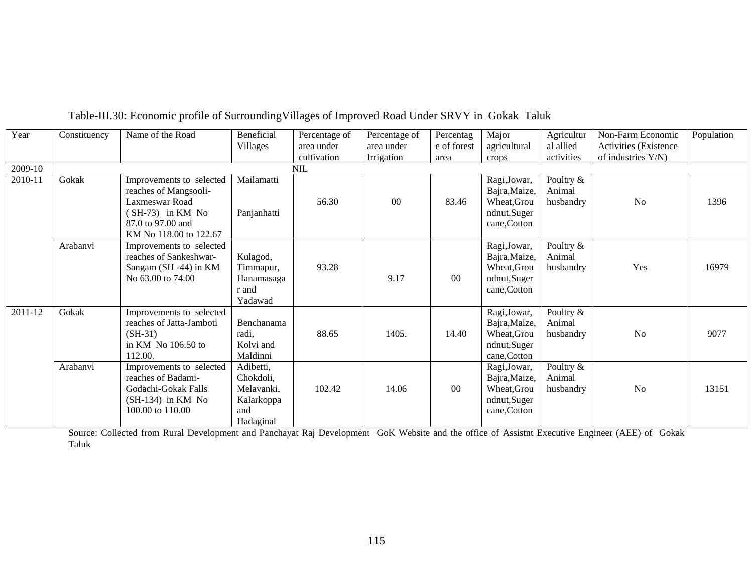Table-III.30: Economic profile of SurroundingVillages of Improved Road Under SRVY in Gokak Taluk

| Year | Constituency | Name of the Road | Beneficial Villages | Percentage of area under cultivation | Percentage of area under Irrigation | Percentage of forest area | Major agricultural crops | Agricultural allied activities | Non-Farm Economic Activities (Existence of industries Y/N) | Population |
|---|---|---|---|---|---|---|---|---|---|---|
| 2009-10 | NIL | | | | | | | | | |
| 2010-11 | Gokak | Improvements to selected reaches of Mangsooli-Laxmeswar Road ( SH-73) in KM No 87.0 to 97.00 and KM No 118.00 to 122.67 | Mailamatti Panjanhatti | 56.30 | 00 | 83.46 | Ragi,Jowar, Bajra,Maize, Wheat,Groundnut,Sugercane,Cotton | Poultry & Animal husbandry | No | 1396 |
| | Arabanvi | Improvements to selected reaches of Sankeshwar-Sangam (SH -44) in KM No 63.00 to 74.00 | Kulagod, Timmapur, Hanamasagar and Yadawad | 93.28 | 9.17 | 00 | Ragi,Jowar, Bajra,Maize, Wheat,Groundnut,Sugercane,Cotton | Poultry & Animal husbandry | Yes | 16979 |
| 2011-12 | Gokak | Improvements to selected reaches of Jatta-Jamboti (SH-31) in KM No 106.50 to 112.00. | Benchanamaradi, Kolvi and Maldinni | 88.65 | 1405. | 14.40 | Ragi,Jowar, Bajra,Maize, Wheat,Groundnut,Sugercane,Cotton | Poultry & Animal husbandry | No | 9077 |
| | Arabanvi | Improvements to selected reaches of Badami-Godachi-Gokak Falls (SH-134) in KM No 100.00 to 110.00 | Adibetti, Chokdoli, Melavanki, Kalarkoppa and Hadaginal | 102.42 | 14.06 | 00 | Ragi,Jowar, Bajra,Maize, Wheat,Groundnut,Sugercane,Cotton | Poultry & Animal husbandry | No | 13151 |

Source: Collected from Rural Development and Panchayat Raj Development GoK Website and the office of Assistnt Executive Engineer (AEE) of Gokak Taluk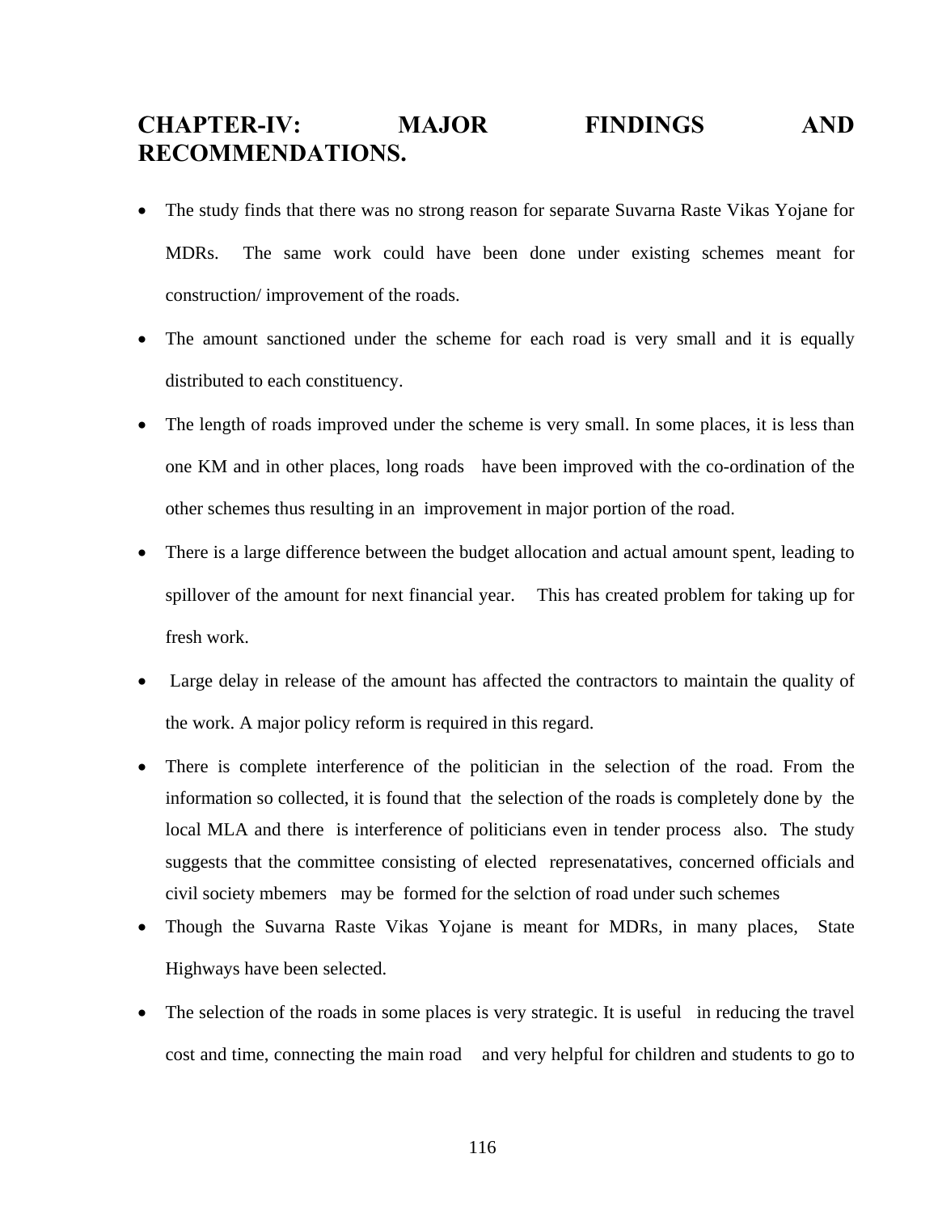# CHAPTER-IV: MAJOR FINDINGS AND RECOMMENDATIONS.

- The study finds that there was no strong reason for separate Suvarna Raste Vikas Yojane for MDRs. The same work could have been done under existing schemes meant for construction/ improvement of the roads.
- The amount sanctioned under the scheme for each road is very small and it is equally distributed to each constituency.
- The length of roads improved under the scheme is very small. In some places, it is less than one KM and in other places, long roads have been improved with the co-ordination of the other schemes thus resulting in an improvement in major portion of the road.
- There is a large difference between the budget allocation and actual amount spent, leading to spillover of the amount for next financial year. This has created problem for taking up for fresh work.
- Large delay in release of the amount has affected the contractors to maintain the quality of the work. A major policy reform is required in this regard.
- There is complete interference of the politician in the selection of the road. From the information so collected, it is found that the selection of the roads is completely done by the local MLA and there is interference of politicians even in tender process also. The study suggests that the committee consisting of elected represenatatives, concerned officials and civil society mbemers may be formed for the selction of road under such schemes
- Though the Suvarna Raste Vikas Yojane is meant for MDRs, in many places, State Highways have been selected.
- The selection of the roads in some places is very strategic. It is useful in reducing the travel cost and time, connecting the main road and very helpful for children and students to go to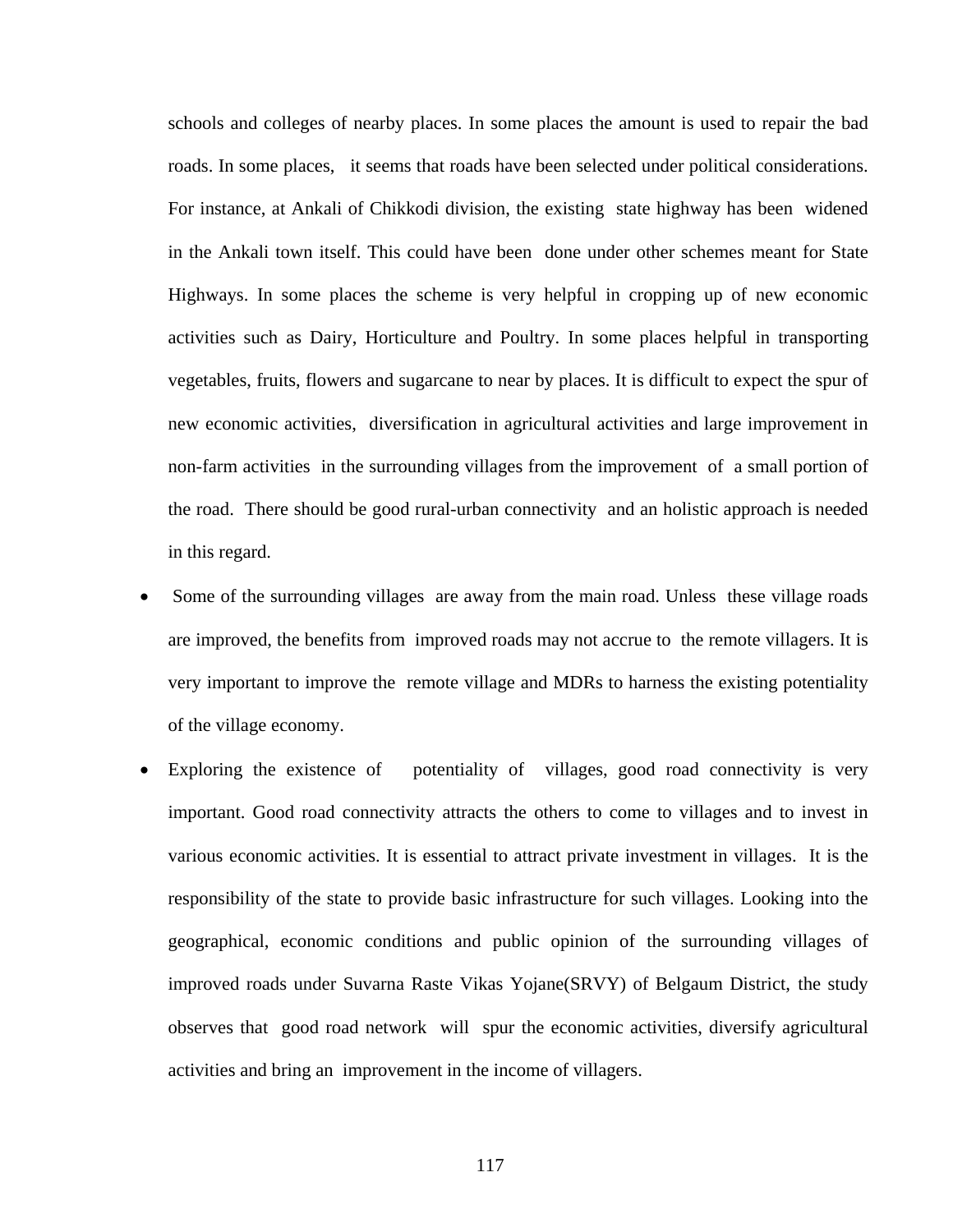schools and colleges of nearby places. In some places the amount is used to repair the bad roads. In some places, it seems that roads have been selected under political considerations. For instance, at Ankali of Chikkodi division, the existing state highway has been widened in the Ankali town itself. This could have been done under other schemes meant for State Highways. In some places the scheme is very helpful in cropping up of new economic activities such as Dairy, Horticulture and Poultry. In some places helpful in transporting vegetables, fruits, flowers and sugarcane to near by places. It is difficult to expect the spur of new economic activities, diversification in agricultural activities and large improvement in non-farm activities in the surrounding villages from the improvement of a small portion of the road. There should be good rural-urban connectivity and an holistic approach is needed in this regard.

- Some of the surrounding villages are away from the main road. Unless these village roads are improved, the benefits from improved roads may not accrue to the remote villagers. It is very important to improve the remote village and MDRs to harness the existing potentiality of the village economy.
- Exploring the existence of potentiality of villages, good road connectivity is very important. Good road connectivity attracts the others to come to villages and to invest in various economic activities. It is essential to attract private investment in villages. It is the responsibility of the state to provide basic infrastructure for such villages. Looking into the geographical, economic conditions and public opinion of the surrounding villages of improved roads under Suvarna Raste Vikas Yojane(SRVY) of Belgaum District, the study observes that good road network will spur the economic activities, diversify agricultural activities and bring an improvement in the income of villagers.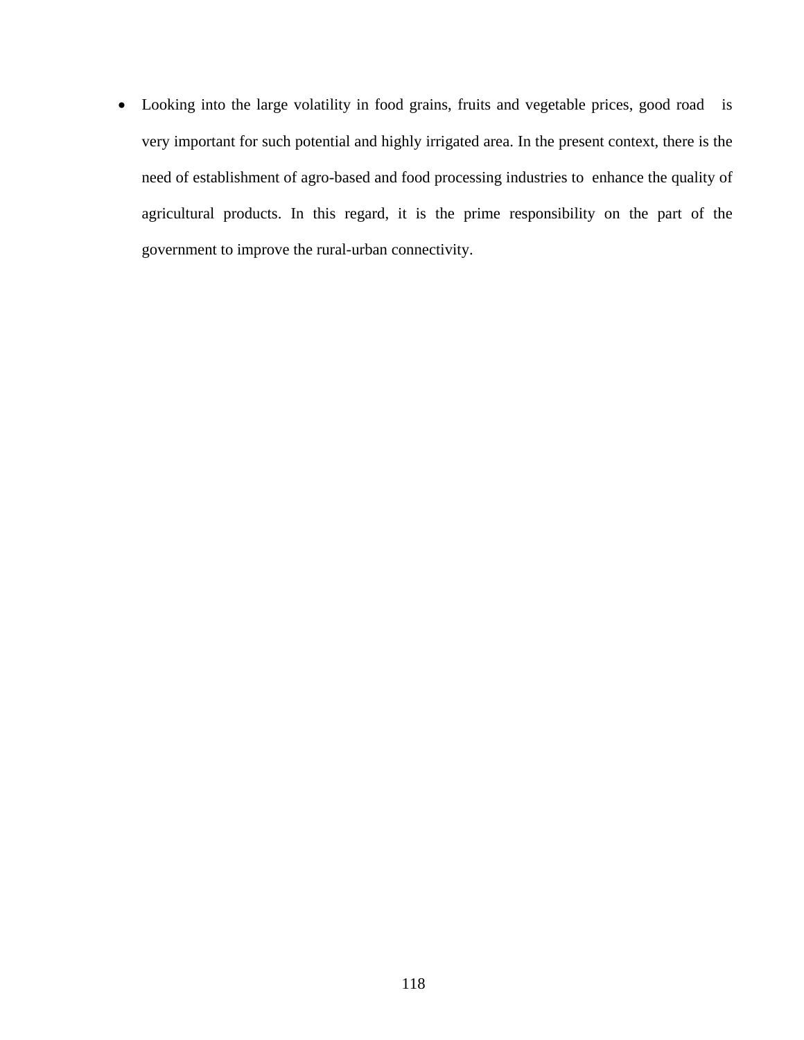- Looking into the large volatility in food grains, fruits and vegetable prices, good road is very important for such potential and highly irrigated area. In the present context, there is the need of establishment of agro-based and food processing industries to enhance the quality of agricultural products. In this regard, it is the prime responsibility on the part of the government to improve the rural-urban connectivity.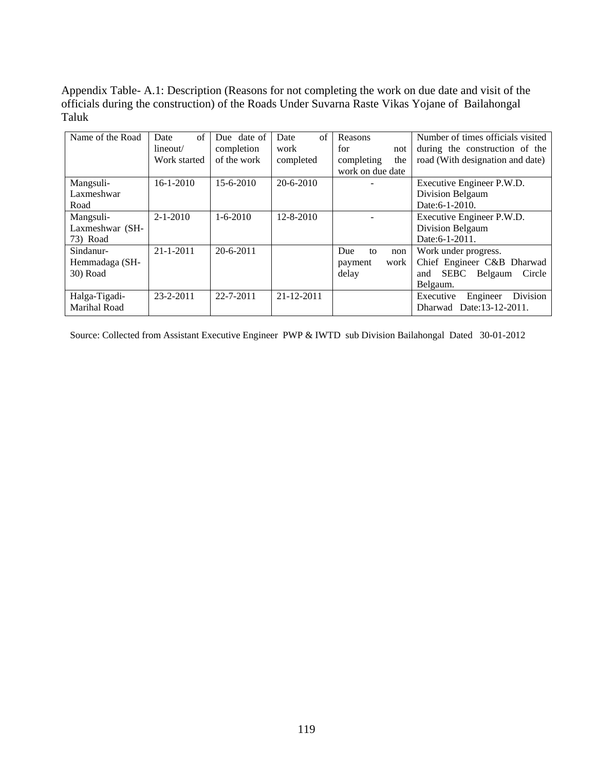Appendix Table- A.1: Description (Reasons for not completing the work on due date and visit of the officials during the construction) of the Roads Under Suvarna Raste Vikas Yojane of Bailahongal Taluk

| Name of the Road | Date of lineout/ Work started | Due date of completion of the work | Date of work completed | Reasons for not completing the work on due date | Number of times officials visited during the construction of the road (With designation and date) |
|---|---|---|---|---|---|
| Mangsuli-Laxmeshwar Road | 16-1-2010 | 15-6-2010 | 20-6-2010 | - | Executive Engineer P.W.D. Division Belgaum Date:6-1-2010. |
| Mangsuli-Laxmeshwar (SH-73) Road | 2-1-2010 | 1-6-2010 | 12-8-2010 | - | Executive Engineer P.W.D. Division Belgaum Date:6-1-2011. |
| Sindanur-Hemmadaga (SH-30) Road | 21-1-2011 | 20-6-2011 | | Due to non payment work delay | Work under progress. Chief Engineer C&B Dharwad and SEBC Belgaum Circle Belgaum. |
| Halga-Tigadi-Marihal Road | 23-2-2011 | 22-7-2011 | 21-12-2011 | | Executive Engineer Division Dharwad Date:13-12-2011. |

Source: Collected from Assistant Executive Engineer PWP & IWTD sub Division Bailahongal Dated 30-01-2012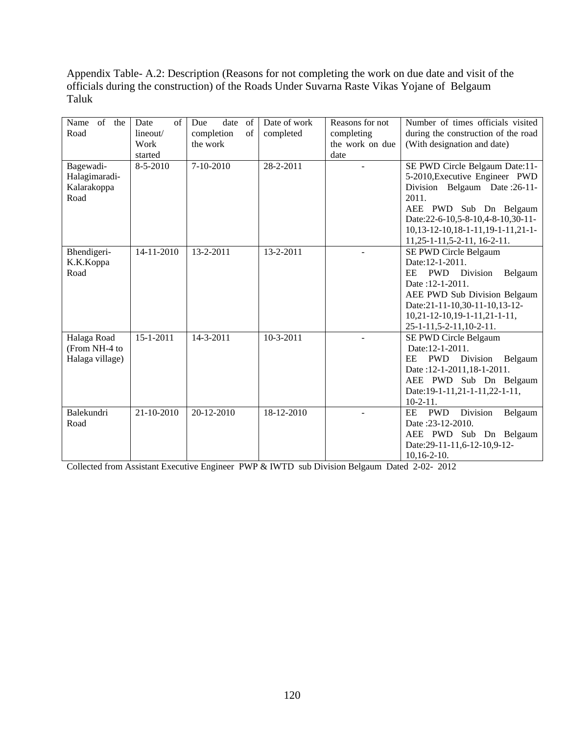Appendix Table- A.2: Description (Reasons for not completing the work on due date and visit of the officials during the construction) of the Roads Under Suvarna Raste Vikas Yojane of Belgaum Taluk

| Name of the Road | Date of lineout/ Work started | Due date of completion of the work | Date of work completed | Reasons for not completing the work on due date | Number of times officials visited during the construction of the road (With designation and date) |
|---|---|---|---|---|---|
| Bagewadi-Halagimaradi-Kalarakoppa Road | 8-5-2010 | 7-10-2010 | 28-2-2011 | - | SE PWD Circle Belgaum Date:11-5-2010,Executive Engineer PWD Division Belgaum Date :26-11-2011. AEE PWD Sub Dn Belgaum Date:22-6-10,5-8-10,4-8-10,30-11-10,13-12-10,18-1-11,19-1-11,21-1-11,25-1-11,5-2-11, 16-2-11. |
| Bhendigeri-K.K.Koppa Road | 14-11-2010 | 13-2-2011 | 13-2-2011 | - | SE PWD Circle Belgaum Date:12-1-2011. EE PWD Division Belgaum Date :12-1-2011. AEE PWD Sub Division Belgaum Date:21-11-10,30-11-10,13-12-10,21-12-10,19-1-11,21-1-11, 25-1-11,5-2-11,10-2-11. |
| Halaga Road (From NH-4 to Halaga village) | 15-1-2011 | 14-3-2011 | 10-3-2011 | - | SE PWD Circle Belgaum Date:12-1-2011. EE PWD Division Belgaum Date :12-1-2011,18-1-2011. AEE PWD Sub Dn Belgaum Date:19-1-11,21-1-11,22-1-11, 10-2-11. |
| Balekundri Road | 21-10-2010 | 20-12-2010 | 18-12-2010 | - | EE PWD Division Belgaum Date :23-12-2010. AEE PWD Sub Dn Belgaum Date:29-11-11,6-12-10,9-12-10,16-2-10. |

Collected from Assistant Executive Engineer PWP & IWTD sub Division Belgaum Dated 2-02- 2012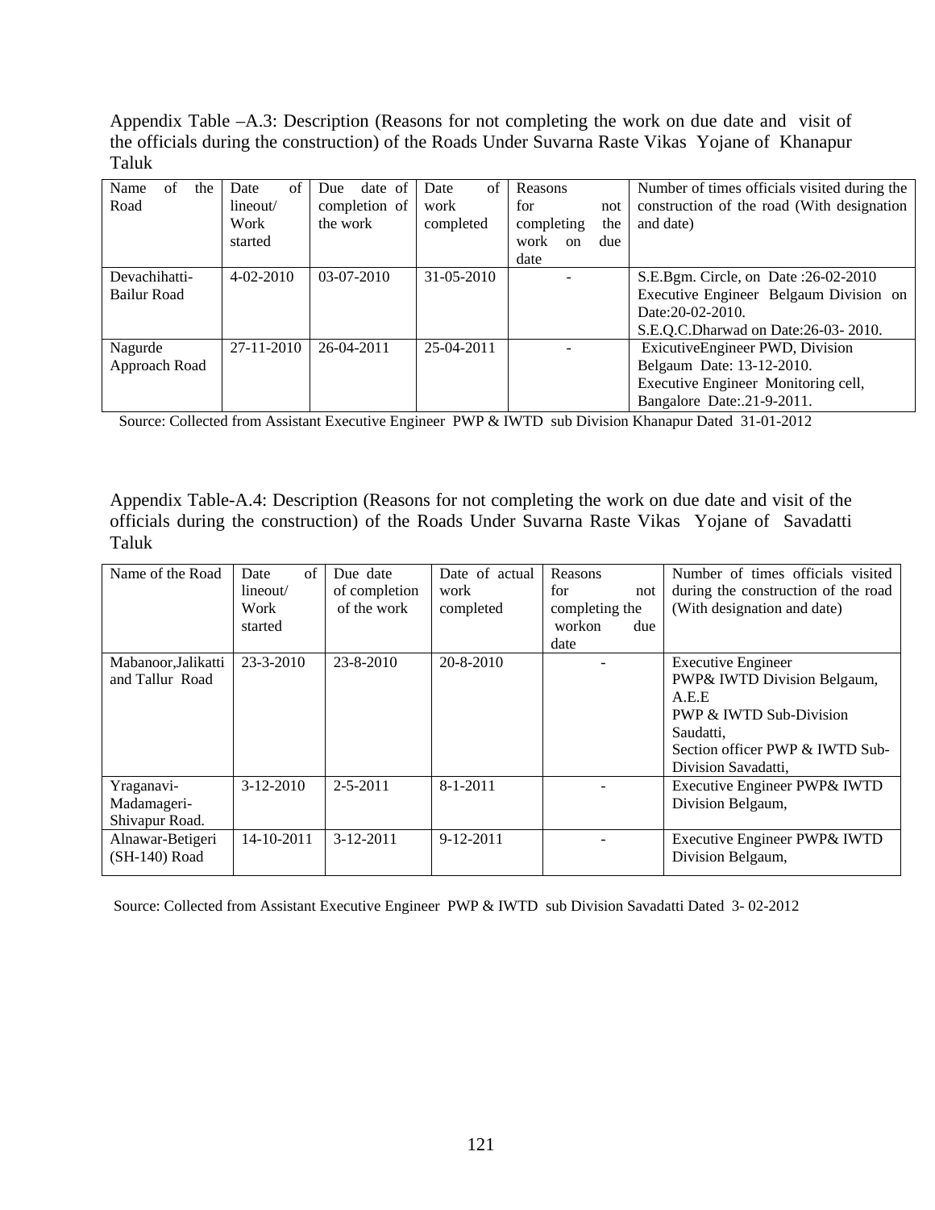Appendix Table –A.3: Description (Reasons for not completing the work on due date and visit of the officials during the construction) of the Roads Under Suvarna Raste Vikas Yojane of Khanapur Taluk

| Name of the Road | Date of lineout/ Work started | Due date of completion of the work | Date of work completed | Reasons for not completing the work on due date | Number of times officials visited during the construction of the road (With designation and date) |
|---|---|---|---|---|---|
| Devachihatti-Bailur Road | 4-02-2010 | 03-07-2010 | 31-05-2010 | - | S.E.Bgm. Circle, on Date :26-02-2010<br>Executive Engineer Belgaum Division on Date:20-02-2010.<br>S.E.Q.C.Dharwad on Date:26-03- 2010. |
| Nagurde Approach Road | 27-11-2010 | 26-04-2011 | 25-04-2011 | - | ExicutiveEngineer PWD, Division Belgaum Date: 13-12-2010.<br>Executive Engineer Monitoring cell, Bangalore Date:.21-9-2011. |

Source: Collected from Assistant Executive Engineer PWP & IWTD sub Division Khanapur Dated 31-01-2012

Appendix Table-A.4: Description (Reasons for not completing the work on due date and visit of the officials during the construction) of the Roads Under Suvarna Raste Vikas Yojane of Savadatti Taluk

| Name of the Road | Date of lineout/ Work started | Due date of completion of the work | Date of actual work completed | Reasons for not completing the workon due date | Number of times officials visited during the construction of the road (With designation and date) |
|---|---|---|---|---|---|
| Mabanoor,Jalikatti and Tallur Road | 23-3-2010 | 23-8-2010 | 20-8-2010 | - | Executive Engineer<br>PWP& IWTD Division Belgaum,<br>A.E.E<br>PWP & IWTD Sub-Division Saudatti,<br>Section officer PWP & IWTD Sub-Division Savadatti, |
| Yraganavi-Madamageri-Shivapur Road. | 3-12-2010 | 2-5-2011 | 8-1-2011 | - | Executive Engineer PWP& IWTD Division Belgaum, |
| Alnawar-Betigeri (SH-140) Road | 14-10-2011 | 3-12-2011 | 9-12-2011 | - | Executive Engineer PWP& IWTD Division Belgaum, |

Source: Collected from Assistant Executive Engineer PWP & IWTD sub Division Savadatti Dated 3- 02-2012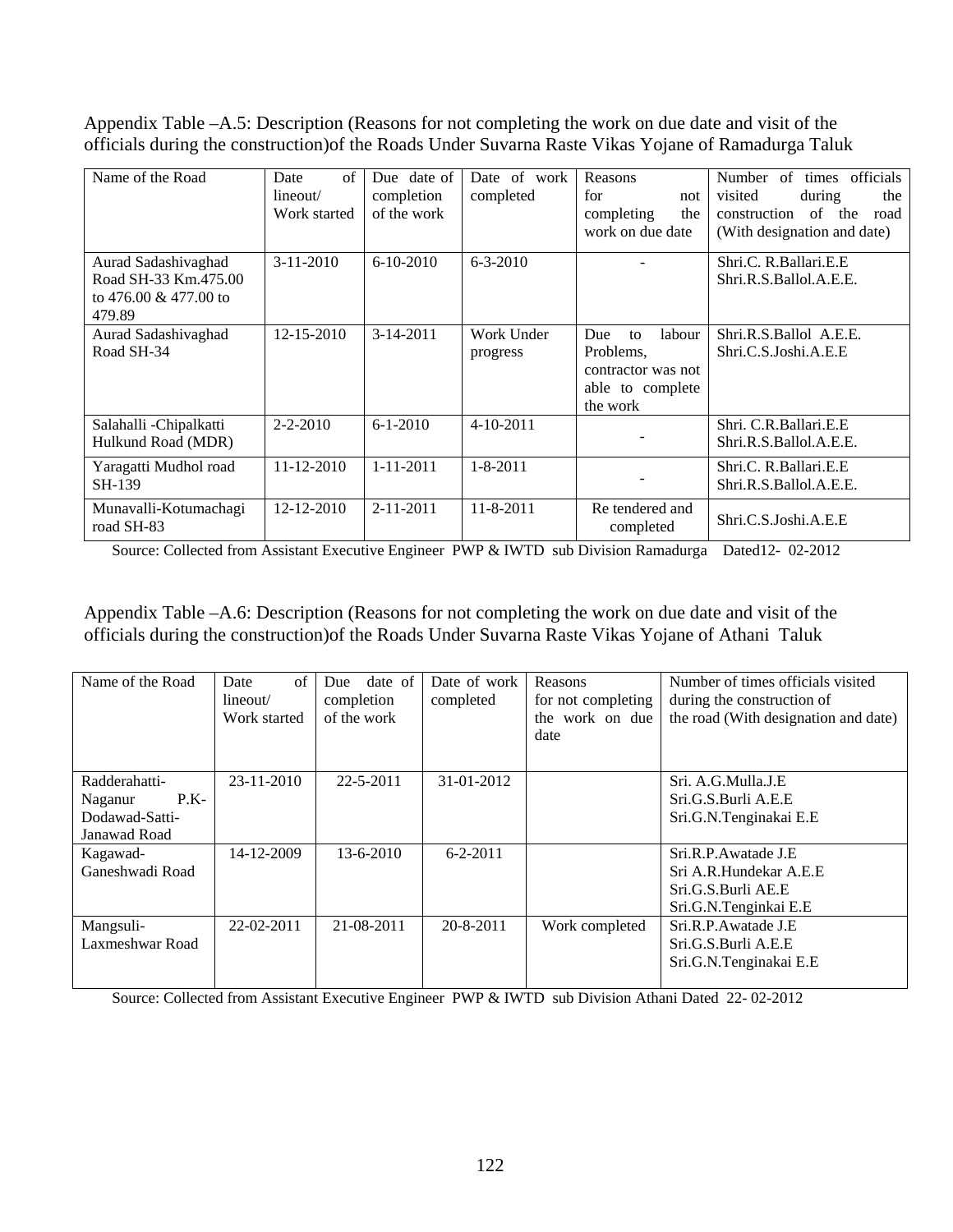Appendix Table –A.5: Description (Reasons for not completing the work on due date and visit of the officials during the construction)of the Roads Under Suvarna Raste Vikas Yojane of Ramadurga Taluk

| Name of the Road | Date of lineout/ Work started | Due date of completion of the work | Date of work completed | Reasons for not completing the work on due date | Number of times officials visited during the construction of the road (With designation and date) |
|---|---|---|---|---|---|
| Aurad Sadashivaghad Road SH-33 Km.475.00 to 476.00 & 477.00 to 479.89 | 3-11-2010 | 6-10-2010 | 6-3-2010 | - | Shri.C. R.Ballari.E.E<br>Shri.R.S.Ballol.A.E.E. |
| Aurad Sadashivaghad Road SH-34 | 12-15-2010 | 3-14-2011 | Work Under progress | Due to labour Problems, contractor was not able to complete the work | Shri.R.S.Ballol A.E.E.<br>Shri.C.S.Joshi.A.E.E |
| Salahalli -Chipalkatti Hulkund Road (MDR) | 2-2-2010 | 6-1-2010 | 4-10-2011 | - | Shri. C.R.Ballari.E.E<br>Shri.R.S.Ballol.A.E.E. |
| Yaragatti Mudhol road SH-139 | 11-12-2010 | 1-11-2011 | 1-8-2011 | - | Shri.C. R.Ballari.E.E<br>Shri.R.S.Ballol.A.E.E. |
| Munavalli-Kotumachagi road SH-83 | 12-12-2010 | 2-11-2011 | 11-8-2011 | Re tendered and completed | Shri.C.S.Joshi.A.E.E |

Source: Collected from Assistant Executive Engineer PWP & IWTD sub Division Ramadurga Dated12- 02-2012

Appendix Table –A.6: Description (Reasons for not completing the work on due date and visit of the officials during the construction)of the Roads Under Suvarna Raste Vikas Yojane of Athani Taluk

| Name of the Road | Date of lineout/ Work started | Due date of completion of the work | Date of work completed | Reasons for not completing the work on due date | Number of times officials visited during the construction of the road (With designation and date) |
|---|---|---|---|---|---|
| Radderahatti-Naganur P.K-Dodawad-Satti-Janawad Road | 23-11-2010 | 22-5-2011 | 31-01-2012 | | Sri. A.G.Mulla.J.E<br>Sri.G.S.Burli A.E.E<br>Sri.G.N.Tenginakai E.E |
| Kagawad-Ganeshwadi Road | 14-12-2009 | 13-6-2010 | 6-2-2011 | | Sri.R.P.Awatade J.E<br>Sri A.R.Hundekar A.E.E<br>Sri.G.S.Burli AE.E<br>Sri.G.N.Tenginkai E.E |
| Mangsuli-Laxmeshwar Road | 22-02-2011 | 21-08-2011 | 20-8-2011 | Work completed | Sri.R.P.Awatade J.E<br>Sri.G.S.Burli A.E.E<br>Sri.G.N.Tenginakai E.E |

Source: Collected from Assistant Executive Engineer PWP & IWTD sub Division Athani Dated 22- 02-2012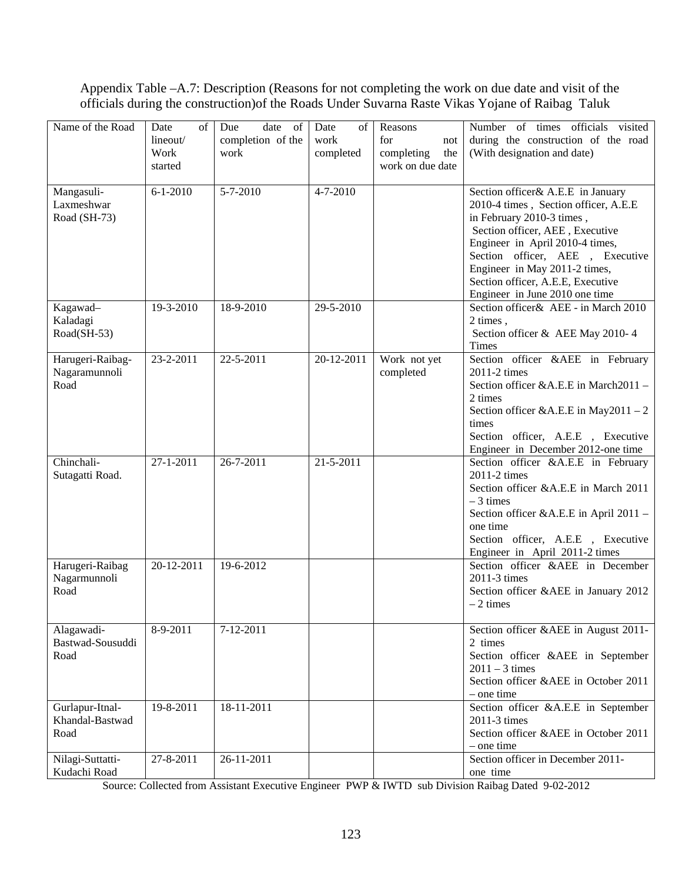Appendix Table –A.7: Description (Reasons for not completing the work on due date and visit of the officials during the construction)of the Roads Under Suvarna Raste Vikas Yojane of Raibag Taluk

| Name of the Road | Date of lineout/ Work started | Due date of completion of the work | Date of work completed | Reasons for not completing the work on due date | Number of times officials visited during the construction of the road (With designation and date) |
|---|---|---|---|---|---|
| Mangasuli-Laxmeshwar Road (SH-73) | 6-1-2010 | 5-7-2010 | 4-7-2010 | | Section officer& A.E.E in January 2010-4 times , Section officer, A.E.E in February 2010-3 times , Section officer, AEE , Executive Engineer in April 2010-4 times, Section officer, AEE , Executive Engineer in May 2011-2 times, Section officer, A.E.E, Executive Engineer in June 2010 one time |
| Kagawad–Kaladagi Road(SH-53) | 19-3-2010 | 18-9-2010 | 29-5-2010 | | Section officer& AEE - in March 2010 2 times , Section officer & AEE May 2010- 4 Times |
| Harugeri-Raibag-Nagaramunnoli Road | 23-2-2011 | 22-5-2011 | 20-12-2011 | Work not yet completed | Section officer &AEE in February 2011-2 times Section officer &A.E.E in March2011 – 2 times Section officer &A.E.E in May2011 – 2 times Section officer, A.E.E , Executive Engineer in December 2012-one time |
| Chinchali-Sutagatti Road. | 27-1-2011 | 26-7-2011 | 21-5-2011 | | Section officer &A.E.E in February 2011-2 times Section officer &A.E.E in March 2011 – 3 times Section officer &A.E.E in April 2011 – one time Section officer, A.E.E , Executive Engineer in April 2011-2 times |
| Harugeri-Raibag Nagarmunnoli Road | 20-12-2011 | 19-6-2012 | | | Section officer &AEE in December 2011-3 times Section officer &AEE in January 2012 – 2 times |
| Alagawadi-Bastwad-Sousuddi Road | 8-9-2011 | 7-12-2011 | | | Section officer &AEE in August 2011- 2 times Section officer &AEE in September 2011 – 3 times Section officer &AEE in October 2011 – one time |
| Gurlapur-Itnal-Khandal-Bastwad Road | 19-8-2011 | 18-11-2011 | | | Section officer &A.E.E in September 2011-3 times Section officer &AEE in October 2011 – one time |
| Nilagi-Suttatti-Kudachi Road | 27-8-2011 | 26-11-2011 | | | Section officer in December 2011- one time |

Source: Collected from Assistant Executive Engineer PWP & IWTD sub Division Raibag Dated 9-02-2012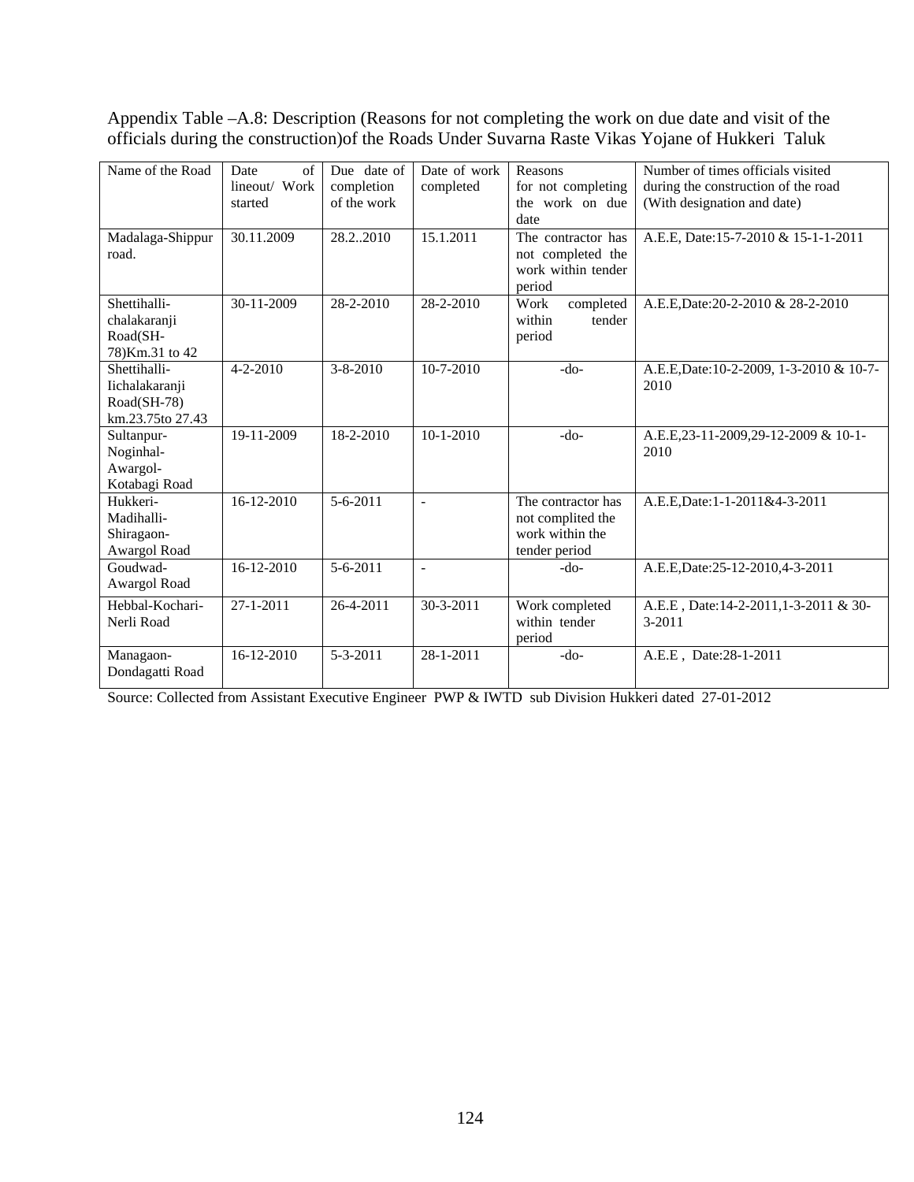Appendix Table –A.8: Description (Reasons for not completing the work on due date and visit of the officials during the construction)of the Roads Under Suvarna Raste Vikas Yojane of Hukkeri Taluk

| Name of the Road | Date of lineout/ Work started | Due date of completion of the work | Date of work completed | Reasons for not completing the work on due date | Number of times officials visited during the construction of the road (With designation and date) |
|---|---|---|---|---|---|
| Madalaga-Shippur road. | 30.11.2009 | 28.2..2010 | 15.1.2011 | The contractor has not completed the work within tender period | A.E.E, Date:15-7-2010 & 15-1-1-2011 |
| Shettihalli-chalakaranji Road(SH-78)Km.31 to 42 | 30-11-2009 | 28-2-2010 | 28-2-2010 | Work completed within tender period | A.E.E,Date:20-2-2010 & 28-2-2010 |
| Shettihalli-Iichalakaranji Road(SH-78) km.23.75to 27.43 | 4-2-2010 | 3-8-2010 | 10-7-2010 | -do- | A.E.E,Date:10-2-2009, 1-3-2010 & 10-7-2010 |
| Sultanpur-Noginhal-Awargol-Kotabagi Road | 19-11-2009 | 18-2-2010 | 10-1-2010 | -do- | A.E.E,23-11-2009,29-12-2009 & 10-1-2010 |
| Hukkeri-Madihalli-Shiragaon-Awargol Road | 16-12-2010 | 5-6-2011 | - | The contractor has not complited the work within the tender period | A.E.E,Date:1-1-2011&4-3-2011 |
| Goudwad-Awargol Road | 16-12-2010 | 5-6-2011 | - | -do- | A.E.E,Date:25-12-2010,4-3-2011 |
| Hebbal-Kochari-Nerli Road | 27-1-2011 | 26-4-2011 | 30-3-2011 | Work completed within tender period | A.E.E , Date:14-2-2011,1-3-2011 & 30-3-2011 |
| Managaon-Dondagatti Road | 16-12-2010 | 5-3-2011 | 28-1-2011 | -do- | A.E.E , Date:28-1-2011 |

Source: Collected from Assistant Executive Engineer PWP & IWTD sub Division Hukkeri dated 27-01-2012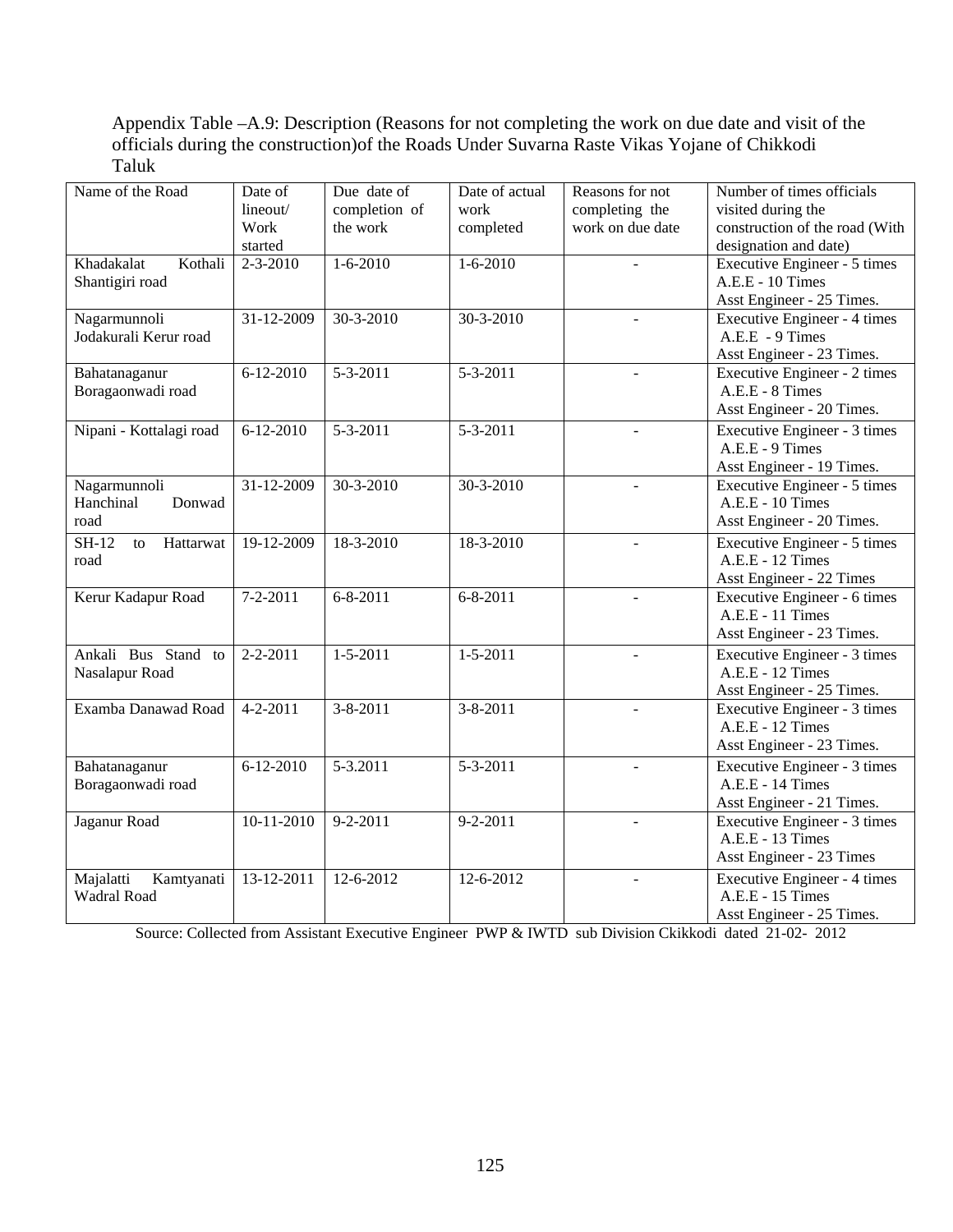Appendix Table –A.9: Description (Reasons for not completing the work on due date and visit of the officials during the construction)of the Roads Under Suvarna Raste Vikas Yojane of Chikkodi Taluk

| Name of the Road | Date of lineout/ Work started | Due date of completion of the work | Date of actual work completed | Reasons for not completing the work on due date | Number of times officials visited during the construction of the road (With designation and date) |
|---|---|---|---|---|---|
| Khadakalat Kothali Shantigiri road | 2-3-2010 | 1-6-2010 | 1-6-2010 | - | Executive Engineer - 5 times<br>A.E.E - 10 Times<br>Asst Engineer - 25 Times. |
| Nagarmunnoli Jodakurali Kerur road | 31-12-2009 | 30-3-2010 | 30-3-2010 | - | Executive Engineer - 4 times<br>A.E.E - 9 Times<br>Asst Engineer - 23 Times. |
| Bahatanaganur Boragaonwadi road | 6-12-2010 | 5-3-2011 | 5-3-2011 | - | Executive Engineer - 2 times<br>A.E.E - 8 Times<br>Asst Engineer - 20 Times. |
| Nipani - Kottalagi road | 6-12-2010 | 5-3-2011 | 5-3-2011 | - | Executive Engineer - 3 times<br>A.E.E - 9 Times<br>Asst Engineer - 19 Times. |
| Nagarmunnoli Hanchinal Donwad road | 31-12-2009 | 30-3-2010 | 30-3-2010 | - | Executive Engineer - 5 times<br>A.E.E - 10 Times<br>Asst Engineer - 20 Times. |
| SH-12 to Hattarwat road | 19-12-2009 | 18-3-2010 | 18-3-2010 | - | Executive Engineer - 5 times<br>A.E.E - 12 Times<br>Asst Engineer - 22 Times |
| Kerur Kadapur Road | 7-2-2011 | 6-8-2011 | 6-8-2011 | - | Executive Engineer - 6 times<br>A.E.E - 11 Times<br>Asst Engineer - 23 Times. |
| Ankali Bus Stand to Nasalapur Road | 2-2-2011 | 1-5-2011 | 1-5-2011 | - | Executive Engineer - 3 times<br>A.E.E - 12 Times<br>Asst Engineer - 25 Times. |
| Examba Danawad Road | 4-2-2011 | 3-8-2011 | 3-8-2011 | - | Executive Engineer - 3 times<br>A.E.E - 12 Times<br>Asst Engineer - 23 Times. |
| Bahatanaganur Boragaonwadi road | 6-12-2010 | 5-3.2011 | 5-3-2011 | - | Executive Engineer - 3 times<br>A.E.E - 14 Times<br>Asst Engineer - 21 Times. |
| Jaganur Road | 10-11-2010 | 9-2-2011 | 9-2-2011 | - | Executive Engineer - 3 times<br>A.E.E - 13 Times<br>Asst Engineer - 23 Times |
| Majalatti Kamtyanati Wadral Road | 13-12-2011 | 12-6-2012 | 12-6-2012 | - | Executive Engineer - 4 times<br>A.E.E - 15 Times<br>Asst Engineer - 25 Times. |

Source: Collected from Assistant Executive Engineer PWP & IWTD sub Division Ckikkodi dated 21-02- 2012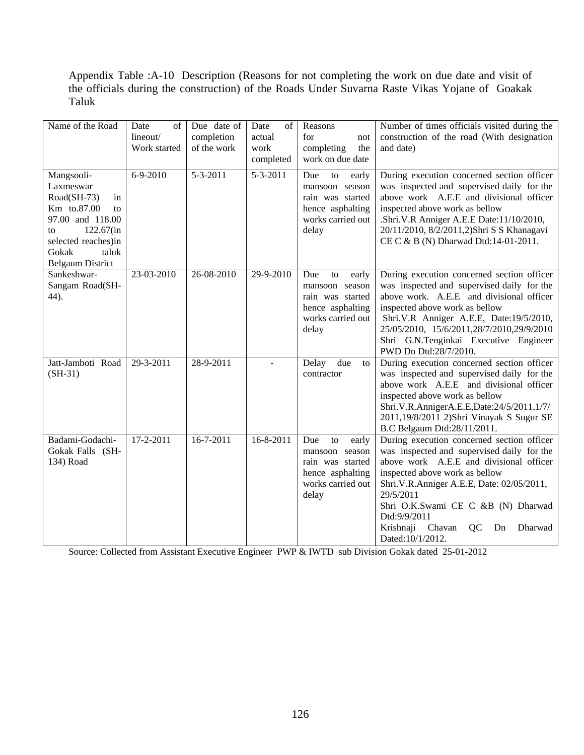Appendix Table :A-10 Description (Reasons for not completing the work on due date and visit of the officials during the construction) of the Roads Under Suvarna Raste Vikas Yojane of Goakak Taluk

| Name of the Road | Date of lineout/ Work started | Due date of completion of the work | Date of actual work completed | Reasons for not completing the work on due date | Number of times officials visited during the construction of the road (With designation and date) |
|---|---|---|---|---|---|
| Mangsooli-Laxmeswar Road(SH-73) in Km to.87.00 to 97.00 and 118.00 to 122.67(in selected reaches)in Gokak taluk Belgaum District | 6-9-2010 | 5-3-2011 | 5-3-2011 | Due to early mansoon season rain was started hence asphalting works carried out delay | During execution concerned section officer was inspected and supervised daily for the above work A.E.E and divisional officer inspected above work as bellow .Shri.V.R Anniger A.E.E Date:11/10/2010, 20/11/2010, 8/2/2011,2)Shri S S Khanagavi CE C & B (N) Dharwad Dtd:14-01-2011. |
| Sankeshwar-Sangam Road(SH-44). | 23-03-2010 | 26-08-2010 | 29-9-2010 | Due to early mansoon season rain was started hence asphalting works carried out delay | During execution concerned section officer was inspected and supervised daily for the above work. A.E.E and divisional officer inspected above work as bellow Shri.V.R Anniger A.E.E, Date:19/5/2010, 25/05/2010, 15/6/2011,28/7/2010,29/9/2010 Shri G.N.Tenginkai Executive Engineer PWD Dn Dtd:28/7/2010. |
| Jatt-Jamboti Road (SH-31) | 29-3-2011 | 28-9-2011 | - | Delay due to contractor | During execution concerned section officer was inspected and supervised daily for the above work A.E.E and divisional officer inspected above work as bellow Shri.V.R.AnnigerA.E.E,Date:24/5/2011,1/7/2011,19/8/2011 2)Shri Vinayak S Sugur SE B.C Belgaum Dtd:28/11/2011. |
| Badami-Godachi-Gokak Falls (SH-134) Road | 17-2-2011 | 16-7-2011 | 16-8-2011 | Due to early mansoon season rain was started hence asphalting works carried out delay | During execution concerned section officer was inspected and supervised daily for the above work A.E.E and divisional officer inspected above work as bellow Shri.V.R.Anniger A.E.E, Date: 02/05/2011, 29/5/2011 Shri O.K.Swami CE C &B (N) Dharwad Dtd:9/9/2011 Krishnaji Chavan QC Dn Dharwad Dated:10/1/2012. |

Source: Collected from Assistant Executive Engineer PWP & IWTD sub Division Gokak dated 25-01-2012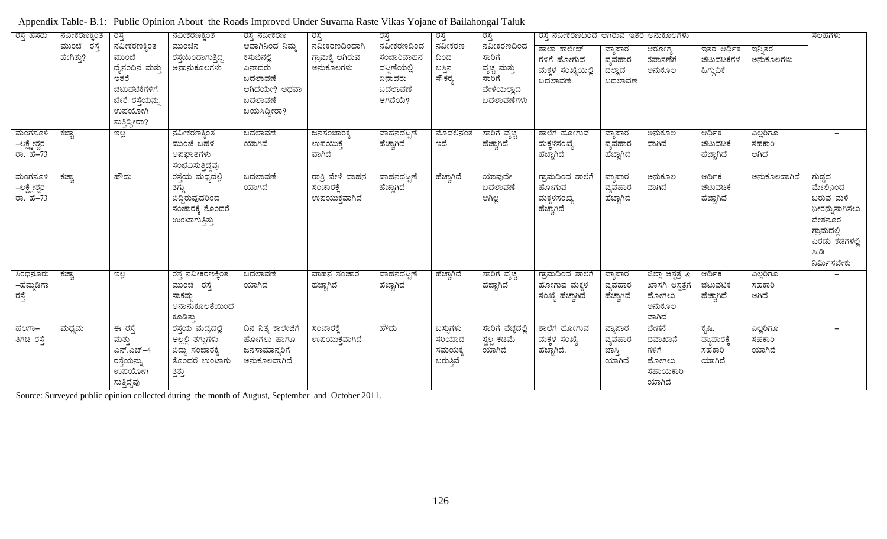Appendix Table- B.1: Public Opinion About the Roads Improved Under Suvarna Raste Vikas Yojane of Bailahongal Taluk

| ರಸ್ತೆ ಹೆಸರು | ನವೀಕರಣಕ್ಕಿಂತ ಮುಂಚೆ ರಸ್ತೆ ಹೇಗಿತ್ತು? | ರಸ್ತೆ ನವೀಕರಣಕ್ಕಿಂತ ಮುಂಚೆ ದೈನಂದಿನ ಮತ್ತು ಇತರೆ ಚಟುವಟಿಕೆಗಳಿಗೆ ಬೇರೆ ರಸ್ತೆಯನ್ನು ಉಪಯೋಗಿ ಸುತ್ತಿದ್ದೀರಾ? | ನವೀಕರಣಕ್ಕಿಂತ ಮುಂಚಿನ ರಸ್ತೆಯಿಂದಾಗುತ್ತಿದ್ದ ಅನಾನುಕೂಲಗಳು | ರಸ್ತೆ ನವೀಕರಣ ಆದಾಗಿನಿಂದ ನಿಮ್ಮ ಕಸುಬಿನಲ್ಲಿ ಏನಾದರು ಬದಲಾವಣೆ ಆಗಿದೆಯೇ? ಅಥವಾ ಬದಲಾವಣೆ ಬಯಸಿದ್ದೀರಾ? | ರಸ್ತೆ ನವೀಕರಣದಿಂದಾಗಿ ಗ್ರಾಮಕ್ಕೆ ಆಗಿರುವ ಅನುಕೂಲಗಳು | ರಸ್ತೆ ನವೀಕರಣದಿಂದ ಸಂಚಾರಿವಾಹನ ದಟ್ಟಣೆಯಲ್ಲಿ ಏನಾದರು ಬದಲಾವಣೆ ಆಗಿದೆಯೆ? | ರಸ್ತೆ ನವೀಕರಣ ದಿಂದ ಬಸ್ಸಿನ ಸೌಕರ್ಯ | ರಸ್ತೆ ನವೀಕರಣದಿಂದ ಸಾರಿಗೆ ವ್ಯಚ್ಚ ಮತ್ತು ಸಾರಿಗೆ ವೇಳೆಯಲ್ಲಾದ ಬದಲಾವಣೆಗಳು | ರಸ್ತೆ ನವೀಕರಣದಿಂದ ಆಗಿರುವ ಇತರ ಅನುಕೂಲಗಳು | | | | | ಸಲಹೆಗಳು |
|---|---|---|---|---|---|---|---|---|---|---|---|---|---|---|
| | | | | | | | | | ಶಾಲಾ ಕಾಲೇಜ್ ಗಳಿಗೆ ಹೋಗುವ ಮಕ್ಕಳ ಸಂಖ್ಯೆಯಲ್ಲಿ ಬದಲಾವಣೆ | ವ್ಯಾಪಾರ ವ್ಯವಹಾರ ದಲ್ಲಾದ ಬದಲಾವಣೆ | ಆರೋಗ್ಯ ತಪಾಸಣೆಗೆ ಅನುಕೂಲ | ಇತರ ಆರ್ಥಿಕ ಚಟುವಟಿಕೆಗಳ ಹಿಗ್ಗುವಿಕೆ | ಇನ್ನಿತರ ಅನುಕೂಲಗಳು | |
| ಮಂಗಸೂಳಿ –ಲಕ್ಷ್ಮೇಶ್ವರ ರಾ. ಹೆ–73 | ಕಚ್ಚಾ | ಇಲ್ಲ | ನವೀಕರಣಕ್ಕಿಂತ ಮುಂಚೆ ಬಹಳ ಅಪಘಾತಗಳು ಸಂಭವಿಸುತ್ತಿದ್ದವು | ಬದಲಾವಣೆ ಯಾಗಿದೆ | ಜನಸಂಚಾರಕ್ಕೆ ಉಪಯುಕ್ತ ವಾಗಿದೆ | ವಾಹನದಟ್ಟಣೆ ಹೆಚ್ಚಾಗಿದೆ | ಮೊದಲಿನಂತೆ ಇದೆ | ಸಾರಿಗೆ ವ್ಯಚ್ಚ ಹೆಚ್ಚಾಗಿದೆ | ಶಾಲೆಗೆ ಹೋಗುವ ಮಕ್ಕಳಸಂಖ್ಯೆ ಹೆಚ್ಚಾಗಿದೆ | ವ್ಯಾಪಾರ ವ್ಯವಹಾರ ಹೆಚ್ಚಾಗಿದೆ | ಅನುಕೂಲ ವಾಗಿದೆ | ಆರ್ಥಿಕ ಚಟುವಟಿಕೆ ಹೆಚ್ಚಾಗಿದೆ | ಎಲ್ಲರಿಗೂ ಸಹಕಾರಿ ಆಗಿದೆ | – |
| ಮಂಗಸೂಳಿ –ಲಕ್ಷ್ಮೇಶ್ವರ ರಾ. ಹೆ–73 | ಕಚ್ಚಾ | ಹೌದು | ರಸ್ತೆಯ ಮಧ್ಯದಲ್ಲಿ ತಗ್ಗು ಬಿದ್ದಿರುವುದರಿಂದ ಸಂಚಾರಕ್ಕೆ ತೊಂದರೆ ಉಂಟಾಗುತ್ತಿತ್ತು | ಬದಲಾವಣೆ ಯಾಗಿದೆ | ರಾತ್ರಿ ವೇಳೆ ವಾಹನ ಸಂಚಾರಕ್ಕೆ ಉಪಯುಕ್ತವಾಗಿದೆ | ವಾಹನದಟ್ಟಣೆ ಹೆಚ್ಚಾಗಿದೆ | ಹೆಚ್ಚಾಗಿದೆ | ಯಾವುದೇ ಬದಲಾವಣೆ ಆಗಿಲ್ಲ | ಗ್ರಾಮದಿಂದ ಶಾಲೆಗೆ ಹೋಗುವ ಮಕ್ಕಳಸಂಖ್ಯೆ ಹೆಚ್ಚಾಗಿದೆ | ವ್ಯಾಪಾರ ವ್ಯವಹಾರ ಹೆಚ್ಚಾಗಿದೆ | ಅನುಕೂಲ ವಾಗಿದೆ | ಆರ್ಥಿಕ ಚಟುವಟಿಕೆ ಹೆಚ್ಚಾಗಿದೆ | ಅನುಕೂಲವಾಗಿದೆ | ಗುಡ್ಡದ ಮೇಲಿನಿಂದ ಬರುವ ಮಳೆ ನೀರನ್ನುಸಾಗಿಸಲು ದೇಶನೂರ ಗ್ರಾಮದಲ್ಲಿ ಎರಡು ಕಡೆಗಳಲ್ಲಿ ಸಿ.ಡಿ ನಿರ್ಮಿಸಬೇಕು |
| ಸಿಂಧನೂರು –ಹೆಮ್ಮಡಿಗಾ ರಸ್ತೆ | ಕಚ್ಚಾ | ಇಲ್ಲ | ರಸ್ತೆ ನವೀಕರಣಕ್ಕಿಂತ ಮುಂಚೆ ರಸ್ತೆ ಸಾಕಷ್ಟು ಅನಾನುಕೂಲತೆಯಿಂದ ಕೂಡಿತ್ತು | ಬದಲಾವಣೆ ಯಾಗಿದೆ | ವಾಹನ ಸಂಚಾರ ಹೆಚ್ಚಾಗಿದೆ | ವಾಹನದಟ್ಟಣೆ ಹೆಚ್ಚಾಗಿದೆ | ಹೆಚ್ಚಾಗಿದೆ | ಸಾರಿಗೆ ವ್ಯಚ್ಚ ಹೆಚ್ಚಾಗಿದೆ | ಗ್ರಾಮದಿಂದ ಶಾಲೆಗೆ ಹೋಗುವ ಮಕ್ಕಳ ಸಂಖ್ಯೆ ಹೆಚ್ಚಾಗಿದೆ | ವ್ಯಾಪಾರ ವ್ಯವಹಾರ ಹೆಚ್ಚಾಗಿದೆ | ಜಿಲ್ಲಾ ಆಸ್ಪತ್ರೆ & ಖಾಸಗಿ ಆಸ್ಪತ್ರೆಗೆ ಹೋಗಲು ಅನುಕೂಲ ವಾಗಿದೆ | ಆರ್ಥಿಕ ಚಟುವಟಿಕೆ ಹೆಚ್ಚಾಗಿದೆ | ಎಲ್ಲರಿಗೂ ಸಹಕಾರಿ ಆಗಿದೆ | – |
| ಹಲಗಾ– ತಿಗಡಿ ರಸ್ತೆ | ಮಧ್ಯಮ | ಈ ರಸ್ತೆ ಮತ್ತು ಎನ್.ಎಚ್–4 ರಸ್ತೆಯನ್ನು ಉಪಯೋಗಿ ಸುತ್ತಿದ್ದೆವು | ರಸ್ತೆಯ ಮದ್ಯದಲ್ಲ ಅಲ್ಲಲ್ಲಿ ತಗ್ಗುಗಳು ಬಿದ್ದು ಸಂಚಾರಕ್ಕೆ ತೊಂದರೆ ಉಂಟಾಗು ತ್ತಿತ್ತು | ದಿನ ನಿತ್ಯ ಕಾಲೇಜಿಗೆ ಹೋಗಲು ಹಾಗೂ ಜನಸಾಮಾನ್ಯರಿಗೆ ಅನುಕೂಲವಾಗಿದೆ | ಸಂಚಾರಕ್ಕೆ ಉಪಯುಕ್ತವಾಗಿದೆ | ಹೌದು | ಬಸ್ಸುಗಳು ಸರಿಯಾದ ಸಮಯಕ್ಕೆ ಬರುತ್ತಿವೆ | ಸಾರಿಗೆ ವೆಚ್ಚದಲ್ಲಿ ಸ್ವಲ್ಪ ಕಡಿಮೆ ಯಾಗಿದೆ | ಶಾಲೆಗೆ ಹೋಗುವ ಮಕ್ಕಳ ಸಂಖ್ಯೆ ಹೆಚ್ಚಾಗಿದೆ. | ವ್ಯಾಪಾರ ವ್ಯವಹಾರ ಜಾಸ್ತಿ ಯಾಗಿದೆ | ಬೇಗನೆ ದವಾಖಾನೆ ಗಳಿಗೆ ಹೋಗಲು ಸಹಾಯಕಾರಿ ಯಾಗಿದೆ | ಕೃಷಿ, ವ್ಯಾಪಾರಕ್ಕೆ ಸಹಕಾರಿ ಯಾಗಿದೆ | ಎಲ್ಲರಿಗೂ ಸಹಕಾರಿ ಯಾಗಿದೆ | – |

Source: Surveyed public opinion collected during the month of August, September and October 2011.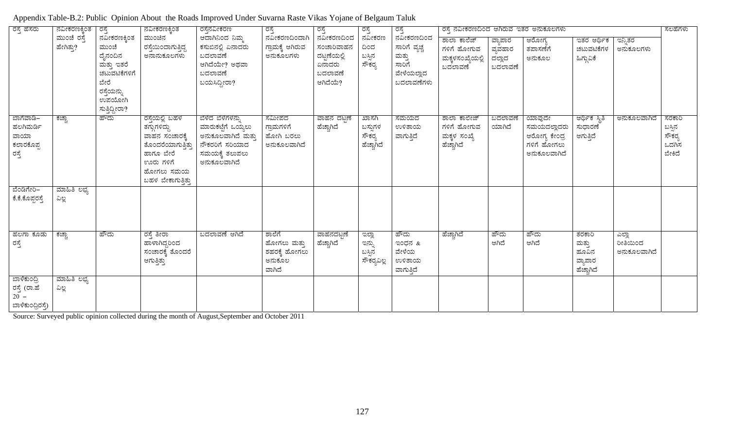Appendix Table-B.2: Public Opinion About the Roads Improved Under Suvarna Raste Vikas Yojane of Belgaum Taluk

| ರಸ್ತೆ ಹೆಸರು | ನವೀಕರಣಕ್ಕಿಂತ ಮುಂಚೆ ರಸ್ತೆ ಹೇಗಿತ್ತು? | ರಸ್ತೆ ನವೀಕರಣಕ್ಕಿಂತ ಮುಂಚೆ ದೈನಂದಿನ ಮತ್ತು ಇತರೆ ಚಟುವಟಿಕೆಗಳಿಗೆ ಬೇರೆ ರಸ್ತೆಯನ್ನು ಉಪಯೋಗಿ ಸುತ್ತಿದ್ದೀರಾ? | ನವೀಕರಣಕ್ಕಿಂತ ಮುಂಚಿನ ರಸ್ತೆಯಿಂದಾಗುತ್ತಿದ್ದ ಅನಾನುಕೂಲಗಳು | ರಸ್ತೆನವೀಕರಣ ಆದಾಗಿನಿಂದ ನಿಮ್ಮ ಕಸುಬಿನಲ್ಲಿ ಏನಾದರು ಬದಲಾವಣೆ ಆಗಿದೆಯೇ? ಅಥವಾ ಬದಲಾವಣೆ ಬಯಸಿದ್ದೀರಾ? | ರಸ್ತೆ ನವೀಕರಣದಿಂದಾಗಿ ಗ್ರಾಮಕ್ಕೆ ಆಗಿರುವ ಅನುಕೂಲಗಳು | ರಸ್ತೆ ನವೀಕರಣದಿಂದ ಸಂಚಾರಿವಾಹನ ದಟ್ಟಣೆಯಲ್ಲಿ ಏನಾದರು ಬದಲಾವಣೆ ಆಗಿದೆಯೆ? | ರಸ್ತೆ ನವೀಕರಣ ದಿಂದ ಬಸ್ಸಿನ ಸೌಕರ್ಯ | ರಸ್ತೆ ನವೀಕರಣದಿಂದ ಸಾರಿಗೆ ವೃಚ್ಚ ಮತ್ತು ಸಾರಿಗೆ ವೇಳೆಯಲ್ಲಾದ ಬದಲಾವಣೆಗಳು | ರಸ್ತೆ ನವೀಕರಣದಿಂದ ಆಗಿರುವ ಇತರ ಅನುಕೂಲಗಳು | | | | | ಸಲಹೆಗಳು |
|---|---|---|---|---|---|---|---|---|---|---|---|---|---|---|
| | | | | | | | | | ಶಾಲಾ ಕಾಲೇಜ್ ಗಳಿಗೆ ಹೋಗುವ ಮಕ್ಕಳಸಂಖ್ಯೆಯಲ್ಲಿ ಬದಲಾವಣೆ | ವ್ಯಾಪಾರ ವ್ಯವಹಾರ ದಲ್ಲಾದ ಬದಲಾವಣೆ | ಆರೋಗ್ಯ ತಪಾಸಣೆಗೆ ಅನುಕೂಲ | ಇತರ ಆರ್ಥಿಕ ಚಟುವಟಿಕೆಗಳ ಹಿಗ್ಗುವಿಕೆ | ಇನ್ನಿತರ ಅನುಕೂಲಗಳು | |
| ಬಾಗೇವಾಡಿ–ಹಲಗಿಮರ್ಡಿ ವಾಯಾ ಕಲಾರಕೊಪ್ಪ ರಸ್ತೆ | ಕಚ್ಚಾ | ಹೌದು | ರಸ್ತೆಯಲ್ಲಿ ಬಹಳ ತಗ್ಗುಗಳಿದ್ದು ವಾಹನ ಸಂಚಾರಕ್ಕೆ ತೊಂದರೆಯಾಗುತ್ತಿತ್ತು ಹಾಗೂ ಬೇರೆ ಊರು ಗಳಿಗೆ ಹೋಗಲು ಸಮಯ ಬಹಳ ಬೇಕಾಗುತ್ತಿತ್ತು | ಬೆಳೆದ ಬೆಳೆಗಳನ್ನು ಮಾರುಕಟ್ಟೆಗೆ ಒಯ್ಯಲು ಅನುಕೂಲವಾಗಿದೆ ಮತ್ತು ನೌಕರರಿಗೆ ಸರಿಯಾದ ಸಮಯಕ್ಕೆ ತಲುಪಲು ಅನುಕೂಲವಾಗಿದೆ | ಸಮೀಪದ ಗ್ರಾಮಗಳಿಗೆ ಹೋಗಿ ಬರಲು ಅನುಕೂಲವಾಗಿದೆ | ವಾಹನ ದಟ್ಟಣೆ ಹೆಚ್ಚಾಗಿದೆ | ಖಾಸಗಿ ಬಸ್ಸುಗಳ ಸೌಕರ್ಯ ಹೆಚ್ಚಾಗಿದೆ | ಸಮಯದ ಉಳಿತಾಯ ವಾಗುತ್ತಿದೆ | ಶಾಲಾ ಕಾಲೇಜ್ ಗಳಿಗೆ ಹೋಗುವ ಮಕ್ಕಳ ಸಂಖ್ಯೆ ಹೆಚ್ಚಾಗಿದೆ | ಬದಲಾವಣೆ ಯಾಗಿದೆ | ಯಾವುದೇ ಸಮಯದಲ್ಲಾದರು ಆರೋಗ್ಯ ಕೇಂದ್ರ ಗಳಿಗೆ ಹೋಗಲು ಅನುಕೂಲವಾಗಿದೆ | ಆರ್ಥಿಕ ಸ್ಥಿತಿ ಸುಧಾರಣೆ ಆಗುತ್ತಿದೆ | ಅನುಕೂಲವಾಗಿದೆ | ಸರಕಾರಿ ಬಸ್ಸಿನ ಸೌಕರ್ಯ ಒದಗಿಸ ಬೇಕಿದೆ |
| ಬೆಂಡಿಗೇರಿ–ಕೆ.ಕೆ.ಕೊಪ್ಪರಸ್ತೆ | ಮಾಹಿತಿ ಲಭ್ಯ ವಿಲ್ಲ | | | | | | | | | | | | | |
| ಹಲಗಾ ಕೂಡು ರಸ್ತೆ | ಕಚ್ಚಾ | ಹೌದು | ರಸ್ತೆ ತೀರಾ ಹಾಳಾಗಿದ್ದರಿಂದ ಸಂಚಾರಕ್ಕೆ ತೊಂದರೆ ಆಗುತ್ತಿತ್ತು | ಬದಲಾವಣೆ ಆಗಿದೆ | ಶಾಲೆಗೆ ಹೋಗಲು ಮತ್ತು ಶಹರಕ್ಕೆ ಹೋಗಲು ಅನುಕೂಲ ವಾಗಿದೆ | ವಾಹನದಟ್ಟಣೆ ಹೆಚ್ಚಾಗಿದೆ | ಇಲ್ಲಾ ಇನ್ನು ಬಸ್ಸಿನ ಸೌಕರ್ಯವಿಲ್ಲ | ಹೌದು ಇಂಧನ & ವೇಳೆಯ ಉಳಿತಾಯ ವಾಗುತ್ತಿದೆ | ಹೆಚ್ಚಾಗಿದೆ | ಹೌದು ಆಗಿದೆ | ಹೌದು ಆಗಿದೆ | ತರಕಾರಿ ಮತ್ತು ಹೂವಿನ ವ್ಯಾಪಾರ ಹೆಚ್ಚಾಗಿದೆ | ಎಲ್ಲಾ ರೀತಿಯಿಂದ ಅನುಕೂಲವಾಗಿದೆ | |
| ಬಾಳೆಕುಂದ್ರಿ ರಸ್ತೆ (ರಾ.ಹೆ 20 – ಬಾಳೆಕುಂದ್ರಿರಸ್ತೆ) | ಮಾಹಿತಿ ಲಭ್ಯ ವಿಲ್ಲ | | | | | | | | | | | | | |

Source: Surveyed public opinion collected during the month of August,September and October 2011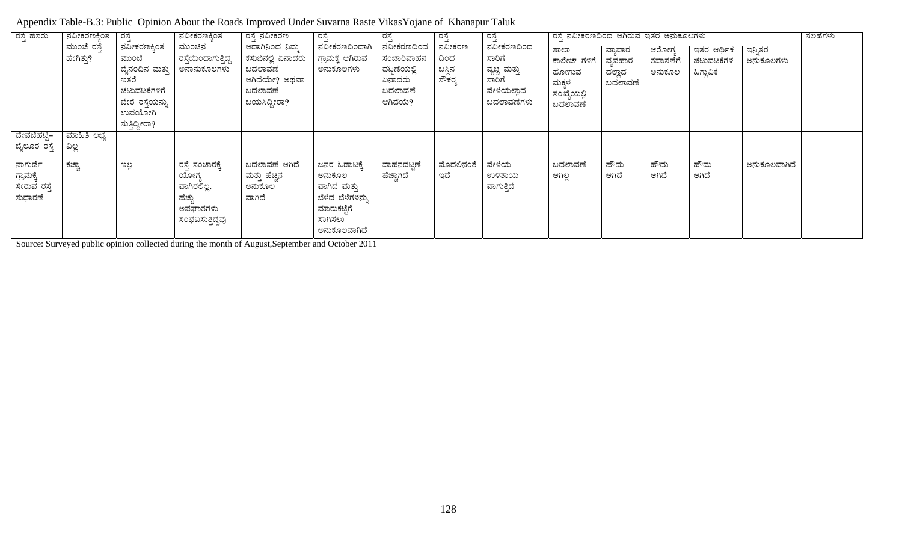Appendix Table-B.3: Public Opinion About the Roads Improved Under Suvarna Raste VikasYojane of Khanapur Taluk

| ರಸ್ತೆ ಹೆಸರು | ನವೀಕರಣಕ್ಕಿಂತ ಮುಂಚೆ ರಸ್ತೆ ಹೇಗಿತ್ತು? | ರಸ್ತೆ ನವೀಕರಣಕ್ಕಿಂತ ಮುಂಚೆ ದೈನಂದಿನ ಮತ್ತು ಇತರೆ ಚಟುವಟಿಕೆಗಳಿಗೆ ಬೇರೆ ರಸ್ತೆಯನ್ನು ಉಪಯೋಗಿ ಸುತ್ತಿದ್ದೀರಾ? | ನವೀಕರಣಕ್ಕಿಂತ ಮುಂಚಿನ ರಸ್ತೆಯಿಂದಾಗುತ್ತಿದ್ದ ಅನಾನುಕೂಲಗಳು | ರಸ್ತೆ ನವೀಕರಣ ಆದಾಗಿನಿಂದ ನಿಮ್ಮ ಕಸುಬಿನಲ್ಲಿ ಏನಾದರು ಬದಲಾವಣೆ ಆಗಿದೆಯೇ? ಅಥವಾ ಬದಲಾವಣೆ ಬಯಸಿದ್ದೀರಾ? | ರಸ್ತೆ ನವೀಕರಣದಿಂದಾಗಿ ಗ್ರಾಮಕ್ಕೆ ಆಗಿರುವ ಅನುಕೂಲಗಳು | ರಸ್ತೆ ನವೀಕರಣದಿಂದ ಸಂಚಾರಿವಾಹನ ದಟ್ಟಣೆಯಲ್ಲಿ ಏನಾದರು ಬದಲಾವಣೆ ಆಗಿದೆಯೆ? | ರಸ್ತೆ ನವೀಕರಣ ದಿಂದ ಬಸ್ಸಿನ ಸೌಕರ್ಯ | ರಸ್ತೆ ನವೀಕರಣದಿಂದ ಸಾರಿಗೆ ವ್ಯಚ್ಚ ಮತ್ತು ಸಾರಿಗೆ ವೇಳೆಯಲ್ಲಾದ ಬದಲಾವಣೆಗಳು | ರಸ್ತೆ ನವೀಕರಣದಿಂದ ಆಗಿರುವ ಇತರ ಅನುಕೂಲಗಳು | | | | | ಸಲಹೆಗಳು |
|---|---|---|---|---|---|---|---|---|---|---|---|---|---|---|
| | | | | | | | | | ಶಾಲಾ ಕಾಲೇಜ್ ಗಳಿಗೆ ಹೋಗುವ ಮಕ್ಕಳ ಸಂಖ್ಯೆಯಲ್ಲಿ ಬದಲಾವಣೆ | ವ್ಯಾಪಾರ ವ್ಯವಹಾರ ದಲ್ಲಾದ ಬದಲಾವಣೆ | ಆರೋಗ್ಯ ತಪಾಸಣೆಗೆ ಅನುಕೂಲ | ಇತರ ಆರ್ಥಿಕ ಚಟುವಟಿಕೆಗಳ ಹಿಗ್ಗುವಿಕೆ | ಇನ್ನಿತರ ಅನುಕೂಲಗಳು | |
| ದೇವಚಿಹಟ್ಟಿ– ಬೈಲೂರ ರಸ್ತೆ | ಮಾಹಿತಿ ಲಭ್ಯ ವಿಲ್ಲ | | | | | | | | | | | | | |
| ನಾಗುರ್ಡೆ ಗ್ರಾಮಕ್ಕೆ ಸೇರುವ ರಸ್ತೆ ಸುಧಾರಣೆ | ಕಚ್ಚಾ | ಇಲ್ಲ | ರಸ್ತೆ ಸಂಚಾರಕ್ಕೆ ಯೋಗ್ಯ ವಾಗಿರಲಿಲ್ಲ, ಹೆಚ್ಚು ಅಪಘಾತಗಳು ಸಂಭವಿಸುತ್ತಿದ್ದವು | ಬದಲಾವಣೆ ಆಗಿದೆ ಮತ್ತು ಹೆಚ್ಚಿನ ಅನುಕೂಲ ವಾಗಿದೆ | ಜನರ ಓಡಾಟಕ್ಕೆ ಅನುಕೂಲ ವಾಗಿದೆ ಮತ್ತು ಬೆಳೆದ ಬೆಳೆಗಳನ್ನು ಮಾರುಕಟ್ಟೆಗೆ ಸಾಗಿಸಲು ಅನುಕೂಲವಾಗಿದೆ | ವಾಹನದಟ್ಟಣೆ ಹೆಚ್ಚಾಗಿದೆ | ಮೊದಲಿನಂತೆ ಇದೆ | ವೇಳೆಯ ಉಳಿತಾಯ ವಾಗುತ್ತಿದೆ | ಬದಲಾವಣೆ ಆಗಿಲ್ಲ | ಹೌದು ಆಗಿದೆ | ಹೌದು ಆಗಿದೆ | ಹೌದು ಆಗಿದೆ | ಅನುಕೂಲವಾಗಿದೆ | |

Source: Surveyed public opinion collected during the month of August,September and October 2011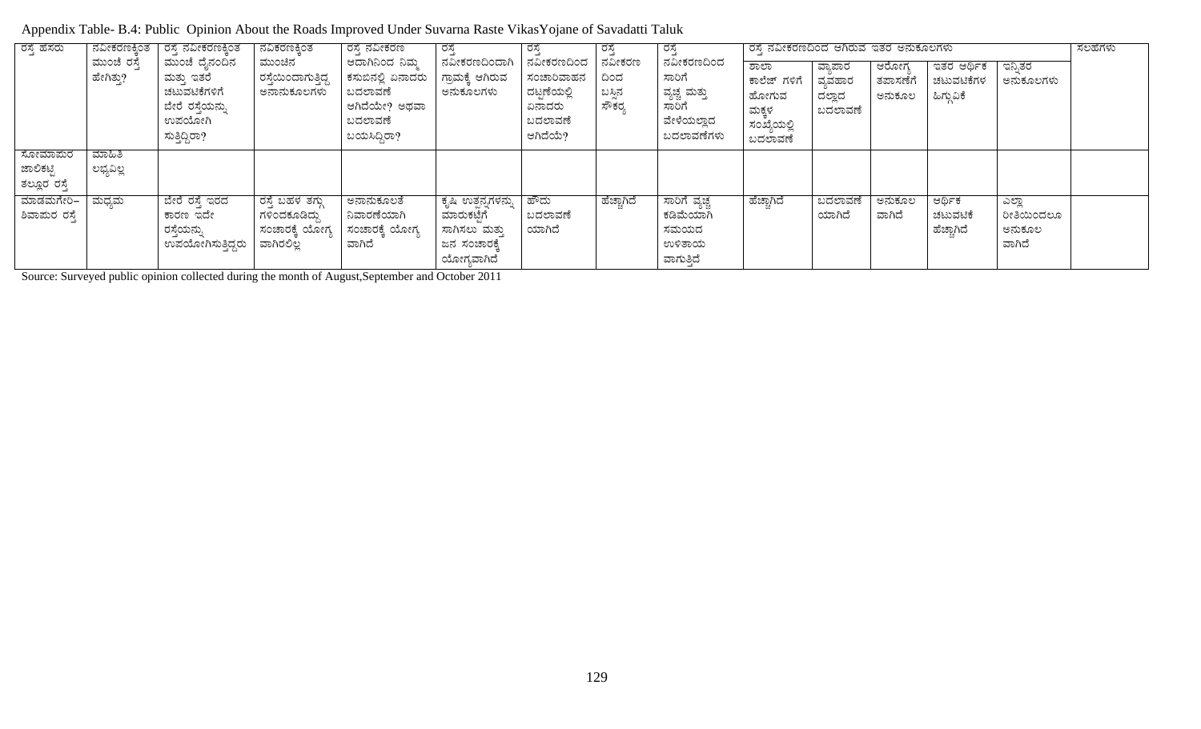Appendix Table- B.4: Public Opinion About the Roads Improved Under Suvarna Raste VikasYojane of Savadatti Taluk

| ರಸ್ತೆ ಹೆಸರು | ನವೀಕರಣಕ್ಕಿಂತ ಮುಂಚೆ ರಸ್ತೆ ಹೇಗಿತ್ತು? | ರಸ್ತೆ ನವೀಕರಣಕ್ಕಿಂತ ಮುಂಚೆ ದೈನಂದಿನ ಮತ್ತು ಇತರೆ ಚಟುವಟಿಕೆಗಳಿಗೆ ಬೇರೆ ರಸ್ತೆಯನ್ನು ಉಪಯೋಗಿ ಸುತ್ತಿದ್ದಿರಾ? | ನವೀಕರಣಕ್ಕಿಂತ ಮುಂಚಿನ ರಸ್ತೆಯಿಂದಾಗುತ್ತಿದ್ದ ಅನಾನುಕೂಲಗಳು | ರಸ್ತೆ ನವೀಕರಣ ಆದಾಗಿನಿಂದ ನಿಮ್ಮ ಕಸುಬಿನಲ್ಲಿ ಏನಾದರು ಬದಲಾವಣೆ ಆಗಿದೆಯೇ? ಅಥವಾ ಬದಲಾವಣೆ ಬಯಸಿದ್ದಿರಾ? | ರಸ್ತೆ ನವೀಕರಣದಿಂದಾಗಿ ಗ್ರಾಮಕ್ಕೆ ಆಗಿರುವ ಅನುಕೂಲಗಳು | ರಸ್ತೆ ನವೀಕರಣದಿಂದ ಸಂಚಾರಿವಾಹನ ದಟ್ಟಣೆಯಲ್ಲಿ ಏನಾದರು ಬದಲಾವಣೆ ಆಗಿದೆಯೆ? | ರಸ್ತೆ ನವೀಕರಣ ದಿಂದ ಬಸ್ಸಿನ ಸೌಕರ್ಯ | ರಸ್ತೆ ನವೀಕರಣದಿಂದ ಸಾರಿಗೆ ವ್ಯಚ್ಚ ಮತ್ತು ಸಾರಿಗೆ ವೇಳೆಯಲ್ಲಾದ ಬದಲಾವಣೆಗಳು | ರಸ್ತೆ ನವೀಕರಣದಿಂದ ಆಗಿರುವ ಇತರ ಅನುಕೂಲಗಳು | | | | | ಸಲಹೆಗಳು |
|---|---|---|---|---|---|---|---|---|---|---|---|---|---|---|
| | | | | | | | | | ಶಾಲಾ ಕಾಲೇಜ್ ಗಳಿಗೆ ಹೋಗುವ ಮಕ್ಕಳ ಸಂಖ್ಯೆಯಲ್ಲಿ ಬದಲಾವಣೆ | ವ್ಯಾಪಾರ ವ್ಯವಹಾರ ದಲ್ಲಾದ ಬದಲಾವಣೆ | ಆರೋಗ್ಯ ತಪಾಸಣೆಗೆ ಅನುಕೂಲ | ಇತರ ಆರ್ಥಿಕ ಚಟುವಟಿಕೆಗಳ ಹಿಗ್ಗುವಿಕೆ | ಇನ್ನಿತರ ಅನುಕೂಲಗಳು | |
| ಸೋಮಾಪೂರ ಜಾಲಿಕಟ್ಟಿ ತಲ್ಲೂರ ರಸ್ತೆ | ಮಾಹಿತಿ ಲಭ್ಯವಿಲ್ಲ | | | | | | | | | | | | | |
| ಮಾಡಮಗೇರಿ– ಶಿವಾಪುರ ರಸ್ತೆ | ಮಧ್ಯಮ | ಬೇರೆ ರಸ್ತೆ ಇರದ ಕಾರಣ ಇದೇ ರಸ್ತೆಯನ್ನು ಉಪಯೋಗಿಸುತ್ತಿದ್ದರು | ರಸ್ತೆ ಬಹಳ ತಗ್ಗು ಗಳಿಂದಕೂಡಿದ್ದು ಸಂಚಾರಕ್ಕೆ ಯೋಗ್ಯ ವಾಗಿರಲಿಲ್ಲ | ಅನಾನುಕೂಲತೆ ನಿವಾರಣೆಯಾಗಿ ಸಂಚಾರಕ್ಕೆ ಯೋಗ್ಯ ವಾಗಿದೆ | ಕೃಷಿ ಉತ್ಪನ್ನಗಳನ್ನು ಮಾರುಕಟ್ಟೆಗೆ ಸಾಗಿಸಲು ಮತ್ತು ಜನ ಸಂಚಾರಕ್ಕೆ ಯೋಗ್ಯವಾಗಿದೆ | ಹೌದು ಬದಲಾವಣೆ ಯಾಗಿದೆ | ಹೆಚ್ಚಾಗಿದೆ | ಸಾರಿಗೆ ವ್ಯಚ್ಚ ಕಡಿಮೆಯಾಗಿ ಸಮಯದ ಉಳಿತಾಯ ವಾಗುತ್ತಿದೆ | ಹೆಚ್ಚಾಗಿದೆ | ಬದಲಾವಣೆ ಯಾಗಿದೆ | ಅನುಕೂಲ ವಾಗಿದೆ | ಆರ್ಥಿಕ ಚಟುವಟಿಕೆ ಹೆಚ್ಚಾಗಿದೆ | ಎಲ್ಲಾ ರೀತಿಯಿಂದಲೂ ಅನುಕೂಲ ವಾಗಿದೆ | |

Source: Surveyed public opinion collected during the month of August,September and October 2011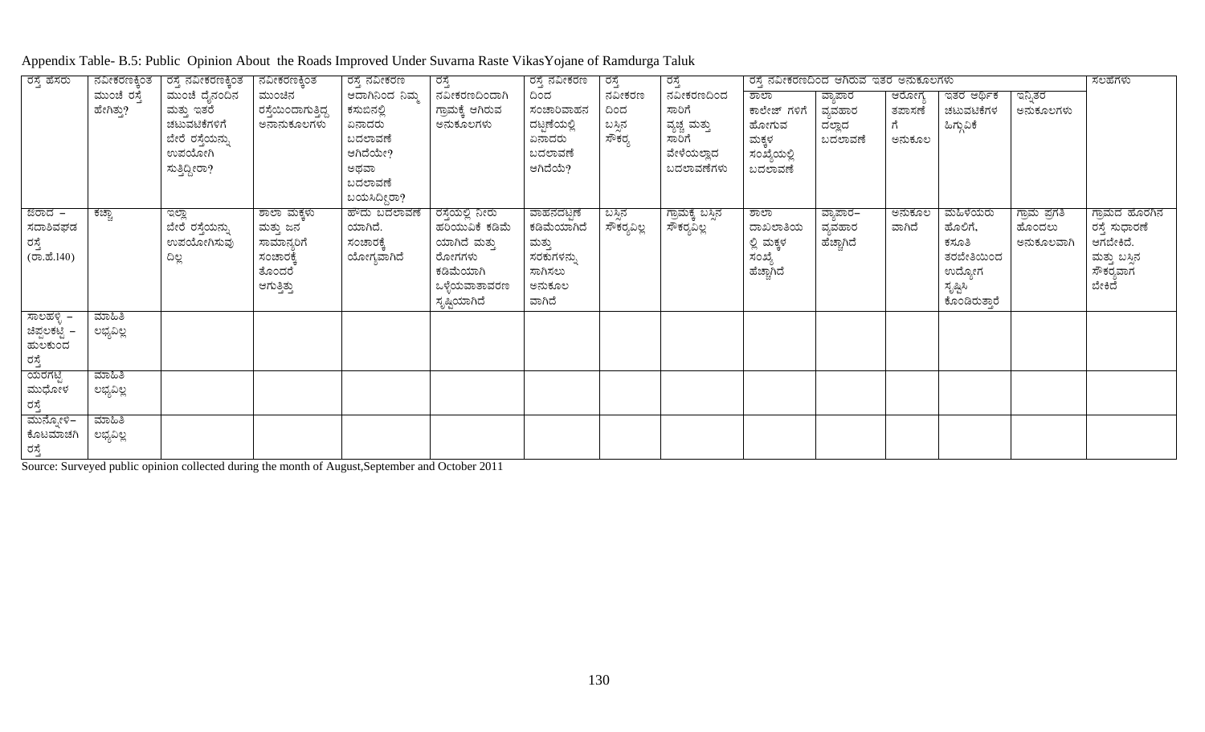Appendix Table- B.5: Public Opinion About the Roads Improved Under Suvarna Raste VikasYojane of Ramdurga Taluk

| ರಸ್ತೆ ಹೆಸರು | ನವೀಕರಣಕ್ಕಿಂತ ಮುಂಚೆ ರಸ್ತೆ ಹೇಗಿತ್ತು? | ರಸ್ತೆ ನವೀಕರಣಕ್ಕಿಂತ ಮುಂಚೆ ದೈನಂದಿನ ಮತ್ತು ಇತರೆ ಚಟುವಟಿಕೆಗಳಿಗೆ ಬೇರೆ ರಸ್ತೆಯನ್ನು ಉಪಯೋಗಿ ಸುತ್ತಿದ್ದೀರಾ? | ನವೀಕರಣಕ್ಕಿಂತ ಮುಂಚಿನ ರಸ್ತೆಯಿಂದಾಗುತ್ತಿದ್ದ ಅನಾನುಕೂಲಗಳು | ರಸ್ತೆ ನವೀಕರಣ ಆದಾಗಿನಿಂದ ನಿಮ್ಮ ಕಸುಬಿನಲ್ಲಿ ಏನಾದರು ಬದಲಾವಣೆ ಆಗಿದೆಯೇ? ಅಥವಾ ಬದಲಾವಣೆ ಬಯಸಿದ್ದೀರಾ? | ರಸ್ತೆ ನವೀಕರಣದಿಂದಾಗಿ ಗ್ರಾಮಕ್ಕೆ ಆಗಿರುವ ಅನುಕೂಲಗಳು | ರಸ್ತೆ ನವೀಕರಣ ದಿಂದ ಸಂಚಾರಿವಾಹನ ದಟ್ಟಣೆಯಲ್ಲಿ ಏನಾದರು ಬದಲಾವಣೆ ಆಗಿದೆಯೆ? | ರಸ್ತೆ ನವೀಕರಣ ದಿಂದ ಬಸ್ಸಿನ ಸೌಕರ್ಯ | ರಸ್ತೆ ನವೀಕರಣದಿಂದ ಸಾರಿಗೆ ವ್ಯಚ್ಚ ಮತ್ತು ಸಾರಿಗೆ ವೇಳೆಯಲ್ಲಾದ ಬದಲಾವಣೆಗಳು | ರಸ್ತೆ ನವೀಕರಣದಿಂದ ಆಗಿರುವ ಇತರ ಅನುಕೂಲಗಳು | | | | | ಸಲಹೆಗಳು |
|---|---|---|---|---|---|---|---|---|---|---|---|---|---|---|
| | | | | | | | | | ಶಾಲಾ ಕಾಲೇಜ್ ಗಳಿಗೆ ಹೋಗುವ ಮಕ್ಕಳ ಸಂಖ್ಯೆಯಲ್ಲಿ ಬದಲಾವಣೆ | ವ್ಯಾಪಾರ ವ್ಯವಹಾರ ದಲ್ಲಾದ ಬದಲಾವಣೆ | ಆರೋಗ್ಯ ತಪಾಸಣೆಗೆ ಅನುಕೂಲ | ಇತರ ಆರ್ಥಿಕ ಚಟುವಟಿಕೆಗಳ ಹಿಗ್ಗುವಿಕೆ | ಇನ್ನಿತರ ಅನುಕೂಲಗಳು | |
| ಜಿರಾದ – ಸದಾಶಿವಘಡ ರಸ್ತೆ (ರಾ.ಹೆ.140) | ಕಚ್ಚಾ | ಇಲ್ಲಾ ಬೇರೆ ರಸ್ತೆಯನ್ನು ಉಪಯೋಗಿಸುವು ದಿಲ್ಲ | ಶಾಲಾ ಮಕ್ಕಳು ಮತ್ತು ಜನ ಸಾಮಾನ್ಯರಿಗೆ ಸಂಚಾರಕ್ಕೆ ತೊಂದರೆ ಆಗುತ್ತಿತ್ತು | ಹೌದು ಬದಲಾವಣೆ ಯಾಗಿದೆ. ಸಂಚಾರಕ್ಕೆ ಯೋಗ್ಯವಾಗಿದೆ | ರಸ್ತೆಯಲ್ಲಿ ನೀರು ಹರಿಯುವಿಕೆ ಕಡಿಮೆ ಯಾಗಿದೆ ಮತ್ತು ರೋಗಗಳು ಕಡಿಮೆಯಾಗಿ ಒಳ್ಳೆಯವಾತಾವರಣ ಸೃಷ್ಟಿಯಾಗಿದೆ | ವಾಹನದಟ್ಟಣೆ ಕಡಿಮೆಯಾಗಿದೆ ಮತ್ತು ಸರಕುಗಳನ್ನು ಸಾಗಿಸಲು ಅನುಕೂಲ ವಾಗಿದೆ | ಬಸ್ಸಿನ ಸೌಕರ್ಯವಿಲ್ಲ | ಗ್ರಾಮಕ್ಕೆ ಬಸ್ಸಿನ ಸೌಕರ್ಯವಿಲ್ಲ | ಶಾಲಾ ದಾಖಲಾತಿಯ ಲ್ಲಿ ಮಕ್ಕಳ ಸಂಖ್ಯೆ ಹೆಚ್ಚಾಗಿದೆ | ವ್ಯಾಪಾರ– ವ್ಯವಹಾರ ಹೆಚ್ಚಾಗಿದೆ | ಅನುಕೂಲ ವಾಗಿದೆ | ಮಹಿಳೆಯರು ಹೊಲಿಗೆ, ಕಸೂತಿ ತರಬೇತಿಯಿಂದ ಉದ್ಯೋಗ ಸೃಷ್ಟಿಸಿ ಕೊಂಡಿರುತ್ತಾರೆ | ಗ್ರಾಮ ಪ್ರಗತಿ ಹೊಂದಲು ಅನುಕೂಲವಾಗಿ | ಗ್ರಾಮದ ಹೊರಗಿನ ರಸ್ತೆ ಸುಧಾರಣೆ ಆಗಬೇಕಿದೆ. ಮತ್ತು ಬಸ್ಸಿನ ಸೌಕರ್ಯವಾಗ ಬೇಕಿದೆ |
| ಸಾಲಹಳ್ಳಿ – ಚಿಪ್ಪಲಕಟ್ಟಿ – ಹುಲಕುಂದ ರಸ್ತೆ | ಮಾಹಿತಿ ಲಭ್ಯವಿಲ್ಲ | | | | | | | | | | | | | |
| ಯರಗಟ್ಟಿ ಮುಧೋಳ ರಸ್ತೆ | ಮಾಹಿತಿ ಲಭ್ಯವಿಲ್ಲ | | | | | | | | | | | | | |
| ಮುನ್ನೋಳಿ– ಕೊಟಮಾಚಗಿ ರಸ್ತೆ | ಮಾಹಿತಿ ಲಭ್ಯವಿಲ್ಲ | | | | | | | | | | | | | |

Source: Surveyed public opinion collected during the month of August,September and October 2011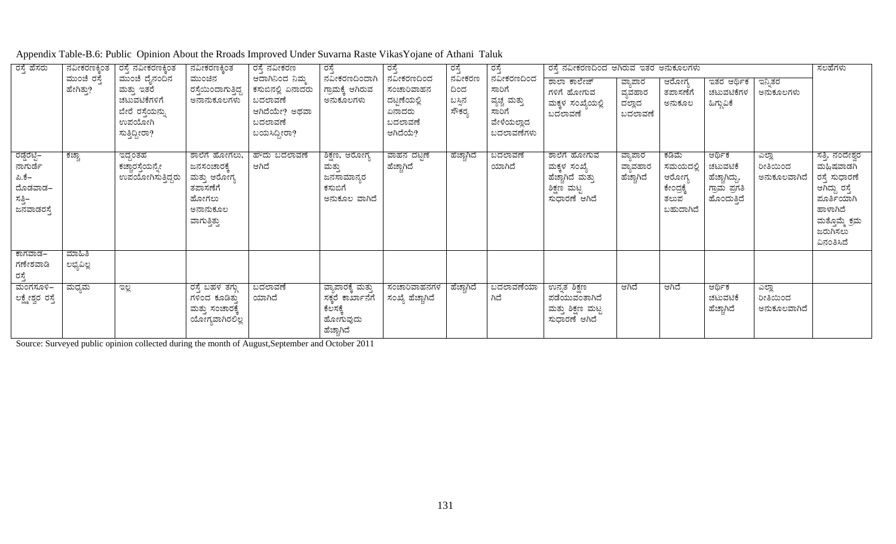Appendix Table-B.6: Public Opinion About the Rroads Improved Under Suvarna Raste VikasYojane of Athani Taluk

| ರಸ್ತೆ ಹೆಸರು | ನವೀಕರಣಕ್ಕಿಂತ ಮುಂಚೆ ರಸ್ತೆ ಹೇಗಿತ್ತು? | ರಸ್ತೆ ನವೀಕರಣಕ್ಕಿಂತ ಮುಂಚೆ ದೈನಂದಿನ ಮತ್ತು ಇತರೆ ಚಟುವಟಿಕೆಗಳಿಗೆ ಬೇರೆ ರಸ್ತೆಯನ್ನು ಉಪಯೋಗಿ ಸುತ್ತಿದ್ದೀರಾ? | ನವೀಕರಣಕ್ಕಿಂತ ಮುಂಚಿನ ರಸ್ತೆಯಿಂದಾಗುತ್ತಿದ್ದ ಅನಾನುಕೂಲಗಳು | ರಸ್ತೆ ನವೀಕರಣ ಆದಾಗಿನಿಂದ ನಿಮ್ಮ ಕಸುಬಿನಲ್ಲಿ ಏನಾದರು ಬದಲಾವಣೆ ಆಗಿದೆಯೇ? ಅಥವಾ ಬದಲಾವಣೆ ಬಯಸಿದ್ದೀರಾ? | ರಸ್ತೆ ನವೀಕರಣದಿಂದಾಗಿ ಗ್ರಾಮಕ್ಕೆ ಆಗಿರುವ ಅನುಕೂಲಗಳು | ರಸ್ತೆ ನವೀಕರಣದಿಂದ ಸಂಚಾರಿವಾಹನ ದಟ್ಟಣೆಯಲ್ಲಿ ಏನಾದರು ಬದಲಾವಣೆ ಆಗಿದೆಯೆ? | ರಸ್ತೆ ನವೀಕರಣ ದಿಂದ ಬಸ್ಸಿನ ಸೌಕರ್ಯ | ರಸ್ತೆ ನವೀಕರಣದಿಂದ ಸಾರಿಗೆ ವ್ಯಚ್ಚ ಮತ್ತು ಸಾರಿಗೆ ವೇಳೆಯಲ್ಲಾದ ಬದಲಾವಣೆಗಳು | ರಸ್ತೆ ನವೀಕರಣದಿಂದ ಆಗಿರುವ ಇತರ ಅನುಕೂಲಗಳು | | | | | ಸಲಹೆಗಳು |
|---|---|---|---|---|---|---|---|---|---|---|---|---|---|---|
| | | | | | | | | | ಶಾಲಾ ಕಾಲೇಜ್ ಗಳಿಗೆ ಹೋಗುವ ಮಕ್ಕಳ ಸಂಖ್ಯೆಯಲ್ಲಿ ಬದಲಾವಣೆ | ವ್ಯಾಪಾರ ವ್ಯವಹಾರ ದಲ್ಲಾದ ಬದಲಾವಣೆ | ಆರೋಗ್ಯ ತಪಾಸಣೆಗೆ ಅನುಕೂಲ | ಇತರ ಆರ್ಥಿಕ ಚಟುವಟಿಕೆಗಳ ಹಿಗ್ಗುವಿಕೆ | ಇನ್ನಿತರ ಅನುಕೂಲಗಳು | |
| ರಡ್ಡೆರಟ್ಟಿ–ನಾಗುರ್ಡೆ ಪಿ.ಕೆ–ದೊಡವಾಡ–ಸತ್ತಿ–ಜನವಾಡರಸ್ತೆ | ಕಚ್ಚಾ | ಇದ್ದಂತಹ ಕಚ್ಚಾರಸ್ತೆಯನ್ನೇ ಉಪಯೋಗಿಸುತ್ತಿದ್ದರು | ಶಾಲೆಗೆ ಹೋಗಲು, ಜನಸಂಚಾರಕ್ಕೆ ಮತ್ತು ಆರೋಗ್ಯ ತಪಾಸಣೆಗೆ ಹೋಗಲು ಅನಾನುಕೂಲ ವಾಗುತ್ತಿತ್ತು | ಹೌದು ಬದಲಾವಣೆ ಆಗಿದೆ | ಶಿಕ್ಷಣ, ಆರೋಗ್ಯ ಮತ್ತು ಜನಸಾಮಾನ್ಯರ ಕಸುಬಿಗೆ ಅನುಕೂಲ ವಾಗಿದೆ | ವಾಹನ ದಟ್ಟಣೆ ಹೆಚ್ಚಾಗಿದೆ | ಹೆಚ್ಚಾಗಿದೆ | ಬದಲಾವಣೆ ಯಾಗಿದೆ | ಶಾಲೆಗೆ ಹೋಗುವ ಮಕ್ಕಳ ಸಂಖ್ಯೆ ಹೆಚ್ಚಾಗಿದೆ ಮತ್ತು ಶಿಕ್ಷಣ ಮಟ್ಟ ಸುಧಾರಣೆ ಆಗಿದೆ | ವ್ಯಾಪಾರ ವ್ಯಾವಹಾರ ಹೆಚ್ಚಾಗಿದೆ | ಕಡಿಮೆ ಸಮಯದಲ್ಲಿ ಆರೋಗ್ಯ ಕೇಂದ್ರಕ್ಕೆ ತಲುಪ ಬಹುದಾಗಿದೆ | ಆರ್ಥಿಕ ಚಟುವಟಿಕೆ ಹೆಚ್ಚಾಗಿದ್ದು, ಗ್ರಾಮ ಪ್ರಗತಿ ಹೊಂದುತ್ತಿದೆ | ಎಲ್ಲಾ ರೀತಿಯಿಂದ ಅನುಕೂಲವಾಗಿದೆ | ಸತ್ತಿ, ನಂದೇಶ್ವರ ಮಹಿಷವಾಡಗಿ ರಸ್ತೆ ಸುಧಾರಣೆ ಆಗಿದ್ದು ರಸ್ತೆ ಪೂರ್ತಿಯಾಗಿ ಹಾಳಾಗಿದೆ ಮತ್ತೊಮ್ಮೆ ಕ್ರಮ ಜರುಗಿಸಲು ವಿನಂತಿಸಿದೆ |
| ಕಾಗವಾಡ–ಗಣೇಶವಾಡಿ ರಸ್ತೆ | ಮಾಹಿತಿ ಲಭ್ಯವಿಲ್ಲ | | | | | | | | | | | | | |
| ಮಂಗಸೂಳಿ–ಲಕ್ಷ್ಮೀಶ್ವರ ರಸ್ತೆ | ಮಧ್ಯಮ | ಇಲ್ಲ | ರಸ್ತೆ ಬಹಳ ತಗ್ಗು ಗಳಿಂದ ಕೂಡಿತ್ತು ಮತ್ತು ಸಂಚಾರಕ್ಕೆ ಯೋಗ್ಯವಾಗಿರಲಿಲ್ಲ | ಬದಲಾವಣೆ ಯಾಗಿದೆ | ವ್ಯಾಪಾರಕ್ಕೆ ಮತ್ತು ಸಕ್ಕರೆ ಕಾರ್ಖಾನೆಗೆ ಕೆಲಸಕ್ಕೆ ಹೋಗುವುದು ಹೆಚ್ಚಾಗಿದೆ | ಸಂಚಾರಿವಾಹನಗಳ ಸಂಖ್ಯೆ ಹೆಚ್ಚಾಗಿದೆ | ಹೆಚ್ಚಾಗಿದೆ | ಬದಲಾವಣೆಯಾ ಗಿದೆ | ಉನ್ನತ ಶಿಕ್ಷಣ ಪಡೆಯುವಂತಾಗಿದೆ ಮತ್ತು ಶಿಕ್ಷಣ ಮಟ್ಟ ಸುಧಾರಣೆ ಆಗಿದೆ | ಆಗಿದೆ | ಆಗಿದೆ | ಆರ್ಥಿಕ ಚಟುವಟಿಕೆ ಹೆಚ್ಚಾಗಿದೆ | ಎಲ್ಲಾ ರೀತಿಯಿಂದ ಅನುಕೂಲವಾಗಿದೆ | |

Source: Surveyed public opinion collected during the month of August,September and October 2011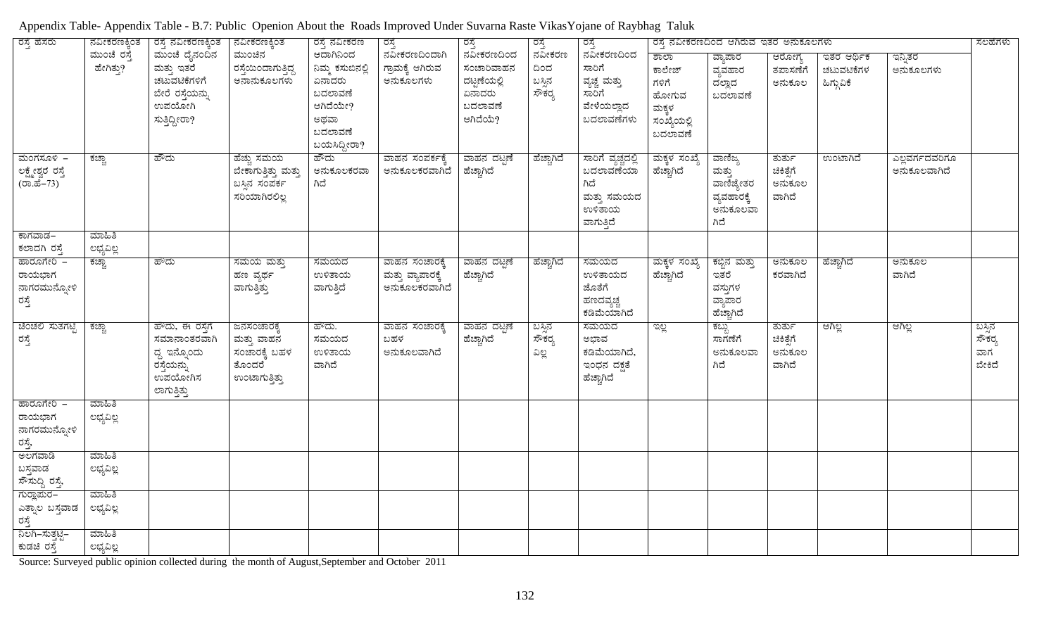Appendix Table- Appendix Table - B.7: Public Openion About the Roads Improved Under Suvarna Raste VikasYojane of Raybhag Taluk

| ರಸ್ತೆ ಹೆಸರು | ನವೀಕರಣಕ್ಕಿಂತ ಮುಂಚೆ ರಸ್ತೆ ಹೇಗಿತ್ತು? | ರಸ್ತೆ ನವೀಕರಣಕ್ಕಿಂತ ಮುಂಚೆ ದೈನಂದಿನ ಮತ್ತು ಇತರೆ ಚಟುವಟಿಕೆಗಳಿಗೆ ಬೇರೆ ರಸ್ತೆಯನ್ನು ಉಪಯೋಗಿ ಸುತ್ತಿದ್ದೀರಾ? | ನವೀಕರಣಕ್ಕಿಂತ ಮುಂಚಿನ ರಸ್ತೆಯಿಂದಾಗುತ್ತಿದ್ದ ಅನಾನುಕೂಲಗಳು | ರಸ್ತೆ ನವೀಕರಣ ಆದಾಗಿನಿಂದ ನಿಮ್ಮ ಕಸುಬಿನಲ್ಲಿ ಏನಾದರು ಬದಲಾವಣೆ ಆಗಿದೆಯೇ? ಅಥವಾ ಬದಲಾವಣೆ ಬಯಸಿದ್ದೀರಾ? | ರಸ್ತೆ ನವೀಕರಣದಿಂದಾಗಿ ಗ್ರಾಮಕ್ಕೆ ಆಗಿರುವ ಅನುಕೂಲಗಳು | ರಸ್ತೆ ನವೀಕರಣದಿಂದ ಸಂಚಾರಿವಾಹನ ದಟ್ಟಣೆಯಲ್ಲಿ ಏನಾದರು ಬದಲಾವಣೆ ಆಗಿದೆಯೆ? | ರಸ್ತೆ ನವೀಕರಣ ದಿಂದ ಬಸ್ಸಿನ ಸೌಕರ್ಯ | ರಸ್ತೆ ನವೀಕರಣದಿಂದ ಸಾರಿಗೆ ವೆಚ್ಚ ಮತ್ತು ಸಾರಿಗೆ ವೇಳೆಯಲ್ಲಾದ ಬದಲಾವಣೆಗಳು | ರಸ್ತೆ ನವೀಕರಣದಿಂದ ಆಗಿರುವ ಇತರ ಅನುಕೂಲಗಳು | | | | | ಸಲಹೆಗಳು |
|---|---|---|---|---|---|---|---|---|---|---|---|---|---|---|
| | | | | | | | | | ಶಾಲಾ ಕಾಲೇಜ್ ಗಳಿಗೆ ಹೋಗುವ ಮಕ್ಕಳ ಸಂಖ್ಯೆಯಲ್ಲಿ ಬದಲಾವಣೆ | ವ್ಯಾಪಾರ ವ್ಯವಹಾರ ದಲ್ಲಾದ ಬದಲಾವಣೆ | ಆರೋಗ್ಯ ತಪಾಸಣೆಗೆ ಅನುಕೂಲ | ಇತರ ಆರ್ಥಿಕ ಚಟುವಟಿಕೆಗಳ ಹಿಗ್ಗುವಿಕೆ | ಇನ್ನಿತರ ಅನುಕೂಲಗಳು | |
| ಮಂಗಸೂಳಿ – ಲಕ್ಷ್ಮೇಶ್ವರ ರಸ್ತೆ (ರಾ.ಹೆ–73) | ಕಚ್ಚಾ | ಹೌದು | ಹೆಚ್ಚು ಸಮಯ ಬೇಕಾಗುತ್ತಿತ್ತು ಮತ್ತು ಬಸ್ಸಿನ ಸಂಪರ್ಕ ಸರಿಯಾಗಿರಲಿಲ್ಲ | ಹೌದು ಅನುಕೂಲಕರವಾಗಿದೆ | ವಾಹನ ಸಂಪರ್ಕಕ್ಕೆ ಅನುಕೂಲಕರವಾಗಿದೆ | ವಾಹನ ದಟ್ಟಣೆ ಹೆಚ್ಚಾಗಿದೆ | ಹೆಚ್ಚಾಗಿದೆ | ಸಾರಿಗೆ ವ್ಯೆಚ್ಚದಲ್ಲಿ ಬದಲಾವಣೆಯಾಗಿದೆ ಮತ್ತು ಸಮಯದ ಉಳಿತಾಯ ವಾಗುತ್ತಿದೆ | ಮಕ್ಕಳ ಸಂಖ್ಯೆ ಹೆಚ್ಚಾಗಿದೆ | ವಾಣಿಜ್ಯ ಮತ್ತು ವಾಣಿಜ್ಯೇತರ ವ್ಯವಹಾರಕ್ಕೆ ಅನುಕೂಲವಾಗಿದೆ | ತುರ್ತು ಚಿಕಿತ್ಸೆಗೆ ಅನುಕೂಲ ವಾಗಿದೆ | ಉಂಟಾಗಿದೆ | ಎಲ್ಲವರ್ಗದವರಿಗೂ ಅನುಕೂಲವಾಗಿದೆ | |
| ಕಾಗವಾಡ– ಕಲಾದಗಿ ರಸ್ತೆ | ಮಾಹಿತಿ ಲಭ್ಯವಿಲ್ಲ | | | | | | | | | | | | | |
| ಹಾರೂಗೇರಿ – ರಾಯಭಾಗ ನಾಗರಮುನ್ನೋಳಿ ರಸ್ತೆ | ಕಚ್ಚಾ | ಹೌದು | ಸಮಯ ಮತ್ತು ಹಣ ವ್ಯರ್ಥ ವಾಗುತ್ತಿತ್ತು | ಸಮಯದ ಉಳಿತಾಯ ವಾಗುತ್ತಿದೆ | ವಾಹನ ಸಂಚಾರಕ್ಕೆ ಮತ್ತು ವ್ಯಾಪಾರಕ್ಕೆ ಅನುಕೂಲಕರವಾಗಿದೆ | ವಾಹನ ದಟ್ಟಣೆ ಹೆಚ್ಚಾಗಿದೆ | ಹೆಚ್ಚಾಗಿದೆ | ಸಮಯದ ಉಳಿತಾಯದ ಜೊತೆಗೆ ಹಣದವ್ಯೆಚ್ಚ ಕಡಿಮೆಯಾಗಿದೆ | ಮಕ್ಕಳ ಸಂಖ್ಯೆ ಹೆಚ್ಚಾಗಿದೆ | ಕಬ್ಬಿನ ಮತ್ತು ಇತರೆ ವಸ್ತುಗಳ ವ್ಯಾಪಾರ ಹೆಚ್ಚಾಗಿದೆ | ಅನುಕೂಲ ಕರವಾಗಿದೆ | ಹೆಚ್ಚಾಗಿದೆ | ಅನುಕೂಲ ವಾಗಿದೆ | |
| ಚಿಂಚಲಿ ಸುತಗಟ್ಟಿ ರಸ್ತೆ | ಕಚ್ಚಾ | ಹೌದು, ಈ ರಸ್ತೆಗೆ ಸಮಾನಾಂತರವಾಗಿದ್ದ ಇನ್ನೊಂದು ರಸ್ತೆಯನ್ನು ಉಪಯೋಗಿಸ ಲಾಗುತ್ತಿತ್ತು | ಜನಸಂಚಾರಕ್ಕೆ ಮತ್ತು ವಾಹನ ಸಂಚಾರಕ್ಕೆ ಬಹಳ ತೊಂದರೆ ಉಂಟಾಗುತ್ತಿತ್ತು | ಹೌದು. ಸಮಯದ ಉಳಿತಾಯ ವಾಗಿದೆ | ವಾಹನ ಸಂಚಾರಕ್ಕೆ ಬಹಳ ಅನುಕೂಲವಾಗಿದೆ | ವಾಹನ ದಟ್ಟಣೆ ಹೆಚ್ಚಾಗಿದೆ | ಬಸ್ಸಿನ ಸೌಕರ್ಯ ವಿಲ್ಲ | ಸಮಯದ ಅಭಾವ ಕಡಿಮೆಯಾಗಿದೆ, ಇಂಧನ ದಕ್ಷತೆ ಹೆಚ್ಚಾಗಿದೆ | ಇಲ್ಲ | ಕಬ್ಬು ಸಾಗಣೆಗೆ ಅನುಕೂಲವಾಗಿದೆ | ತುರ್ತು ಚಿಕಿತ್ಸೆಗೆ ಅನುಕೂಲ ವಾಗಿದೆ | ಆಗಿಲ್ಲ | ಆಗಿಲ್ಲ | ಬಸ್ಸಿನ ಸೌಕರ್ಯ ವಾಗ ಬೇಕಿದೆ |
| ಹಾರೂಗೇರಿ – ರಾಯಭಾಗ ನಾಗರಮುನ್ನೋಳಿ ರಸ್ತೆ, | ಮಾಹಿತಿ ಲಭ್ಯವಿಲ್ಲ | | | | | | | | | | | | | |
| ಅಲಗವಾಡಿ ಬಸ್ತವಾಡ ಸೌಸುದ್ದಿ ರಸ್ತೆ, | ಮಾಹಿತಿ ಲಭ್ಯವಿಲ್ಲ | | | | | | | | | | | | | |
| ಗುರ್ಲಾಪುರ– ಎತ್ನಾಲ ಬಸ್ತವಾಡ ರಸ್ತೆ | ಮಾಹಿತಿ ಲಭ್ಯವಿಲ್ಲ | | | | | | | | | | | | | |
| ನಿಲಗಿ–ಸುತ್ತಟ್ಟಿ– ಕುಡಚಿ ರಸ್ತೆ | ಮಾಹಿತಿ ಲಭ್ಯವಿಲ್ಲ | | | | | | | | | | | | | |

Source: Surveyed public opinion collected during the month of August,September and October 2011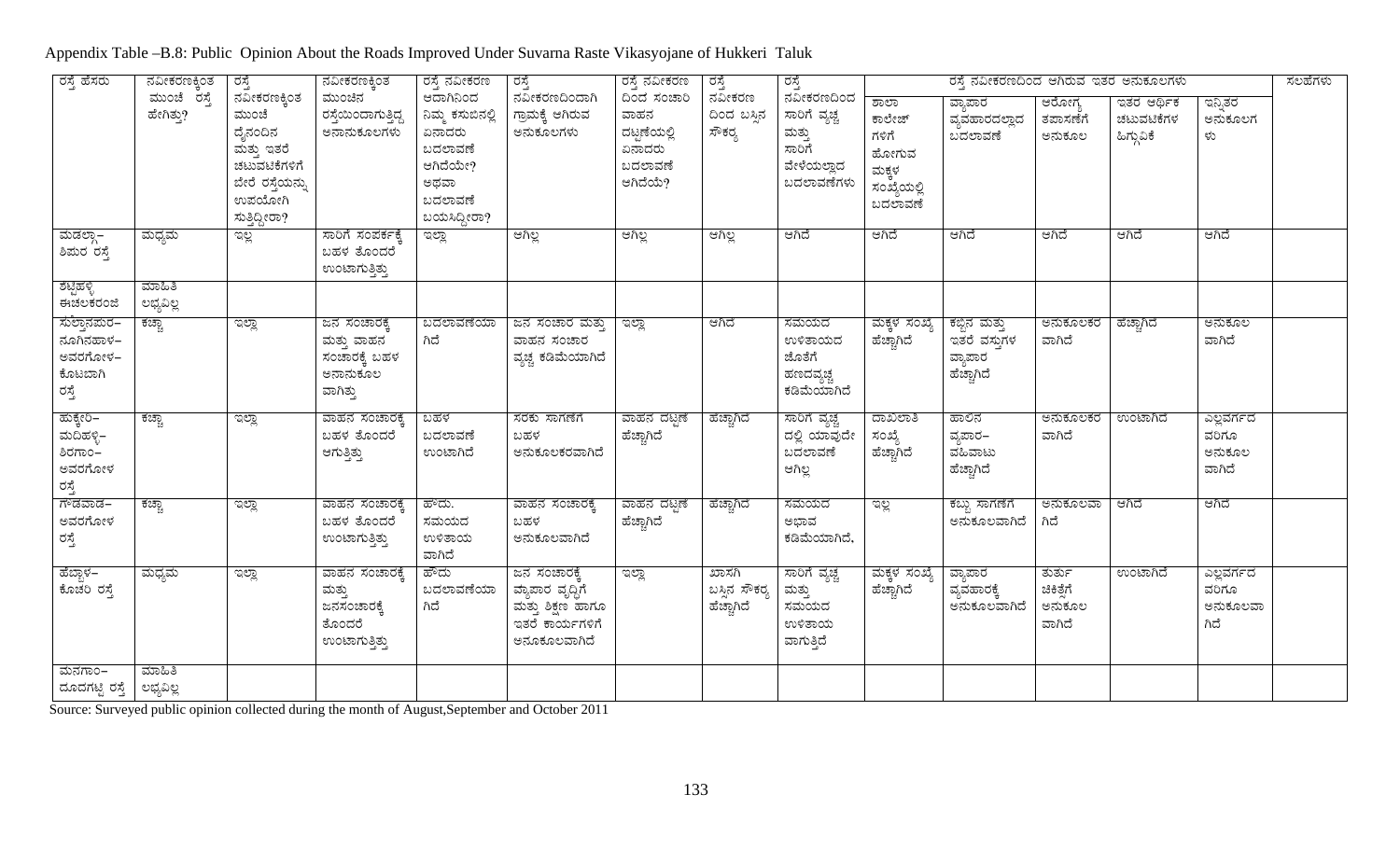Appendix Table –B.8: Public Opinion About the Roads Improved Under Suvarna Raste Vikasyojane of Hukkeri Taluk

| ರಸ್ತೆ ಹೆಸರು | ನವೀಕರಣಕ್ಕಿಂತ ಮುಂಚೆ ರಸ್ತೆ ಹೇಗಿತ್ತು? | ರಸ್ತೆ ನವೀಕರಣಕ್ಕಿಂತ ಮುಂಚೆ ದೈನಂದಿನ ಮತ್ತು ಇತರೆ ಚಟುವಟಿಕೆಗಳಿಗೆ ಬೇರೆ ರಸ್ತೆಯನ್ನು ಉಪಯೋಗಿ ಸುತ್ತಿದ್ದೀರಾ? | ನವೀಕರಣಕ್ಕಿಂತ ಮುಂಚಿನ ರಸ್ತೆಯಿಂದಾಗುತ್ತಿದ್ದ ಅನಾನುಕೂಲಗಳು | ರಸ್ತೆ ನವೀಕರಣ ಆದಾಗಿನಿಂದ ನಿಮ್ಮ ಕಸುಬಿನಲ್ಲಿ ಏನಾದರು ಬದಲಾವಣೆ ಆಗಿದೆಯೇ? ಅಥವಾ ಬದಲಾವಣೆ ಬಯಸಿದ್ದೀರಾ? | ರಸ್ತೆ ನವೀಕರಣದಿಂದಾಗಿ ಗ್ರಾಮಕ್ಕೆ ಆಗಿರುವ ಅನುಕೂಲಗಳು | ರಸ್ತೆ ನವೀಕರಣ ದಿಂದ ಸಂಚಾರಿ ವಾಹನ ದಟ್ಟಣೆಯಲ್ಲಿ ಏನಾದರು ಬದಲಾವಣೆ ಆಗಿದೆಯೆ? | ರಸ್ತೆ ನವೀಕರಣ ದಿಂದ ಬಸ್ಸಿನ ಸೌಕರ್ಯ | ರಸ್ತೆ ನವೀಕರಣದಿಂದ ಸಾರಿಗೆ ವೃಚ್ಚ ಮತ್ತು ಸಾರಿಗೆ ವೇಳೆಯಲ್ಲಾದ ಬದಲಾವಣೆಗಳು | ರಸ್ತೆ ನವೀಕರಣದಿಂದ ಆಗಿರುವ ಇತರ ಅನುಕೂಲಗಳು | | | | | ಸಲಹೆಗಳು |
|---|---|---|---|---|---|---|---|---|---|---|---|---|---|---|
| | | | | | | | | | ಶಾಲಾ ಕಾಲೇಜ್ ಗಳಿಗೆ ಹೋಗುವ ಮಕ್ಕಳ ಸಂಖ್ಯೆಯಲ್ಲಿ ಬದಲಾವಣೆ | ವ್ಯಾಪಾರ ವ್ಯವಹಾರದಲ್ಲಾದ ಬದಲಾವಣೆ | ಆರೋಗ್ಯ ತಪಾಸಣೆಗೆ ಅನುಕೂಲ | ಇತರ ಆರ್ಥಿಕ ಚಟುವಟಿಕೆಗಳ ಹಿಗ್ಗುವಿಕೆ | ಇನ್ನಿತರ ಅನುಕೂಲಗಳು | |
| ಮಡಲ್ಗಾ– ಶಿಪುರ ರಸ್ತೆ | ಮಧ್ಯಮ | ಇಲ್ಲ | ಸಾರಿಗೆ ಸಂಪರ್ಕಕ್ಕೆ ಬಹಳ ತೊಂದರೆ ಉಂಟಾಗುತ್ತಿತ್ತು | ಇಲ್ಲಾ | ಆಗಿಲ್ಲ | ಆಗಿಲ್ಲ | ಆಗಿಲ್ಲ | ಆಗಿದೆ | ಆಗಿದೆ | ಆಗಿದೆ | ಆಗಿದೆ | ಆಗಿದೆ | ಆಗಿದೆ | |
| ಶೆಟ್ಟಿಹಳ್ಳಿ ಈಚಲಕರಂಜಿ | ಮಾಹಿತಿ ಲಭ್ಯವಿಲ್ಲ | | | | | | | | | | | | | |
| ಸುಲ್ತಾನಪುರ– ನೂಗಿನಹಾಳ– ಅವರಗೋಳ– ಕೊಟಬಾಗಿ ರಸ್ತೆ | ಕಚ್ಚಾ | ಇಲ್ಲಾ | ಜನ ಸಂಚಾರಕ್ಕೆ ಮತ್ತು ವಾಹನ ಸಂಚಾರಕ್ಕೆ ಬಹಳ ಅನಾನುಕೂಲ ವಾಗಿತ್ತು | ಬದಲಾವಣೆಯಾಗಿದೆ | ಜನ ಸಂಚಾರ ಮತ್ತು ವಾಹನ ಸಂಚಾರ ವೃಚ್ಚ ಕಡಿಮೆಯಾಗಿದೆ | ಇಲ್ಲಾ | ಆಗಿದೆ | ಸಮಯದ ಉಳಿತಾಯದ ಜೊತೆಗೆ ಹಣದವೃಚ್ಚ ಕಡಿಮೆಯಾಗಿದೆ | ಮಕ್ಕಳ ಸಂಖ್ಯೆ ಹೆಚ್ಚಾಗಿದೆ | ಕಬ್ಬಿನ ಮತ್ತು ಇತರೆ ವಸ್ತುಗಳ ವ್ಯಾಪಾರ ಹೆಚ್ಚಾಗಿದೆ | ಅನುಕೂಲಕರ ವಾಗಿದೆ | ಹೆಚ್ಚಾಗಿದೆ | ಅನುಕೂಲ ವಾಗಿದೆ | |
| ಹುಕ್ಕೇರಿ– ಮದಿಹಳ್ಳಿ– ಶಿರಗಾಂ– ಅವರಗೋಳ ರಸ್ತೆ | ಕಚ್ಚಾ | ಇಲ್ಲಾ | ವಾಹನ ಸಂಚಾರಕ್ಕೆ ಬಹಳ ತೊಂದರೆ ಆಗುತ್ತಿತ್ತು | ಬಹಳ ಬದಲಾವಣೆ ಉಂಟಾಗಿದೆ | ಸರಕು ಸಾಗಣೆಗೆ ಬಹಳ ಅನುಕೂಲಕರವಾಗಿದೆ | ವಾಹನ ದಟ್ಟಣೆ ಹೆಚ್ಚಾಗಿದೆ | ಹೆಚ್ಚಾಗಿದೆ | ಸಾರಿಗೆ ವೃಚ್ಚ ದಲ್ಲಿ ಯಾವುದೇ ಬದಲಾವಣೆ ಆಗಿಲ್ಲ | ದಾಖಲಾತಿ ಸಂಖ್ಯೆ ಹೆಚ್ಚಾಗಿದೆ | ಹಾಲಿನ ವ್ಯಾಪಾರ– ವಹಿವಾಟು ಹೆಚ್ಚಾಗಿದೆ | ಅನುಕೂಲಕರ ವಾಗಿದೆ | ಉಂಟಾಗಿದೆ | ಎಲ್ಲವರ್ಗದ ವರಿಗೂ ಅನುಕೂಲ ವಾಗಿದೆ | |
| ಗಾಡವಾಡ– ಅವರಗೋಳ ರಸ್ತೆ | ಕಚ್ಚಾ | ಇಲ್ಲಾ | ವಾಹನ ಸಂಚಾರಕ್ಕೆ ಬಹಳ ತೊಂದರೆ ಉಂಟಾಗುತ್ತಿತ್ತು | ಹೌದು. ಸಮಯದ ಉಳಿತಾಯ ವಾಗಿದೆ | ವಾಹನ ಸಂಚಾರಕ್ಕೆ ಬಹಳ ಅನುಕೂಲವಾಗಿದೆ | ವಾಹನ ದಟ್ಟಣೆ ಹೆಚ್ಚಾಗಿದೆ | ಹೆಚ್ಚಾಗಿದೆ | ಸಮಯದ ಅಭಾವ ಕಡಿಮೆಯಾಗಿದೆ. | ಇಲ್ಲ | ಕಬ್ಬು ಸಾಗಣೆಗೆ ಅನುಕೂಲವಾಗಿದೆ | ಅನುಕೂಲವಾಗಿದೆ | ಆಗಿದೆ | ಆಗಿದೆ | |
| ಹೆಬ್ಬಾಳ– ಕೊಚರಿ ರಸ್ತೆ | ಮಧ್ಯಮ | ಇಲ್ಲಾ | ವಾಹನ ಸಂಚಾರಕ್ಕೆ ಮತ್ತು ಜನಸಂಚಾರಕ್ಕೆ ತೊಂದರೆ ಉಂಟಾಗುತ್ತಿತ್ತು | ಹೌದು ಬದಲಾವಣೆಯಾಗಿದೆ | ಜನ ಸಂಚಾರಕ್ಕೆ ವ್ಯಾಪಾರ ವೃದ್ಧಿಗೆ ಮತ್ತು ಶಿಕ್ಷಣ ಹಾಗೂ ಇತರೆ ಕಾರ್ಯಗಳಿಗೆ ಅನೂಕೂಲವಾಗಿದೆ | ಇಲ್ಲಾ | ಖಾಸಗಿ ಬಸ್ಸಿನ ಸೌಕರ್ಯ ಹೆಚ್ಚಾಗಿದೆ | ಸಾರಿಗೆ ವೃಚ್ಚ ಮತ್ತು ಸಮಯದ ಉಳಿತಾಯ ವಾಗುತ್ತಿದೆ | ಮಕ್ಕಳ ಸಂಖ್ಯೆ ಹೆಚ್ಚಾಗಿದೆ | ವ್ಯಾಪಾರ ವ್ಯವಹಾರಕ್ಕೆ ಅನುಕೂಲವಾಗಿದೆ | ತುರ್ತು ಚಿಕಿತ್ಸೆಗೆ ಅನುಕೂಲ ವಾಗಿದೆ | ಉಂಟಾಗಿದೆ | ಎಲ್ಲವರ್ಗದ ವರಿಗೂ ಅನುಕೂಲವಾಗಿದೆ | |
| ಮನಗಾಂ– ದೂದಗಟ್ಟಿ ರಸ್ತೆ | ಮಾಹಿತಿ ಲಭ್ಯವಿಲ್ಲ | | | | | | | | | | | | | |

Source: Surveyed public opinion collected during the month of August,September and October 2011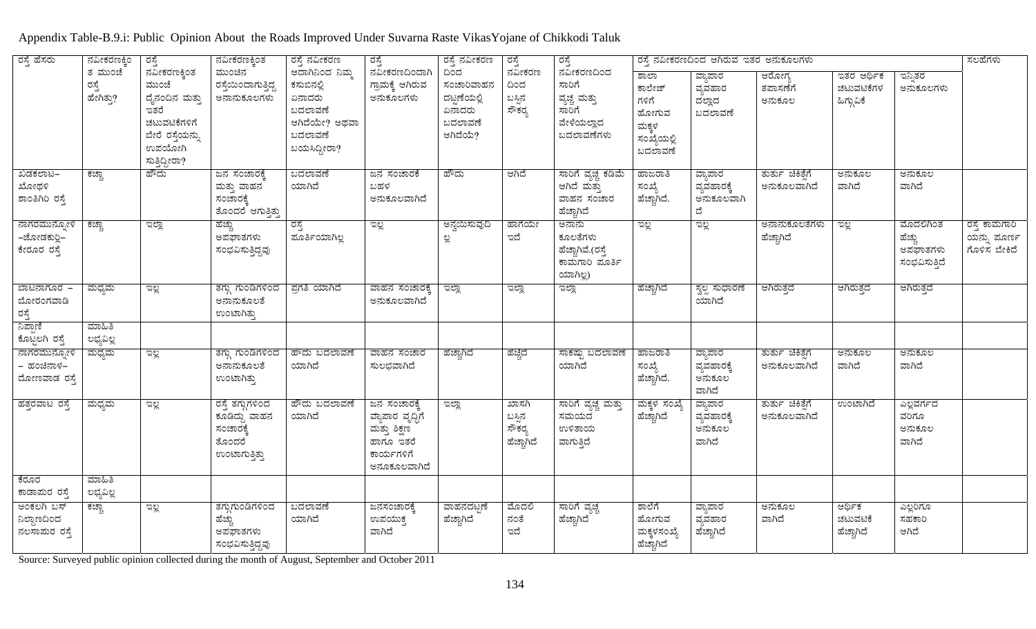Appendix Table-B.9.i: Public Opinion About the Roads Improved Under Suvarna Raste VikasYojane of Chikkodi Taluk

| ರಸ್ತೆ ಹೆಸರು | ನವೀಕರಣಕ್ಕಿಂತ ಮುಂಚೆ ರಸ್ತೆ ಹೇಗಿತ್ತು? | ರಸ್ತೆ ನವೀಕರಣಕ್ಕಿಂತ ಮುಂಚೆ ದೈನಂದಿನ ಮತ್ತು ಇತರೆ ಚಟುವಟಿಕೆಗಳಿಗೆ ಬೇರೆ ರಸ್ತೆಯನ್ನು ಉಪಯೋಗಿಸುತ್ತಿದ್ದೀರಾ? | ನವೀಕರಣಕ್ಕಿಂತ ಮುಂಚಿನ ರಸ್ತೆಯಿಂದಾಗುತ್ತಿದ್ದ ಅನಾನುಕೂಲಗಳು | ರಸ್ತೆ ನವೀಕರಣ ಆದಾಗಿನಿಂದ ನಿಮ್ಮ ಕಸುಬಿನಲ್ಲಿ ಏನಾದರು ಬದಲಾವಣೆ ಆಗಿದೆಯೇ? ಅಥವಾ ಬದಲಾವಣೆ ಬಯಸಿದ್ದೀರಾ? | ರಸ್ತೆ ನವೀಕರಣದಿಂದಾಗಿ ಗ್ರಾಮಕ್ಕೆ ಆಗಿರುವ ಅನುಕೂಲಗಳು | ರಸ್ತೆ ನವೀಕರಣ ದಿಂದ ಸಂಚಾರಿವಾಹನ ದಟ್ಟಣೆಯಲ್ಲಿ ಏನಾದರು ಬದಲಾವಣೆ ಆಗಿದೆಯೆ? | ರಸ್ತೆ ನವೀಕರಣ ದಿಂದ ಬಸ್ಸಿನ ಸೌಕರ್ಯ | ರಸ್ತೆ ನವೀಕರಣದಿಂದ ಸಾರಿಗೆ ವ್ಯಚ್ಚ ಮತ್ತು ಸಾರಿಗೆ ವೇಳೆಯಲ್ಲಾದ ಬದಲಾವಣೆಗಳು | ರಸ್ತೆ ನವೀಕರಣದಿಂದ ಆಗಿರುವ ಇತರ ಅನುಕೂಲಗಳು | | | | | ಸಲಹೆಗಳು |
|---|---|---|---|---|---|---|---|---|---|---|---|---|---|---|
| | | | | | | | | | ಶಾಲಾ ಕಾಲೇಜ್ ಗಳಿಗೆ ಹೋಗುವ ಮಕ್ಕಳ ಸಂಖ್ಯೆಯಲ್ಲಿ ಬದಲಾವಣೆ | ವ್ಯಾಪಾರ ವ್ಯವಹಾರ ದಲ್ಲಾದ ಬದಲಾವಣೆ | ಆರೋಗ್ಯ ತಪಾಸಣೆಗೆ ಅನುಕೂಲ | ಇತರ ಆರ್ಥಿಕ ಚಟುವಟಿಕೆಗಳ ಹಿಗ್ಗುವಿಕೆ | ಇನ್ನಿತರ ಅನುಕೂಲಗಳು | |
| ಖಡಕಲಾಟ– ಬೋಳಿಳಿ ಶಾಂತಿಗಿರಿ ರಸ್ತೆ | ಕಚ್ಚಾ | ಹೌದು | ಜನ ಸಂಚಾರಕ್ಕೆ ಮತ್ತು ವಾಹನ ಸಂಚಾರಕ್ಕೆ ತೊಂದರೆ ಆಗುತ್ತಿತ್ತು | ಬದಲಾವಣೆ ಯಾಗಿದೆ | ಜನ ಸಂಚಾರಕೆ ಬಹಳ ಅನುಕೂಲವಾಗಿದೆ | ಹೌದು | ಆಗಿದೆ | ಸಾರಿಗೆ ವ್ಯಚ್ಚ ಕಡಿಮೆ ಆಗಿದೆ ಮತ್ತು ವಾಹನ ಸಂಚಾರ ಹೆಚ್ಚಾಗಿದೆ | ಹಾಜರಾತಿ ಸಂಖ್ಯೆ ಹೆಚ್ಚಾಗಿದೆ. | ವ್ಯಾಪಾರ ವ್ಯವಹಾರಕ್ಕೆ ಅನುಕೂಲವಾಗಿದೆ | ತುರ್ತು ಚಿಕಿತ್ಸೆಗೆ ಅನುಕೂಲವಾಗಿದೆ | ಅನುಕೂಲ ವಾಗಿದೆ | ಅನುಕೂಲ ವಾಗಿದೆ | |
| ನಾಗರಮುನ್ನೋಳಿ –ಜೋಡಕುರ್ಳಿ– ಕೇರೂರ ರಸ್ತೆ | ಕಚ್ಚಾ | ಇಲ್ಲಾ | ಹೆಚ್ಚು ಅಪಘಾತಗಳು ಸಂಭವಿಸುತ್ತಿದ್ದವು | ರಸ್ತೆ ಪೂರ್ತಿಯಾಗಿಲ್ಲ | ಇಲ್ಲ | ಅನ್ವಯಿಸುವುದಿಲ್ಲ | ಹಾಗೆಯೇ ಇದೆ | ಅನಾನು ಕೂಲತೆಗಳು ಹೆಚ್ಚಾಗಿವೆ.(ರಸ್ತೆ ಕಾಮಗಾರಿ ಪೂರ್ತಿ ಯಾಗಿಲ್ಲ) | ಇಲ್ಲ | ಇಲ್ಲ | ಅನಾನುಕೂಲತೆಗಳು ಹೆಚ್ಚಾಗಿದೆ | ಇಲ್ಲ | ಮೊದಲಿಗಿಂತ ಹೆಚ್ಚು ಅಪಘಾತಗಳು ಸಂಭವಿಸುತ್ತಿದೆ | ರಸ್ತೆ ಕಾಮಗಾರಿ ಯನ್ನು ಪೂರ್ಣ ಗೊಳಿಸ ಬೇಕಿದೆ |
| ಬಾಟನಾಗೂರ – ಬೋರಂಗವಾಡಿ ರಸ್ತೆ | ಮಧ್ಯಮ | ಇಲ್ಲ | ತಗ್ಗು ಗುಂಡಿಗಳಿಂದ ಅನಾನುಕೂಲತೆ ಉಂಟಾಗಿತ್ತು | ಪ್ರಗತಿ ಯಾಗಿದೆ | ವಾಹನ ಸಂಚಾರಕ್ಕೆ ಅನುಕೂಲವಾಗಿದೆ | ಇಲ್ಲಾ | ಇಲ್ಲಾ | ಇಲ್ಲಾ | ಹೆಚ್ಚಾಗಿದೆ | ಸ್ವಲ್ಪ ಸುಧಾರಣೆ ಯಾಗಿದೆ | ಆಗಿರುತ್ತದೆ | ಆಗಿರುತ್ತದೆ | ಆಗಿರುತ್ತದೆ | |
| ನಿಪ್ಪಾಣಿ ಕೊಟ್ಟಲಗಿ ರಸ್ತೆ | ಮಾಹಿತಿ ಲಭ್ಯವಿಲ್ಲ | | | | | | | | | | | | | |
| ನಾಗರಮುನ್ನೋಳಿ – ಹಂಚಿನಾಳ– ದೋಣವಾಡ ರಸ್ತೆ | ಮಧ್ಯಮ | ಇಲ್ಲ | ತಗ್ಗು ಗುಂಡಿಗಳಿಂದ ಅನಾನುಕೂಲತೆ ಉಂಟಾಗಿತ್ತು | ಹೌದು ಬದಲಾವಣೆ ಯಾಗಿದೆ | ವಾಹನ ಸಂಚಾರ ಸುಲಭವಾಗಿದೆ | ಹೆಚ್ಚಾಗಿದೆ | ಹೆಚ್ಚಿದ | ಸಾಕಷ್ಟು ಬದಲಾವಣೆ ಯಾಗಿದೆ | ಹಾಜರಾತಿ ಸಂಖ್ಯೆ ಹೆಚ್ಚಾಗಿದೆ. | ವ್ಯಾಪಾರ ವ್ಯವಹಾರಕ್ಕೆ ಅನುಕೂಲ ವಾಗಿದೆ | ತುರ್ತು ಚಿಕಿತ್ಸೆಗೆ ಅನುಕೂಲವಾಗಿದೆ | ಅನುಕೂಲ ವಾಗಿದೆ | ಅನುಕೂಲ ವಾಗಿದೆ | |
| ಹತ್ತರವಾಟ ರಸ್ತೆ | ಮಧ್ಯಮ | ಇಲ್ಲ | ರಸ್ತೆ ತಗ್ಗುಗಳಿಂದ ಕೂಡಿದ್ದು ವಾಹನ ಸಂಚಾರಕ್ಕೆ ತೊಂದರೆ ಉಂಟಾಗುತ್ತಿತ್ತು | ಹೌದು ಬದಲಾವಣೆ ಯಾಗಿದೆ | ಜನ ಸಂಚಾರಕ್ಕೆ ವ್ಯಾಪಾರ ವೃದ್ಧಿಗೆ ಮತ್ತು ಶಿಕ್ಷಣ ಹಾಗೂ ಇತರೆ ಕಾರ್ಯಗಳಿಗೆ ಅನುಕೂಲವಾಗಿದೆ | ಇಲ್ಲಾ | ಖಾಸಗಿ ಬಸ್ಸಿನ ಸೌಕರ್ಯ ಹೆಚ್ಚಾಗಿದೆ | ಸಾರಿಗೆ ವ್ಯಚ್ಚ ಮತ್ತು ಸಮಯದ ಉಳಿತಾಯ ವಾಗುತ್ತಿದೆ | ಮಕ್ಕಳ ಸಂಖ್ಯೆ ಹೆಚ್ಚಾಗಿದೆ | ವ್ಯಾಪಾರ ವ್ಯವಹಾರಕ್ಕೆ ಅನುಕೂಲ ವಾಗಿದೆ | ತುರ್ತು ಚಿಕಿತ್ಸೆಗೆ ಅನುಕೂಲವಾಗಿದೆ | ಉಂಟಾಗಿದೆ | ಎಲ್ಲವರ್ಗದ ವರಿಗೂ ಅನುಕೂಲ ವಾಗಿದೆ | |
| ಕೆರೂರ ಕಾಡಾಪುರ ರಸ್ತೆ | ಮಾಹಿತಿ ಲಭ್ಯವಿಲ್ಲ | | | | | | | | | | | | | |
| ಅಂಕಲಗಿ ಬಸ್ ನಿಲ್ದಾಣದಿಂದ ನಲಸಾಪುರ ರಸ್ತೆ | ಕಚ್ಚಾ | ಇಲ್ಲ | ತಗ್ಗುಗುಂಡಿಗಳಿಂದ ಹೆಚ್ಚು ಅಪಘಾತಗಳು ಸಂಭವಿಸುತ್ತಿದ್ದವು | ಬದಲಾವಣೆ ಯಾಗಿದೆ | ಜನಸಂಚಾರಕ್ಕೆ ಉಪಯುಕ್ತ ವಾಗಿದೆ | ವಾಹನದಟ್ಟಣೆ ಹೆಚ್ಚಾಗಿದೆ | ಮೊದಲಿ ನಂತೆ ಇದೆ | ಸಾರಿಗೆ ವ್ಯಚ್ಚ ಹೆಚ್ಚಾಗಿದೆ | ಶಾಲೆಗೆ ಹೋಗುವ ಮಕ್ಕಳಸಂಖ್ಯೆ ಹೆಚ್ಚಾಗಿದೆ | ವ್ಯಾಪಾರ ವ್ಯವಹಾರ ಹೆಚ್ಚಾಗಿದೆ | ಅನುಕೂಲ ವಾಗಿದೆ | ಆರ್ಥಿಕ ಚಟುವಟಿಕೆ ಹೆಚ್ಚಾಗಿದೆ | ಎಲ್ಲರಿಗೂ ಸಹಕಾರಿ ಆಗಿದೆ | |

Source: Surveyed public opinion collected during the month of August, September and October 2011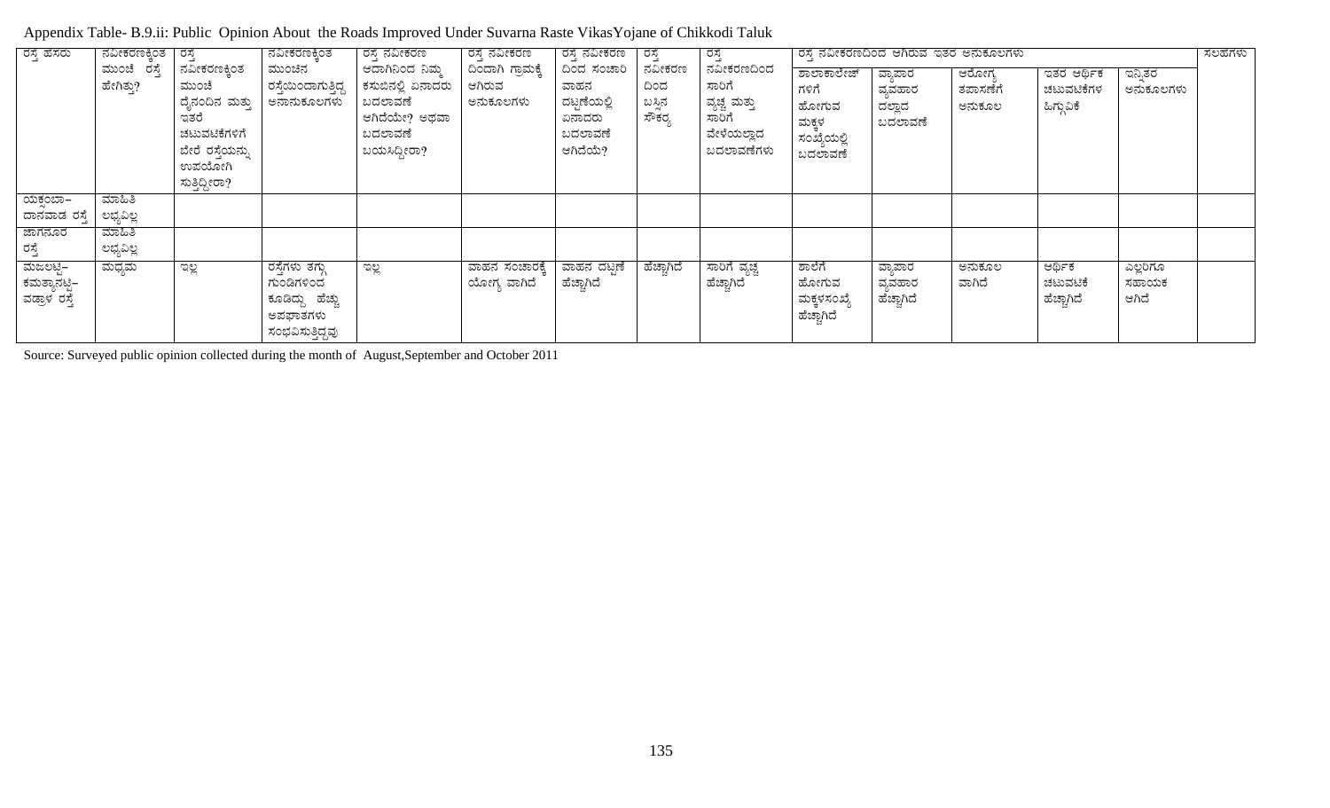Appendix Table- B.9.ii: Public Opinion About the Roads Improved Under Suvarna Raste VikasYojane of Chikkodi Taluk

| ರಸ್ತೆ ಹೆಸರು | ನವೀಕರಣಕ್ಕಿಂತ ಮುಂಚೆ ರಸ್ತೆ ಹೇಗಿತ್ತು? | ರಸ್ತೆ ನವೀಕರಣಕ್ಕಿಂತ ಮುಂಚೆ ದೈನಂದಿನ ಮತ್ತು ಇತರೆ ಚಟುವಟಿಕೆಗಳಿಗೆ ಬೇರೆ ರಸ್ತೆಯನ್ನು ಉಪಯೋಗಿ ಸುತ್ತಿದ್ದೀರಾ? | ನವೀಕರಣಕ್ಕಿಂತ ಮುಂಚಿನ ರಸ್ತೆಯಿಂದಾಗುತ್ತಿದ್ದ ಅನಾನುಕೂಲಗಳು | ರಸ್ತೆ ನವೀಕರಣ ಆದಾಗಿನಿಂದ ನಿಮ್ಮ ಕಸುಬಿನಲ್ಲಿ ಏನಾದರು ಬದಲಾವಣೆ ಆಗಿದೆಯೇ? ಅಥವಾ ಬದಲಾವಣೆ ಬಯಸಿದ್ದೀರಾ? | ರಸ್ತೆ ನವೀಕರಣ ದಿಂದಾಗಿ ಗ್ರಾಮಕ್ಕೆ ಆಗಿರುವ ಅನುಕೂಲಗಳು | ರಸ್ತೆ ನವೀಕರಣ ದಿಂದ ಸಂಚಾರಿ ವಾಹನ ದಟ್ಟಣೆಯಲ್ಲಿ ಏನಾದರು ಬದಲಾವಣೆ ಆಗಿದೆಯೆ? | ರಸ್ತೆ ನವೀಕರಣ ದಿಂದ ಬಸ್ಸಿನ ಸೌಕರ್ಯ | ರಸ್ತೆ ನವೀಕರಣದಿಂದ ಸಾರಿಗೆ ವ್ಯಚ್ಚ ಮತ್ತು ಸಾರಿಗೆ ವೇಳೆಯಲ್ಲಾದ ಬದಲಾವಣೆಗಳು | ರಸ್ತೆ ನವೀಕರಣದಿಂದ ಆಗಿರುವ ಇತರ ಅನುಕೂಲಗಳು | | | | | ಸಲಹೆಗಳು |
|---|---|---|---|---|---|---|---|---|---|---|---|---|---|---|
| | | | | | | | | | ಶಾಲಾಕಾಲೇಜ್ ಗಳಿಗೆ ಹೋಗುವ ಮಕ್ಕಳ ಸಂಖ್ಯೆಯಲ್ಲಿ ಬದಲಾವಣೆ | ವ್ಯಾಪಾರ ವ್ಯವಹಾರ ದಲ್ಲಾದ ಬದಲಾವಣೆ | ಆರೋಗ್ಯ ತಪಾಸಣೆಗೆ ಅನುಕೂಲ | ಇತರ ಆರ್ಥಿಕ ಚಟುವಟಿಕೆಗಳ ಹಿಗ್ಗುವಿಕೆ | ಇನ್ನಿತರ ಅನುಕೂಲಗಳು | |
| ಯಕ್ಸಂಬಾ–ದಾನವಾಡ ರಸ್ತೆ | ಮಾಹಿತಿ ಲಭ್ಯವಿಲ್ಲ | | | | | | | | | | | | | |
| ಜಾಗನೂರ ರಸ್ತೆ | ಮಾಹಿತಿ ಲಭ್ಯವಿಲ್ಲ | | | | | | | | | | | | | |
| ಮಜಲಟ್ಟಿ–ಕಮತ್ಯಾನಟ್ಟಿ–ವಡ್ರಾಳ ರಸ್ತೆ | ಮಧ್ಯಮ | ಇಲ್ಲ | ರಸ್ತೆಗಳು ತಗ್ಗು ಗುಂಡಿಗಳಿಂದ ಕೂಡಿದ್ದು ಹೆಚ್ಚು ಅಪಘಾತಗಳು ಸಂಭವಿಸುತ್ತಿದ್ದವು | ಇಲ್ಲ | ವಾಹನ ಸಂಚಾರಕ್ಕೆ ಯೋಗ್ಯ ವಾಗಿದೆ | ವಾಹನ ದಟ್ಟಣೆ ಹೆಚ್ಚಾಗಿದೆ | ಹೆಚ್ಚಾಗಿದೆ | ಸಾರಿಗೆ ವ್ಯಚ್ಚ ಹೆಚ್ಚಾಗಿದೆ | ಶಾಲೆಗೆ ಹೋಗುವ ಮಕ್ಕಳಸಂಖ್ಯೆ ಹೆಚ್ಚಾಗಿದೆ | ವ್ಯಾಪಾರ ವ್ಯವಹಾರ ಹೆಚ್ಚಾಗಿದೆ | ಅನುಕೂಲ ವಾಗಿದೆ | ಆರ್ಥಿಕ ಚಟುವಟಿಕೆ ಹೆಚ್ಚಾಗಿದೆ | ಎಲ್ಲರಿಗೂ ಸಹಾಯಕ ಆಗಿದೆ | |

Source: Surveyed public opinion collected during the month of August,September and October 2011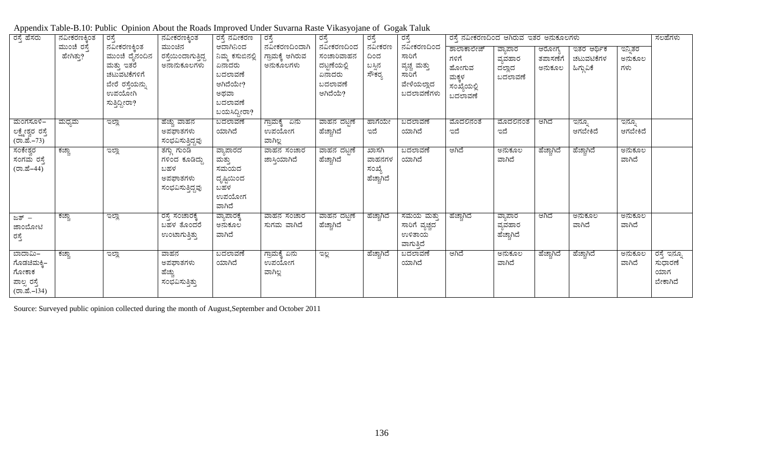Appendix Table-B.10: Public Opinion About the Roads Improved Under Suvarna Raste Vikasyojane of Gogak Taluk

| ರಸ್ತೆ ಹೆಸರು | ನವೀಕರಣಕ್ಕಿಂತ ಮುಂಚೆ ರಸ್ತೆ ಹೇಗಿತ್ತು? | ರಸ್ತೆ ನವೀಕರಣಕ್ಕಿಂತ ಮುಂಚೆ ದೈನಂದಿನ ಮತ್ತು ಇತರೆ ಚಟುವಟಿಕೆಗಳಿಗೆ ಬೇರೆ ರಸ್ತೆಯನ್ನು ಉಪಯೋಗಿ ಸುತ್ತಿದ್ದೀರಾ? | ನವೀಕರಣಕ್ಕಿಂತ ಮುಂಚಿನ ರಸ್ತೆಯಿಂದಾಗುತ್ತಿದ್ದ ಅನಾನುಕೂಲಗಳು | ರಸ್ತೆ ನವೀಕರಣ ಆದಾಗಿನಿಂದ ನಿಮ್ಮ ಕಸುಬಿನಲ್ಲಿ ಏನಾದರು ಬದಲಾವಣೆ ಆಗಿದೆಯೇ? ಅಥವಾ ಬದಲಾವಣೆ ಬಯಸಿದ್ದೀರಾ? | ರಸ್ತೆ ನವೀಕರಣದಿಂದಾಗಿ ಗ್ರಾಮಕ್ಕೆ ಆಗಿರುವ ಅನುಕೂಲಗಳು | ರಸ್ತೆ ನವೀಕರಣದಿಂದ ಸಂಚಾರಿವಾಹನ ದಟ್ಟಣೆಯಲ್ಲಿ ಏನಾದರು ಬದಲಾವಣೆ ಆಗಿದೆಯೆ? | ರಸ್ತೆ ನವೀಕರಣ ದಿಂದ ಬಸ್ಸಿನ ಸೌಕರ್ಯ | ರಸ್ತೆ ನವೀಕರಣದಿಂದ ಸಾರಿಗೆ ವ್ಯಚ್ಚ ಮತ್ತು ಸಾರಿಗೆ ವೇಳೆಯಲ್ಲಾದ ಬದಲಾವಣೆಗಳು | ರಸ್ತೆ ನವೀಕರಣದಿಂದ ಆಗಿರುವ ಇತರ ಅನುಕೂಲಗಳು | | | | | ಸಲಹೆಗಳು |
|---|---|---|---|---|---|---|---|---|---|---|---|---|---|---|
| | | | | | | | | | ಶಾಲಾಕಾಲೇಜ್ ಗಳಿಗೆ ಹೋಗುವ ಮಕ್ಕಳ ಸಂಖ್ಯೆಯಲ್ಲಿ ಬದಲಾವಣೆ | ವ್ಯಾಪಾರ ವ್ಯವಹಾರ ದಲ್ಲಾದ ಬದಲಾವಣೆ | ಆರೋಗ್ಯ ತಪಾಸಣೆಗೆ ಅನುಕೂಲ | ಇತರ ಆರ್ಥಿಕ ಚಟುವಟಿಕೆಗಳ ಹಿಗ್ಗುವಿಕೆ | ಇನ್ನಿತರ ಅನುಕೂಲ ಗಳು | |
| ಮಂಗಸೂಳಿ– ಲಕ್ಷ್ಮೇಶ್ವರ ರಸ್ತೆ (ರಾ.ಹೆ.–73) | ಮಧ್ಯಮ | ಇಲ್ಲಾ | ಹೆಚ್ಚು ವಾಹನ ಅಪಘಾತಗಳು ಸಂಭವಿಸುತ್ತಿದ್ದವು | ಬದಲಾವಣೆ ಯಾಗಿದೆ | ಗ್ರಾಮಕ್ಕೆ ಏನು ಉಪಯೋಗ ವಾಗಿಲ್ಲ | ವಾಹನ ದಟ್ಟಣೆ ಹೆಚ್ಚಾಗಿದೆ | ಹಾಗೆಯೇ ಇದೆ | ಬದಲಾವಣೆ ಯಾಗಿದೆ | ಮೊದಲಿನಂತೆ ಇದೆ | ಮೊದಲಿನಂತೆ ಇದೆ | ಆಗಿದೆ | ಇನ್ನೂ ಆಗಬೇಕಿದೆ | ಇನ್ನೂ ಆಗಬೇಕಿದೆ | |
| ಸಂಕೇಶ್ವರ ಸಂಗಮ ರಸ್ತೆ (ರಾ.ಹೆ–44) | ಕಚ್ಚಾ | ಇಲ್ಲಾ | ತಗ್ಗು ಗುಂಡಿ ಗಳಿಂದ ಕೂಡಿದ್ದು ಬಹಳ ಅಪಘಾತಗಳು ಸಂಭವಿಸುತ್ತಿದ್ದವು | ವ್ಯಾಪಾರದ ಮತ್ತು ಸಮಯದ ದೃಷ್ಟಿಯಿಂದ ಬಹಳ ಉಪಯೋಗ ವಾಗಿದೆ | ವಾಹನ ಸಂಚಾರ ಜಾಸ್ತಿಯಾಗಿದೆ | ವಾಹನ ದಟ್ಟಣೆ ಹೆಚ್ಚಾಗಿದೆ | ಖಾಸಗಿ ವಾಹನಗಳ ಸಂಖ್ಯೆ ಹೆಚ್ಚಾಗಿದೆ | ಬದಲಾವಣೆ ಯಾಗಿದೆ | ಆಗಿದೆ | ಅನುಕೂಲ ವಾಗಿದೆ | ಹೆಚ್ಚಾಗಿದೆ | ಹೆಚ್ಚಾಗಿದೆ | ಅನುಕೂಲ ವಾಗಿದೆ | |
| ಜತ್ – ಜಾಂಬೋಟಿ ರಸ್ತೆ | ಕಚ್ಚಾ | ಇಲ್ಲಾ | ರಸ್ತೆ ಸಂಚಾರಕ್ಕೆ ಬಹಳ ತೊಂದರೆ ಉಂಟಾಗುತ್ತಿತ್ತು | ವ್ಯಾಪಾರಕ್ಕೆ ಅನುಕೂಲ ವಾಗಿದೆ | ವಾಹನ ಸಂಚಾರ ಸುಗಮ ವಾಗಿದೆ | ವಾಹನ ದಟ್ಟಣೆ ಹೆಚ್ಚಾಗಿದೆ | ಹೆಚ್ಚಾಗಿದೆ | ಸಮಯ ಮತ್ತು ಸಾರಿಗೆ ವ್ಯಚ್ಚದ ಉಳಿತಾಯ ವಾಗುತ್ತಿದೆ | ಹೆಚ್ಚಾಗಿದೆ | ವ್ಯಾಪಾರ ವ್ಯವಹಾರ ಹೆಚ್ಚಾಗಿದೆ | ಆಗಿದೆ | ಅನುಕೂಲ ವಾಗಿದೆ | ಅನುಕೂಲ ವಾಗಿದೆ | |
| ಬಾದಾಮಿ– ಗೊಡಚಿಮಕ್ಕಿ– ಗೋಕಾಕ ಪಾಲ್ಸ ರಸ್ತೆ (ರಾ.ಹೆ.–134) | ಕಚ್ಚಾ | ಇಲ್ಲಾ | ವಾಹನ ಅಪಘಾತಗಳು ಹೆಚ್ಚು ಸಂಭವಿಸುತ್ತಿತ್ತು | ಬದಲಾವಣೆ ಯಾಗಿದೆ | ಗ್ರಾಮಕ್ಕೆ ಏನು ಉಪಯೋಗ ವಾಗಿಲ್ಲ | ಇಲ್ಲ | ಹೆಚ್ಚಾಗಿದೆ | ಬದಲಾವಣೆ ಯಾಗಿದೆ | ಆಗಿದೆ | ಅನುಕೂಲ ವಾಗಿದೆ | ಹೆಚ್ಚಾಗಿದೆ | ಹೆಚ್ಚಾಗಿದೆ | ಅನುಕೂಲ ವಾಗಿದೆ | ರಸ್ತೆ ಇನ್ನೂ ಸುಧಾರಣೆ ಯಾಗ ಬೇಕಾಗಿದೆ |

Source: Surveyed public opinion collected during the month of August,September and October 2011